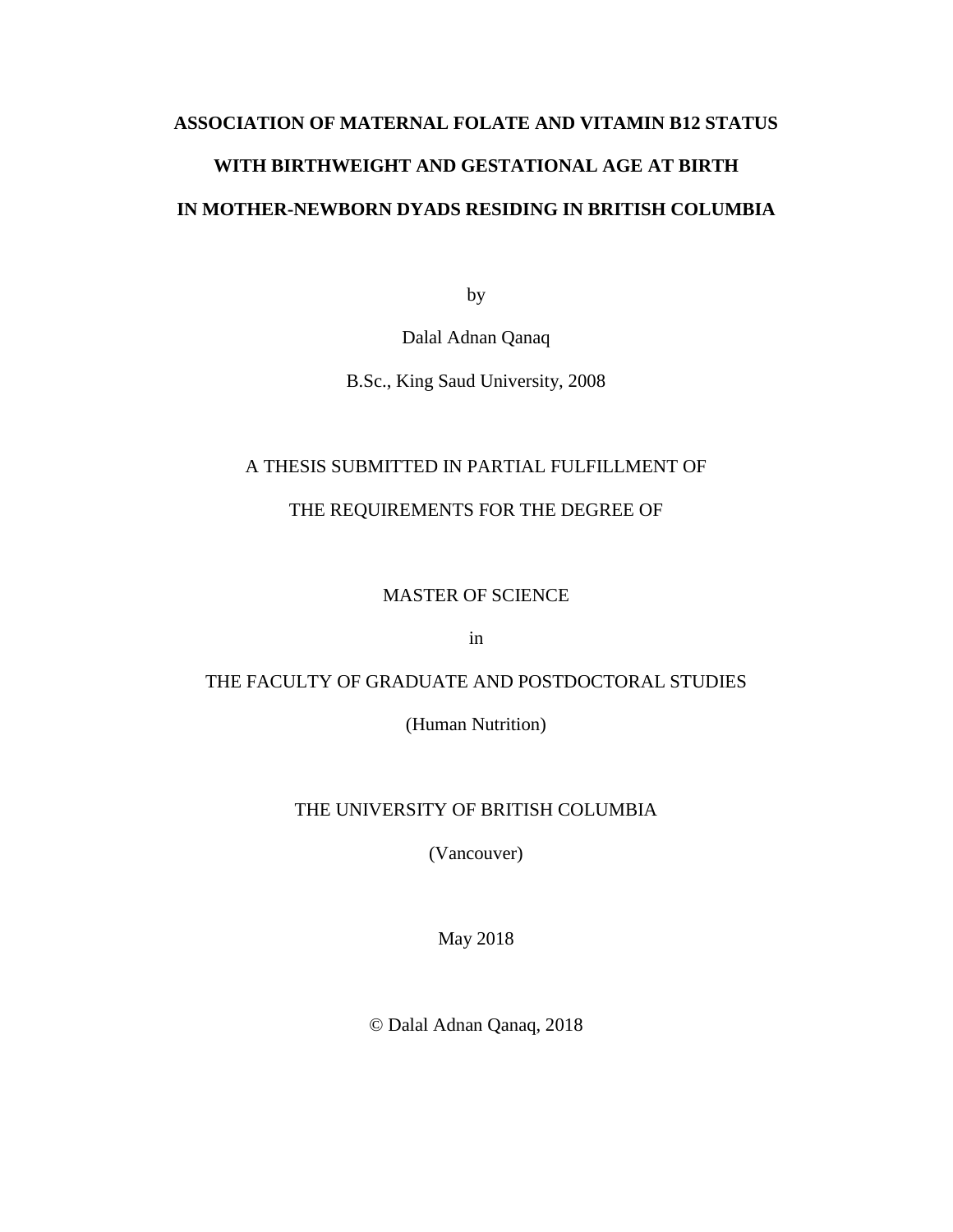# ASSOCIATION OF MATERNAL FOLATE AND VITAMIN B12 STATUS WITH BIRTHWEIGHT AND GESTATIONAL AGE AT BIRTH IN MOTHER-NEWBORN DYADS RESIDING IN BRITISH COLUMBIA

by

Dalal Adnan Qanaq

B.Sc., King Saud University, 2008

A THESIS SUBMITTED IN PARTIAL FULFILLMENT OF

THE REQUIREMENTS FOR THE DEGREE OF

MASTER OF SCIENCE

in

THE FACULTY OF GRADUATE AND POSTDOCTORAL STUDIES

(Human Nutrition)

THE UNIVERSITY OF BRITISH COLUMBIA

(Vancouver)

May 2018

© Dalal Adnan Qanaq, 2018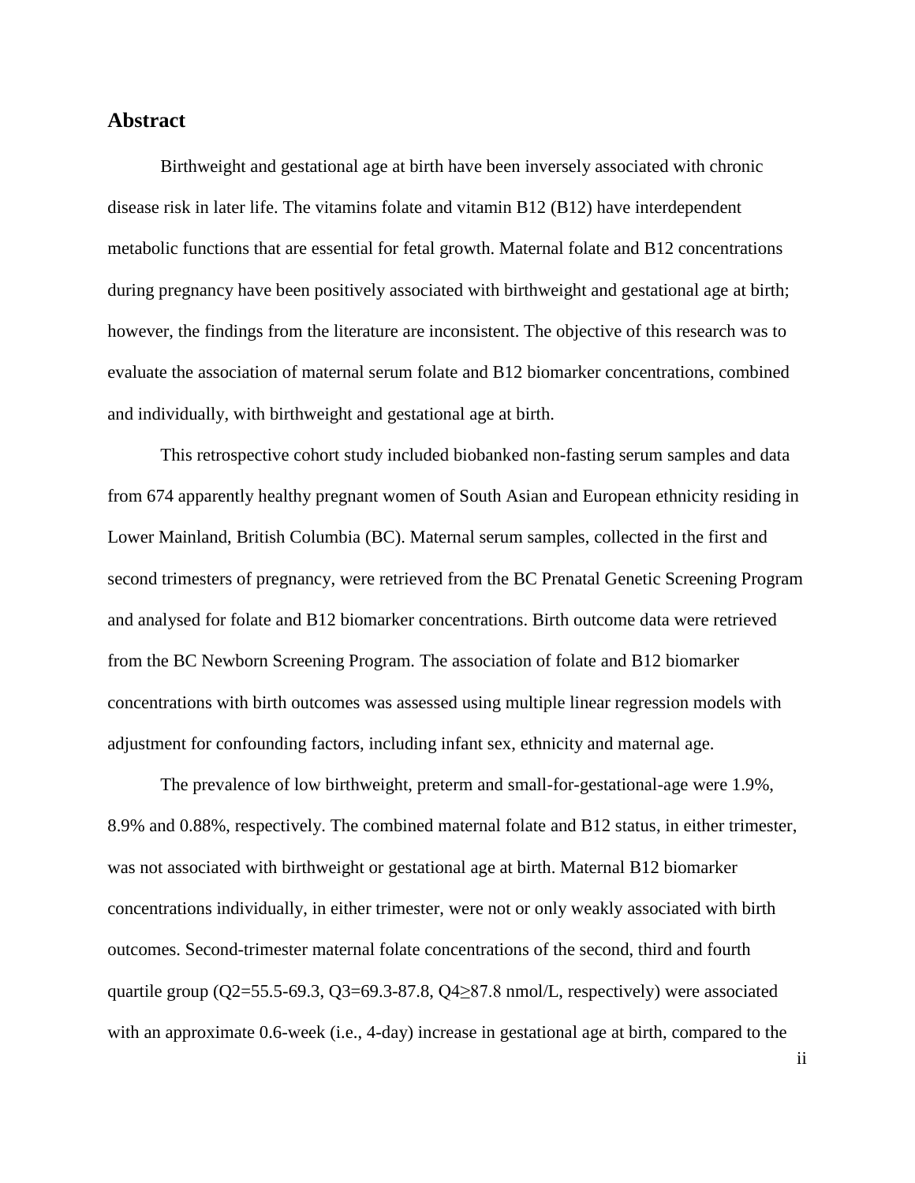## Abstract

Birthweight and gestational age at birth have been inversely associated with chronic disease risk in later life. The vitamins folate and vitamin B12 (B12) have interdependent metabolic functions that are essential for fetal growth. Maternal folate and B12 concentrations during pregnancy have been positively associated with birthweight and gestational age at birth; however, the findings from the literature are inconsistent. The objective of this research was to evaluate the association of maternal serum folate and B12 biomarker concentrations, combined and individually, with birthweight and gestational age at birth.

This retrospective cohort study included biobanked non-fasting serum samples and data from 674 apparently healthy pregnant women of South Asian and European ethnicity residing in Lower Mainland, British Columbia (BC). Maternal serum samples, collected in the first and second trimesters of pregnancy, were retrieved from the BC Prenatal Genetic Screening Program and analysed for folate and B12 biomarker concentrations. Birth outcome data were retrieved from the BC Newborn Screening Program. The association of folate and B12 biomarker concentrations with birth outcomes was assessed using multiple linear regression models with adjustment for confounding factors, including infant sex, ethnicity and maternal age.

The prevalence of low birthweight, preterm and small-for-gestational-age were 1.9%, 8.9% and 0.88%, respectively. The combined maternal folate and B12 status, in either trimester, was not associated with birthweight or gestational age at birth. Maternal B12 biomarker concentrations individually, in either trimester, were not or only weakly associated with birth outcomes. Second-trimester maternal folate concentrations of the second, third and fourth quartile group (Q2=55.5-69.3, Q3=69.3-87.8, Q4≥87.8 nmol/L, respectively) were associated with an approximate 0.6-week (i.e., 4-day) increase in gestational age at birth, compared to the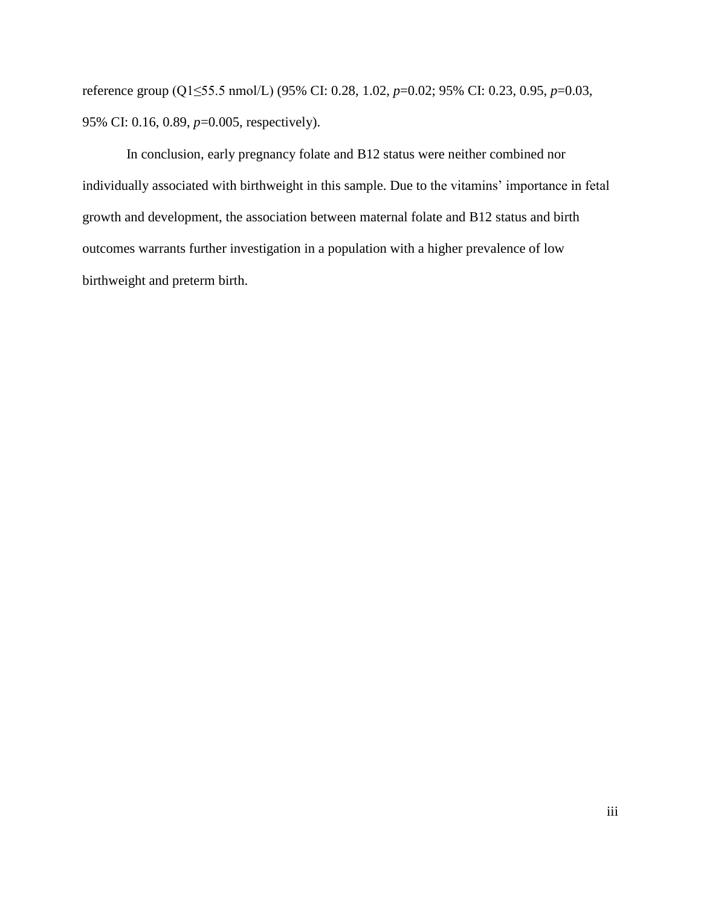reference group (Q1≤55.5 nmol/L) (95% CI: 0.28, 1.02, $p$=0.02; 95% CI: 0.23, 0.95, $p$=0.03, 95% CI: 0.16, 0.89, $p$=0.005, respectively).

In conclusion, early pregnancy folate and B12 status were neither combined nor individually associated with birthweight in this sample. Due to the vitamins' importance in fetal growth and development, the association between maternal folate and B12 status and birth outcomes warrants further investigation in a population with a higher prevalence of low birthweight and preterm birth.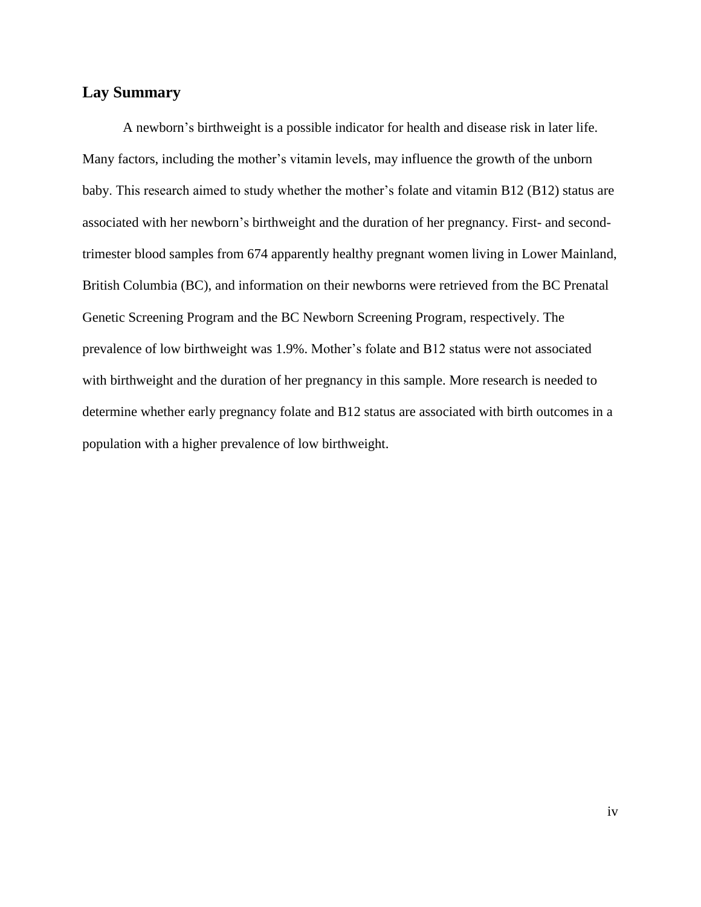## Lay Summary

A newborn's birthweight is a possible indicator for health and disease risk in later life. Many factors, including the mother's vitamin levels, may influence the growth of the unborn baby. This research aimed to study whether the mother's folate and vitamin B12 (B12) status are associated with her newborn's birthweight and the duration of her pregnancy. First- and second-trimester blood samples from 674 apparently healthy pregnant women living in Lower Mainland, British Columbia (BC), and information on their newborns were retrieved from the BC Prenatal Genetic Screening Program and the BC Newborn Screening Program, respectively. The prevalence of low birthweight was 1.9%. Mother's folate and B12 status were not associated with birthweight and the duration of her pregnancy in this sample. More research is needed to determine whether early pregnancy folate and B12 status are associated with birth outcomes in a population with a higher prevalence of low birthweight.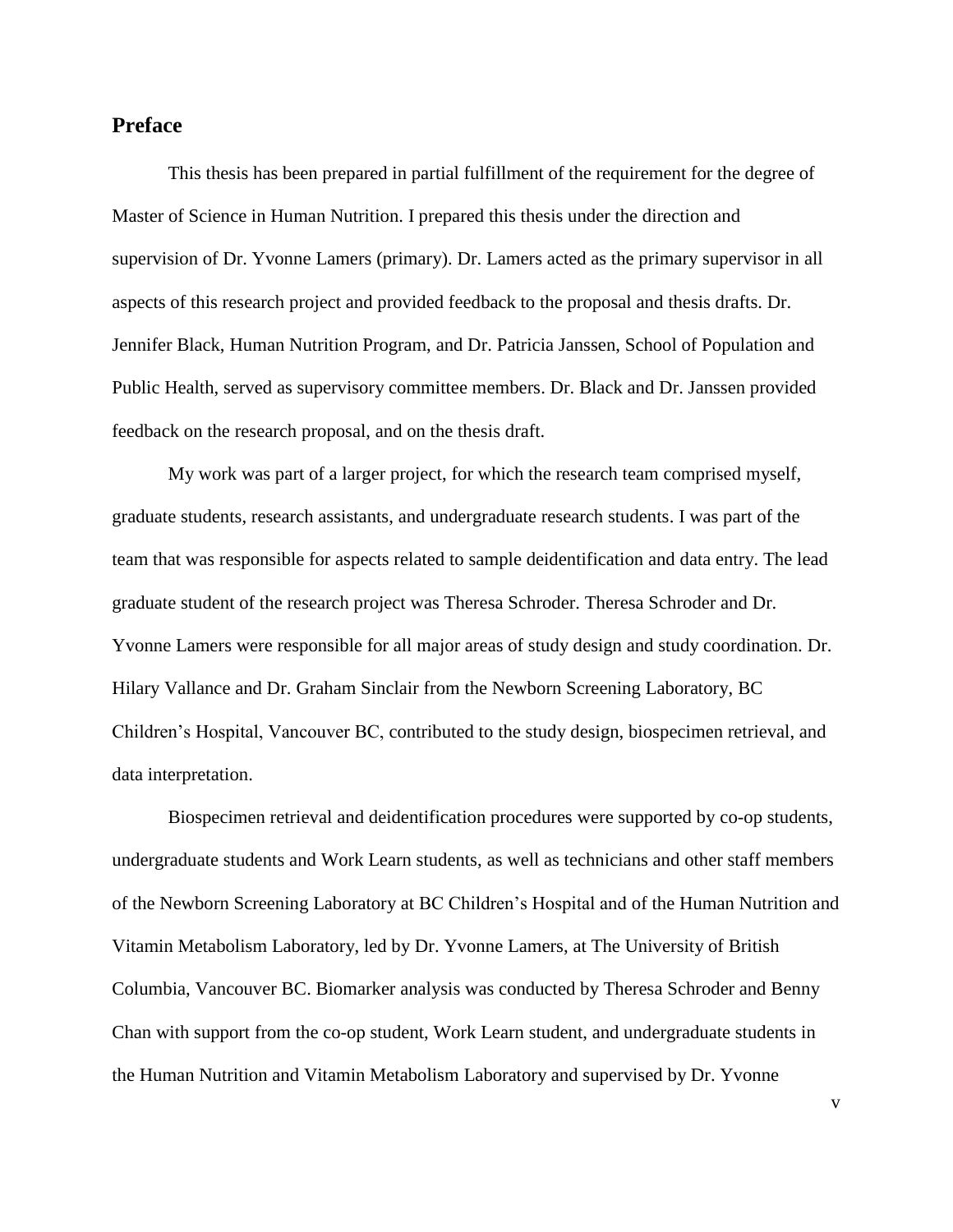## Preface

This thesis has been prepared in partial fulfillment of the requirement for the degree of Master of Science in Human Nutrition. I prepared this thesis under the direction and supervision of Dr. Yvonne Lamers (primary). Dr. Lamers acted as the primary supervisor in all aspects of this research project and provided feedback to the proposal and thesis drafts. Dr. Jennifer Black, Human Nutrition Program, and Dr. Patricia Janssen, School of Population and Public Health, served as supervisory committee members. Dr. Black and Dr. Janssen provided feedback on the research proposal, and on the thesis draft.

My work was part of a larger project, for which the research team comprised myself, graduate students, research assistants, and undergraduate research students. I was part of the team that was responsible for aspects related to sample deidentification and data entry. The lead graduate student of the research project was Theresa Schroder. Theresa Schroder and Dr. Yvonne Lamers were responsible for all major areas of study design and study coordination. Dr. Hilary Vallance and Dr. Graham Sinclair from the Newborn Screening Laboratory, BC Children's Hospital, Vancouver BC, contributed to the study design, biospecimen retrieval, and data interpretation.

Biospecimen retrieval and deidentification procedures were supported by co-op students, undergraduate students and Work Learn students, as well as technicians and other staff members of the Newborn Screening Laboratory at BC Children's Hospital and of the Human Nutrition and Vitamin Metabolism Laboratory, led by Dr. Yvonne Lamers, at The University of British Columbia, Vancouver BC. Biomarker analysis was conducted by Theresa Schroder and Benny Chan with support from the co-op student, Work Learn student, and undergraduate students in the Human Nutrition and Vitamin Metabolism Laboratory and supervised by Dr. Yvonne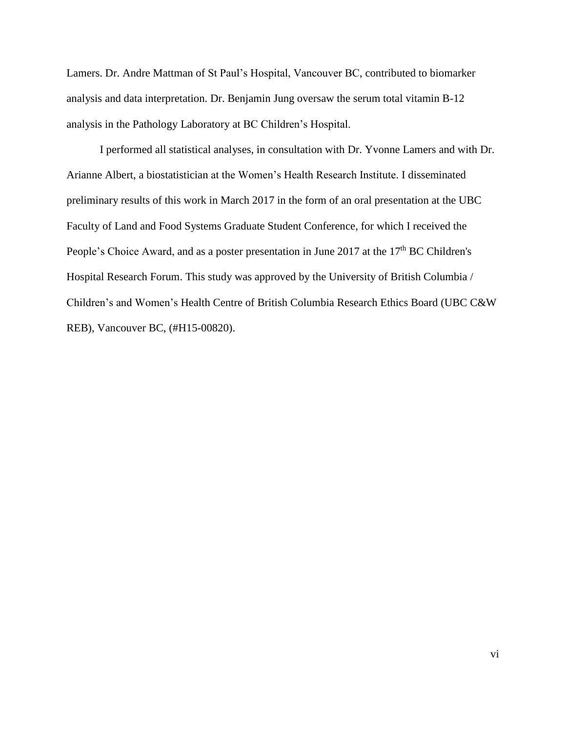Lamers. Dr. Andre Mattman of St Paul's Hospital, Vancouver BC, contributed to biomarker analysis and data interpretation. Dr. Benjamin Jung oversaw the serum total vitamin B-12 analysis in the Pathology Laboratory at BC Children's Hospital.

I performed all statistical analyses, in consultation with Dr. Yvonne Lamers and with Dr. Arianne Albert, a biostatistician at the Women's Health Research Institute. I disseminated preliminary results of this work in March 2017 in the form of an oral presentation at the UBC Faculty of Land and Food Systems Graduate Student Conference, for which I received the People's Choice Award, and as a poster presentation in June 2017 at the 17th BC Children's Hospital Research Forum. This study was approved by the University of British Columbia / Children's and Women's Health Centre of British Columbia Research Ethics Board (UBC C&W REB), Vancouver BC, (#H15-00820).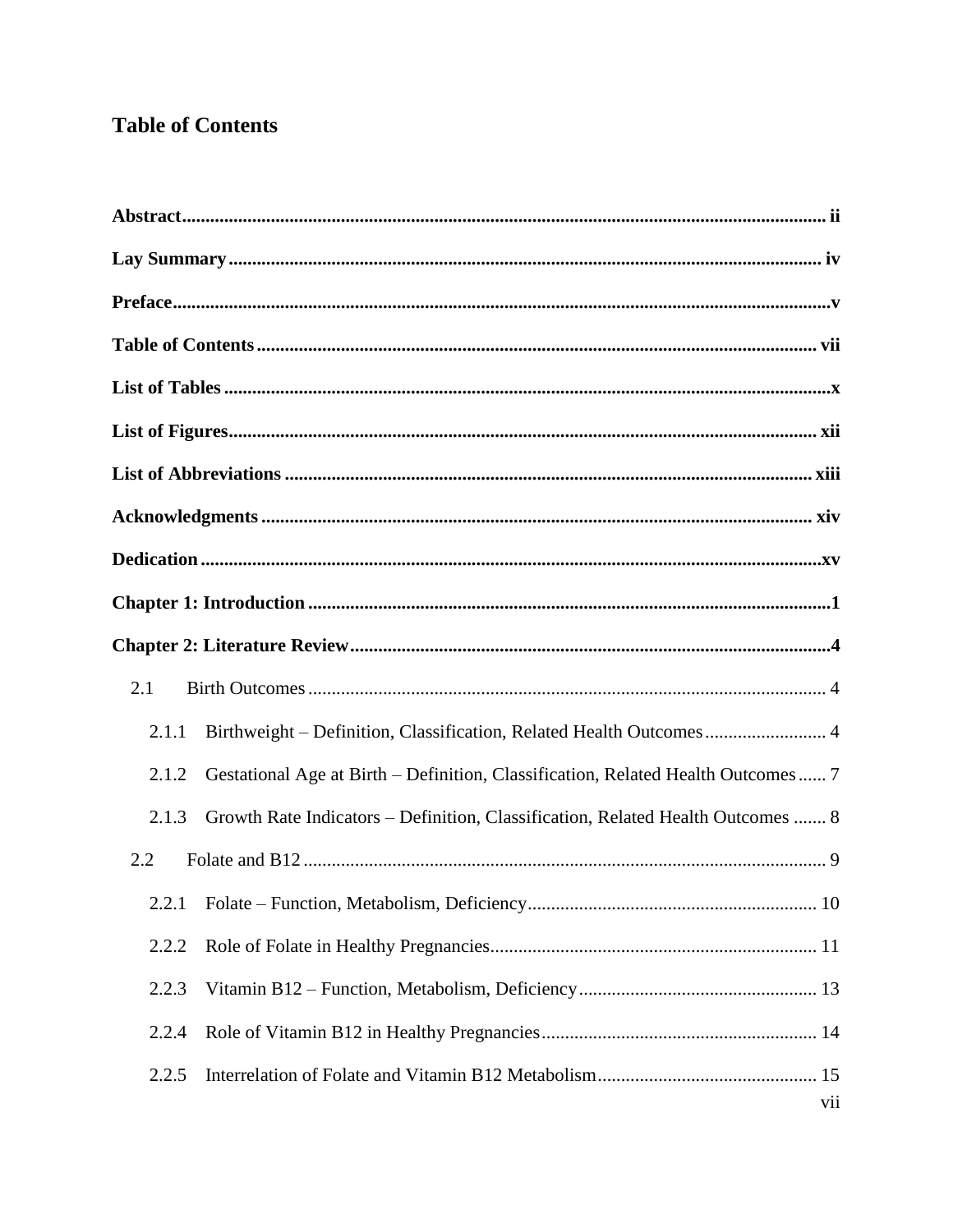# Table of Contents

**Abstract** ..... **ii**

**Lay Summary** ..... **iv**

**Preface** ..... **v**

**Table of Contents** ..... **vii**

**List of Tables** ..... **x**

**List of Figures** ..... **xii**

**List of Abbreviations** ..... **xiii**

**Acknowledgments** ..... **xiv**

**Dedication** ..... **xv**

**Chapter 1: Introduction** ..... **1**

**Chapter 2: Literature Review** ..... **4**

- 2.1 Birth Outcomes ..... 4
  - 2.1.1 Birthweight – Definition, Classification, Related Health Outcomes ..... 4
  - 2.1.2 Gestational Age at Birth – Definition, Classification, Related Health Outcomes ..... 7
  - 2.1.3 Growth Rate Indicators – Definition, Classification, Related Health Outcomes ..... 8
- 2.2 Folate and B12 ..... 9
  - 2.2.1 Folate – Function, Metabolism, Deficiency ..... 10
  - 2.2.2 Role of Folate in Healthy Pregnancies ..... 11
  - 2.2.3 Vitamin B12 – Function, Metabolism, Deficiency ..... 13
  - 2.2.4 Role of Vitamin B12 in Healthy Pregnancies ..... 14
  - 2.2.5 Interrelation of Folate and Vitamin B12 Metabolism ..... 15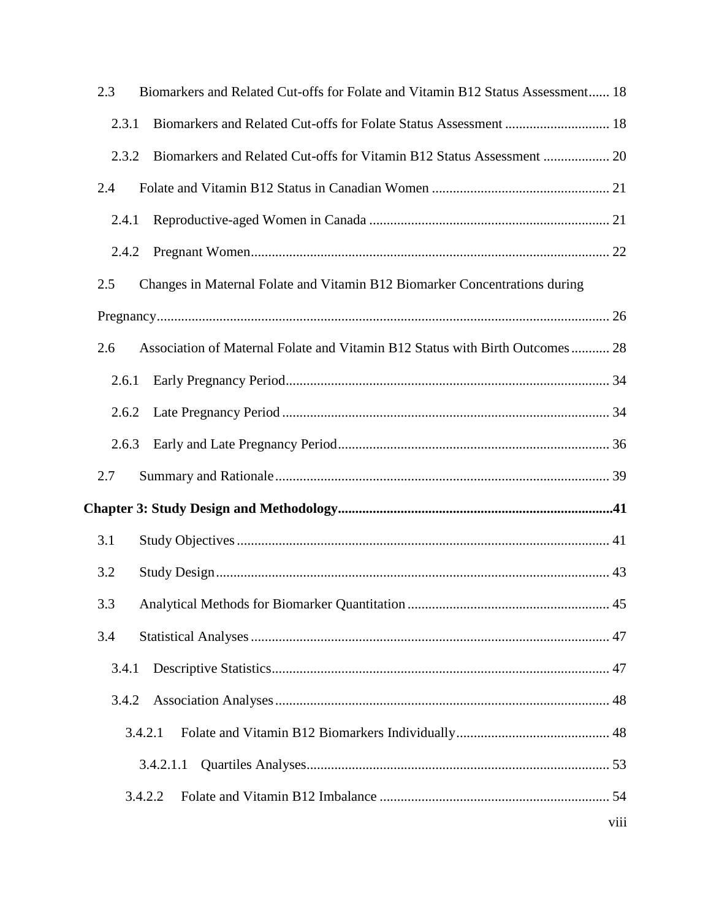2.3 Biomarkers and Related Cut-offs for Folate and Vitamin B12 Status Assessment...... 18

2.3.1 Biomarkers and Related Cut-offs for Folate Status Assessment ............................. 18

2.3.2 Biomarkers and Related Cut-offs for Vitamin B12 Status Assessment ................... 20

2.4 Folate and Vitamin B12 Status in Canadian Women .................................................. 21

2.4.1 Reproductive-aged Women in Canada .................................................................... 21

2.4.2 Pregnant Women...................................................................................................... 22

2.5 Changes in Maternal Folate and Vitamin B12 Biomarker Concentrations during Pregnancy................................................................................................................................ 26

2.6 Association of Maternal Folate and Vitamin B12 Status with Birth Outcomes........... 28

2.6.1 Early Pregnancy Period............................................................................................ 34

2.6.2 Late Pregnancy Period ............................................................................................. 34

2.6.3 Early and Late Pregnancy Period............................................................................. 36

2.7 Summary and Rationale............................................................................................... 39

**Chapter 3: Study Design and Methodology.............................................................................41**

3.1 Study Objectives .......................................................................................................... 41

3.2 Study Design................................................................................................................ 43

3.3 Analytical Methods for Biomarker Quantitation ......................................................... 45

3.4 Statistical Analyses ...................................................................................................... 47

3.4.1 Descriptive Statistics................................................................................................ 47

3.4.2 Association Analyses ............................................................................................... 48

3.4.2.1 Folate and Vitamin B12 Biomarkers Individually............................................ 48

3.4.2.1.1 Quartiles Analyses...................................................................................... 53

3.4.2.2 Folate and Vitamin B12 Imbalance ................................................................. 54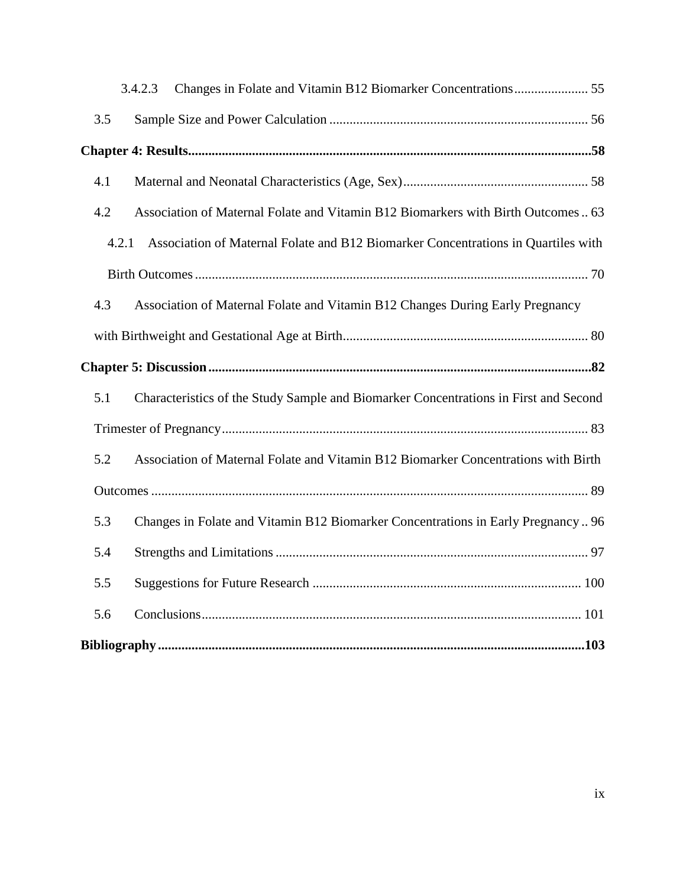3.4.2.3 Changes in Folate and Vitamin B12 Biomarker Concentrations ...................... 55

3.5 Sample Size and Power Calculation ............................................................................ 56

**Chapter 4: Results........................................................................................................................58**

4.1 Maternal and Neonatal Characteristics (Age, Sex) ....................................................... 58

4.2 Association of Maternal Folate and Vitamin B12 Biomarkers with Birth Outcomes .. 63

4.2.1 Association of Maternal Folate and B12 Biomarker Concentrations in Quartiles with Birth Outcomes .................................................................................................................... 70

4.3 Association of Maternal Folate and Vitamin B12 Changes During Early Pregnancy with Birthweight and Gestational Age at Birth......................................................................... 80

**Chapter 5: Discussion .................................................................................................................82**

5.1 Characteristics of the Study Sample and Biomarker Concentrations in First and Second Trimester of Pregnancy............................................................................................................ 83

5.2 Association of Maternal Folate and Vitamin B12 Biomarker Concentrations with Birth Outcomes ................................................................................................................................. 89

5.3 Changes in Folate and Vitamin B12 Biomarker Concentrations in Early Pregnancy .. 96

5.4 Strengths and Limitations ............................................................................................ 97

5.5 Suggestions for Future Research ............................................................................... 100

5.6 Conclusions................................................................................................................ 101

**Bibliography .............................................................................................................................103**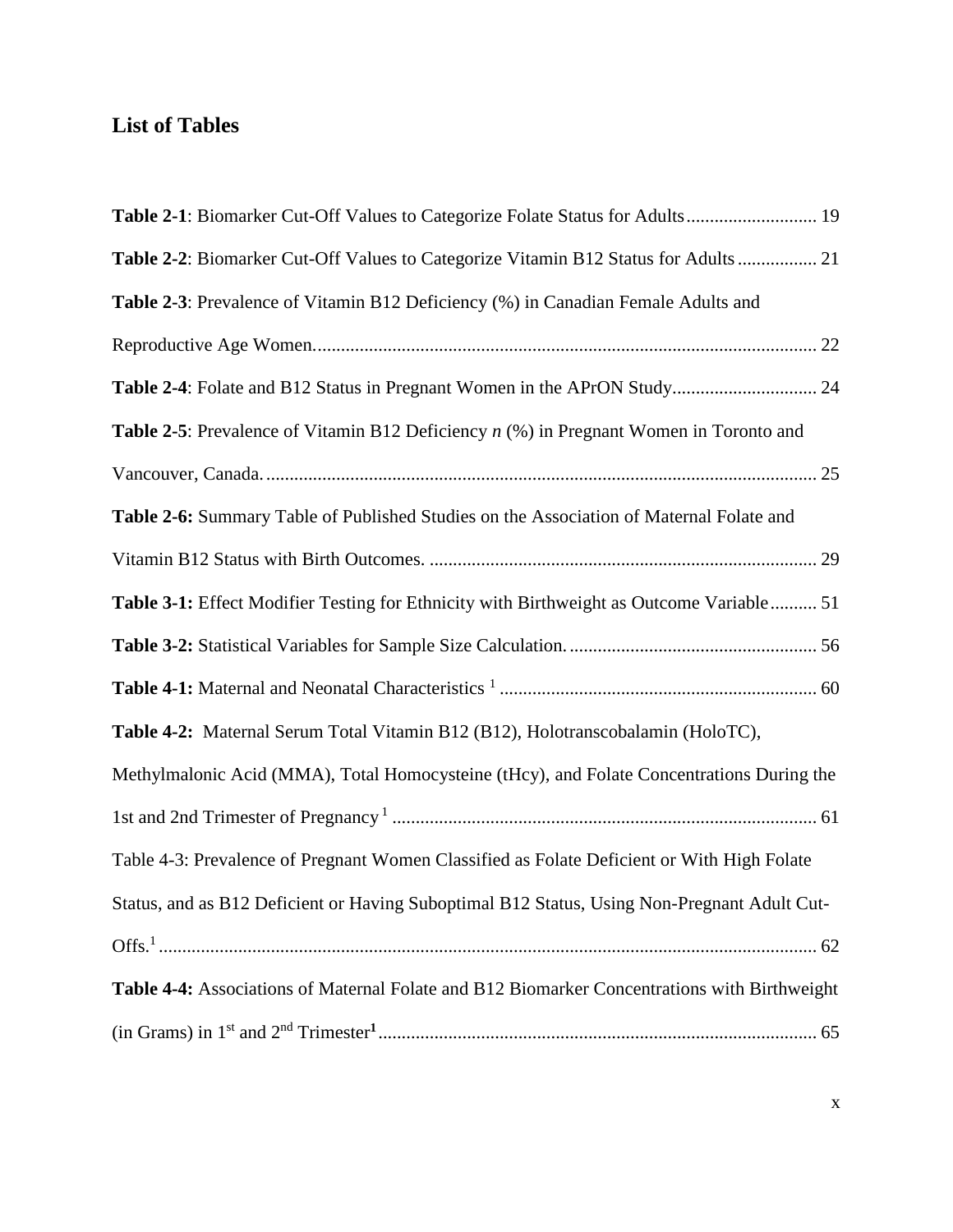## List of Tables

**Table 2-1**: Biomarker Cut-Off Values to Categorize Folate Status for Adults ............................ 19

**Table 2-2**: Biomarker Cut-Off Values to Categorize Vitamin B12 Status for Adults ................. 21

**Table 2-3**: Prevalence of Vitamin B12 Deficiency (%) in Canadian Female Adults and Reproductive Age Women. ........................................................................................................... 22

**Table 2-4**: Folate and B12 Status in Pregnant Women in the APrON Study............................... 24

**Table 2-5**: Prevalence of Vitamin B12 Deficiency *n* (%) in Pregnant Women in Toronto and Vancouver, Canada. ...................................................................................................................... 25

**Table 2-6:** Summary Table of Published Studies on the Association of Maternal Folate and Vitamin B12 Status with Birth Outcomes. ................................................................................... 29

**Table 3-1:** Effect Modifier Testing for Ethnicity with Birthweight as Outcome Variable .......... 51

**Table 3-2:** Statistical Variables for Sample Size Calculation. ..................................................... 56

**Table 4-1:** Maternal and Neonatal Characteristics [1] .................................................................... 60

**Table 4-2:** Maternal Serum Total Vitamin B12 (B12), Holotranscobalamin (HoloTC), Methylmalonic Acid (MMA), Total Homocysteine (tHcy), and Folate Concentrations During the 1st and 2nd Trimester of Pregnancy [1] .......................................................................................... 61

Table 4-3: Prevalence of Pregnant Women Classified as Folate Deficient or With High Folate Status, and as B12 Deficient or Having Suboptimal B12 Status, Using Non-Pregnant Adult Cut-Offs.[1] ............................................................................................................................................ 62

**Table 4-4:** Associations of Maternal Folate and B12 Biomarker Concentrations with Birthweight (in Grams) in 1st and 2nd Trimester[1] ............................................................................................. 65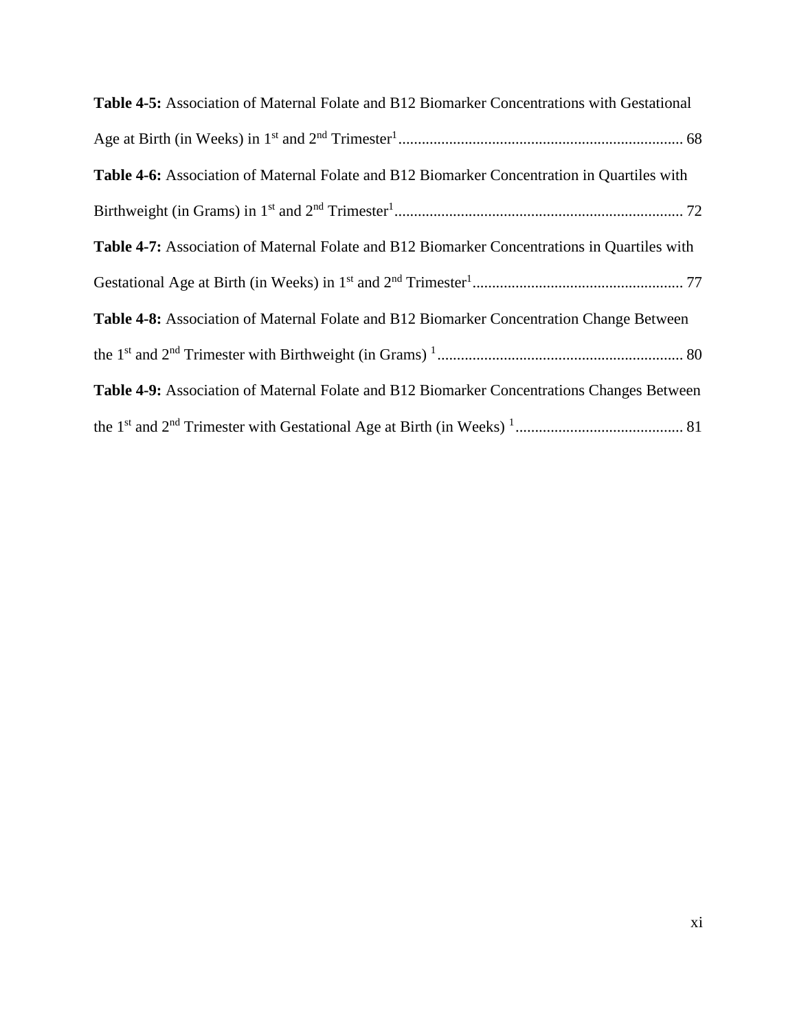**Table 4-5:** Association of Maternal Folate and B12 Biomarker Concentrations with Gestational Age at Birth (in Weeks) in 1st and 2nd Trimester[1] ........................................................................ 68

**Table 4-6:** Association of Maternal Folate and B12 Biomarker Concentration in Quartiles with Birthweight (in Grams) in 1st and 2nd Trimester[1] ......................................................................... 72

**Table 4-7:** Association of Maternal Folate and B12 Biomarker Concentrations in Quartiles with Gestational Age at Birth (in Weeks) in 1st and 2nd Trimester[1] ...................................................... 77

**Table 4-8:** Association of Maternal Folate and B12 Biomarker Concentration Change Between the 1st and 2nd Trimester with Birthweight (in Grams) [1] .............................................................. 80

**Table 4-9:** Association of Maternal Folate and B12 Biomarker Concentrations Changes Between the 1st and 2nd Trimester with Gestational Age at Birth (in Weeks) [1] ........................................... 81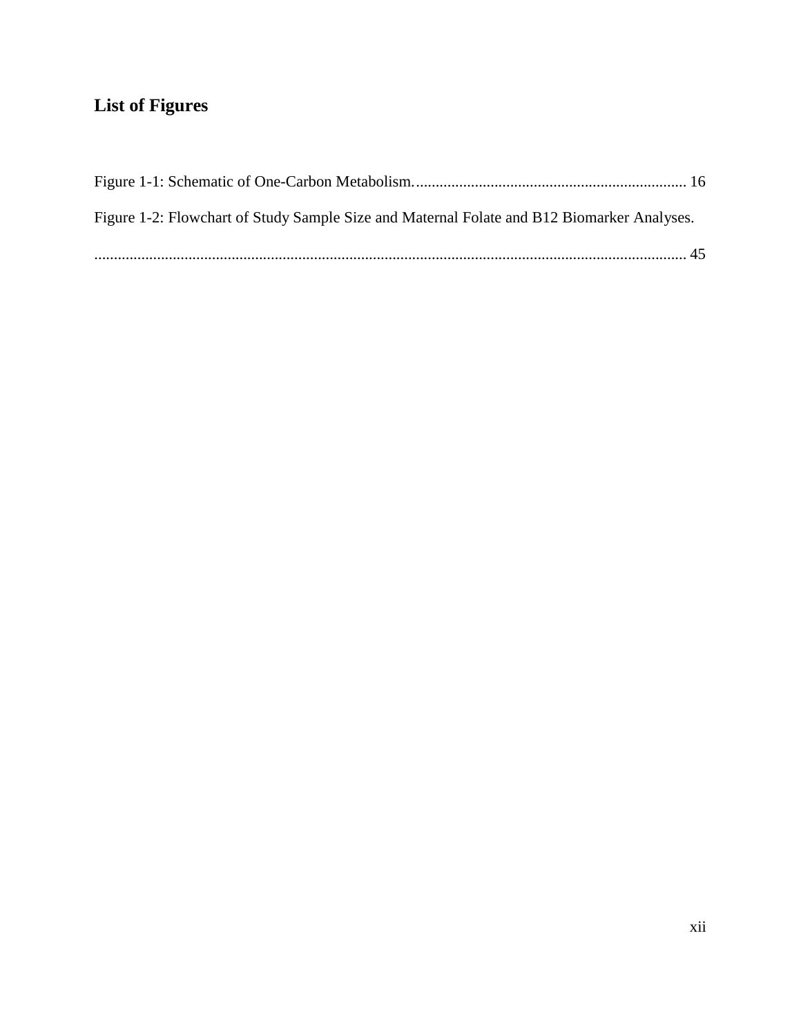## List of Figures

Figure 1-1: Schematic of One-Carbon Metabolism. .................................................................... 16

Figure 1-2: Flowchart of Study Sample Size and Maternal Folate and B12 Biomarker Analyses. ....................................................................................................................................... 45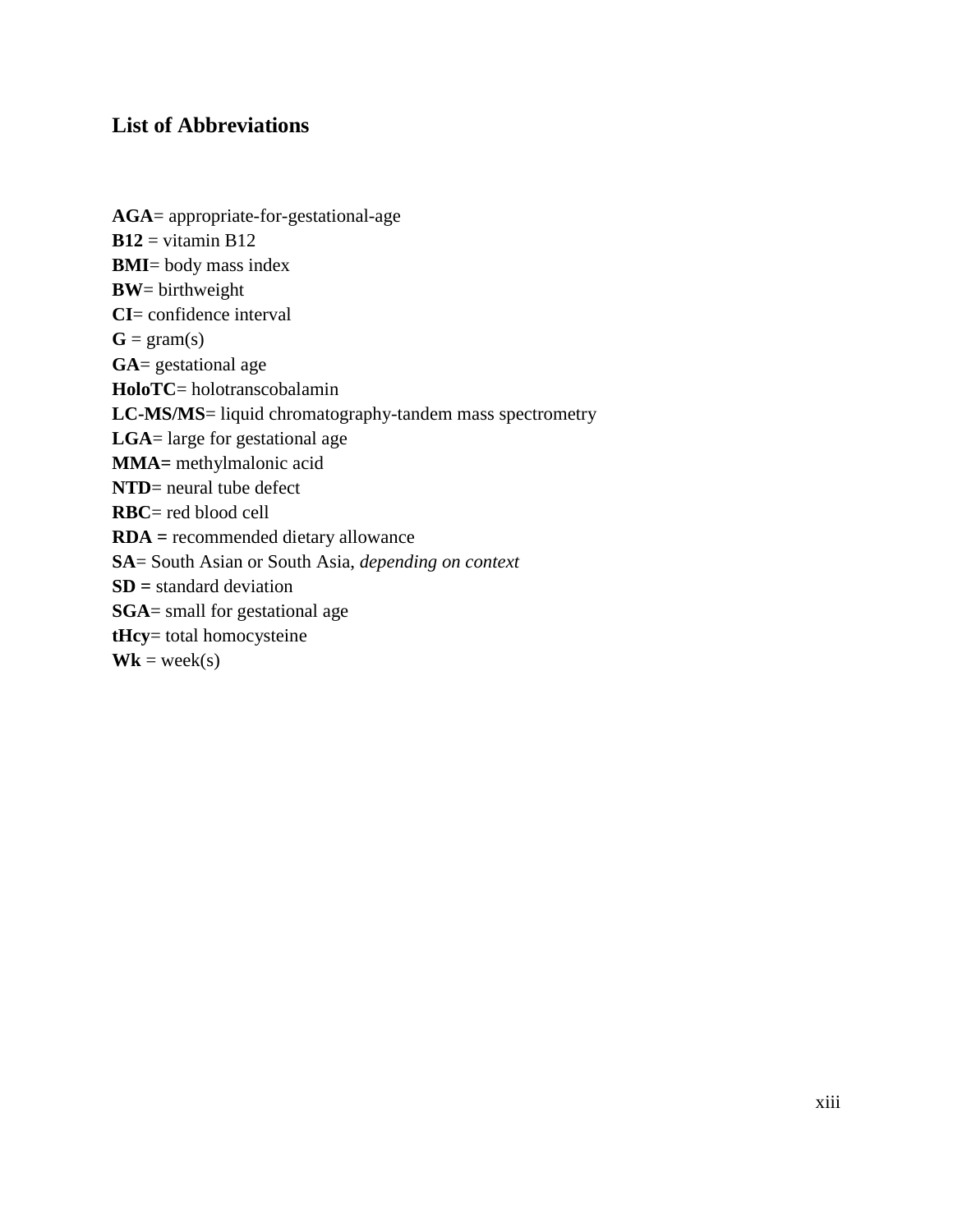## List of Abbreviations

**AGA**= appropriate-for-gestational-age  
**B12** = vitamin B12  
**BMI**= body mass index  
**BW**= birthweight  
**CI**= confidence interval  
**G** = gram(s)  
**GA**= gestational age  
**HoloTC**= holotranscobalamin  
**LC-MS/MS**= liquid chromatography-tandem mass spectrometry  
**LGA**= large for gestational age  
**MMA=** methylmalonic acid  
**NTD**= neural tube defect  
**RBC**= red blood cell  
**RDA =** recommended dietary allowance  
**SA**= South Asian or South Asia, *depending on context*  
**SD =** standard deviation  
**SGA**= small for gestational age  
**tHcy**= total homocysteine  
**Wk** = week(s)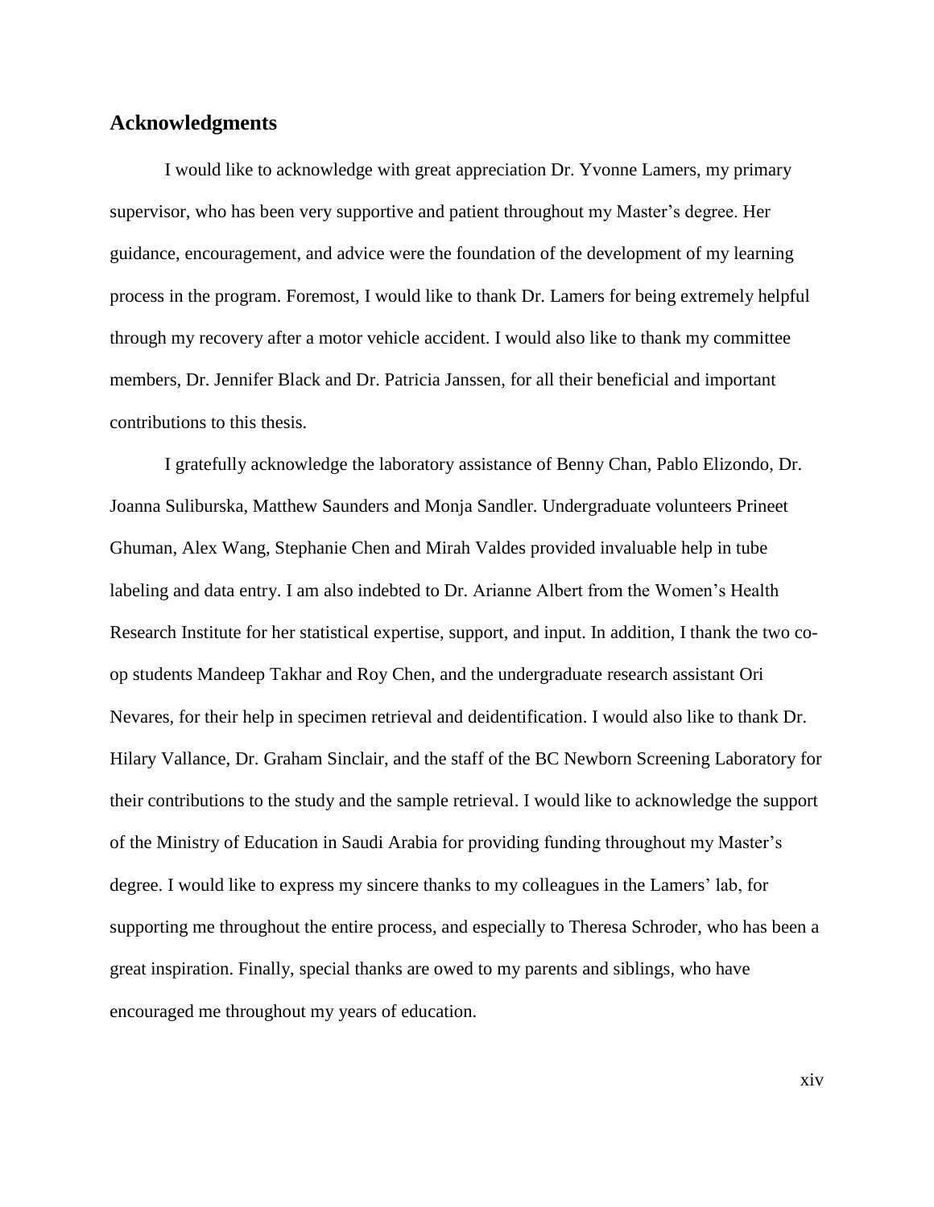## Acknowledgments

I would like to acknowledge with great appreciation Dr. Yvonne Lamers, my primary supervisor, who has been very supportive and patient throughout my Master's degree. Her guidance, encouragement, and advice were the foundation of the development of my learning process in the program. Foremost, I would like to thank Dr. Lamers for being extremely helpful through my recovery after a motor vehicle accident. I would also like to thank my committee members, Dr. Jennifer Black and Dr. Patricia Janssen, for all their beneficial and important contributions to this thesis.

I gratefully acknowledge the laboratory assistance of Benny Chan, Pablo Elizondo, Dr. Joanna Suliburska, Matthew Saunders and Monja Sandler. Undergraduate volunteers Prineet Ghuman, Alex Wang, Stephanie Chen and Mirah Valdes provided invaluable help in tube labeling and data entry. I am also indebted to Dr. Arianne Albert from the Women's Health Research Institute for her statistical expertise, support, and input. In addition, I thank the two co-op students Mandeep Takhar and Roy Chen, and the undergraduate research assistant Ori Nevares, for their help in specimen retrieval and deidentification. I would also like to thank Dr. Hilary Vallance, Dr. Graham Sinclair, and the staff of the BC Newborn Screening Laboratory for their contributions to the study and the sample retrieval. I would like to acknowledge the support of the Ministry of Education in Saudi Arabia for providing funding throughout my Master's degree. I would like to express my sincere thanks to my colleagues in the Lamers' lab, for supporting me throughout the entire process, and especially to Theresa Schroder, who has been a great inspiration. Finally, special thanks are owed to my parents and siblings, who have encouraged me throughout my years of education.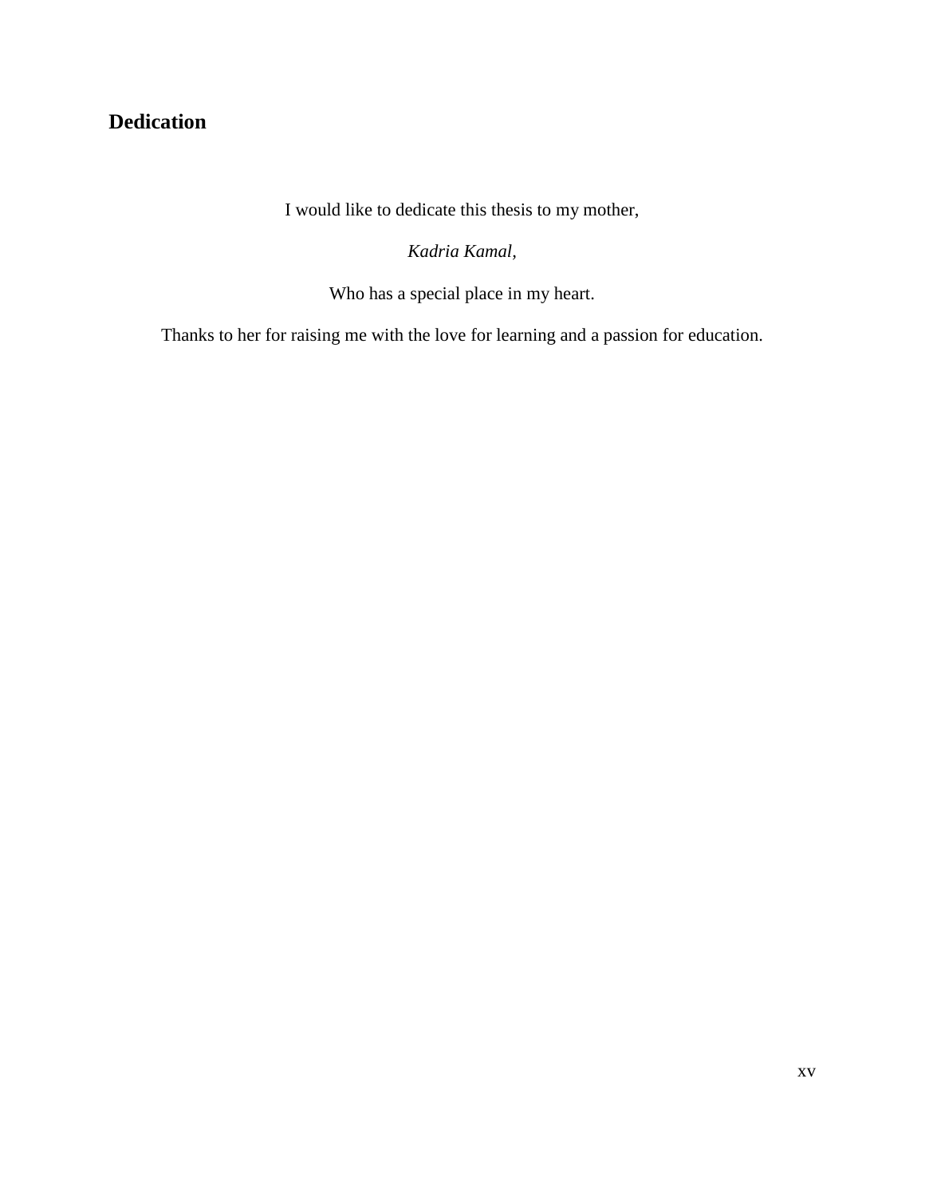# Dedication

I would like to dedicate this thesis to my mother,

*Kadria Kamal*,

Who has a special place in my heart.

Thanks to her for raising me with the love for learning and a passion for education.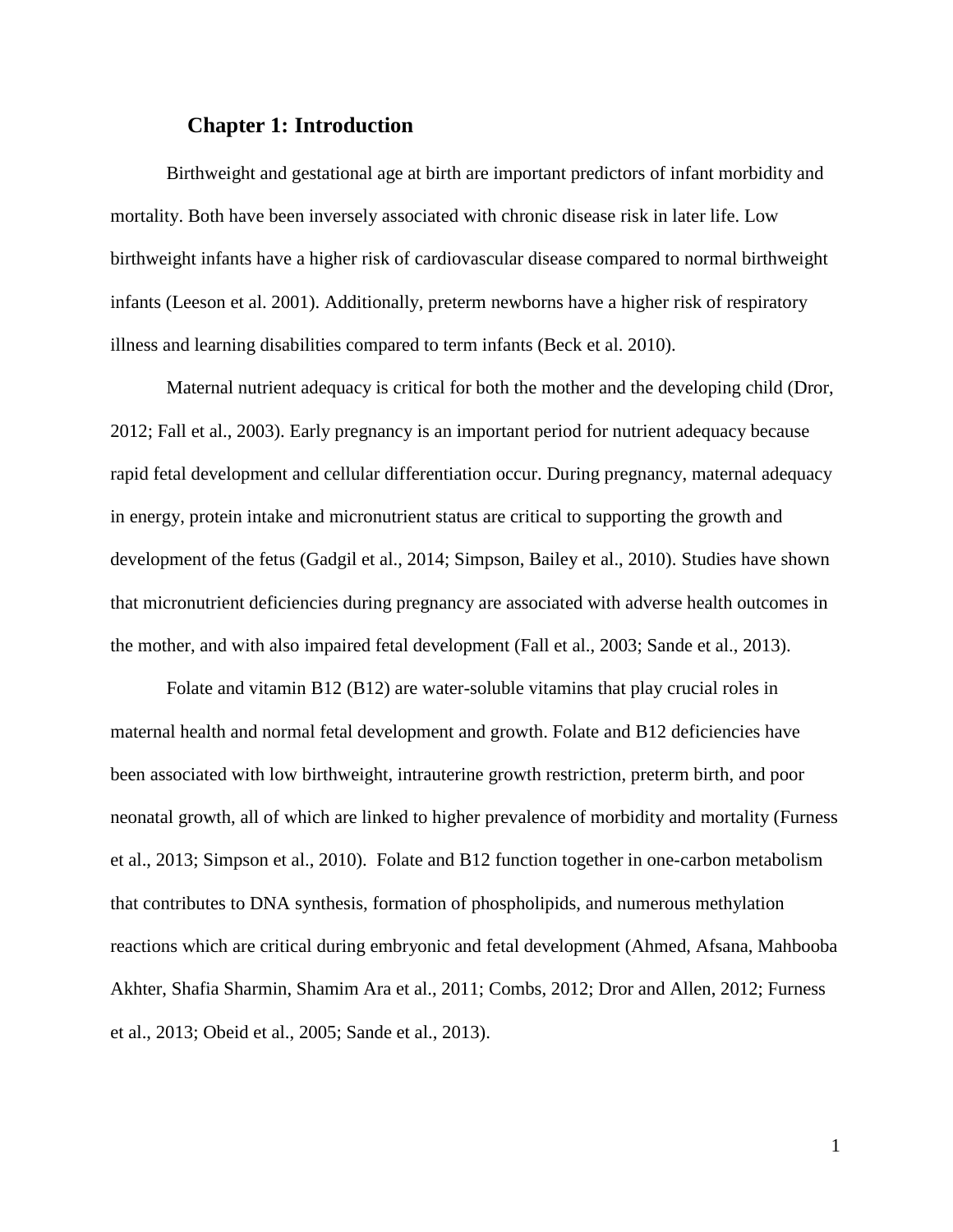# Chapter 1: Introduction

Birthweight and gestational age at birth are important predictors of infant morbidity and mortality. Both have been inversely associated with chronic disease risk in later life. Low birthweight infants have a higher risk of cardiovascular disease compared to normal birthweight infants (Leeson et al. 2001). Additionally, preterm newborns have a higher risk of respiratory illness and learning disabilities compared to term infants (Beck et al. 2010).

Maternal nutrient adequacy is critical for both the mother and the developing child (Dror, 2012; Fall et al., 2003). Early pregnancy is an important period for nutrient adequacy because rapid fetal development and cellular differentiation occur. During pregnancy, maternal adequacy in energy, protein intake and micronutrient status are critical to supporting the growth and development of the fetus (Gadgil et al., 2014; Simpson, Bailey et al., 2010). Studies have shown that micronutrient deficiencies during pregnancy are associated with adverse health outcomes in the mother, and with also impaired fetal development (Fall et al., 2003; Sande et al., 2013).

Folate and vitamin B12 (B12) are water-soluble vitamins that play crucial roles in maternal health and normal fetal development and growth. Folate and B12 deficiencies have been associated with low birthweight, intrauterine growth restriction, preterm birth, and poor neonatal growth, all of which are linked to higher prevalence of morbidity and mortality (Furness et al., 2013; Simpson et al., 2010). Folate and B12 function together in one-carbon metabolism that contributes to DNA synthesis, formation of phospholipids, and numerous methylation reactions which are critical during embryonic and fetal development (Ahmed, Afsana, Mahbooba Akhter, Shafia Sharmin, Shamim Ara et al., 2011; Combs, 2012; Dror and Allen, 2012; Furness et al., 2013; Obeid et al., 2005; Sande et al., 2013).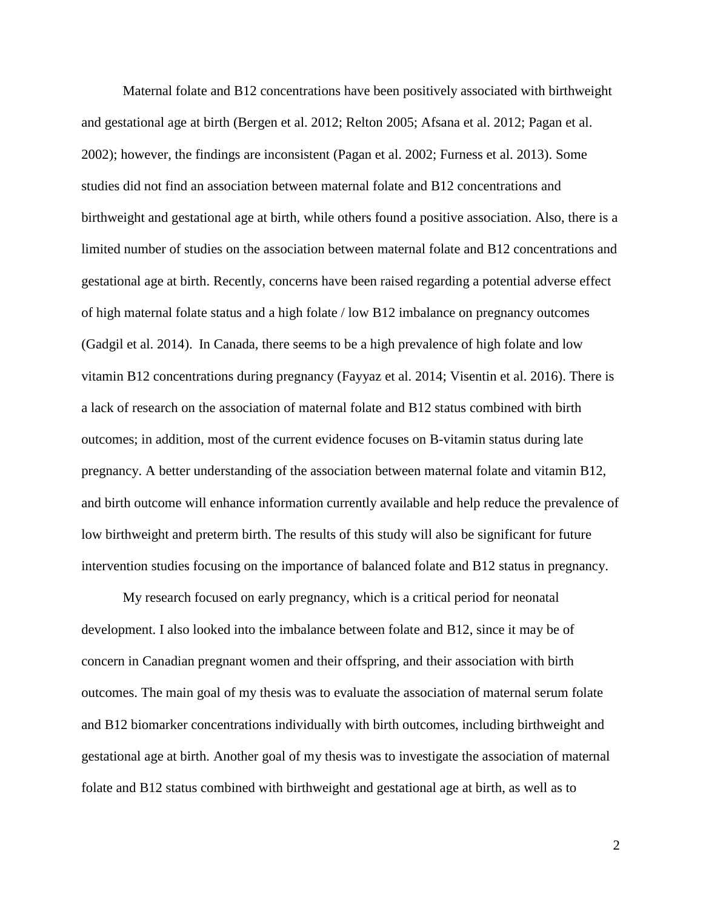Maternal folate and B12 concentrations have been positively associated with birthweight and gestational age at birth (Bergen et al. 2012; Relton 2005; Afsana et al. 2012; Pagan et al. 2002); however, the findings are inconsistent (Pagan et al. 2002; Furness et al. 2013). Some studies did not find an association between maternal folate and B12 concentrations and birthweight and gestational age at birth, while others found a positive association. Also, there is a limited number of studies on the association between maternal folate and B12 concentrations and gestational age at birth. Recently, concerns have been raised regarding a potential adverse effect of high maternal folate status and a high folate / low B12 imbalance on pregnancy outcomes (Gadgil et al. 2014). In Canada, there seems to be a high prevalence of high folate and low vitamin B12 concentrations during pregnancy (Fayyaz et al. 2014; Visentin et al. 2016). There is a lack of research on the association of maternal folate and B12 status combined with birth outcomes; in addition, most of the current evidence focuses on B-vitamin status during late pregnancy. A better understanding of the association between maternal folate and vitamin B12, and birth outcome will enhance information currently available and help reduce the prevalence of low birthweight and preterm birth. The results of this study will also be significant for future intervention studies focusing on the importance of balanced folate and B12 status in pregnancy.

My research focused on early pregnancy, which is a critical period for neonatal development. I also looked into the imbalance between folate and B12, since it may be of concern in Canadian pregnant women and their offspring, and their association with birth outcomes. The main goal of my thesis was to evaluate the association of maternal serum folate and B12 biomarker concentrations individually with birth outcomes, including birthweight and gestational age at birth. Another goal of my thesis was to investigate the association of maternal folate and B12 status combined with birthweight and gestational age at birth, as well as to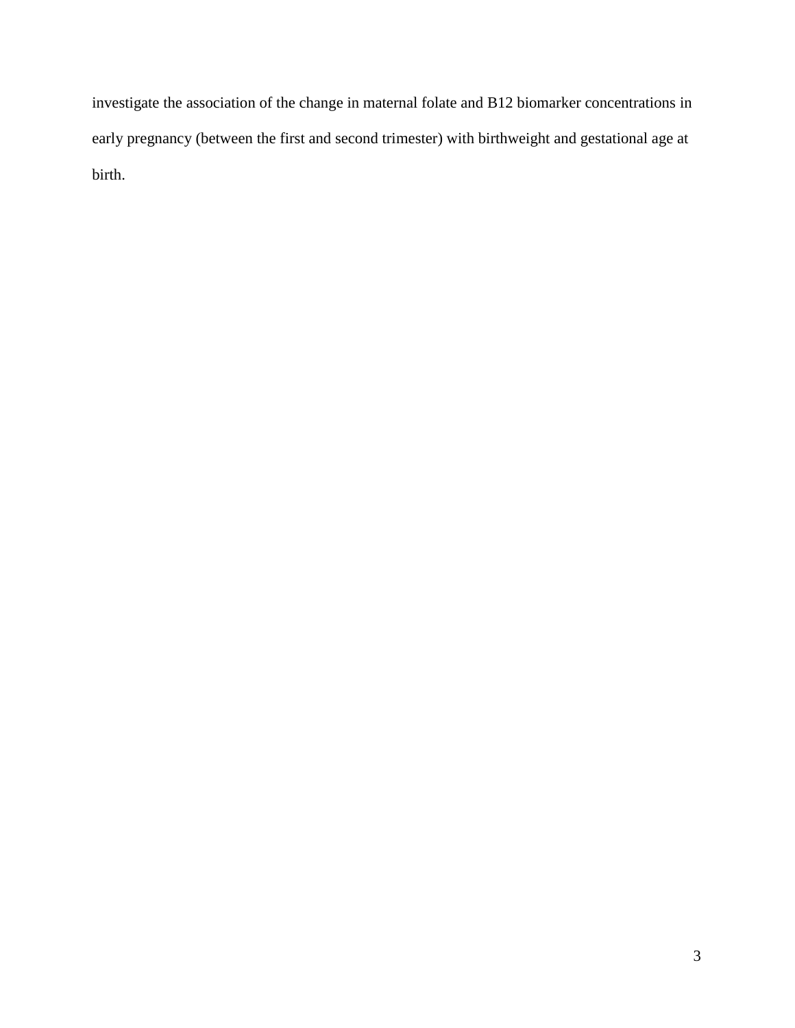investigate the association of the change in maternal folate and B12 biomarker concentrations in early pregnancy (between the first and second trimester) with birthweight and gestational age at birth.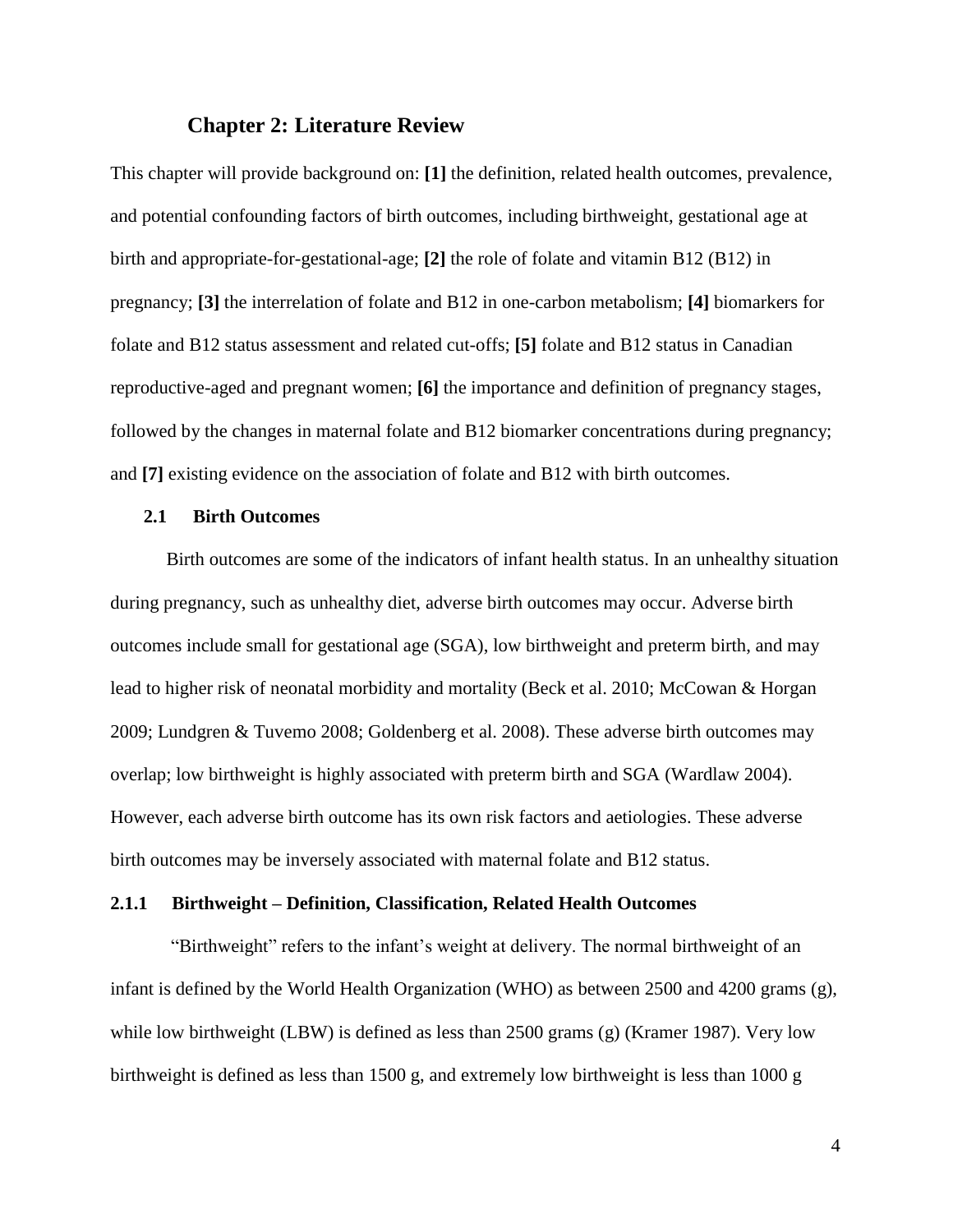# Chapter 2: Literature Review

This chapter will provide background on: **[1]** the definition, related health outcomes, prevalence, and potential confounding factors of birth outcomes, including birthweight, gestational age at birth and appropriate-for-gestational-age; **[2]** the role of folate and vitamin B12 (B12) in pregnancy; **[3]** the interrelation of folate and B12 in one-carbon metabolism; **[4]** biomarkers for folate and B12 status assessment and related cut-offs; **[5]** folate and B12 status in Canadian reproductive-aged and pregnant women; **[6]** the importance and definition of pregnancy stages, followed by the changes in maternal folate and B12 biomarker concentrations during pregnancy; and **[7]** existing evidence on the association of folate and B12 with birth outcomes.

## 2.1 Birth Outcomes

Birth outcomes are some of the indicators of infant health status. In an unhealthy situation during pregnancy, such as unhealthy diet, adverse birth outcomes may occur. Adverse birth outcomes include small for gestational age (SGA), low birthweight and preterm birth, and may lead to higher risk of neonatal morbidity and mortality (Beck et al. 2010; McCowan & Horgan 2009; Lundgren & Tuvemo 2008; Goldenberg et al. 2008). These adverse birth outcomes may overlap; low birthweight is highly associated with preterm birth and SGA (Wardlaw 2004). However, each adverse birth outcome has its own risk factors and aetiologies. These adverse birth outcomes may be inversely associated with maternal folate and B12 status.

### 2.1.1 Birthweight – Definition, Classification, Related Health Outcomes

"Birthweight" refers to the infant's weight at delivery. The normal birthweight of an infant is defined by the World Health Organization (WHO) as between 2500 and 4200 grams (g), while low birthweight (LBW) is defined as less than 2500 grams (g) (Kramer 1987). Very low birthweight is defined as less than 1500 g, and extremely low birthweight is less than 1000 g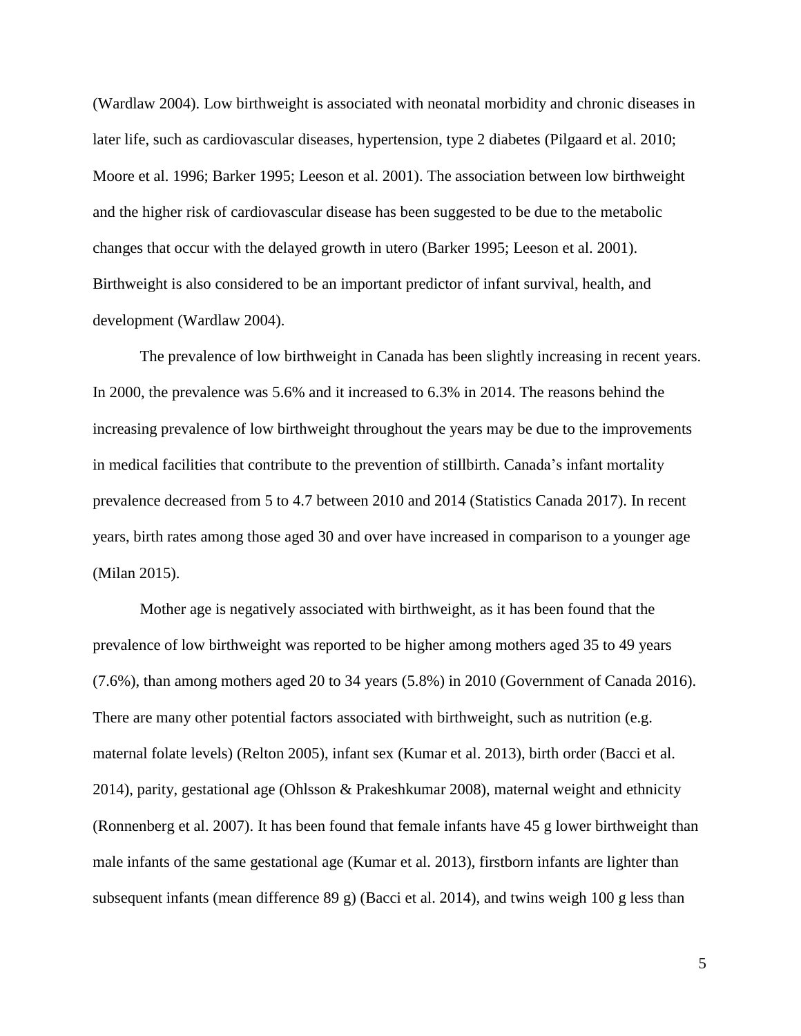(Wardlaw 2004). Low birthweight is associated with neonatal morbidity and chronic diseases in later life, such as cardiovascular diseases, hypertension, type 2 diabetes (Pilgaard et al. 2010; Moore et al. 1996; Barker 1995; Leeson et al. 2001). The association between low birthweight and the higher risk of cardiovascular disease has been suggested to be due to the metabolic changes that occur with the delayed growth in utero (Barker 1995; Leeson et al. 2001). Birthweight is also considered to be an important predictor of infant survival, health, and development (Wardlaw 2004).

The prevalence of low birthweight in Canada has been slightly increasing in recent years. In 2000, the prevalence was 5.6% and it increased to 6.3% in 2014. The reasons behind the increasing prevalence of low birthweight throughout the years may be due to the improvements in medical facilities that contribute to the prevention of stillbirth. Canada's infant mortality prevalence decreased from 5 to 4.7 between 2010 and 2014 (Statistics Canada 2017). In recent years, birth rates among those aged 30 and over have increased in comparison to a younger age (Milan 2015).

Mother age is negatively associated with birthweight, as it has been found that the prevalence of low birthweight was reported to be higher among mothers aged 35 to 49 years (7.6%), than among mothers aged 20 to 34 years (5.8%) in 2010 (Government of Canada 2016). There are many other potential factors associated with birthweight, such as nutrition (e.g. maternal folate levels) (Relton 2005), infant sex (Kumar et al. 2013), birth order (Bacci et al. 2014), parity, gestational age (Ohlsson & Prakeshkumar 2008), maternal weight and ethnicity (Ronnenberg et al. 2007). It has been found that female infants have 45 g lower birthweight than male infants of the same gestational age (Kumar et al. 2013), firstborn infants are lighter than subsequent infants (mean difference 89 g) (Bacci et al. 2014), and twins weigh 100 g less than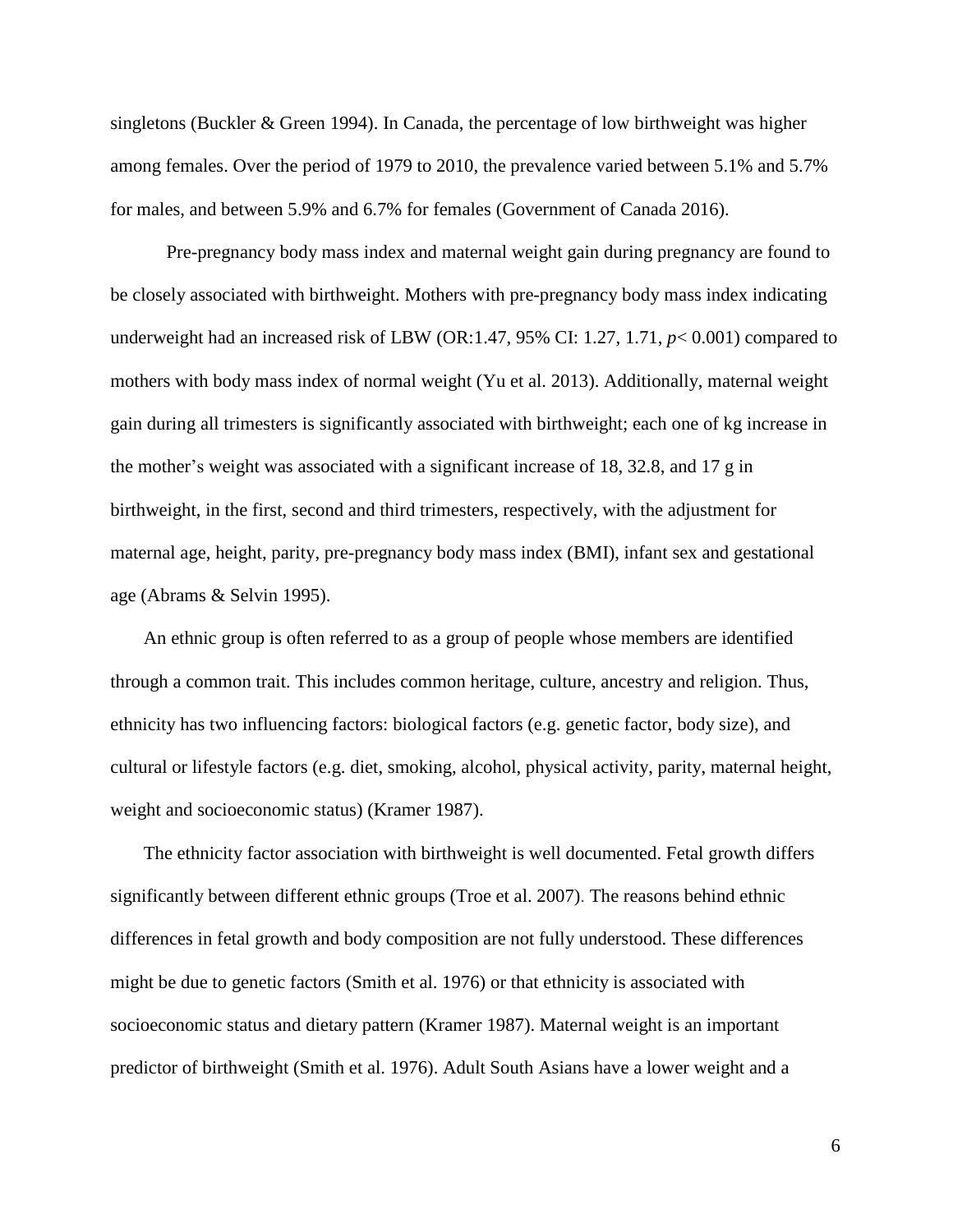singletons (Buckler & Green 1994). In Canada, the percentage of low birthweight was higher among females. Over the period of 1979 to 2010, the prevalence varied between 5.1% and 5.7% for males, and between 5.9% and 6.7% for females (Government of Canada 2016).

Pre-pregnancy body mass index and maternal weight gain during pregnancy are found to be closely associated with birthweight. Mothers with pre-pregnancy body mass index indicating underweight had an increased risk of LBW (OR:1.47, 95% CI: 1.27, 1.71, $p < 0.001$) compared to mothers with body mass index of normal weight (Yu et al. 2013). Additionally, maternal weight gain during all trimesters is significantly associated with birthweight; each one of kg increase in the mother's weight was associated with a significant increase of 18, 32.8, and 17 g in birthweight, in the first, second and third trimesters, respectively, with the adjustment for maternal age, height, parity, pre-pregnancy body mass index (BMI), infant sex and gestational age (Abrams & Selvin 1995).

An ethnic group is often referred to as a group of people whose members are identified through a common trait. This includes common heritage, culture, ancestry and religion. Thus, ethnicity has two influencing factors: biological factors (e.g. genetic factor, body size), and cultural or lifestyle factors (e.g. diet, smoking, alcohol, physical activity, parity, maternal height, weight and socioeconomic status) (Kramer 1987).

The ethnicity factor association with birthweight is well documented. Fetal growth differs significantly between different ethnic groups (Troe et al. 2007). The reasons behind ethnic differences in fetal growth and body composition are not fully understood. These differences might be due to genetic factors (Smith et al. 1976) or that ethnicity is associated with socioeconomic status and dietary pattern (Kramer 1987). Maternal weight is an important predictor of birthweight (Smith et al. 1976). Adult South Asians have a lower weight and a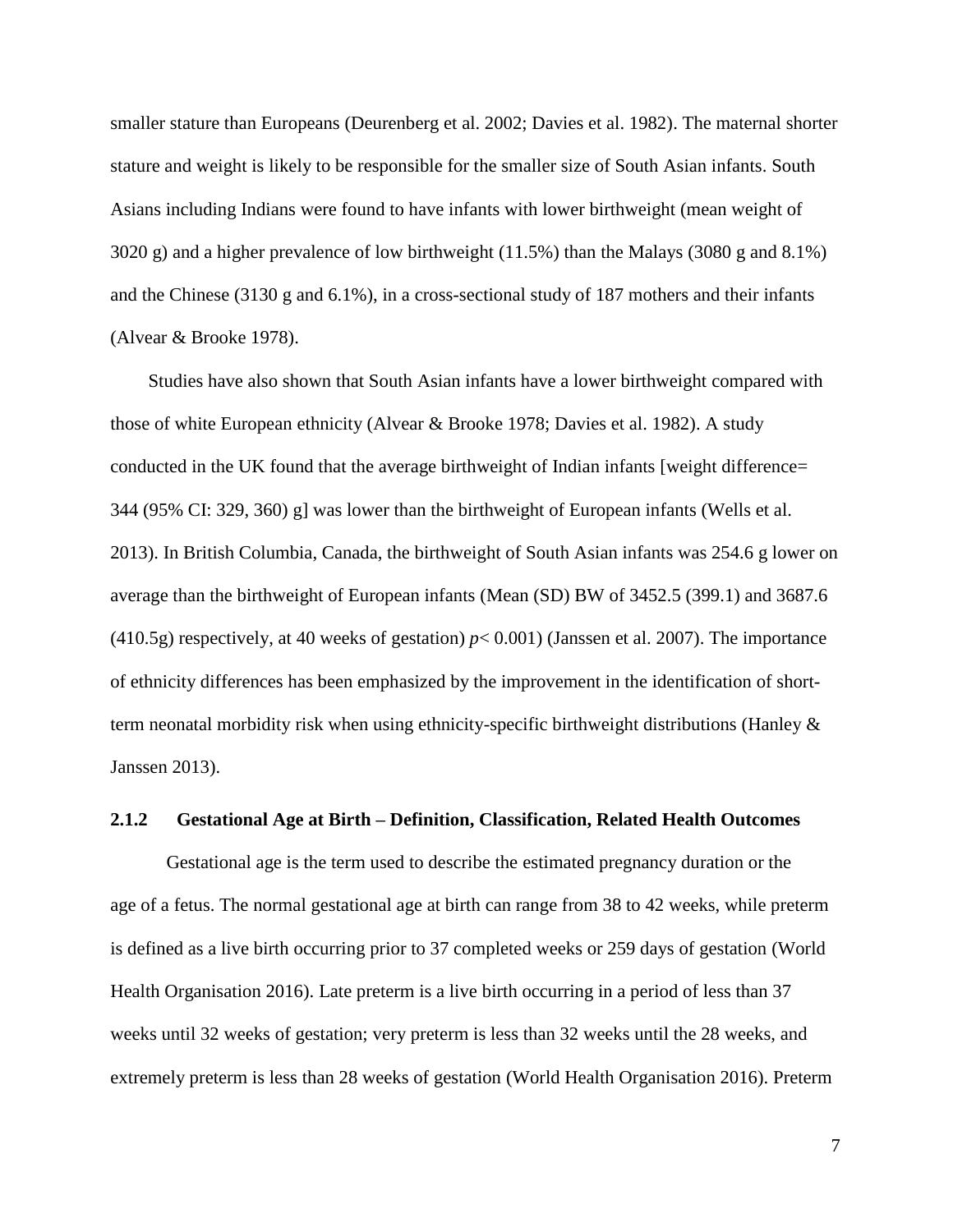smaller stature than Europeans (Deurenberg et al. 2002; Davies et al. 1982). The maternal shorter stature and weight is likely to be responsible for the smaller size of South Asian infants. South Asians including Indians were found to have infants with lower birthweight (mean weight of 3020 g) and a higher prevalence of low birthweight (11.5%) than the Malays (3080 g and 8.1%) and the Chinese (3130 g and 6.1%), in a cross-sectional study of 187 mothers and their infants (Alvear & Brooke 1978).

Studies have also shown that South Asian infants have a lower birthweight compared with those of white European ethnicity (Alvear & Brooke 1978; Davies et al. 1982). A study conducted in the UK found that the average birthweight of Indian infants [weight difference= 344 (95% CI: 329, 360) g] was lower than the birthweight of European infants (Wells et al. 2013). In British Columbia, Canada, the birthweight of South Asian infants was 254.6 g lower on average than the birthweight of European infants (Mean (SD) BW of 3452.5 (399.1) and 3687.6 (410.5g) respectively, at 40 weeks of gestation) $p< 0.001$) (Janssen et al. 2007). The importance of ethnicity differences has been emphasized by the improvement in the identification of short-term neonatal morbidity risk when using ethnicity-specific birthweight distributions (Hanley & Janssen 2013).

### 2.1.2 Gestational Age at Birth – Definition, Classification, Related Health Outcomes

Gestational age is the term used to describe the estimated pregnancy duration or the age of a fetus. The normal gestational age at birth can range from 38 to 42 weeks, while preterm is defined as a live birth occurring prior to 37 completed weeks or 259 days of gestation (World Health Organisation 2016). Late preterm is a live birth occurring in a period of less than 37 weeks until 32 weeks of gestation; very preterm is less than 32 weeks until the 28 weeks, and extremely preterm is less than 28 weeks of gestation (World Health Organisation 2016). Preterm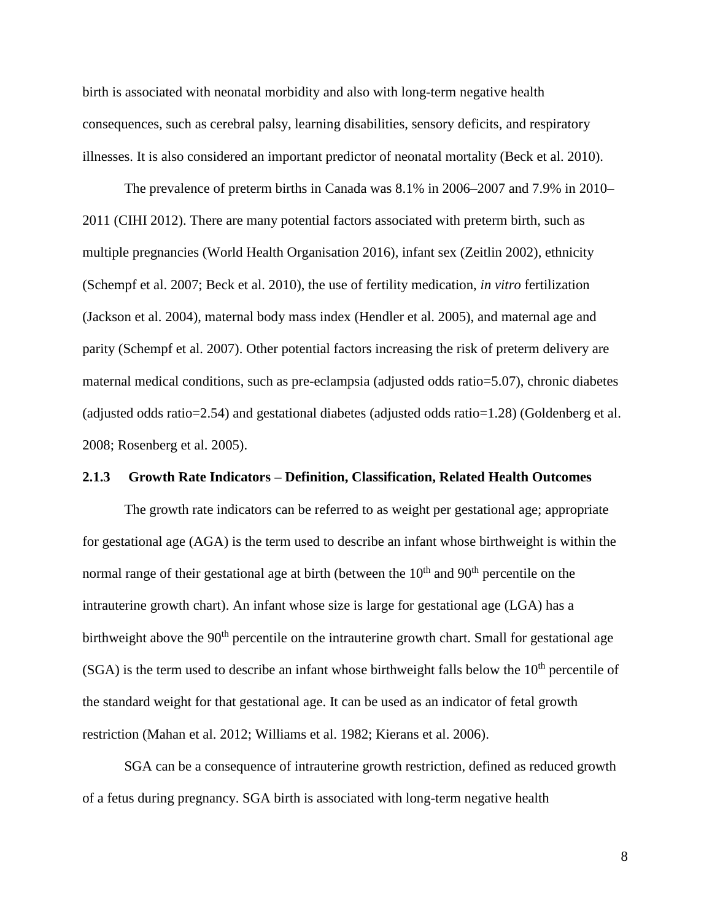birth is associated with neonatal morbidity and also with long-term negative health consequences, such as cerebral palsy, learning disabilities, sensory deficits, and respiratory illnesses. It is also considered an important predictor of neonatal mortality (Beck et al. 2010).

The prevalence of preterm births in Canada was 8.1% in 2006–2007 and 7.9% in 2010–2011 (CIHI 2012). There are many potential factors associated with preterm birth, such as multiple pregnancies (World Health Organisation 2016), infant sex (Zeitlin 2002), ethnicity (Schempf et al. 2007; Beck et al. 2010), the use of fertility medication, *in vitro* fertilization (Jackson et al. 2004), maternal body mass index (Hendler et al. 2005), and maternal age and parity (Schempf et al. 2007). Other potential factors increasing the risk of preterm delivery are maternal medical conditions, such as pre-eclampsia (adjusted odds ratio=5.07), chronic diabetes (adjusted odds ratio=2.54) and gestational diabetes (adjusted odds ratio=1.28) (Goldenberg et al. 2008; Rosenberg et al. 2005).

### 2.1.3 Growth Rate Indicators – Definition, Classification, Related Health Outcomes

The growth rate indicators can be referred to as weight per gestational age; appropriate for gestational age (AGA) is the term used to describe an infant whose birthweight is within the normal range of their gestational age at birth (between the 10th and 90th percentile on the intrauterine growth chart). An infant whose size is large for gestational age (LGA) has a birthweight above the 90th percentile on the intrauterine growth chart. Small for gestational age (SGA) is the term used to describe an infant whose birthweight falls below the 10th percentile of the standard weight for that gestational age. It can be used as an indicator of fetal growth restriction (Mahan et al. 2012; Williams et al. 1982; Kierans et al. 2006).

SGA can be a consequence of intrauterine growth restriction, defined as reduced growth of a fetus during pregnancy. SGA birth is associated with long-term negative health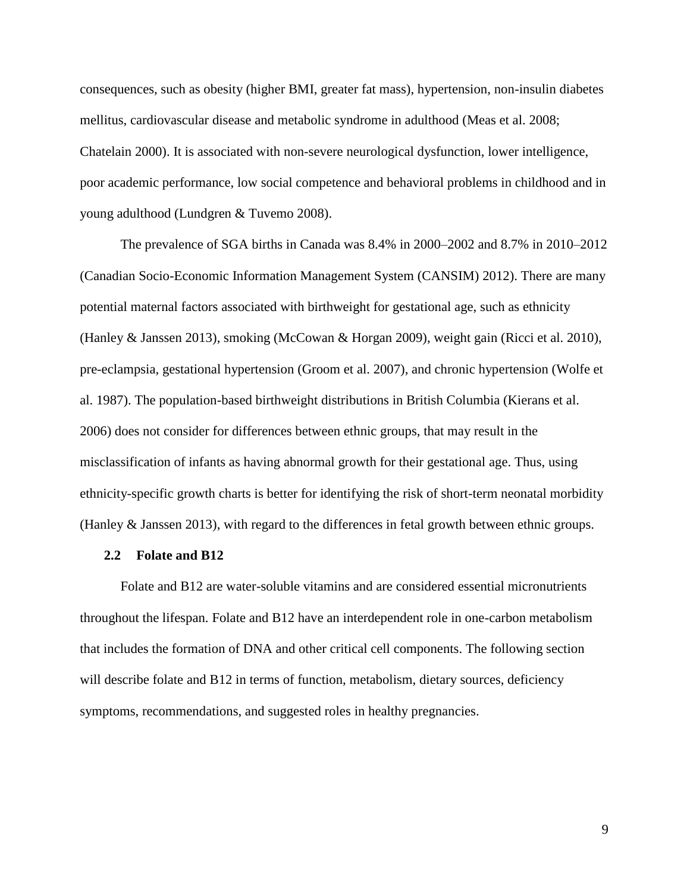consequences, such as obesity (higher BMI, greater fat mass), hypertension, non-insulin diabetes mellitus, cardiovascular disease and metabolic syndrome in adulthood (Meas et al. 2008; Chatelain 2000). It is associated with non-severe neurological dysfunction, lower intelligence, poor academic performance, low social competence and behavioral problems in childhood and in young adulthood (Lundgren & Tuvemo 2008).

The prevalence of SGA births in Canada was 8.4% in 2000–2002 and 8.7% in 2010–2012 (Canadian Socio-Economic Information Management System (CANSIM) 2012). There are many potential maternal factors associated with birthweight for gestational age, such as ethnicity (Hanley & Janssen 2013), smoking (McCowan & Horgan 2009), weight gain (Ricci et al. 2010), pre-eclampsia, gestational hypertension (Groom et al. 2007), and chronic hypertension (Wolfe et al. 1987). The population-based birthweight distributions in British Columbia (Kierans et al. 2006) does not consider for differences between ethnic groups, that may result in the misclassification of infants as having abnormal growth for their gestational age. Thus, using ethnicity-specific growth charts is better for identifying the risk of short-term neonatal morbidity (Hanley & Janssen 2013), with regard to the differences in fetal growth between ethnic groups.

### 2.2 Folate and B12

Folate and B12 are water-soluble vitamins and are considered essential micronutrients throughout the lifespan. Folate and B12 have an interdependent role in one-carbon metabolism that includes the formation of DNA and other critical cell components. The following section will describe folate and B12 in terms of function, metabolism, dietary sources, deficiency symptoms, recommendations, and suggested roles in healthy pregnancies.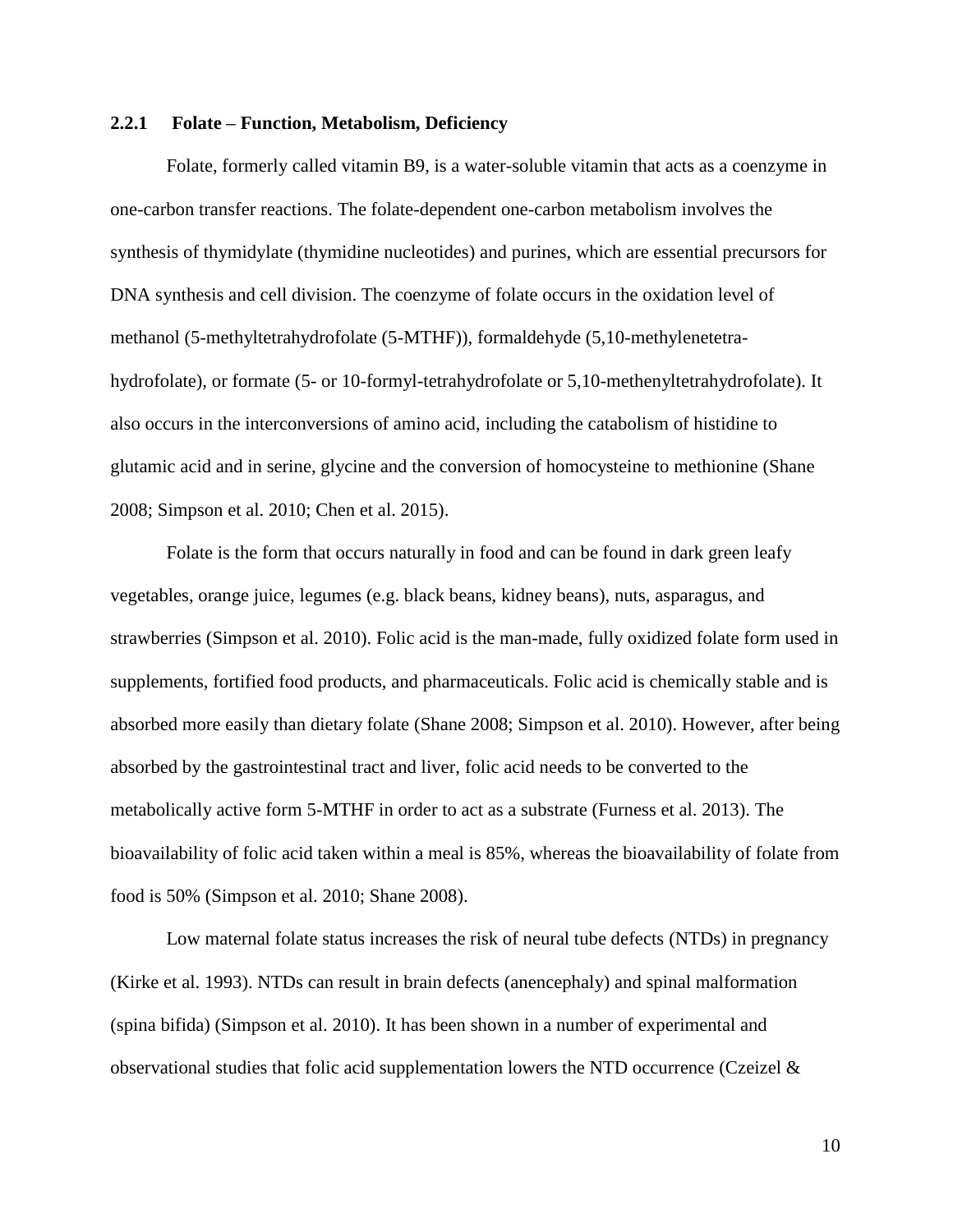### 2.2.1 Folate – Function, Metabolism, Deficiency

Folate, formerly called vitamin B9, is a water-soluble vitamin that acts as a coenzyme in one-carbon transfer reactions. The folate-dependent one-carbon metabolism involves the synthesis of thymidylate (thymidine nucleotides) and purines, which are essential precursors for DNA synthesis and cell division. The coenzyme of folate occurs in the oxidation level of methanol (5-methyltetrahydrofolate (5-MTHF)), formaldehyde (5,10-methylenetetra-hydrofolate), or formate (5- or 10-formyl-tetrahydrofolate or 5,10-methenyltetrahydrofolate). It also occurs in the interconversions of amino acid, including the catabolism of histidine to glutamic acid and in serine, glycine and the conversion of homocysteine to methionine (Shane 2008; Simpson et al. 2010; Chen et al. 2015).

Folate is the form that occurs naturally in food and can be found in dark green leafy vegetables, orange juice, legumes (e.g. black beans, kidney beans), nuts, asparagus, and strawberries (Simpson et al. 2010). Folic acid is the man-made, fully oxidized folate form used in supplements, fortified food products, and pharmaceuticals. Folic acid is chemically stable and is absorbed more easily than dietary folate (Shane 2008; Simpson et al. 2010). However, after being absorbed by the gastrointestinal tract and liver, folic acid needs to be converted to the metabolically active form 5-MTHF in order to act as a substrate (Furness et al. 2013). The bioavailability of folic acid taken within a meal is 85%, whereas the bioavailability of folate from food is 50% (Simpson et al. 2010; Shane 2008).

Low maternal folate status increases the risk of neural tube defects (NTDs) in pregnancy (Kirke et al. 1993). NTDs can result in brain defects (anencephaly) and spinal malformation (spina bifida) (Simpson et al. 2010). It has been shown in a number of experimental and observational studies that folic acid supplementation lowers the NTD occurrence (Czeizel &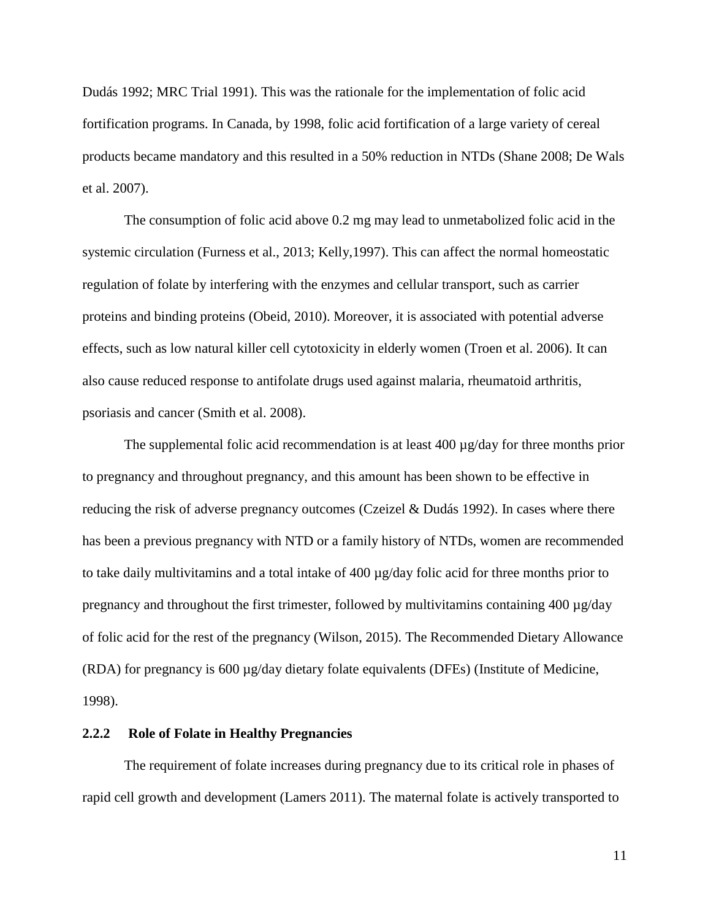Dudás 1992; MRC Trial 1991). This was the rationale for the implementation of folic acid fortification programs. In Canada, by 1998, folic acid fortification of a large variety of cereal products became mandatory and this resulted in a 50% reduction in NTDs (Shane 2008; De Wals et al. 2007).

The consumption of folic acid above 0.2 mg may lead to unmetabolized folic acid in the systemic circulation (Furness et al., 2013; Kelly,1997). This can affect the normal homeostatic regulation of folate by interfering with the enzymes and cellular transport, such as carrier proteins and binding proteins (Obeid, 2010). Moreover, it is associated with potential adverse effects, such as low natural killer cell cytotoxicity in elderly women (Troen et al. 2006). It can also cause reduced response to antifolate drugs used against malaria, rheumatoid arthritis, psoriasis and cancer (Smith et al. 2008).

The supplemental folic acid recommendation is at least 400 µg/day for three months prior to pregnancy and throughout pregnancy, and this amount has been shown to be effective in reducing the risk of adverse pregnancy outcomes (Czeizel & Dudás 1992). In cases where there has been a previous pregnancy with NTD or a family history of NTDs, women are recommended to take daily multivitamins and a total intake of 400 µg/day folic acid for three months prior to pregnancy and throughout the first trimester, followed by multivitamins containing 400 µg/day of folic acid for the rest of the pregnancy (Wilson, 2015). The Recommended Dietary Allowance (RDA) for pregnancy is 600 µg/day dietary folate equivalents (DFEs) (Institute of Medicine, 1998).

### 2.2.2 Role of Folate in Healthy Pregnancies

The requirement of folate increases during pregnancy due to its critical role in phases of rapid cell growth and development (Lamers 2011). The maternal folate is actively transported to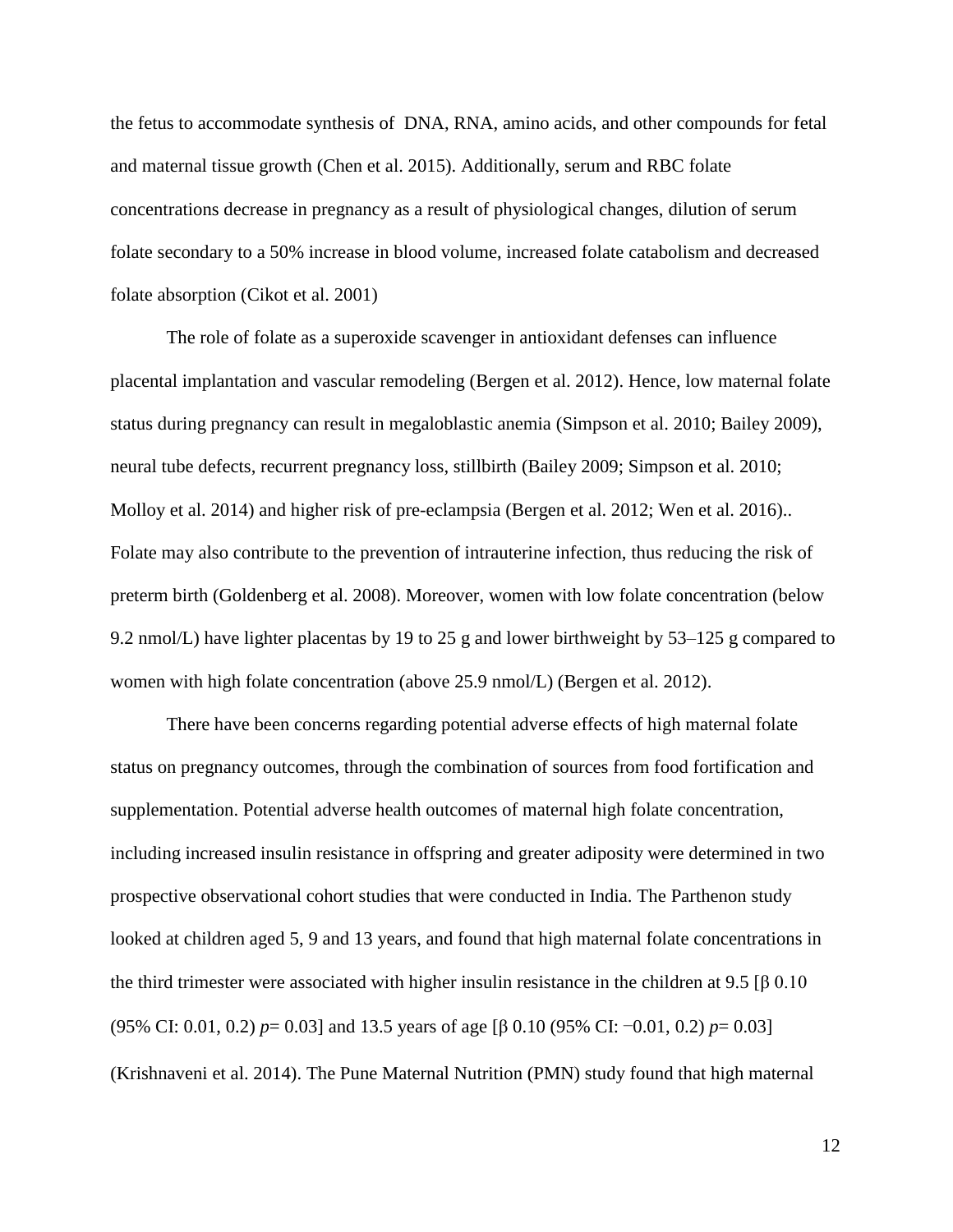the fetus to accommodate synthesis of DNA, RNA, amino acids, and other compounds for fetal and maternal tissue growth (Chen et al. 2015). Additionally, serum and RBC folate concentrations decrease in pregnancy as a result of physiological changes, dilution of serum folate secondary to a 50% increase in blood volume, increased folate catabolism and decreased folate absorption (Cikot et al. 2001)

The role of folate as a superoxide scavenger in antioxidant defenses can influence placental implantation and vascular remodeling (Bergen et al. 2012). Hence, low maternal folate status during pregnancy can result in megaloblastic anemia (Simpson et al. 2010; Bailey 2009), neural tube defects, recurrent pregnancy loss, stillbirth (Bailey 2009; Simpson et al. 2010; Molloy et al. 2014) and higher risk of pre-eclampsia (Bergen et al. 2012; Wen et al. 2016).. Folate may also contribute to the prevention of intrauterine infection, thus reducing the risk of preterm birth (Goldenberg et al. 2008). Moreover, women with low folate concentration (below 9.2 nmol/L) have lighter placentas by 19 to 25 g and lower birthweight by 53–125 g compared to women with high folate concentration (above 25.9 nmol/L) (Bergen et al. 2012).

There have been concerns regarding potential adverse effects of high maternal folate status on pregnancy outcomes, through the combination of sources from food fortification and supplementation. Potential adverse health outcomes of maternal high folate concentration, including increased insulin resistance in offspring and greater adiposity were determined in two prospective observational cohort studies that were conducted in India. The Parthenon study looked at children aged 5, 9 and 13 years, and found that high maternal folate concentrations in the third trimester were associated with higher insulin resistance in the children at 9.5 [$\beta$ 0.10 (95% CI: 0.01, 0.2) $p$= 0.03] and 13.5 years of age [$\beta$ 0.10 (95% CI: −0.01, 0.2) $p$= 0.03] (Krishnaveni et al. 2014). The Pune Maternal Nutrition (PMN) study found that high maternal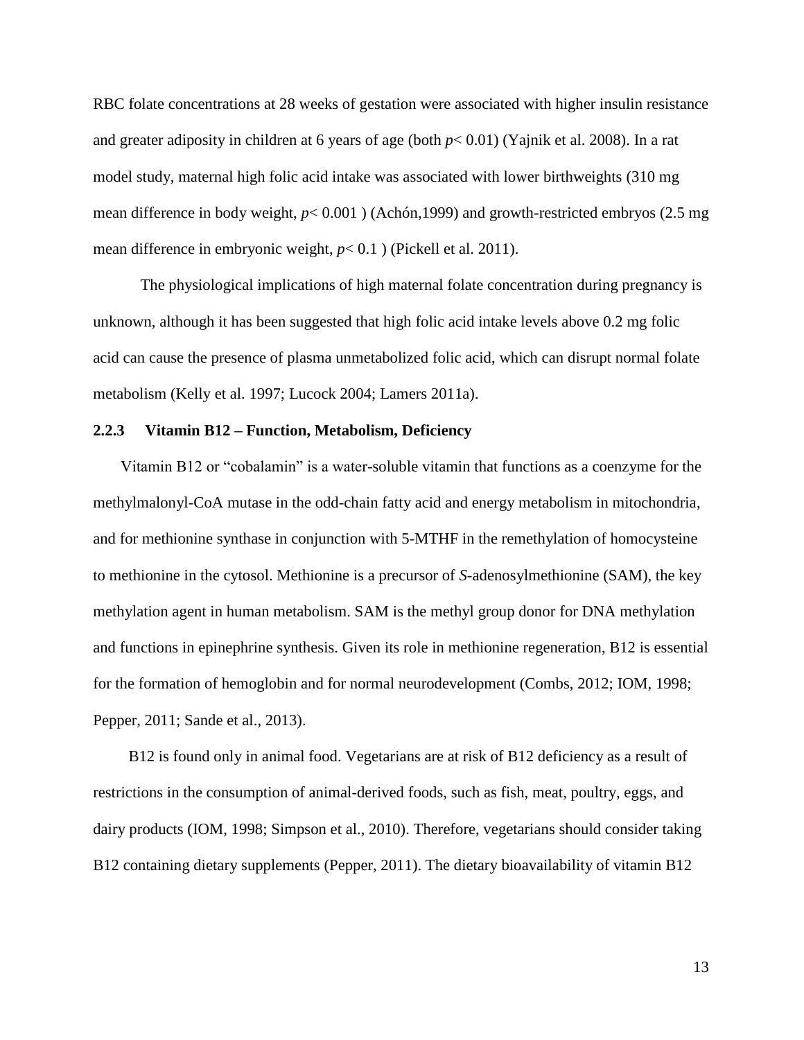RBC folate concentrations at 28 weeks of gestation were associated with higher insulin resistance and greater adiposity in children at 6 years of age (both $p < 0.01$) (Yajnik et al. 2008). In a rat model study, maternal high folic acid intake was associated with lower birthweights (310 mg mean difference in body weight, $p < 0.001$ ) (Achón,1999) and growth-restricted embryos (2.5 mg mean difference in embryonic weight, $p < 0.1$ ) (Pickell et al. 2011).

The physiological implications of high maternal folate concentration during pregnancy is unknown, although it has been suggested that high folic acid intake levels above 0.2 mg folic acid can cause the presence of plasma unmetabolized folic acid, which can disrupt normal folate metabolism (Kelly et al. 1997; Lucock 2004; Lamers 2011a).

### 2.2.3 Vitamin B12 – Function, Metabolism, Deficiency

Vitamin B12 or "cobalamin" is a water-soluble vitamin that functions as a coenzyme for the methylmalonyl-CoA mutase in the odd-chain fatty acid and energy metabolism in mitochondria, and for methionine synthase in conjunction with 5-MTHF in the remethylation of homocysteine to methionine in the cytosol. Methionine is a precursor of *S*-adenosylmethionine (SAM), the key methylation agent in human metabolism. SAM is the methyl group donor for DNA methylation and functions in epinephrine synthesis. Given its role in methionine regeneration, B12 is essential for the formation of hemoglobin and for normal neurodevelopment (Combs, 2012; IOM, 1998; Pepper, 2011; Sande et al., 2013).

B12 is found only in animal food. Vegetarians are at risk of B12 deficiency as a result of restrictions in the consumption of animal-derived foods, such as fish, meat, poultry, eggs, and dairy products (IOM, 1998; Simpson et al., 2010). Therefore, vegetarians should consider taking B12 containing dietary supplements (Pepper, 2011). The dietary bioavailability of vitamin B12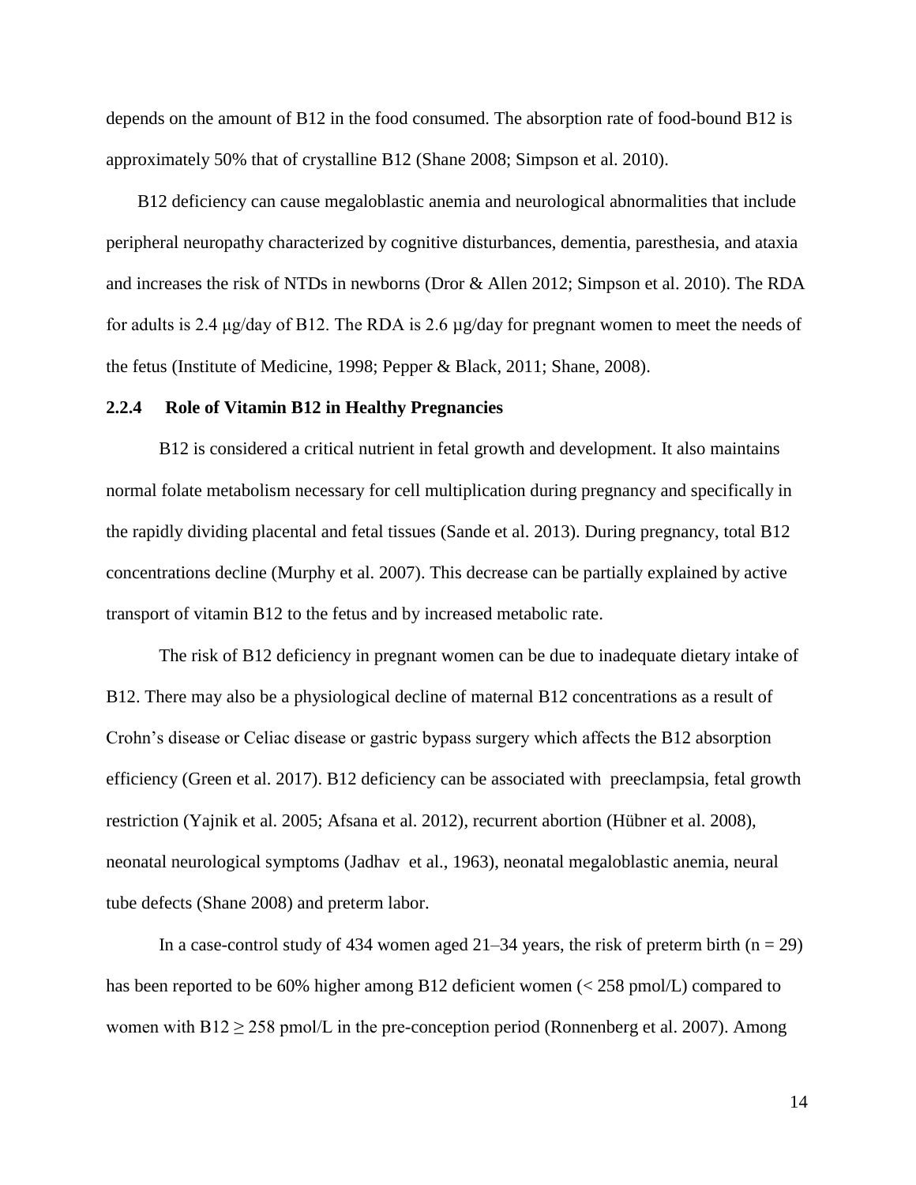depends on the amount of B12 in the food consumed. The absorption rate of food-bound B12 is approximately 50% that of crystalline B12 (Shane 2008; Simpson et al. 2010).

B12 deficiency can cause megaloblastic anemia and neurological abnormalities that include peripheral neuropathy characterized by cognitive disturbances, dementia, paresthesia, and ataxia and increases the risk of NTDs in newborns (Dror & Allen 2012; Simpson et al. 2010). The RDA for adults is 2.4 μg/day of B12. The RDA is 2.6 µg/day for pregnant women to meet the needs of the fetus (Institute of Medicine, 1998; Pepper & Black, 2011; Shane, 2008).

### 2.2.4 Role of Vitamin B12 in Healthy Pregnancies

B12 is considered a critical nutrient in fetal growth and development. It also maintains normal folate metabolism necessary for cell multiplication during pregnancy and specifically in the rapidly dividing placental and fetal tissues (Sande et al. 2013). During pregnancy, total B12 concentrations decline (Murphy et al. 2007). This decrease can be partially explained by active transport of vitamin B12 to the fetus and by increased metabolic rate.

The risk of B12 deficiency in pregnant women can be due to inadequate dietary intake of B12. There may also be a physiological decline of maternal B12 concentrations as a result of Crohn's disease or Celiac disease or gastric bypass surgery which affects the B12 absorption efficiency (Green et al. 2017). B12 deficiency can be associated with preeclampsia, fetal growth restriction (Yajnik et al. 2005; Afsana et al. 2012), recurrent abortion (Hübner et al. 2008), neonatal neurological symptoms (Jadhav et al., 1963), neonatal megaloblastic anemia, neural tube defects (Shane 2008) and preterm labor.

In a case-control study of 434 women aged 21–34 years, the risk of preterm birth ($n = 29$) has been reported to be 60% higher among B12 deficient women (< 258 pmol/L) compared to women with B12 ≥ 258 pmol/L in the pre-conception period (Ronnenberg et al. 2007). Among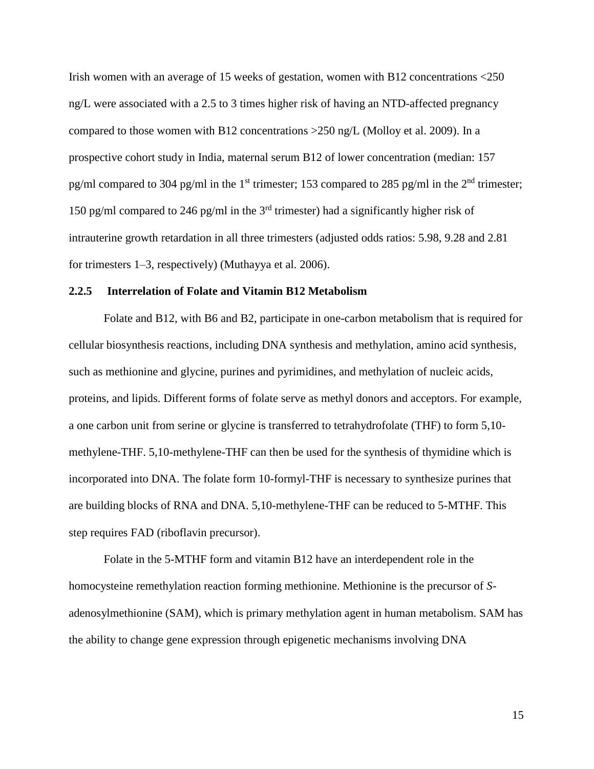Irish women with an average of 15 weeks of gestation, women with B12 concentrations <250 ng/L were associated with a 2.5 to 3 times higher risk of having an NTD-affected pregnancy compared to those women with B12 concentrations >250 ng/L (Molloy et al. 2009). In a prospective cohort study in India, maternal serum B12 of lower concentration (median: 157 pg/ml compared to 304 pg/ml in the 1st trimester; 153 compared to 285 pg/ml in the 2nd trimester; 150 pg/ml compared to 246 pg/ml in the 3rd trimester) had a significantly higher risk of intrauterine growth retardation in all three trimesters (adjusted odds ratios: 5.98, 9.28 and 2.81 for trimesters 1–3, respectively) (Muthayya et al. 2006).

### 2.2.5 Interrelation of Folate and Vitamin B12 Metabolism

Folate and B12, with B6 and B2, participate in one-carbon metabolism that is required for cellular biosynthesis reactions, including DNA synthesis and methylation, amino acid synthesis, such as methionine and glycine, purines and pyrimidines, and methylation of nucleic acids, proteins, and lipids. Different forms of folate serve as methyl donors and acceptors. For example, a one carbon unit from serine or glycine is transferred to tetrahydrofolate (THF) to form 5,10-methylene-THF. 5,10-methylene-THF can then be used for the synthesis of thymidine which is incorporated into DNA. The folate form 10-formyl-THF is necessary to synthesize purines that are building blocks of RNA and DNA. 5,10-methylene-THF can be reduced to 5-MTHF. This step requires FAD (riboflavin precursor).

Folate in the 5-MTHF form and vitamin B12 have an interdependent role in the homocysteine remethylation reaction forming methionine. Methionine is the precursor of *S*-adenosylmethionine (SAM), which is primary methylation agent in human metabolism. SAM has the ability to change gene expression through epigenetic mechanisms involving DNA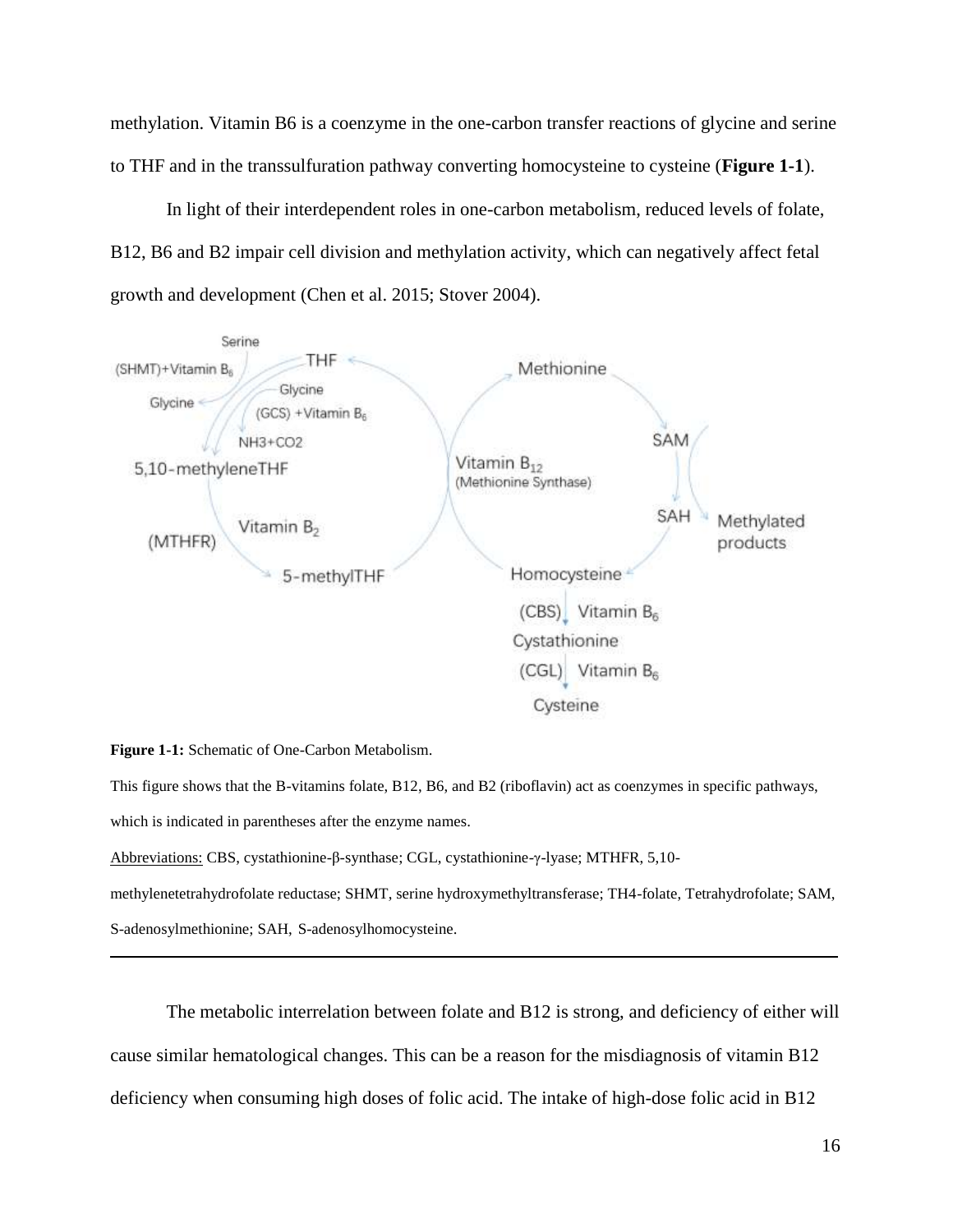methylation. Vitamin B6 is a coenzyme in the one-carbon transfer reactions of glycine and serine to THF and in the transsulfuration pathway converting homocysteine to cysteine (**Figure 1-1**).

In light of their interdependent roles in one-carbon metabolism, reduced levels of folate, B12, B6 and B2 impair cell division and methylation activity, which can negatively affect fetal growth and development (Chen et al. 2015; Stover 2004).

**Figure 1-1:** Schematic of One-Carbon Metabolism.

This figure shows that the B-vitamins folate, B12, B6, and B2 (riboflavin) act as coenzymes in specific pathways, which is indicated in parentheses after the enzyme names.

Abbreviations: CBS, cystathionine-β-synthase; CGL, cystathionine-γ-lyase; MTHFR, 5,10-methylenetetrahydrofolate reductase; SHMT, serine hydroxymethyltransferase; TH4-folate, Tetrahydrofolate; SAM, S-adenosylmethionine; SAH, S-adenosylhomocysteine.

---

The metabolic interrelation between folate and B12 is strong, and deficiency of either will cause similar hematological changes. This can be a reason for the misdiagnosis of vitamin B12 deficiency when consuming high doses of folic acid. The intake of high-dose folic acid in B12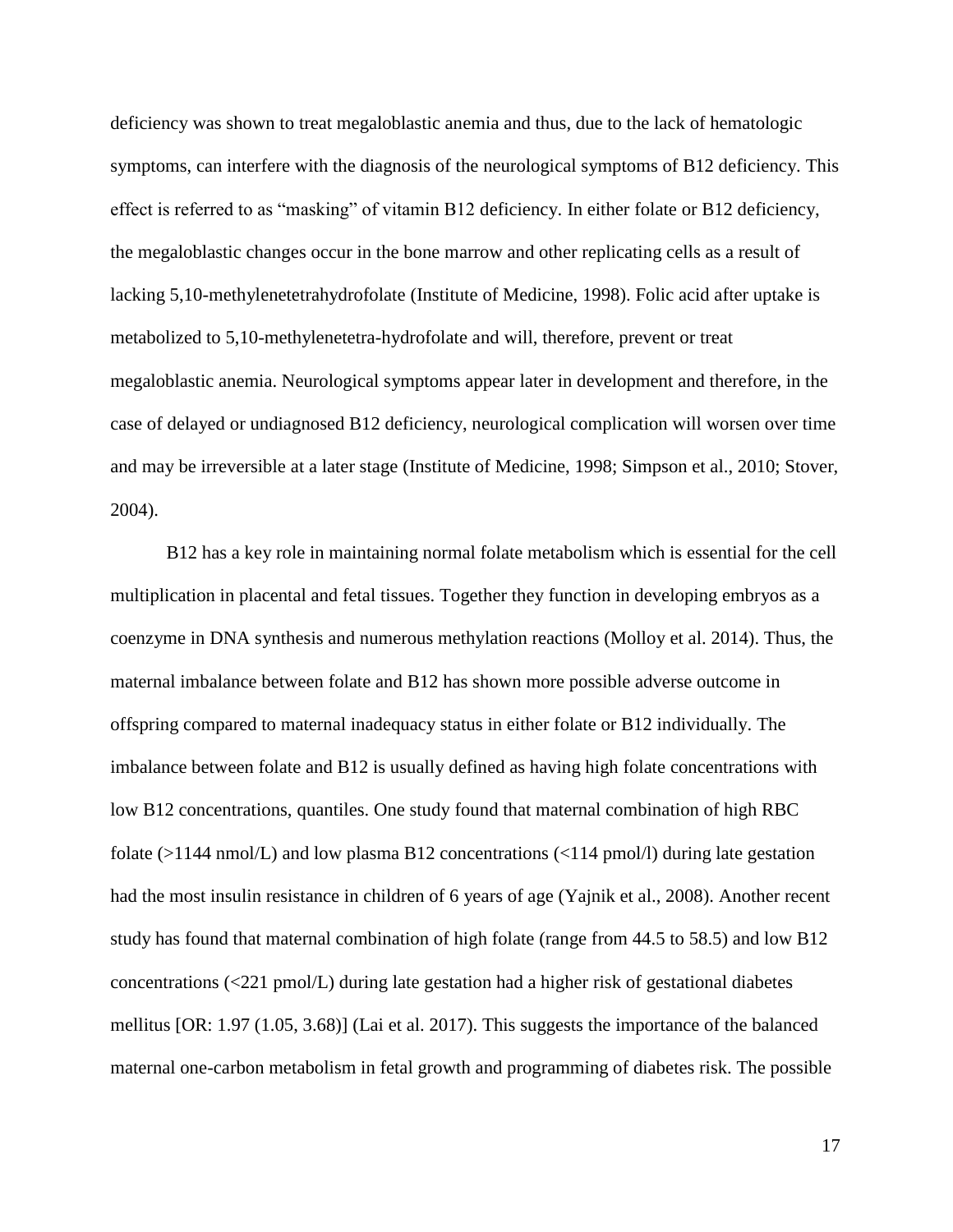deficiency was shown to treat megaloblastic anemia and thus, due to the lack of hematologic symptoms, can interfere with the diagnosis of the neurological symptoms of B12 deficiency. This effect is referred to as "masking" of vitamin B12 deficiency. In either folate or B12 deficiency, the megaloblastic changes occur in the bone marrow and other replicating cells as a result of lacking 5,10-methylenetetrahydrofolate (Institute of Medicine, 1998). Folic acid after uptake is metabolized to 5,10-methylenetetra-hydrofolate and will, therefore, prevent or treat megaloblastic anemia. Neurological symptoms appear later in development and therefore, in the case of delayed or undiagnosed B12 deficiency, neurological complication will worsen over time and may be irreversible at a later stage (Institute of Medicine, 1998; Simpson et al., 2010; Stover, 2004).

B12 has a key role in maintaining normal folate metabolism which is essential for the cell multiplication in placental and fetal tissues. Together they function in developing embryos as a coenzyme in DNA synthesis and numerous methylation reactions (Molloy et al. 2014). Thus, the maternal imbalance between folate and B12 has shown more possible adverse outcome in offspring compared to maternal inadequacy status in either folate or B12 individually. The imbalance between folate and B12 is usually defined as having high folate concentrations with low B12 concentrations, quantiles. One study found that maternal combination of high RBC folate (>1144 nmol/L) and low plasma B12 concentrations (<114 pmol/l) during late gestation had the most insulin resistance in children of 6 years of age (Yajnik et al., 2008). Another recent study has found that maternal combination of high folate (range from 44.5 to 58.5) and low B12 concentrations (<221 pmol/L) during late gestation had a higher risk of gestational diabetes mellitus [OR: 1.97 (1.05, 3.68)] (Lai et al. 2017). This suggests the importance of the balanced maternal one-carbon metabolism in fetal growth and programming of diabetes risk. The possible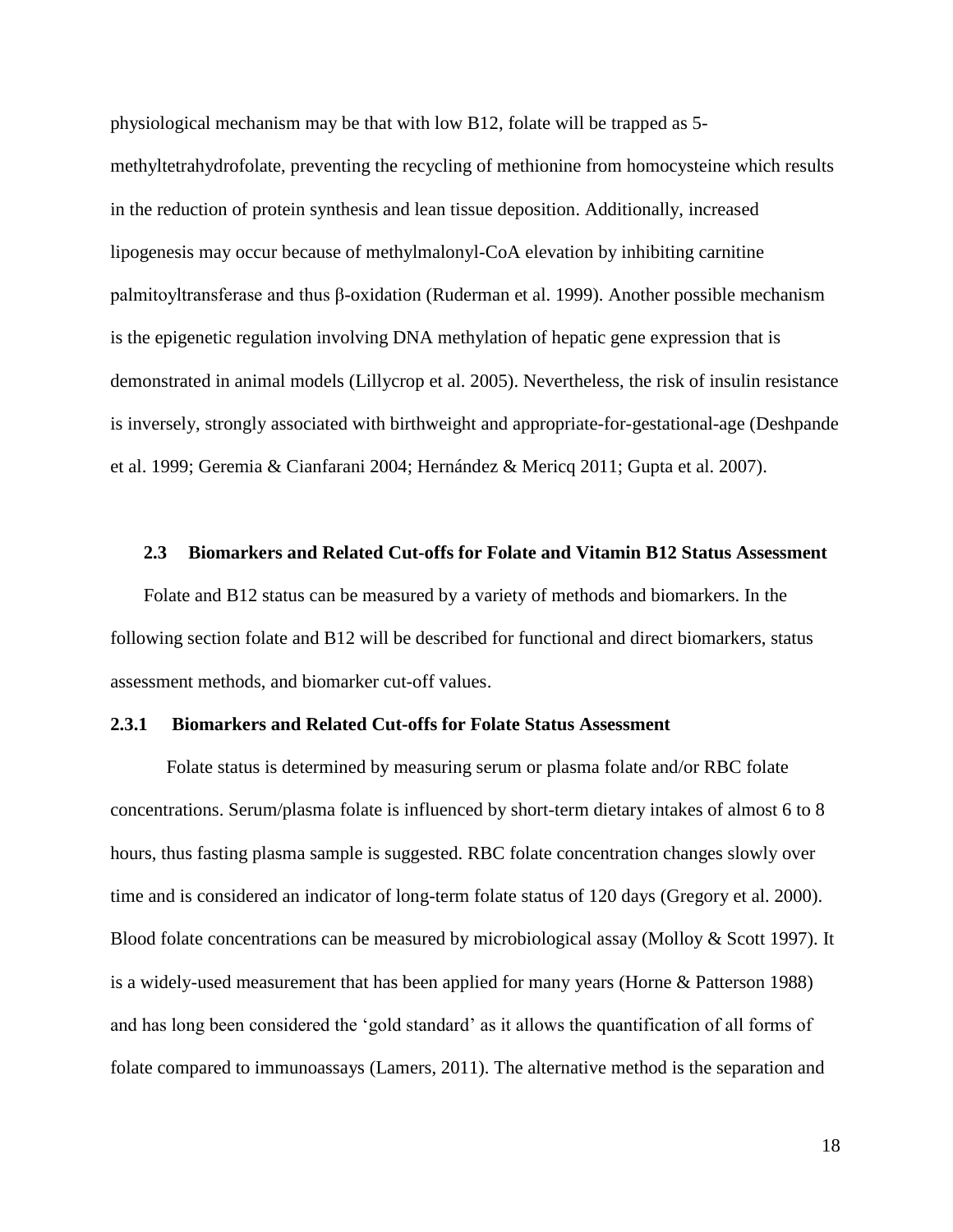physiological mechanism may be that with low B12, folate will be trapped as 5-methyltetrahydrofolate, preventing the recycling of methionine from homocysteine which results in the reduction of protein synthesis and lean tissue deposition. Additionally, increased lipogenesis may occur because of methylmalonyl-CoA elevation by inhibiting carnitine palmitoyltransferase and thus β-oxidation (Ruderman et al. 1999). Another possible mechanism is the epigenetic regulation involving DNA methylation of hepatic gene expression that is demonstrated in animal models (Lillycrop et al. 2005). Nevertheless, the risk of insulin resistance is inversely, strongly associated with birthweight and appropriate-for-gestational-age (Deshpande et al. 1999; Geremia & Cianfarani 2004; Hernández & Mericq 2011; Gupta et al. 2007).

## 2.3 Biomarkers and Related Cut-offs for Folate and Vitamin B12 Status Assessment

Folate and B12 status can be measured by a variety of methods and biomarkers. In the following section folate and B12 will be described for functional and direct biomarkers, status assessment methods, and biomarker cut-off values.

### 2.3.1 Biomarkers and Related Cut-offs for Folate Status Assessment

Folate status is determined by measuring serum or plasma folate and/or RBC folate concentrations. Serum/plasma folate is influenced by short-term dietary intakes of almost 6 to 8 hours, thus fasting plasma sample is suggested. RBC folate concentration changes slowly over time and is considered an indicator of long-term folate status of 120 days (Gregory et al. 2000). Blood folate concentrations can be measured by microbiological assay (Molloy & Scott 1997). It is a widely-used measurement that has been applied for many years (Horne & Patterson 1988) and has long been considered the 'gold standard' as it allows the quantification of all forms of folate compared to immunoassays (Lamers, 2011). The alternative method is the separation and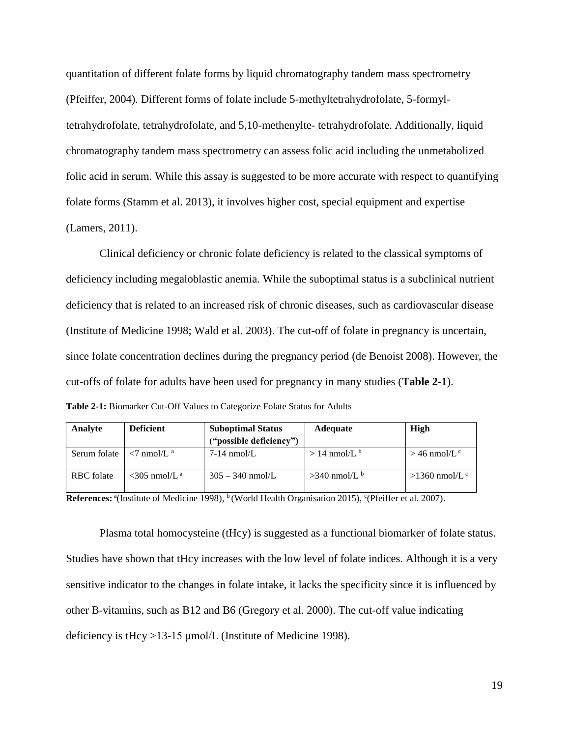quantitation of different folate forms by liquid chromatography tandem mass spectrometry (Pfeiffer, 2004). Different forms of folate include 5-methyltetrahydrofolate, 5-formyl-tetrahydrofolate, tetrahydrofolate, and 5,10-methenylte- tetrahydrofolate. Additionally, liquid chromatography tandem mass spectrometry can assess folic acid including the unmetabolized folic acid in serum. While this assay is suggested to be more accurate with respect to quantifying folate forms (Stamm et al. 2013), it involves higher cost, special equipment and expertise (Lamers, 2011).

Clinical deficiency or chronic folate deficiency is related to the classical symptoms of deficiency including megaloblastic anemia. While the suboptimal status is a subclinical nutrient deficiency that is related to an increased risk of chronic diseases, such as cardiovascular disease (Institute of Medicine 1998; Wald et al. 2003). The cut-off of folate in pregnancy is uncertain, since folate concentration declines during the pregnancy period (de Benoist 2008). However, the cut-offs of folate for adults have been used for pregnancy in many studies (**Table 2-1**).

**Table 2-1:** Biomarker Cut-Off Values to Categorize Folate Status for Adults

| Analyte | Deficient | Suboptimal Status ("possible deficiency") | Adequate | High |
|---|---|---|---|---|
| Serum folate | <7 nmol/L [a] | 7-14 nmol/L | > 14 nmol/L [b] | > 46 nmol/L [c] |
| RBC folate | <305 nmol/L [a] | 305 – 340 nmol/L | >340 nmol/L [b] | >1360 nmol/L [c] |

**References:** [a](Institute of Medicine 1998), [b](World Health Organisation 2015), [c](Pfeiffer et al. 2007).

Plasma total homocysteine (tHcy) is suggested as a functional biomarker of folate status. Studies have shown that tHcy increases with the low level of folate indices. Although it is a very sensitive indicator to the changes in folate intake, it lacks the specificity since it is influenced by other B-vitamins, such as B12 and B6 (Gregory et al. 2000). The cut-off value indicating deficiency is tHcy >13-15 μmol/L (Institute of Medicine 1998).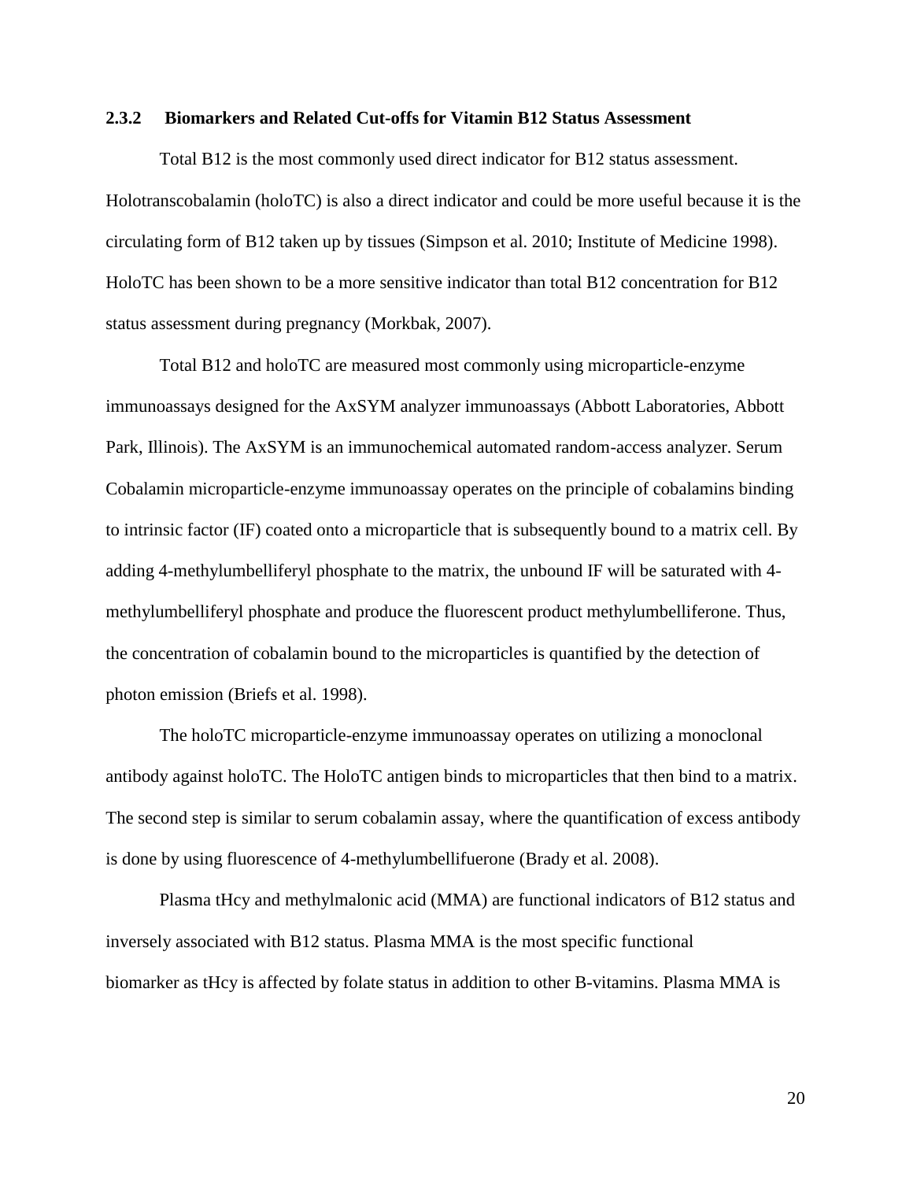### 2.3.2 Biomarkers and Related Cut-offs for Vitamin B12 Status Assessment

Total B12 is the most commonly used direct indicator for B12 status assessment. Holotranscobalamin (holoTC) is also a direct indicator and could be more useful because it is the circulating form of B12 taken up by tissues (Simpson et al. 2010; Institute of Medicine 1998). HoloTC has been shown to be a more sensitive indicator than total B12 concentration for B12 status assessment during pregnancy (Morkbak, 2007).

Total B12 and holoTC are measured most commonly using microparticle-enzyme immunoassays designed for the AxSYM analyzer immunoassays (Abbott Laboratories, Abbott Park, Illinois). The AxSYM is an immunochemical automated random-access analyzer. Serum Cobalamin microparticle-enzyme immunoassay operates on the principle of cobalamins binding to intrinsic factor (IF) coated onto a microparticle that is subsequently bound to a matrix cell. By adding 4-methylumbelliferyl phosphate to the matrix, the unbound IF will be saturated with 4-methylumbelliferyl phosphate and produce the fluorescent product methylumbelliferone. Thus, the concentration of cobalamin bound to the microparticles is quantified by the detection of photon emission (Briefs et al. 1998).

The holoTC microparticle-enzyme immunoassay operates on utilizing a monoclonal antibody against holoTC. The HoloTC antigen binds to microparticles that then bind to a matrix. The second step is similar to serum cobalamin assay, where the quantification of excess antibody is done by using fluorescence of 4-methylumbellifuerone (Brady et al. 2008).

Plasma tHcy and methylmalonic acid (MMA) are functional indicators of B12 status and inversely associated with B12 status. Plasma MMA is the most specific functional biomarker as tHcy is affected by folate status in addition to other B-vitamins. Plasma MMA is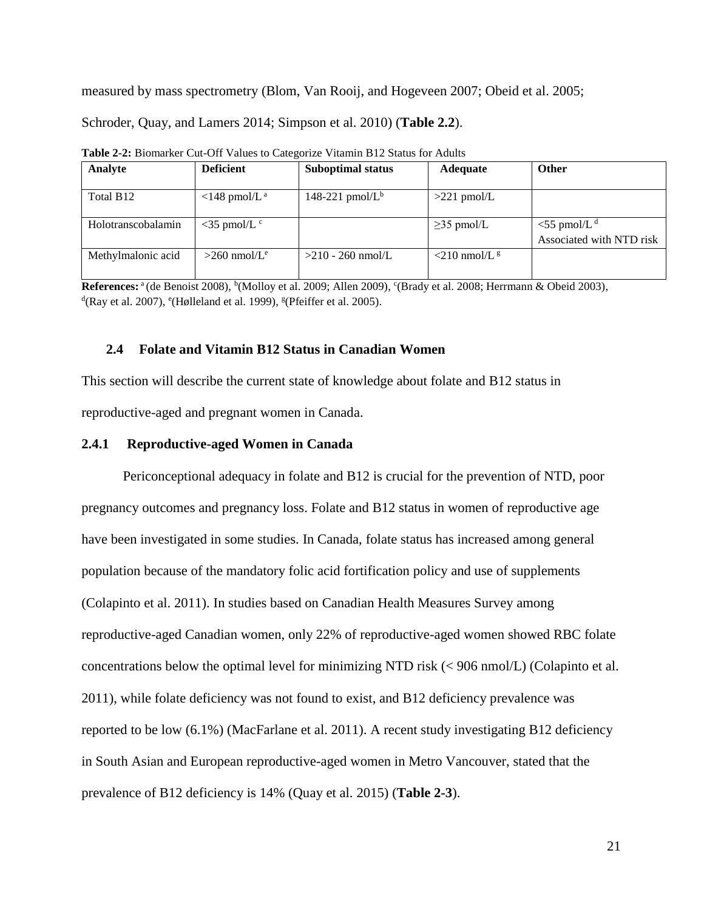measured by mass spectrometry (Blom, Van Rooij, and Hogeveen 2007; Obeid et al. 2005; Schroder, Quay, and Lamers 2014; Simpson et al. 2010) (**Table 2.2**).

**Table 2-2:** Biomarker Cut-Off Values to Categorize Vitamin B12 Status for Adults

| Analyte | Deficient | Suboptimal status | Adequate | Other |
|---|---|---|---|---|
| Total B12 | <148 pmol/L [a] | 148-221 pmol/L[b] | >221 pmol/L | |
| Holotranscobalamin | <35 pmol/L [c] | | ≥35 pmol/L | <55 pmol/L [d] Associated with NTD risk |
| Methylmalonic acid | >260 nmol/L[e] | >210 - 260 nmol/L | <210 nmol/L [g] | |

**References:** [a] (de Benoist 2008), [b](Molloy et al. 2009; Allen 2009), [c](Brady et al. 2008; Herrmann & Obeid 2003), [d](Ray et al. 2007), [e](Hølleland et al. 1999), [g](Pfeiffer et al. 2005).

## 2.4 Folate and Vitamin B12 Status in Canadian Women

This section will describe the current state of knowledge about folate and B12 status in reproductive-aged and pregnant women in Canada.

### 2.4.1 Reproductive-aged Women in Canada

Periconceptional adequacy in folate and B12 is crucial for the prevention of NTD, poor pregnancy outcomes and pregnancy loss. Folate and B12 status in women of reproductive age have been investigated in some studies. In Canada, folate status has increased among general population because of the mandatory folic acid fortification policy and use of supplements (Colapinto et al. 2011). In studies based on Canadian Health Measures Survey among reproductive-aged Canadian women, only 22% of reproductive-aged women showed RBC folate concentrations below the optimal level for minimizing NTD risk (< 906 nmol/L) (Colapinto et al. 2011), while folate deficiency was not found to exist, and B12 deficiency prevalence was reported to be low (6.1%) (MacFarlane et al. 2011). A recent study investigating B12 deficiency in South Asian and European reproductive-aged women in Metro Vancouver, stated that the prevalence of B12 deficiency is 14% (Quay et al. 2015) (**Table 2-3**).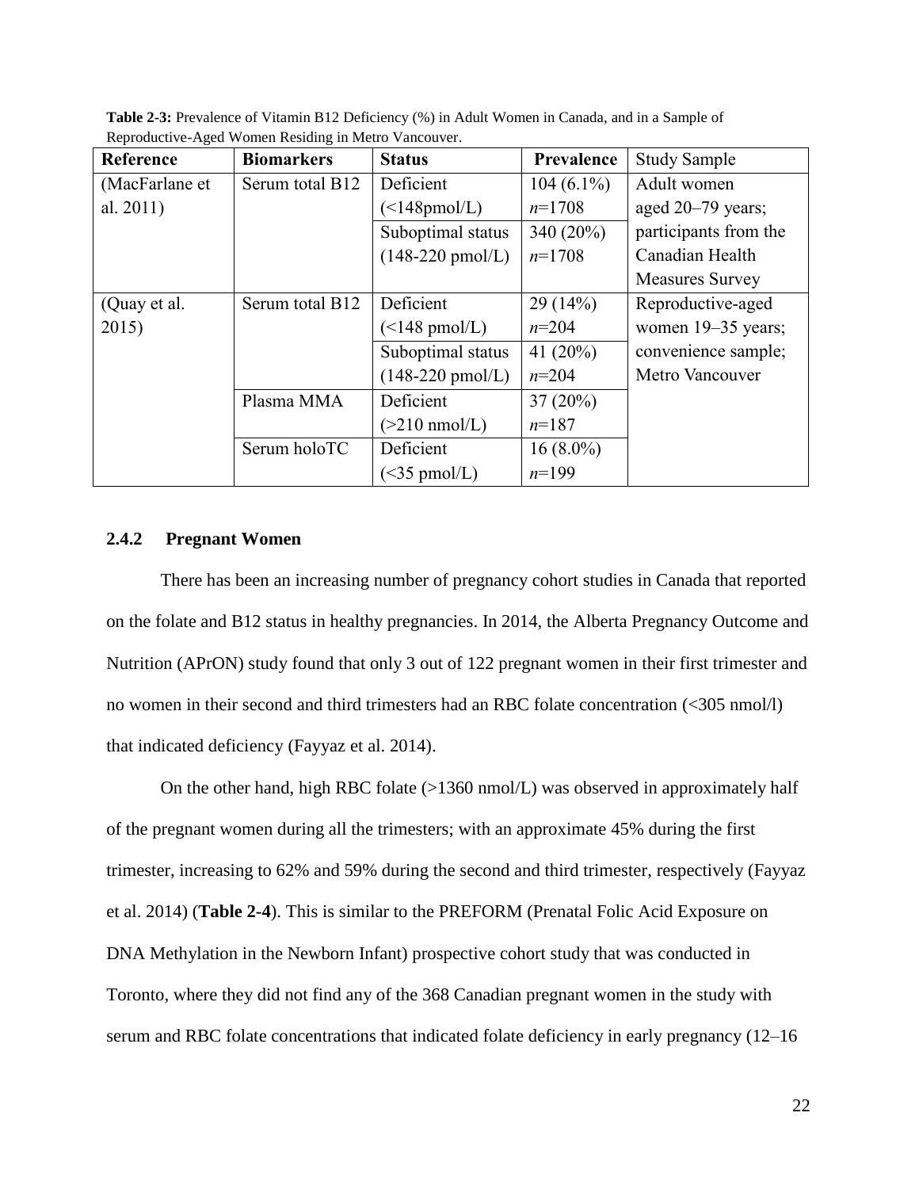**Table 2-3:** Prevalence of Vitamin B12 Deficiency (%) in Adult Women in Canada, and in a Sample of Reproductive-Aged Women Residing in Metro Vancouver.

| Reference | Biomarkers | Status | Prevalence | Study Sample |
|---|---|---|---|---|
| (MacFarlane et al. 2011) | Serum total B12 | Deficient (<148pmol/L) | 104 (6.1%) *n*=1708 | Adult women aged 20–79 years; participants from the Canadian Health Measures Survey |
| | | Suboptimal status (148-220 pmol/L) | 340 (20%) *n*=1708 | |
| (Quay et al. 2015) | Serum total B12 | Deficient (<148 pmol/L) | 29 (14%) *n*=204 | Reproductive-aged women 19–35 years; convenience sample; Metro Vancouver |
| | | Suboptimal status (148-220 pmol/L) | 41 (20%) *n*=204 | |
| | Plasma MMA | Deficient (>210 nmol/L) | 37 (20%) *n*=187 | |
| | Serum holoTC | Deficient (<35 pmol/L) | 16 (8.0%) *n*=199 | |

### 2.4.2 Pregnant Women

There has been an increasing number of pregnancy cohort studies in Canada that reported on the folate and B12 status in healthy pregnancies. In 2014, the Alberta Pregnancy Outcome and Nutrition (APrON) study found that only 3 out of 122 pregnant women in their first trimester and no women in their second and third trimesters had an RBC folate concentration (<305 nmol/l) that indicated deficiency (Fayyaz et al. 2014).

On the other hand, high RBC folate (>1360 nmol/L) was observed in approximately half of the pregnant women during all the trimesters; with an approximate 45% during the first trimester, increasing to 62% and 59% during the second and third trimester, respectively (Fayyaz et al. 2014) (**Table 2-4**). This is similar to the PREFORM (Prenatal Folic Acid Exposure on DNA Methylation in the Newborn Infant) prospective cohort study that was conducted in Toronto, where they did not find any of the 368 Canadian pregnant women in the study with serum and RBC folate concentrations that indicated folate deficiency in early pregnancy (12–16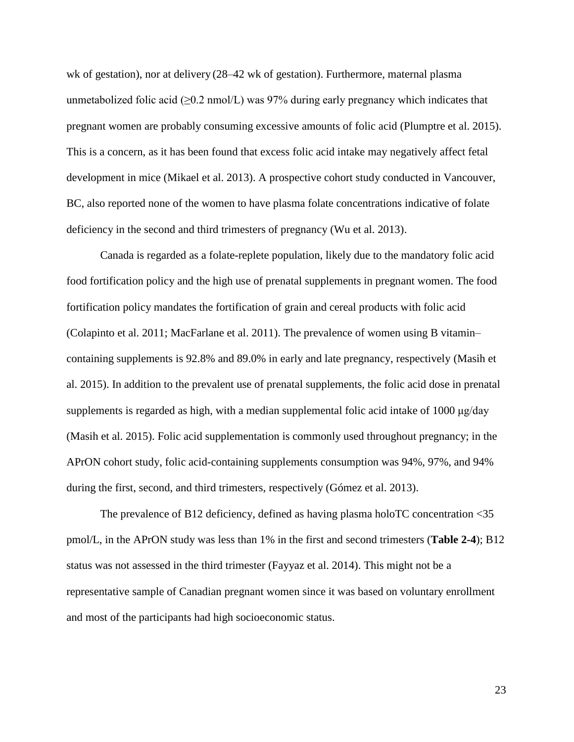wk of gestation), nor at delivery (28–42 wk of gestation). Furthermore, maternal plasma unmetabolized folic acid ($\geq$0.2 nmol/L) was 97% during early pregnancy which indicates that pregnant women are probably consuming excessive amounts of folic acid (Plumptre et al. 2015). This is a concern, as it has been found that excess folic acid intake may negatively affect fetal development in mice (Mikael et al. 2013). A prospective cohort study conducted in Vancouver, BC, also reported none of the women to have plasma folate concentrations indicative of folate deficiency in the second and third trimesters of pregnancy (Wu et al. 2013).

Canada is regarded as a folate-replete population, likely due to the mandatory folic acid food fortification policy and the high use of prenatal supplements in pregnant women. The food fortification policy mandates the fortification of grain and cereal products with folic acid (Colapinto et al. 2011; MacFarlane et al. 2011). The prevalence of women using B vitamin–containing supplements is 92.8% and 89.0% in early and late pregnancy, respectively (Masih et al. 2015). In addition to the prevalent use of prenatal supplements, the folic acid dose in prenatal supplements is regarded as high, with a median supplemental folic acid intake of 1000 μg/day (Masih et al. 2015). Folic acid supplementation is commonly used throughout pregnancy; in the APrON cohort study, folic acid-containing supplements consumption was 94%, 97%, and 94% during the first, second, and third trimesters, respectively (Gómez et al. 2013).

The prevalence of B12 deficiency, defined as having plasma holoTC concentration <35 pmol/L, in the APrON study was less than 1% in the first and second trimesters (**Table 2-4**); B12 status was not assessed in the third trimester (Fayyaz et al. 2014). This might not be a representative sample of Canadian pregnant women since it was based on voluntary enrollment and most of the participants had high socioeconomic status.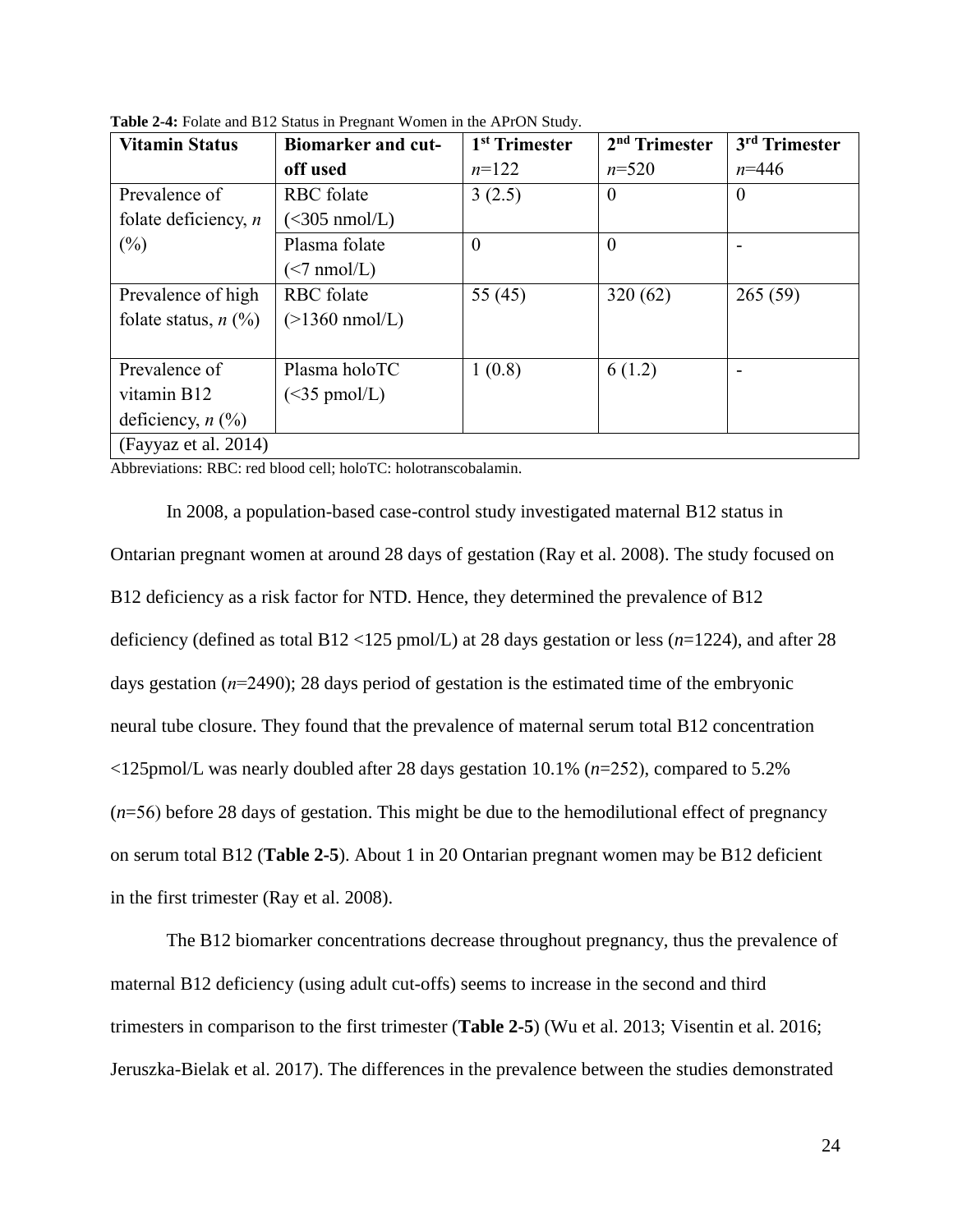**Table 2-4:** Folate and B12 Status in Pregnant Women in the APrON Study.

| Vitamin Status | Biomarker and cut-off used | 1st Trimester $n$=122 | 2nd Trimester $n$=520 | 3rd Trimester $n$=446 |
|---|---|---|---|---|
| Prevalence of folate deficiency, $n$ (%) | RBC folate (<305 nmol/L) | 3 (2.5) | 0 | 0 |
| | Plasma folate (<7 nmol/L) | 0 | 0 | - |
| Prevalence of high folate status, $n$ (%) | RBC folate (>1360 nmol/L) | 55 (45) | 320 (62) | 265 (59) |
| Prevalence of vitamin B12 deficiency, $n$ (%) | Plasma holoTC (<35 pmol/L) | 1 (0.8) | 6 (1.2) | - |
| (Fayyaz et al. 2014) | | | | |

Abbreviations: RBC: red blood cell; holoTC: holotranscobalamin.

In 2008, a population-based case-control study investigated maternal B12 status in Ontarian pregnant women at around 28 days of gestation (Ray et al. 2008). The study focused on B12 deficiency as a risk factor for NTD. Hence, they determined the prevalence of B12 deficiency (defined as total B12 <125 pmol/L) at 28 days gestation or less ($n$=1224), and after 28 days gestation ($n$=2490); 28 days period of gestation is the estimated time of the embryonic neural tube closure. They found that the prevalence of maternal serum total B12 concentration <125pmol/L was nearly doubled after 28 days gestation 10.1% ($n$=252), compared to 5.2% ($n$=56) before 28 days of gestation. This might be due to the hemodilutional effect of pregnancy on serum total B12 (**Table 2-5**). About 1 in 20 Ontarian pregnant women may be B12 deficient in the first trimester (Ray et al. 2008).

The B12 biomarker concentrations decrease throughout pregnancy, thus the prevalence of maternal B12 deficiency (using adult cut-offs) seems to increase in the second and third trimesters in comparison to the first trimester (**Table 2-5**) (Wu et al. 2013; Visentin et al. 2016; Jeruszka-Bielak et al. 2017). The differences in the prevalence between the studies demonstrated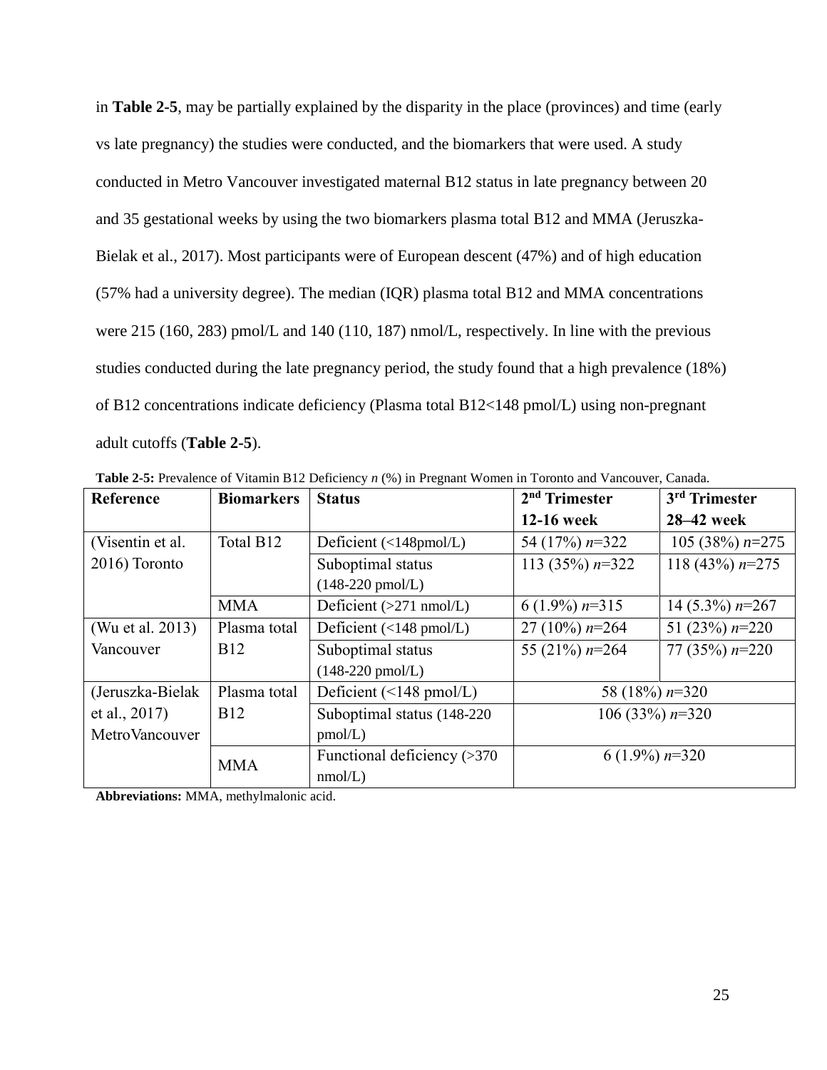in **Table 2-5**, may be partially explained by the disparity in the place (provinces) and time (early vs late pregnancy) the studies were conducted, and the biomarkers that were used. A study conducted in Metro Vancouver investigated maternal B12 status in late pregnancy between 20 and 35 gestational weeks by using the two biomarkers plasma total B12 and MMA (Jeruszka-Bielak et al., 2017). Most participants were of European descent (47%) and of high education (57% had a university degree). The median (IQR) plasma total B12 and MMA concentrations were 215 (160, 283) pmol/L and 140 (110, 187) nmol/L, respectively. In line with the previous studies conducted during the late pregnancy period, the study found that a high prevalence (18%) of B12 concentrations indicate deficiency (Plasma total B12<148 pmol/L) using non-pregnant adult cutoffs (**Table 2-5**).

**Table 2-5:** Prevalence of Vitamin B12 Deficiency *n* (%) in Pregnant Women in Toronto and Vancouver, Canada.

| Reference | Biomarkers | Status | 2nd Trimester 12-16 week | 3rd Trimester 28–42 week |
|---|---|---|---|---|
| (Visentin et al. 2016) Toronto | Total B12 | Deficient (<148pmol/L) | 54 (17%) *n*=322 | 105 (38%) *n*=275 |
| | | Suboptimal status (148-220 pmol/L) | 113 (35%) *n*=322 | 118 (43%) *n*=275 |
| | MMA | Deficient (>271 nmol/L) | 6 (1.9%) *n*=315 | 14 (5.3%) *n*=267 |
| (Wu et al. 2013) Vancouver | Plasma total B12 | Deficient (<148 pmol/L) | 27 (10%) *n*=264 | 51 (23%) *n*=220 |
| | | Suboptimal status (148-220 pmol/L) | 55 (21%) *n*=264 | 77 (35%) *n*=220 |
| (Jeruszka-Bielak et al., 2017) MetroVancouver | Plasma total B12 | Deficient (<148 pmol/L) | 58 (18%) *n*=320 | |
| | | Suboptimal status (148-220 pmol/L) | 106 (33%) *n*=320 | |
| | MMA | Functional deficiency (>370 nmol/L) | 6 (1.9%) *n*=320 | |

**Abbreviations:** MMA, methylmalonic acid.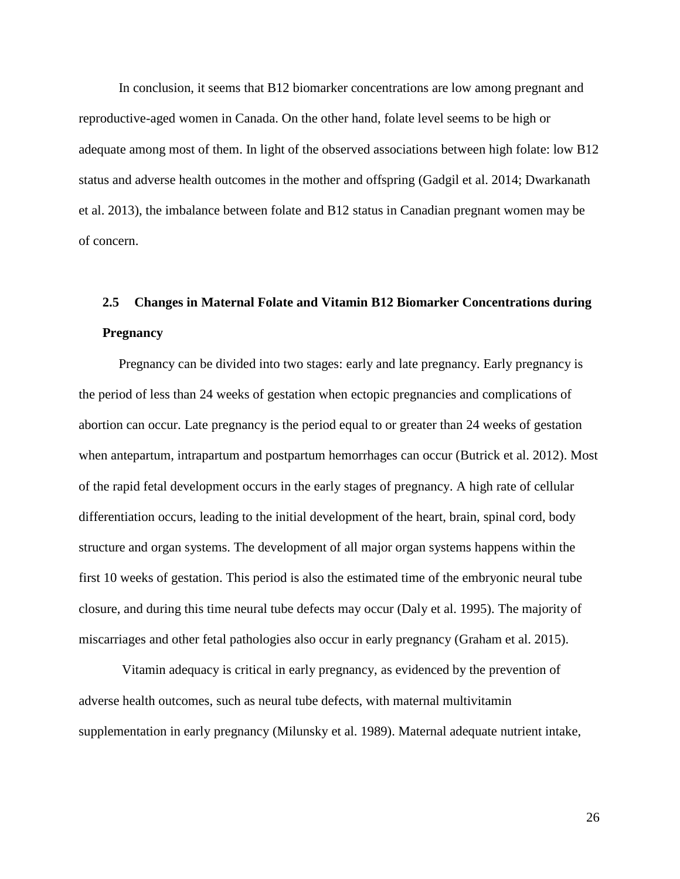In conclusion, it seems that B12 biomarker concentrations are low among pregnant and reproductive-aged women in Canada. On the other hand, folate level seems to be high or adequate among most of them. In light of the observed associations between high folate: low B12 status and adverse health outcomes in the mother and offspring (Gadgil et al. 2014; Dwarkanath et al. 2013), the imbalance between folate and B12 status in Canadian pregnant women may be of concern.

## 2.5 Changes in Maternal Folate and Vitamin B12 Biomarker Concentrations during Pregnancy

Pregnancy can be divided into two stages: early and late pregnancy. Early pregnancy is the period of less than 24 weeks of gestation when ectopic pregnancies and complications of abortion can occur. Late pregnancy is the period equal to or greater than 24 weeks of gestation when antepartum, intrapartum and postpartum hemorrhages can occur (Butrick et al. 2012). Most of the rapid fetal development occurs in the early stages of pregnancy. A high rate of cellular differentiation occurs, leading to the initial development of the heart, brain, spinal cord, body structure and organ systems. The development of all major organ systems happens within the first 10 weeks of gestation. This period is also the estimated time of the embryonic neural tube closure, and during this time neural tube defects may occur (Daly et al. 1995). The majority of miscarriages and other fetal pathologies also occur in early pregnancy (Graham et al. 2015).

Vitamin adequacy is critical in early pregnancy, as evidenced by the prevention of adverse health outcomes, such as neural tube defects, with maternal multivitamin supplementation in early pregnancy (Milunsky et al. 1989). Maternal adequate nutrient intake,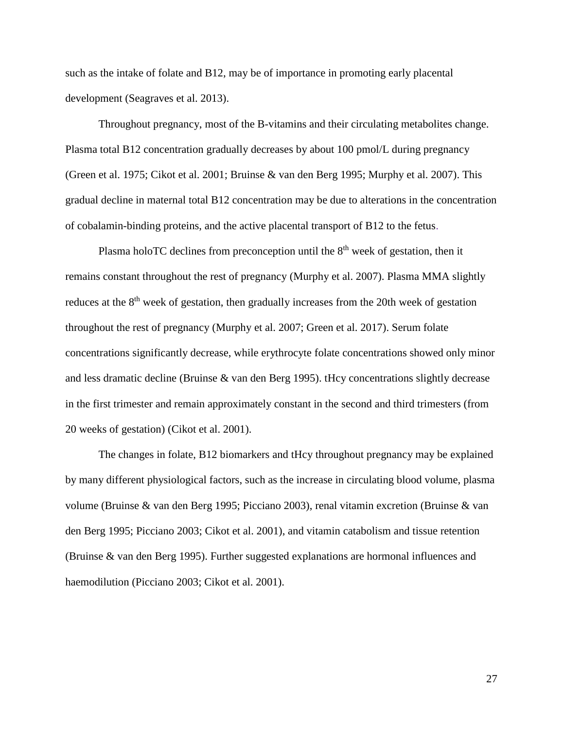such as the intake of folate and B12, may be of importance in promoting early placental development (Seagraves et al. 2013).

Throughout pregnancy, most of the B-vitamins and their circulating metabolites change. Plasma total B12 concentration gradually decreases by about 100 pmol/L during pregnancy (Green et al. 1975; Cikot et al. 2001; Bruinse & van den Berg 1995; Murphy et al. 2007). This gradual decline in maternal total B12 concentration may be due to alterations in the concentration of cobalamin-binding proteins, and the active placental transport of B12 to the fetus.

Plasma holoTC declines from preconception until the $8^{th}$ week of gestation, then it remains constant throughout the rest of pregnancy (Murphy et al. 2007). Plasma MMA slightly reduces at the $8^{th}$ week of gestation, then gradually increases from the 20th week of gestation throughout the rest of pregnancy (Murphy et al. 2007; Green et al. 2017). Serum folate concentrations significantly decrease, while erythrocyte folate concentrations showed only minor and less dramatic decline (Bruinse & van den Berg 1995). tHcy concentrations slightly decrease in the first trimester and remain approximately constant in the second and third trimesters (from 20 weeks of gestation) (Cikot et al. 2001).

The changes in folate, B12 biomarkers and tHcy throughout pregnancy may be explained by many different physiological factors, such as the increase in circulating blood volume, plasma volume (Bruinse & van den Berg 1995; Picciano 2003), renal vitamin excretion (Bruinse & van den Berg 1995; Picciano 2003; Cikot et al. 2001), and vitamin catabolism and tissue retention (Bruinse & van den Berg 1995). Further suggested explanations are hormonal influences and haemodilution (Picciano 2003; Cikot et al. 2001).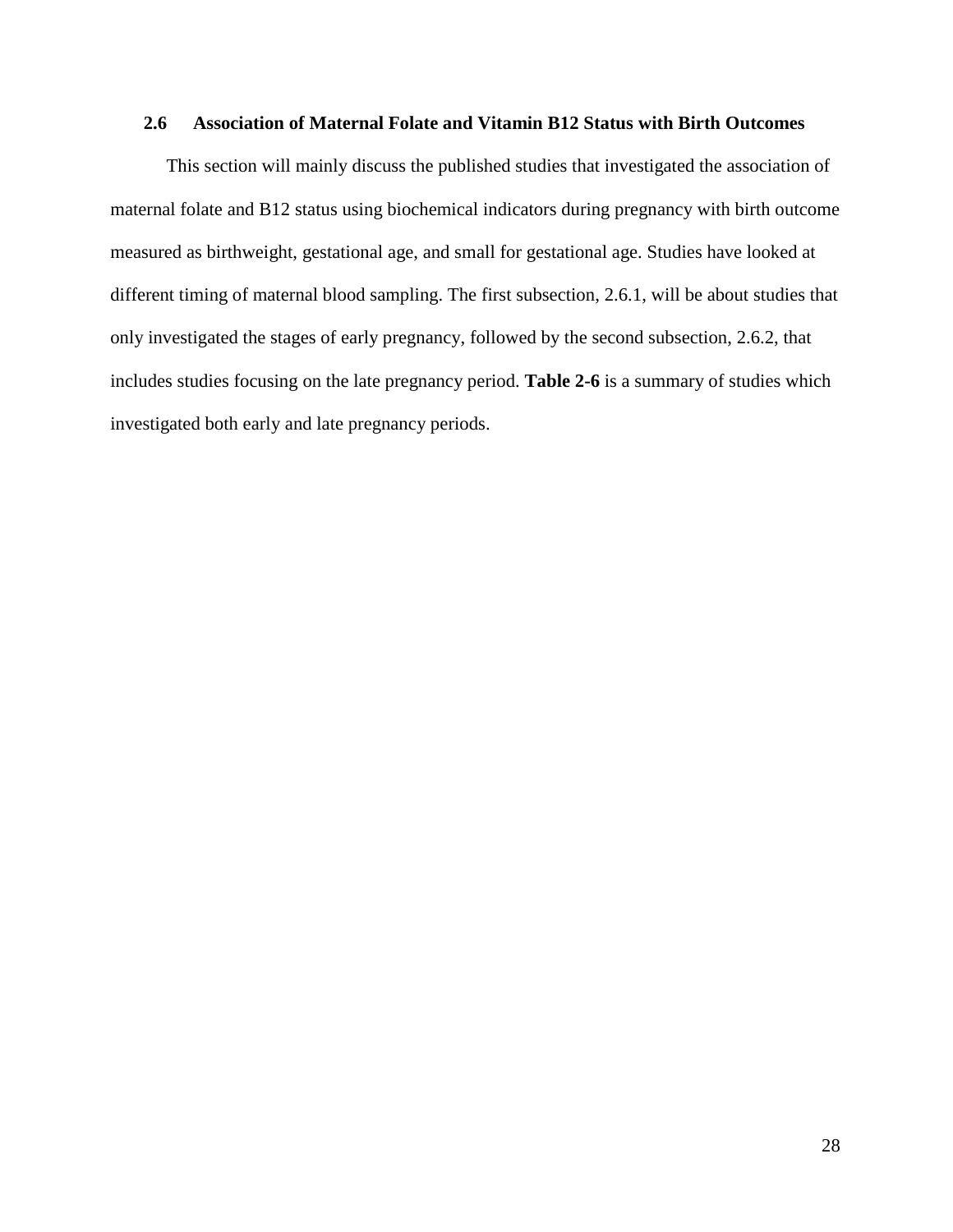## 2.6 Association of Maternal Folate and Vitamin B12 Status with Birth Outcomes

This section will mainly discuss the published studies that investigated the association of maternal folate and B12 status using biochemical indicators during pregnancy with birth outcome measured as birthweight, gestational age, and small for gestational age. Studies have looked at different timing of maternal blood sampling. The first subsection, 2.6.1, will be about studies that only investigated the stages of early pregnancy, followed by the second subsection, 2.6.2, that includes studies focusing on the late pregnancy period. **Table 2-6** is a summary of studies which investigated both early and late pregnancy periods.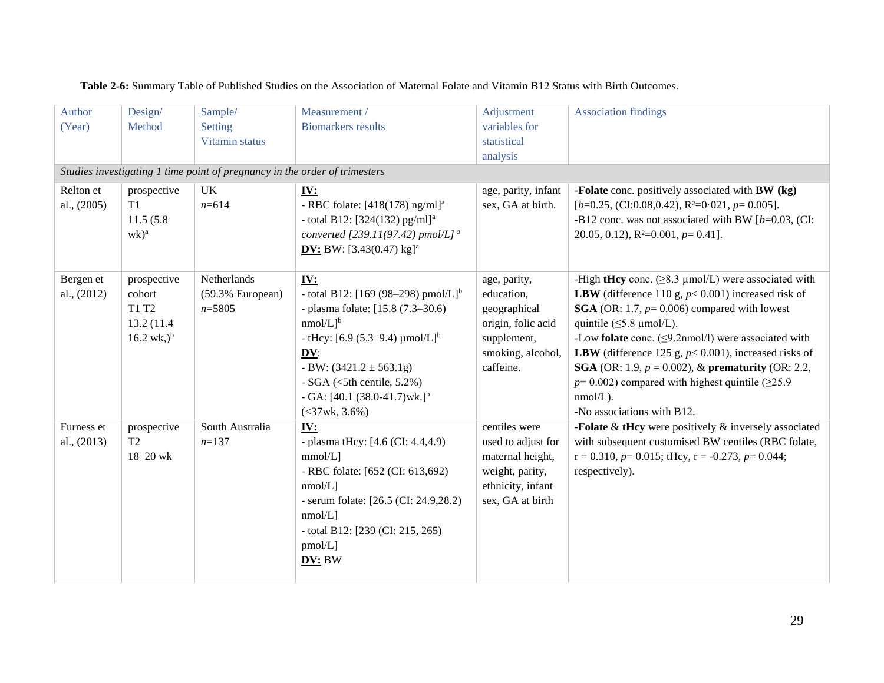**Table 2-6:** Summary Table of Published Studies on the Association of Maternal Folate and Vitamin B12 Status with Birth Outcomes.

| Author (Year) | Design/ Method | Sample/ Setting Vitamin status | Measurement / Biomarkers results | Adjustment variables for statistical analysis | Association findings |
|---|---|---|---|---|---|
| *Studies investigating 1 time point of pregnancy in the order of trimesters* | | | | | |
| Relton et al., (2005) | prospective T1 11.5 (5.8 wk)[a] | UK *n*=614 | **IV:** - RBC folate: [418(178) ng/ml][a] - total B12: [324(132) pg/ml][a] *converted [239.11(97.42) pmol/L] [a]* **DV:** BW: [3.43(0.47) kg][a] | age, parity, infant sex, GA at birth. | -**Folate** conc. positively associated with **BW (kg)** [$b$=0.25, (CI:0.08,0.42), $R^2$=0·021, $p$= 0.005]. -B12 conc. was not associated with BW [$b$=0.03, (CI: 20.05, 0.12), $R^2$=0.001, $p$= 0.41]. |
| Bergen et al., (2012) | prospective cohort T1 T2 13.2 (11.4–16.2 wk,)[b] | Netherlands (59.3% European) *n*=5805 | **IV:** - total B12: [169 (98–298) pmol/L][b] - plasma folate: [15.8 (7.3–30.6) nmol/L][b] - tHcy: [6.9 (5.3–9.4) µmol/L][b] **DV**: - BW: (3421.2 ± 563.1g) - SGA (<5th centile, 5.2%) - GA: [40.1 (38.0-41.7)wk.][b] (<37wk, 3.6%) | age, parity, education, geographical origin, folic acid supplement, smoking, alcohol, caffeine. | -High **tHcy** conc. (≥8.3 µmol/L) were associated with **LBW** (difference 110 g, $p$< 0.001) increased risk of **SGA** (OR: 1.7, $p$= 0.006) compared with lowest quintile (≤5.8 µmol/L). -Low **folate** conc. (≤9.2nmol/l) were associated with **LBW** (difference 125 g, $p$< 0.001), increased risks of **SGA** (OR: 1.9, $p$ = 0.002), & **prematurity** (OR: 2.2, $p$= 0.002) compared with highest quintile (≥25.9 nmol/L). -No associations with B12. |
| Furness et al., (2013) | prospective T2 18–20 wk | South Australia *n*=137 | **IV:** - plasma tHcy: [4.6 (CI: 4.4,4.9) mmol/L] - RBC folate: [652 (CI: 613,692) nmol/L] - serum folate: [26.5 (CI: 24.9,28.2) nmol/L] - total B12: [239 (CI: 215, 265) pmol/L] **DV:** BW | centiles were used to adjust for maternal height, weight, parity, ethnicity, infant sex, GA at birth | -**Folate** & **tHcy** were positively & inversely associated with subsequent customised BW centiles (RBC folate, r = 0.310, $p$= 0.015; tHcy, r = -0.273, $p$= 0.044; respectively). |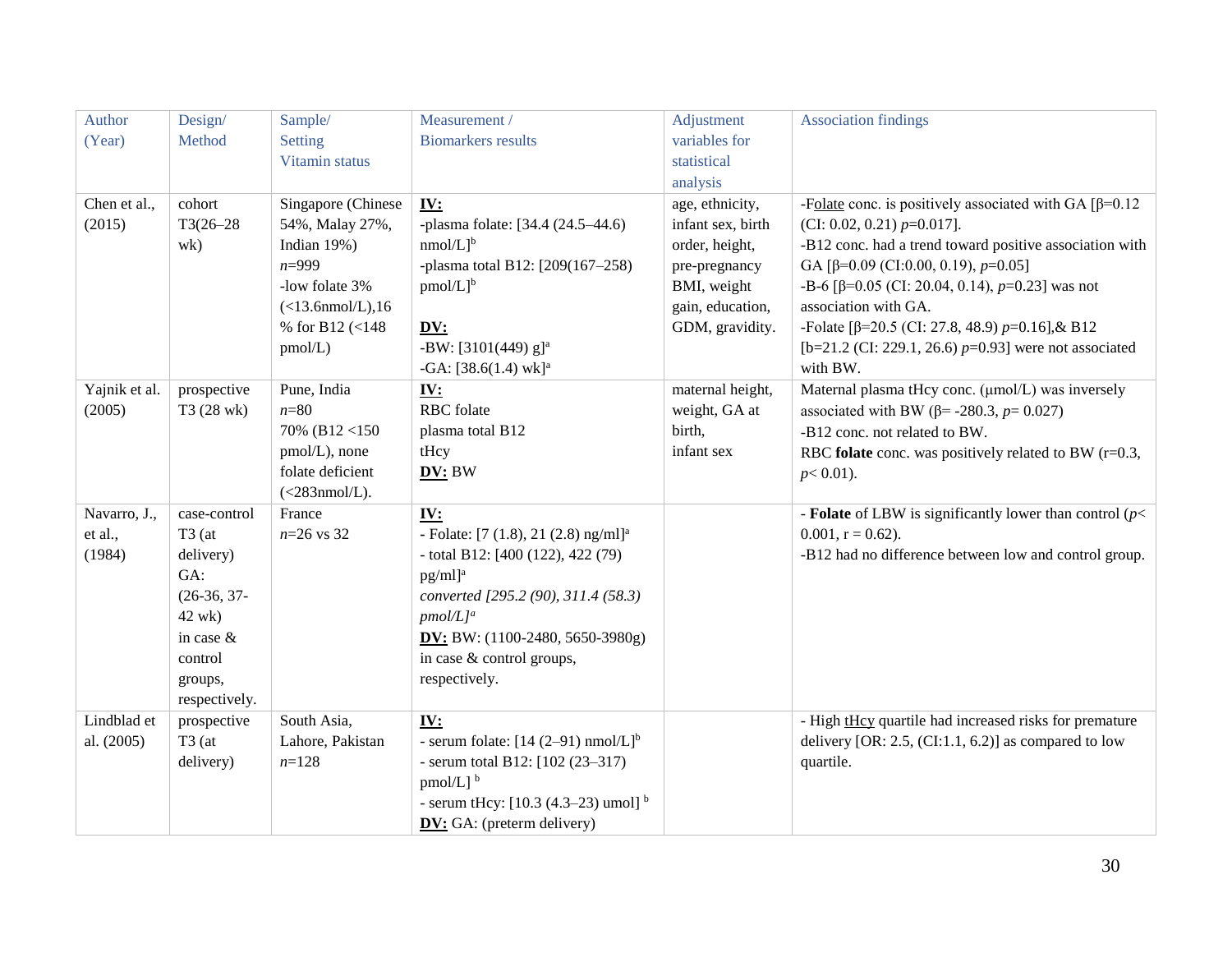| Author (Year) | Design/ Method | Sample/ Setting Vitamin status | Measurement / Biomarkers results | Adjustment variables for statistical analysis | Association findings |
| --- | --- | --- | --- | --- | --- |
| Chen et al., (2015) | cohort T3(26–28 wk) | Singapore (Chinese 54%, Malay 27%, Indian 19%) $n$=999 -low folate 3% (<13.6nmol/L),16 % for B12 (<148 pmol/L) | **IV:** -plasma folate: [34.4 (24.5–44.6) nmol/L][b] -plasma total B12: [209(167–258) pmol/L][b] **DV:** -BW: [3101(449) g][a] -GA: [38.6(1.4) wk][a] | age, ethnicity, infant sex, birth order, height, pre-pregnancy BMI, weight gain, education, GDM, gravidity. | -Folate conc. is positively associated with GA [β=0.12 (CI: 0.02, 0.21) $p$=0.017]. -B12 conc. had a trend toward positive association with GA [β=0.09 (CI:0.00, 0.19), $p$=0.05] -B-6 [β=0.05 (CI: 20.04, 0.14), $p$=0.23] was not association with GA. -Folate [β=20.5 (CI: 27.8, 48.9) $p$=0.16],& B12 [b=21.2 (CI: 229.1, 26.6) $p$=0.93] were not associated with BW. |
| Yajnik et al. (2005) | prospective T3 (28 wk) | Pune, India $n$=80 70% (B12 <150 pmol/L), none folate deficient (<283nmol/L). | **IV:** RBC folate plasma total B12 tHcy **DV:** BW | maternal height, weight, GA at birth, infant sex | Maternal plasma tHcy conc. (μmol/L) was inversely associated with BW (β= -280.3, $p$= 0.027) -B12 conc. not related to BW. RBC **folate** conc. was positively related to BW (r=0.3, $p$< 0.01). |
| Navarro, J., et al., (1984) | case-control T3 (at delivery) GA: (26-36, 37-42 wk) in case & control groups, respectively. | France $n$=26 vs 32 | **IV:** - Folate: [7 (1.8), 21 (2.8) ng/ml][a] - total B12: [400 (122), 422 (79) pg/ml][a] *converted [295.2 (90), 311.4 (58.3) pmol/L][a]* **DV:** BW: (1100-2480, 5650-3980g) in case & control groups, respectively. | | - **Folate** of LBW is significantly lower than control ($p$< 0.001, r = 0.62). -B12 had no difference between low and control group. |
| Lindblad et al. (2005) | prospective T3 (at delivery) | South Asia, Lahore, Pakistan $n$=128 | **IV:** - serum folate: [14 (2–91) nmol/L][b] - serum total B12: [102 (23–317) pmol/L] [b] - serum tHcy: [10.3 (4.3–23) umol] [b] **DV:** GA: (preterm delivery) | | - High tHcy quartile had increased risks for premature delivery [OR: 2.5, (CI:1.1, 6.2)] as compared to low quartile. |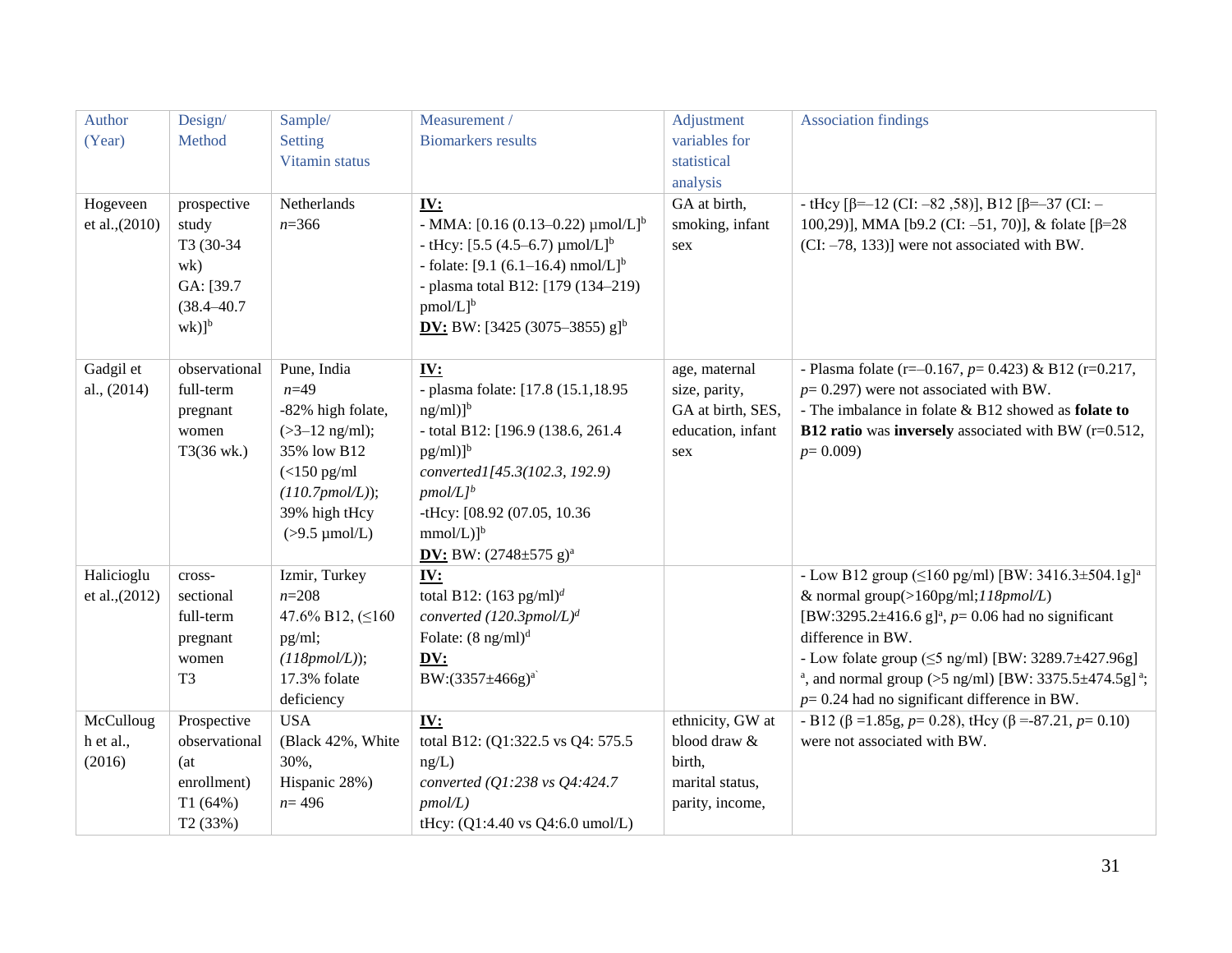| Author (Year) | Design/ Method | Sample/ Setting Vitamin status | Measurement / Biomarkers results | Adjustment variables for statistical analysis | Association findings |
|---|---|---|---|---|---|
| Hogeveen et al.,(2010) | prospective study T3 (30-34 wk) GA: [39.7 (38.4–40.7 wk)][b] | Netherlands $n$=366 | **<u>IV:</u>** - MMA: [0.16 (0.13–0.22) µmol/L][b] - tHcy: [5.5 (4.5–6.7) µmol/L][b] - folate: [9.1 (6.1–16.4) nmol/L][b] - plasma total B12: [179 (134–219) pmol/L][b] **<u>DV:</u>** BW: [3425 (3075–3855) g][b] | GA at birth, smoking, infant sex | - tHcy [β=–12 (CI: –82 ,58)], B12 [β=–37 (CI: –100,29)], MMA [b9.2 (CI: –51, 70)], & folate [β=28 (CI: –78, 133)] were not associated with BW. |
| Gadgil et al., (2014) | observational full-term pregnant women T3(36 wk.) | Pune, India $n$=49 -82% high folate, (>3–12 ng/ml); 35% low B12 (<150 pg/ml *(110.7pmol/L)*); 39% high tHcy (>9.5 µmol/L) | **<u>IV:</u>** - plasma folate: [17.8 (15.1,18.95 ng/ml)][b] - total B12: [196.9 (138.6, 261.4 pg/ml)][b] *converted1[45.3(102.3, 192.9) pmol/L][b]* -tHcy: [08.92 (07.05, 10.36 mmol/L)][b] **<u>DV:</u>** BW: (2748±575 g)[a] | age, maternal size, parity, GA at birth, SES, education, infant sex | - Plasma folate (r=–0.167, $p$= 0.423) & B12 (r=0.217, $p$= 0.297) were not associated with BW. - The imbalance in folate & B12 showed as **folate to B12 ratio** was **inversely** associated with BW (r=0.512, $p$= 0.009) |
| Halicioglu et al.,(2012) | cross-sectional full-term pregnant women T3 | Izmir, Turkey $n$=208 47.6% B12, (≤160 pg/ml; *(118pmol/L)*); 17.3% folate deficiency | **<u>IV:</u>** total B12: (163 pg/ml)[d] *converted (120.3pmol/L)[d]* Folate: (8 ng/ml)[d] **<u>DV:</u>** BW:(3357±466g)[a] | | - Low B12 group (≤160 pg/ml) [BW: 3416.3±504.1g][a] & normal group(>160pg/ml;*118pmol/L*) [BW:3295.2±416.6 g][a], $p$= 0.06 had no significant difference in BW. - Low folate group (≤5 ng/ml) [BW: 3289.7±427.96g][a], and normal group (>5 ng/ml) [BW: 3375.5±474.5g][a]; $p$= 0.24 had no significant difference in BW. |
| McCullough et al., (2016) | Prospective observational (at enrollment) T1 (64%) T2 (33%) | USA (Black 42%, White 30%, Hispanic 28%) $n$= 496 | **<u>IV:</u>** total B12: (Q1:322.5 vs Q4: 575.5 ng/L) *converted (Q1:238 vs Q4:424.7 pmol/L)* tHcy: (Q1:4.40 vs Q4:6.0 umol/L) | ethnicity, GW at blood draw & birth, marital status, parity, income, | - B12 (β =1.85g, $p$= 0.28), tHcy (β =-87.21, $p$= 0.10) were not associated with BW. |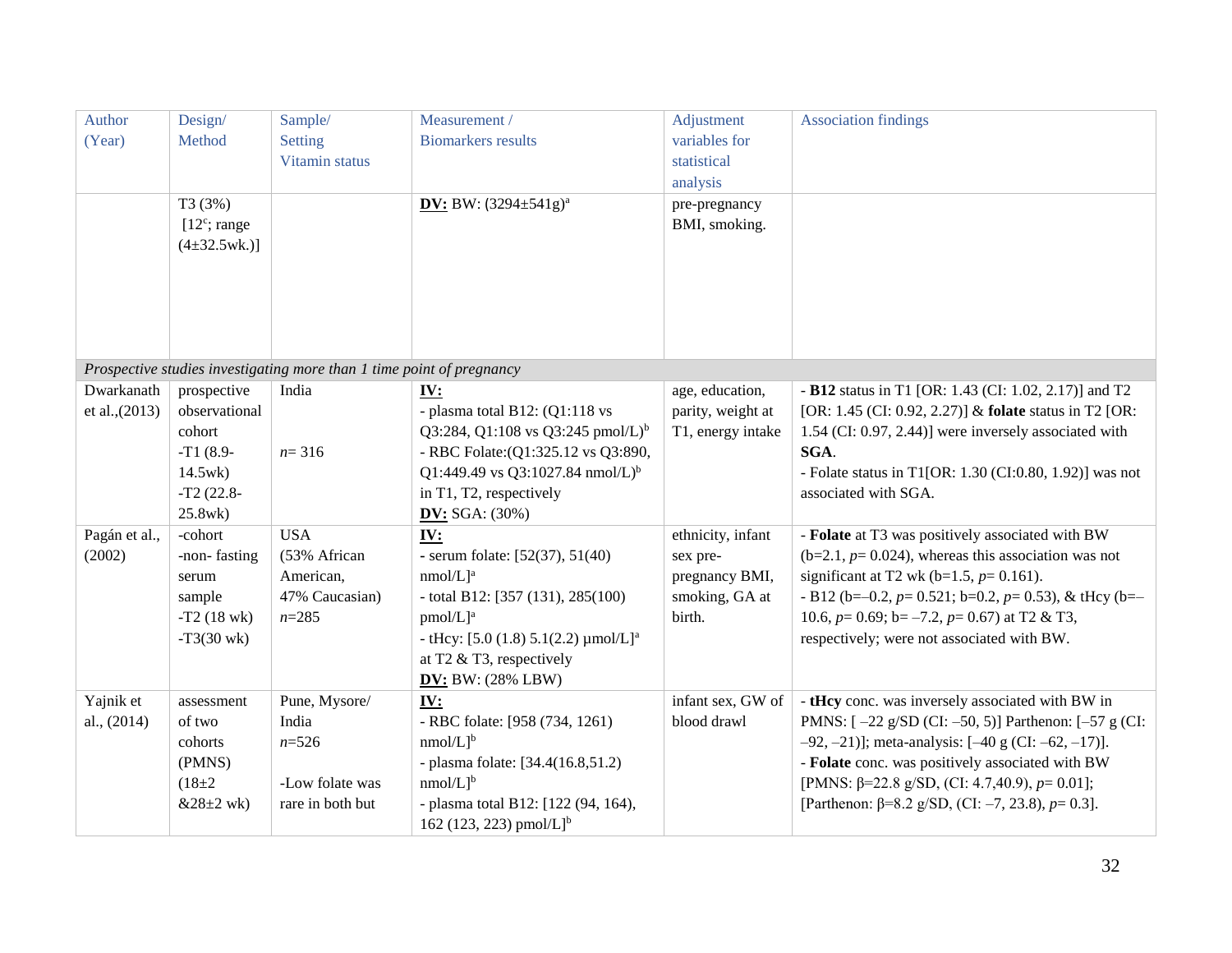| Author (Year) | Design/ Method | Sample/ Setting Vitamin status | Measurement / Biomarkers results | Adjustment variables for statistical analysis | Association findings |
|---|---|---|---|---|---|
| | T3 (3%) [12[c]; range (4±32.5wk.)] | | **DV:** BW: (3294±541g)[a] | pre-pregnancy BMI, smoking. | |
| *Prospective studies investigating more than 1 time point of pregnancy* | | | | | |
| Dwarkanath et al.,(2013) | prospective observational cohort -T1 (8.9-14.5wk) -T2 (22.8-25.8wk) | India $n$= 316 | **IV:** - plasma total B12: (Q1:118 vs Q3:284, Q1:108 vs Q3:245 pmol/L)[b] - RBC Folate:(Q1:325.12 vs Q3:890, Q1:449.49 vs Q3:1027.84 nmol/L)[b] in T1, T2, respectively **DV:** SGA: (30%) | age, education, parity, weight at T1, energy intake | - **B12** status in T1 [OR: 1.43 (CI: 1.02, 2.17)] and T2 [OR: 1.45 (CI: 0.92, 2.27)] & **folate** status in T2 [OR: 1.54 (CI: 0.97, 2.44)] were inversely associated with **SGA**. - Folate status in T1[OR: 1.30 (CI:0.80, 1.92)] was not associated with SGA. |
| Pagán et al., (2002) | -cohort -non- fasting serum sample -T2 (18 wk) -T3(30 wk) | USA (53% African American, 47% Caucasian) $n$=285 | **IV:** - serum folate: [52(37), 51(40) nmol/L][a] - total B12: [357 (131), 285(100) pmol/L][a] - tHcy: [5.0 (1.8) 5.1(2.2) µmol/L][a] at T2 & T3, respectively **DV:** BW: (28% LBW) | ethnicity, infant sex pre-pregnancy BMI, smoking, GA at birth. | - **Folate** at T3 was positively associated with BW (b=2.1, $p$= 0.024), whereas this association was not significant at T2 wk (b=1.5, $p$= 0.161). - B12 (b=–0.2, $p$= 0.521; b=0.2, $p$= 0.53), & tHcy (b=–10.6, $p$= 0.69; b= –7.2, $p$= 0.67) at T2 & T3, respectively; were not associated with BW. |
| Yajnik et al., (2014) | assessment of two cohorts (PMNS) (18±2 &28±2 wk) | Pune, Mysore/ India $n$=526 -Low folate was rare in both but | **IV:** - RBC folate: [958 (734, 1261) nmol/L][b] - plasma folate: [34.4(16.8,51.2) nmol/L][b] - plasma total B12: [122 (94, 164), 162 (123, 223) pmol/L][b] | infant sex, GW of blood drawl | - **tHcy** conc. was inversely associated with BW in PMNS: [ –22 g/SD (CI: –50, 5)] Parthenon: [–57 g (CI: –92, –21)]; meta-analysis: [–40 g (CI: –62, –17)]. - **Folate** conc. was positively associated with BW [PMNS: β=22.8 g/SD, (CI: 4.7,40.9), $p$= 0.01]; [Parthenon: β=8.2 g/SD, (CI: –7, 23.8), $p$= 0.3]. |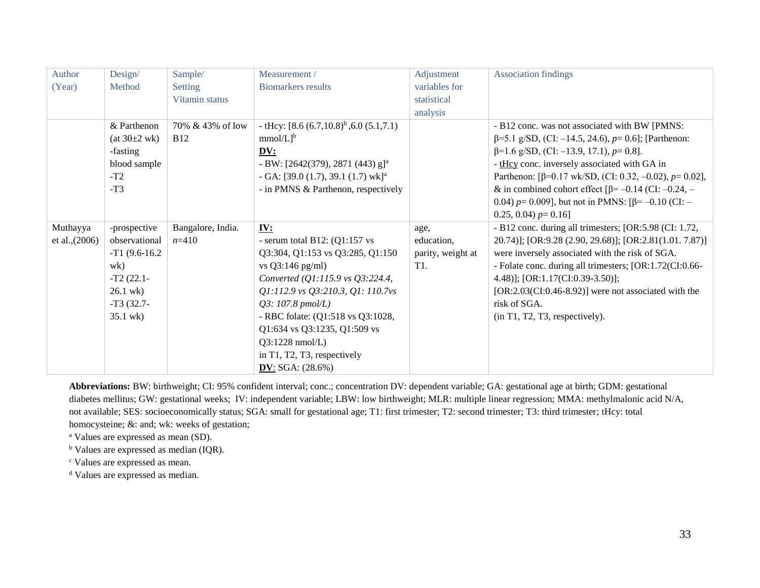| Author (Year) | Design/ Method | Sample/ Setting Vitamin status | Measurement / Biomarkers results | Adjustment variables for statistical analysis | Association findings |
|---|---|---|---|---|---|
| | & Parthenon (at 30±2 wk) -fasting blood sample -T2 -T3 | 70% & 43% of low B12 | - tHcy: [8.6 (6.7,10.8)[b] ,6.0 (5.1,7.1) mmol/L][b] <br> **DV:** <br> - BW: [2642(379), 2871 (443) g][a] <br> - GA: [39.0 (1.7), 39.1 (1.7) wk][a] <br> - in PMNS & Parthenon, respectively | | - B12 conc. was not associated with BW [PMNS: β=5.1 g/SD, (CI: –14.5, 24.6), *p*= 0.6]; [Parthenon: β=1.6 g/SD, (CI: –13.9, 17.1), *p*= 0.8]. <br> - tHcy conc. inversely associated with GA in Parthenon: [β=0.17 wk/SD, (CI: 0.32, –0.02), *p*= 0.02], & in combined cohort effect [β= –0.14 (CI: –0.24, –0.04) *p*= 0.009], but not in PMNS: [β= –0.10 (CI: –0.25, 0.04) *p*= 0.16] |
| Muthayya et al.,(2006) | -prospective observational -T1 (9.6-16.2 wk) -T2 (22.1-26.1 wk) -T3 (32.7-35.1 wk) | Bangalore, India. *n*=410 | **IV:** <br> - serum total B12: (Q1:157 vs Q3:304, Q1:153 vs Q3:285, Q1:150 vs Q3:146 pg/ml) <br> *Converted (Q1:115.9 vs Q3:224.4, Q1:112.9 vs Q3:210.3, Q1: 110.7vs Q3: 107.8 pmol/L)* <br> - RBC folate: (Q1:518 vs Q3:1028, Q1:634 vs Q3:1235, Q1:509 vs Q3:1228 nmol/L) <br> in T1, T2, T3, respectively <br> **DV**: SGA: (28.6%) | age, education, parity, weight at T1. | - B12 conc. during all trimesters; [OR:5.98 (CI: 1.72, 20.74)]; [OR:9.28 (2.90, 29.68)]; [OR:2.81(1.01. 7.87)] were inversely associated with the risk of SGA. <br> - Folate conc. during all trimesters; [OR:1.72(CI:0.66-4.48)]; [OR:1.17(CI:0.39-3.50)]; [OR:2.03(CI:0.46-8.92)] were not associated with the risk of SGA. <br> (in T1, T2, T3, respectively). |

**Abbreviations:** BW: birthweight; CI: 95% confident interval; conc.; concentration DV: dependent variable; GA: gestational age at birth; GDM: gestational diabetes mellitus; GW: gestational weeks; IV: independent variable; LBW: low birthweight; MLR: multiple linear regression; MMA: methylmalonic acid N/A, not available; SES: socioeconomically status; SGA: small for gestational age; T1: first trimester; T2: second trimester; T3: third trimester; tHcy: total homocysteine; &: and; wk: weeks of gestation;

[a] Values are expressed as mean (SD).

[b] Values are expressed as median (IQR).

[c] Values are expressed as mean.

[d] Values are expressed as median.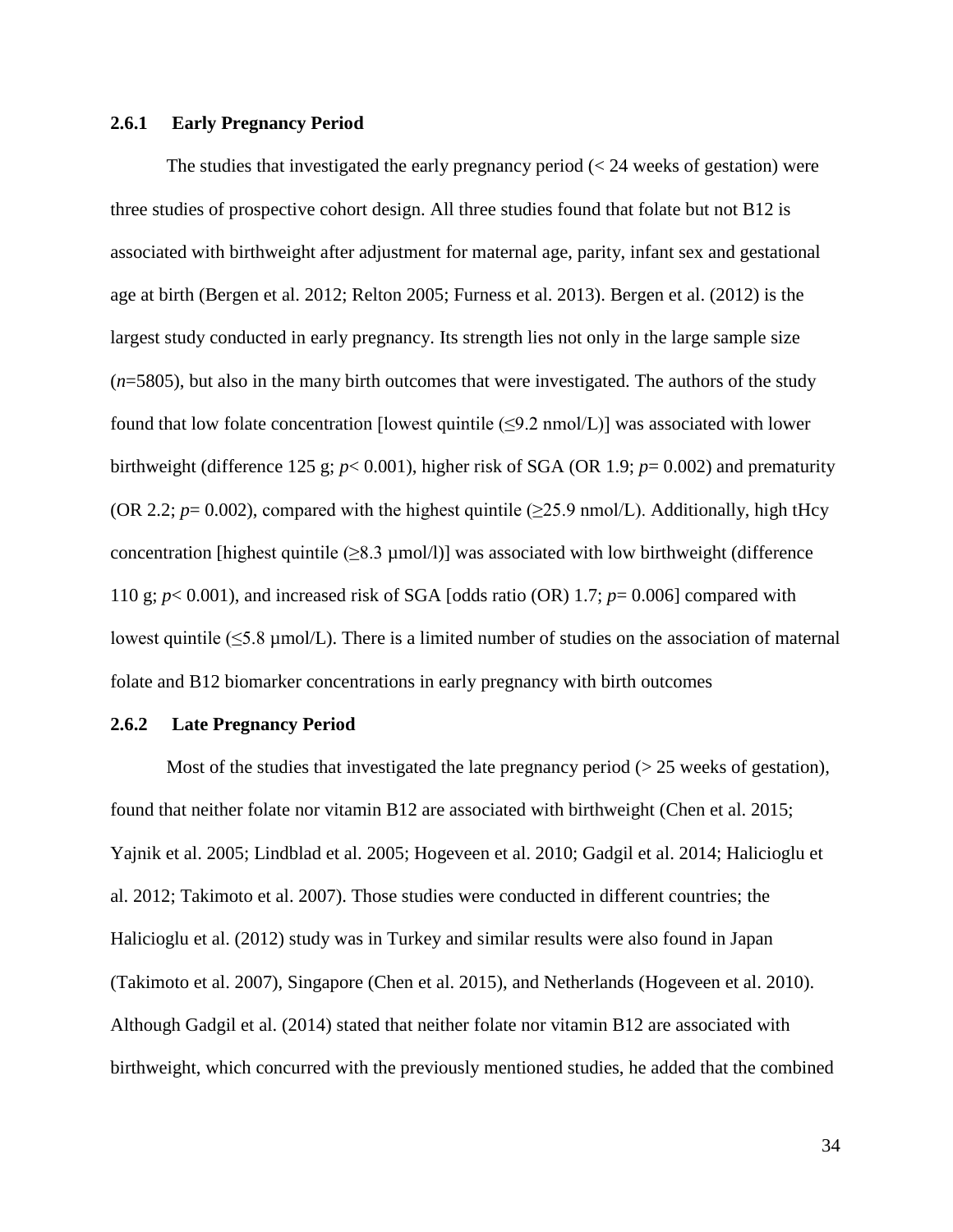### 2.6.1 Early Pregnancy Period

The studies that investigated the early pregnancy period (< 24 weeks of gestation) were three studies of prospective cohort design. All three studies found that folate but not B12 is associated with birthweight after adjustment for maternal age, parity, infant sex and gestational age at birth (Bergen et al. 2012; Relton 2005; Furness et al. 2013). Bergen et al. (2012) is the largest study conducted in early pregnancy. Its strength lies not only in the large sample size (*n*=5805), but also in the many birth outcomes that were investigated. The authors of the study found that low folate concentration [lowest quintile (≤9.2 nmol/L)] was associated with lower birthweight (difference 125 g; $p < 0.001$), higher risk of SGA (OR 1.9; $p = 0.002$) and prematurity (OR 2.2; $p = 0.002$), compared with the highest quintile (≥25.9 nmol/L). Additionally, high tHcy concentration [highest quintile (≥8.3 µmol/l)] was associated with low birthweight (difference 110 g; $p < 0.001$), and increased risk of SGA [odds ratio (OR) 1.7; $p = 0.006$] compared with lowest quintile (≤5.8 µmol/L). There is a limited number of studies on the association of maternal folate and B12 biomarker concentrations in early pregnancy with birth outcomes

### 2.6.2 Late Pregnancy Period

Most of the studies that investigated the late pregnancy period (> 25 weeks of gestation), found that neither folate nor vitamin B12 are associated with birthweight (Chen et al. 2015; Yajnik et al. 2005; Lindblad et al. 2005; Hogeveen et al. 2010; Gadgil et al. 2014; Halicioglu et al. 2012; Takimoto et al. 2007). Those studies were conducted in different countries; the Halicioglu et al. (2012) study was in Turkey and similar results were also found in Japan (Takimoto et al. 2007), Singapore (Chen et al. 2015), and Netherlands (Hogeveen et al. 2010). Although Gadgil et al. (2014) stated that neither folate nor vitamin B12 are associated with birthweight, which concurred with the previously mentioned studies, he added that the combined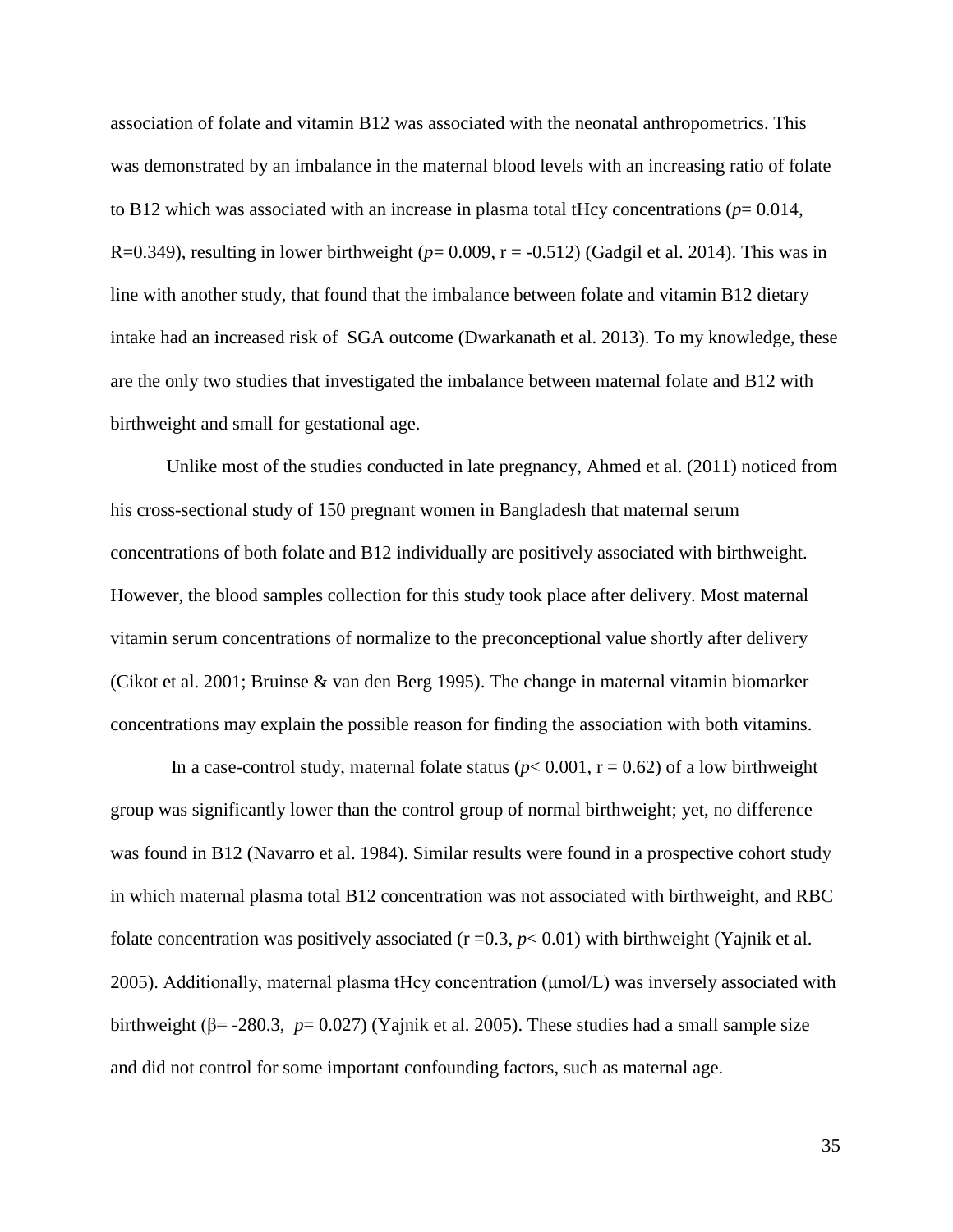association of folate and vitamin B12 was associated with the neonatal anthropometrics. This was demonstrated by an imbalance in the maternal blood levels with an increasing ratio of folate to B12 which was associated with an increase in plasma total tHcy concentrations ($p = 0.014$, R=0.349), resulting in lower birthweight ($p = 0.009$, $r = -0.512$) (Gadgil et al. 2014). This was in line with another study, that found that the imbalance between folate and vitamin B12 dietary intake had an increased risk of SGA outcome (Dwarkanath et al. 2013). To my knowledge, these are the only two studies that investigated the imbalance between maternal folate and B12 with birthweight and small for gestational age.

Unlike most of the studies conducted in late pregnancy, Ahmed et al. (2011) noticed from his cross-sectional study of 150 pregnant women in Bangladesh that maternal serum concentrations of both folate and B12 individually are positively associated with birthweight. However, the blood samples collection for this study took place after delivery. Most maternal vitamin serum concentrations of normalize to the preconceptional value shortly after delivery (Cikot et al. 2001; Bruinse & van den Berg 1995). The change in maternal vitamin biomarker concentrations may explain the possible reason for finding the association with both vitamins.

In a case-control study, maternal folate status ($p < 0.001$, $r = 0.62$) of a low birthweight group was significantly lower than the control group of normal birthweight; yet, no difference was found in B12 (Navarro et al. 1984). Similar results were found in a prospective cohort study in which maternal plasma total B12 concentration was not associated with birthweight, and RBC folate concentration was positively associated ($r = 0.3$, $p < 0.01$) with birthweight (Yajnik et al. 2005). Additionally, maternal plasma tHcy concentration (μmol/L) was inversely associated with birthweight ($\beta = -280.3$, $p = 0.027$) (Yajnik et al. 2005). These studies had a small sample size and did not control for some important confounding factors, such as maternal age.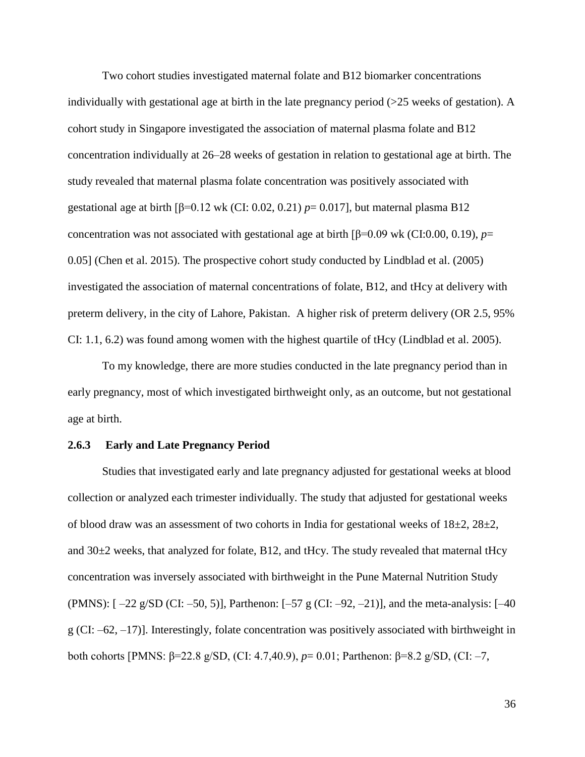Two cohort studies investigated maternal folate and B12 biomarker concentrations individually with gestational age at birth in the late pregnancy period (>25 weeks of gestation). A cohort study in Singapore investigated the association of maternal plasma folate and B12 concentration individually at 26–28 weeks of gestation in relation to gestational age at birth. The study revealed that maternal plasma folate concentration was positively associated with gestational age at birth [β=0.12 wk (CI: 0.02, 0.21) $p$= 0.017], but maternal plasma B12 concentration was not associated with gestational age at birth [β=0.09 wk (CI:0.00, 0.19), $p$= 0.05] (Chen et al. 2015). The prospective cohort study conducted by Lindblad et al. (2005) investigated the association of maternal concentrations of folate, B12, and tHcy at delivery with preterm delivery, in the city of Lahore, Pakistan. A higher risk of preterm delivery (OR 2.5, 95% CI: 1.1, 6.2) was found among women with the highest quartile of tHcy (Lindblad et al. 2005).

To my knowledge, there are more studies conducted in the late pregnancy period than in early pregnancy, most of which investigated birthweight only, as an outcome, but not gestational age at birth.

### 2.6.3 Early and Late Pregnancy Period

Studies that investigated early and late pregnancy adjusted for gestational weeks at blood collection or analyzed each trimester individually. The study that adjusted for gestational weeks of blood draw was an assessment of two cohorts in India for gestational weeks of 18±2, 28±2, and 30±2 weeks, that analyzed for folate, B12, and tHcy. The study revealed that maternal tHcy concentration was inversely associated with birthweight in the Pune Maternal Nutrition Study (PMNS): [ –22 g/SD (CI: –50, 5)], Parthenon: [–57 g (CI: –92, –21)], and the meta-analysis: [–40 g (CI: –62, –17)]. Interestingly, folate concentration was positively associated with birthweight in both cohorts [PMNS: β=22.8 g/SD, (CI: 4.7,40.9), $p$= 0.01; Parthenon: β=8.2 g/SD, (CI: –7,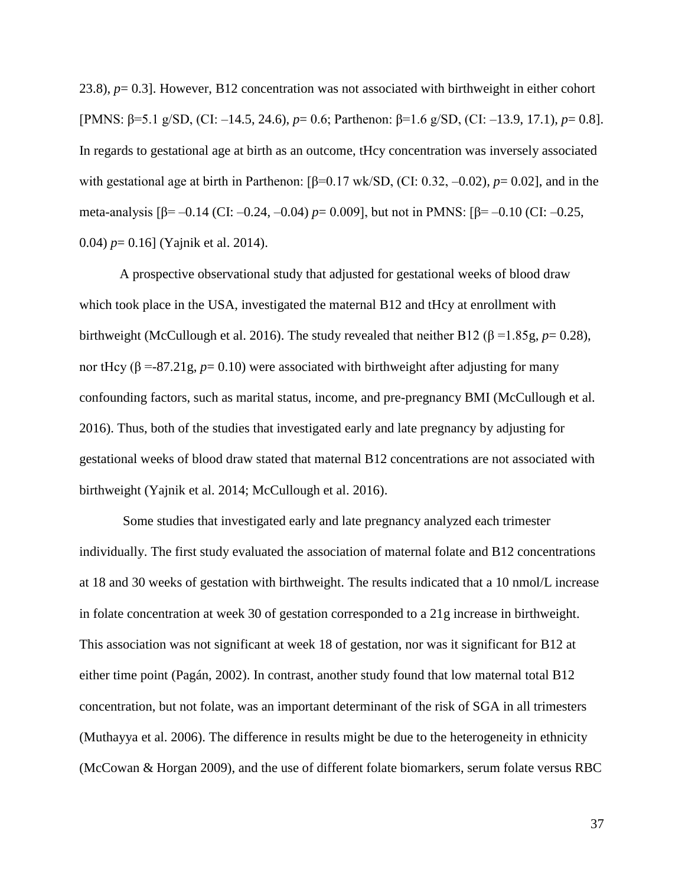23.8), $p = 0.3$]. However, B12 concentration was not associated with birthweight in either cohort [PMNS: $\beta$=5.1 g/SD, (CI: –14.5, 24.6), $p = 0.6$; Parthenon: $\beta$=1.6 g/SD, (CI: –13.9, 17.1), $p = 0.8$]. In regards to gestational age at birth as an outcome, tHcy concentration was inversely associated with gestational age at birth in Parthenon: [$\beta$=0.17 wk/SD, (CI: 0.32, –0.02), $p = 0.02$], and in the meta-analysis [$\beta$= –0.14 (CI: –0.24, –0.04) $p = 0.009$], but not in PMNS: [$\beta$= –0.10 (CI: –0.25, 0.04) $p = 0.16$] (Yajnik et al. 2014).

A prospective observational study that adjusted for gestational weeks of blood draw which took place in the USA, investigated the maternal B12 and tHcy at enrollment with birthweight (McCullough et al. 2016). The study revealed that neither B12 ($\beta$ =1.85g, $p = 0.28$), nor tHcy ($\beta$ =-87.21g, $p = 0.10$) were associated with birthweight after adjusting for many confounding factors, such as marital status, income, and pre-pregnancy BMI (McCullough et al. 2016). Thus, both of the studies that investigated early and late pregnancy by adjusting for gestational weeks of blood draw stated that maternal B12 concentrations are not associated with birthweight (Yajnik et al. 2014; McCullough et al. 2016).

Some studies that investigated early and late pregnancy analyzed each trimester individually. The first study evaluated the association of maternal folate and B12 concentrations at 18 and 30 weeks of gestation with birthweight. The results indicated that a 10 nmol/L increase in folate concentration at week 30 of gestation corresponded to a 21g increase in birthweight. This association was not significant at week 18 of gestation, nor was it significant for B12 at either time point (Pagán, 2002). In contrast, another study found that low maternal total B12 concentration, but not folate, was an important determinant of the risk of SGA in all trimesters (Muthayya et al. 2006). The difference in results might be due to the heterogeneity in ethnicity (McCowan & Horgan 2009), and the use of different folate biomarkers, serum folate versus RBC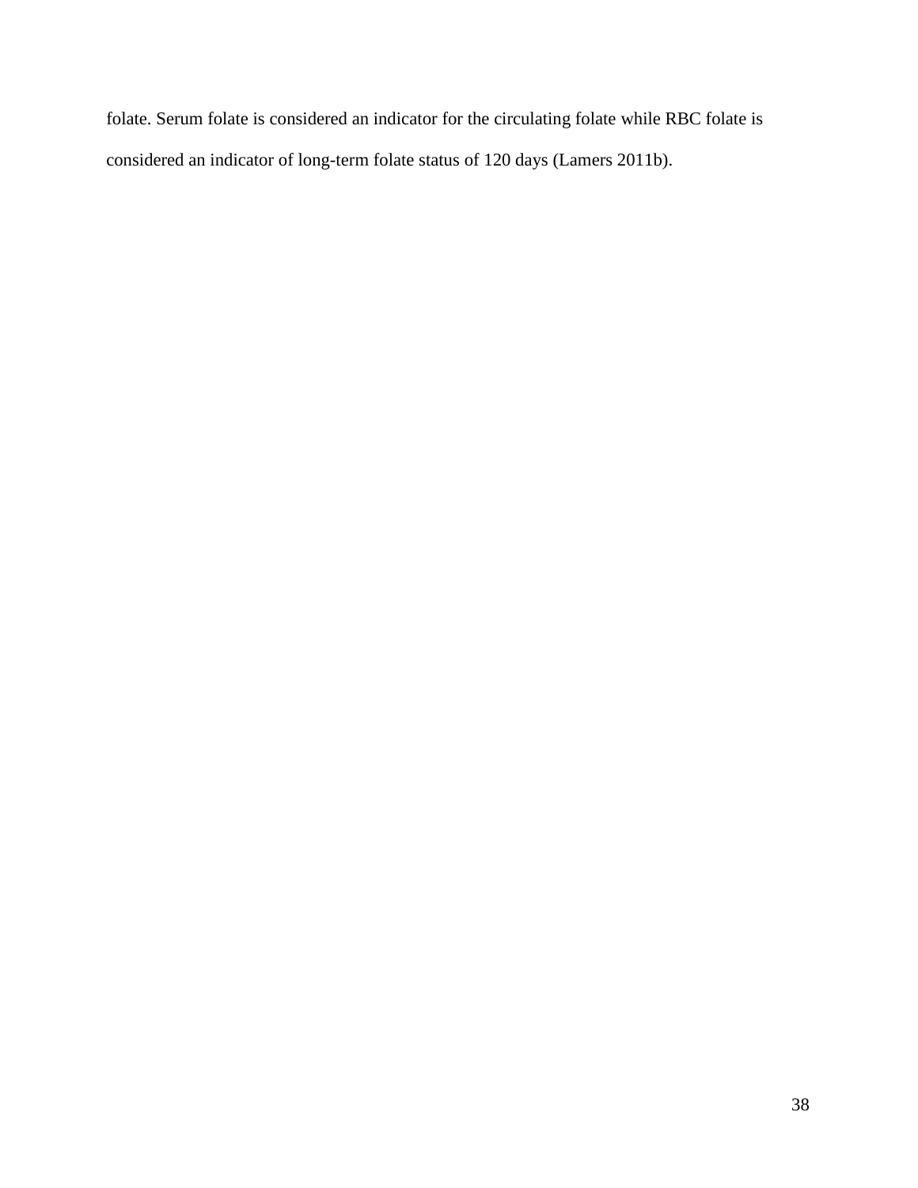folate. Serum folate is considered an indicator for the circulating folate while RBC folate is considered an indicator of long-term folate status of 120 days (Lamers 2011b).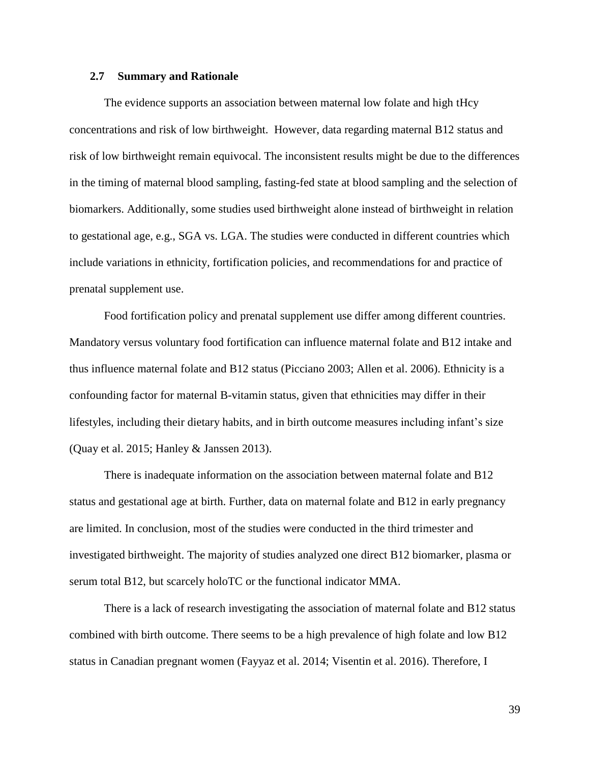### 2.7 Summary and Rationale

The evidence supports an association between maternal low folate and high tHcy concentrations and risk of low birthweight. However, data regarding maternal B12 status and risk of low birthweight remain equivocal. The inconsistent results might be due to the differences in the timing of maternal blood sampling, fasting-fed state at blood sampling and the selection of biomarkers. Additionally, some studies used birthweight alone instead of birthweight in relation to gestational age, e.g., SGA vs. LGA. The studies were conducted in different countries which include variations in ethnicity, fortification policies, and recommendations for and practice of prenatal supplement use.

Food fortification policy and prenatal supplement use differ among different countries. Mandatory versus voluntary food fortification can influence maternal folate and B12 intake and thus influence maternal folate and B12 status (Picciano 2003; Allen et al. 2006). Ethnicity is a confounding factor for maternal B-vitamin status, given that ethnicities may differ in their lifestyles, including their dietary habits, and in birth outcome measures including infant's size (Quay et al. 2015; Hanley & Janssen 2013).

There is inadequate information on the association between maternal folate and B12 status and gestational age at birth. Further, data on maternal folate and B12 in early pregnancy are limited. In conclusion, most of the studies were conducted in the third trimester and investigated birthweight. The majority of studies analyzed one direct B12 biomarker, plasma or serum total B12, but scarcely holoTC or the functional indicator MMA.

There is a lack of research investigating the association of maternal folate and B12 status combined with birth outcome. There seems to be a high prevalence of high folate and low B12 status in Canadian pregnant women (Fayyaz et al. 2014; Visentin et al. 2016). Therefore, I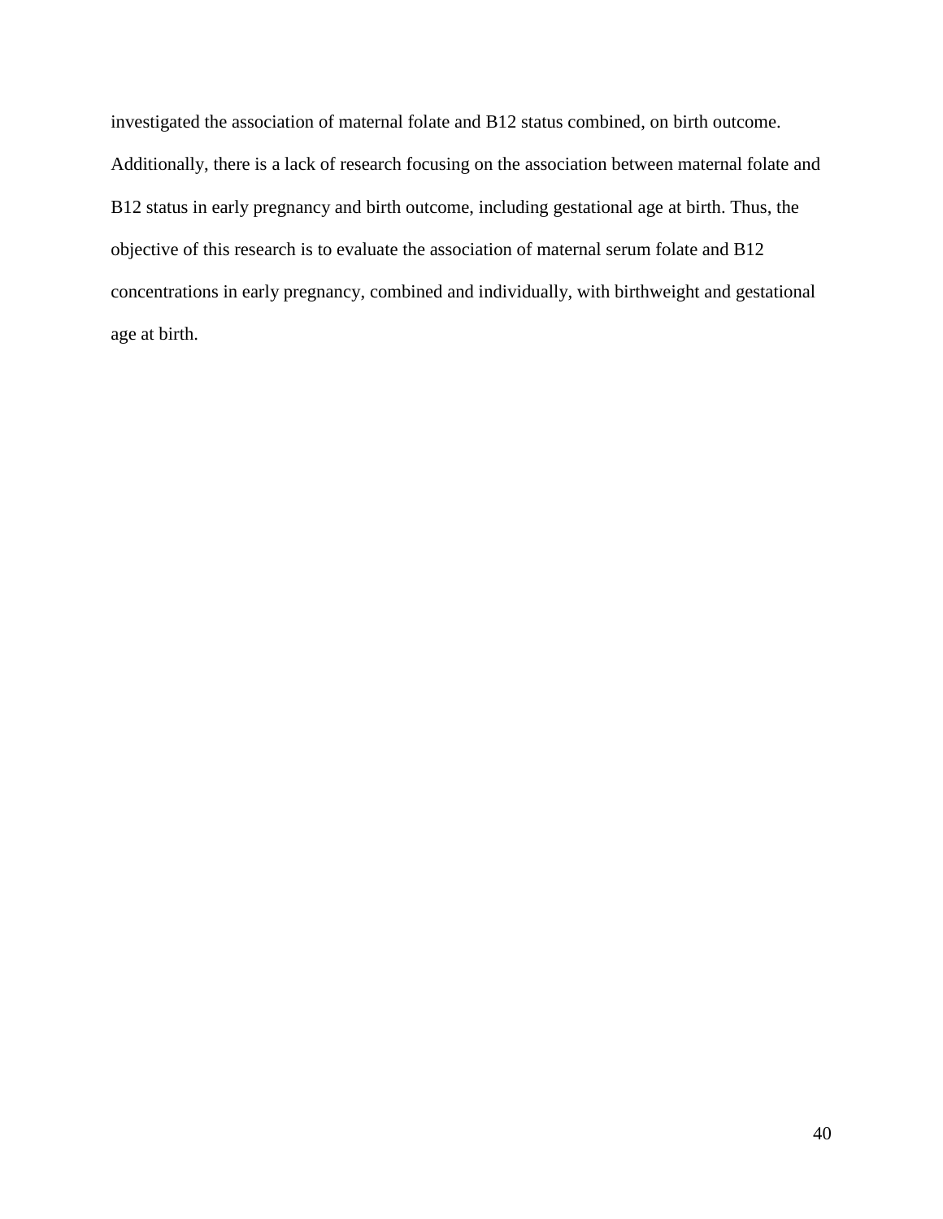investigated the association of maternal folate and B12 status combined, on birth outcome. Additionally, there is a lack of research focusing on the association between maternal folate and B12 status in early pregnancy and birth outcome, including gestational age at birth. Thus, the objective of this research is to evaluate the association of maternal serum folate and B12 concentrations in early pregnancy, combined and individually, with birthweight and gestational age at birth.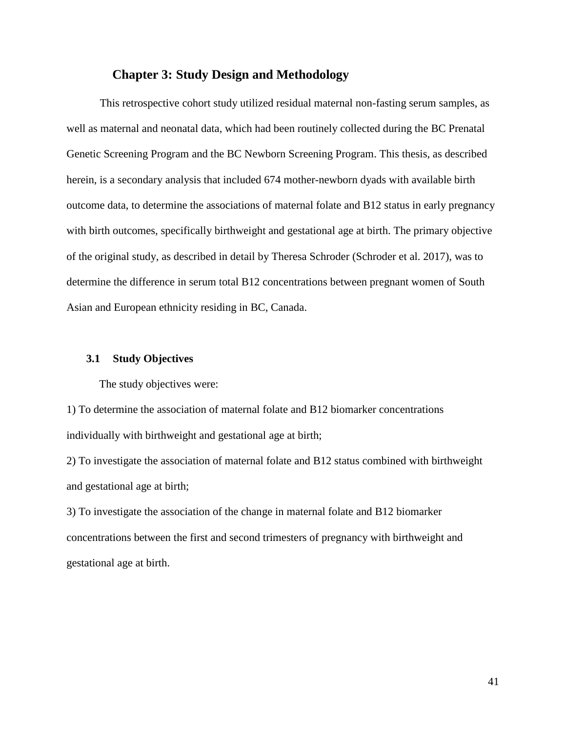# Chapter 3: Study Design and Methodology

This retrospective cohort study utilized residual maternal non-fasting serum samples, as well as maternal and neonatal data, which had been routinely collected during the BC Prenatal Genetic Screening Program and the BC Newborn Screening Program. This thesis, as described herein, is a secondary analysis that included 674 mother-newborn dyads with available birth outcome data, to determine the associations of maternal folate and B12 status in early pregnancy with birth outcomes, specifically birthweight and gestational age at birth. The primary objective of the original study, as described in detail by Theresa Schroder (Schroder et al. 2017), was to determine the difference in serum total B12 concentrations between pregnant women of South Asian and European ethnicity residing in BC, Canada.

## 3.1 Study Objectives

The study objectives were:

1) To determine the association of maternal folate and B12 biomarker concentrations individually with birthweight and gestational age at birth;

2) To investigate the association of maternal folate and B12 status combined with birthweight and gestational age at birth;

3) To investigate the association of the change in maternal folate and B12 biomarker concentrations between the first and second trimesters of pregnancy with birthweight and gestational age at birth.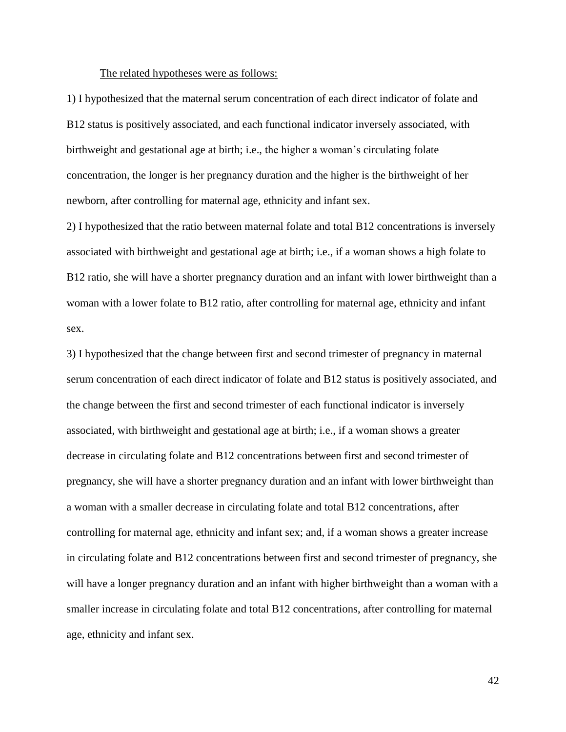<u>The related hypotheses were as follows:</u>

1) I hypothesized that the maternal serum concentration of each direct indicator of folate and B12 status is positively associated, and each functional indicator inversely associated, with birthweight and gestational age at birth; i.e., the higher a woman's circulating folate concentration, the longer is her pregnancy duration and the higher is the birthweight of her newborn, after controlling for maternal age, ethnicity and infant sex.

2) I hypothesized that the ratio between maternal folate and total B12 concentrations is inversely associated with birthweight and gestational age at birth; i.e., if a woman shows a high folate to B12 ratio, she will have a shorter pregnancy duration and an infant with lower birthweight than a woman with a lower folate to B12 ratio, after controlling for maternal age, ethnicity and infant sex.

3) I hypothesized that the change between first and second trimester of pregnancy in maternal serum concentration of each direct indicator of folate and B12 status is positively associated, and the change between the first and second trimester of each functional indicator is inversely associated, with birthweight and gestational age at birth; i.e., if a woman shows a greater decrease in circulating folate and B12 concentrations between first and second trimester of pregnancy, she will have a shorter pregnancy duration and an infant with lower birthweight than a woman with a smaller decrease in circulating folate and total B12 concentrations, after controlling for maternal age, ethnicity and infant sex; and, if a woman shows a greater increase in circulating folate and B12 concentrations between first and second trimester of pregnancy, she will have a longer pregnancy duration and an infant with higher birthweight than a woman with a smaller increase in circulating folate and total B12 concentrations, after controlling for maternal age, ethnicity and infant sex.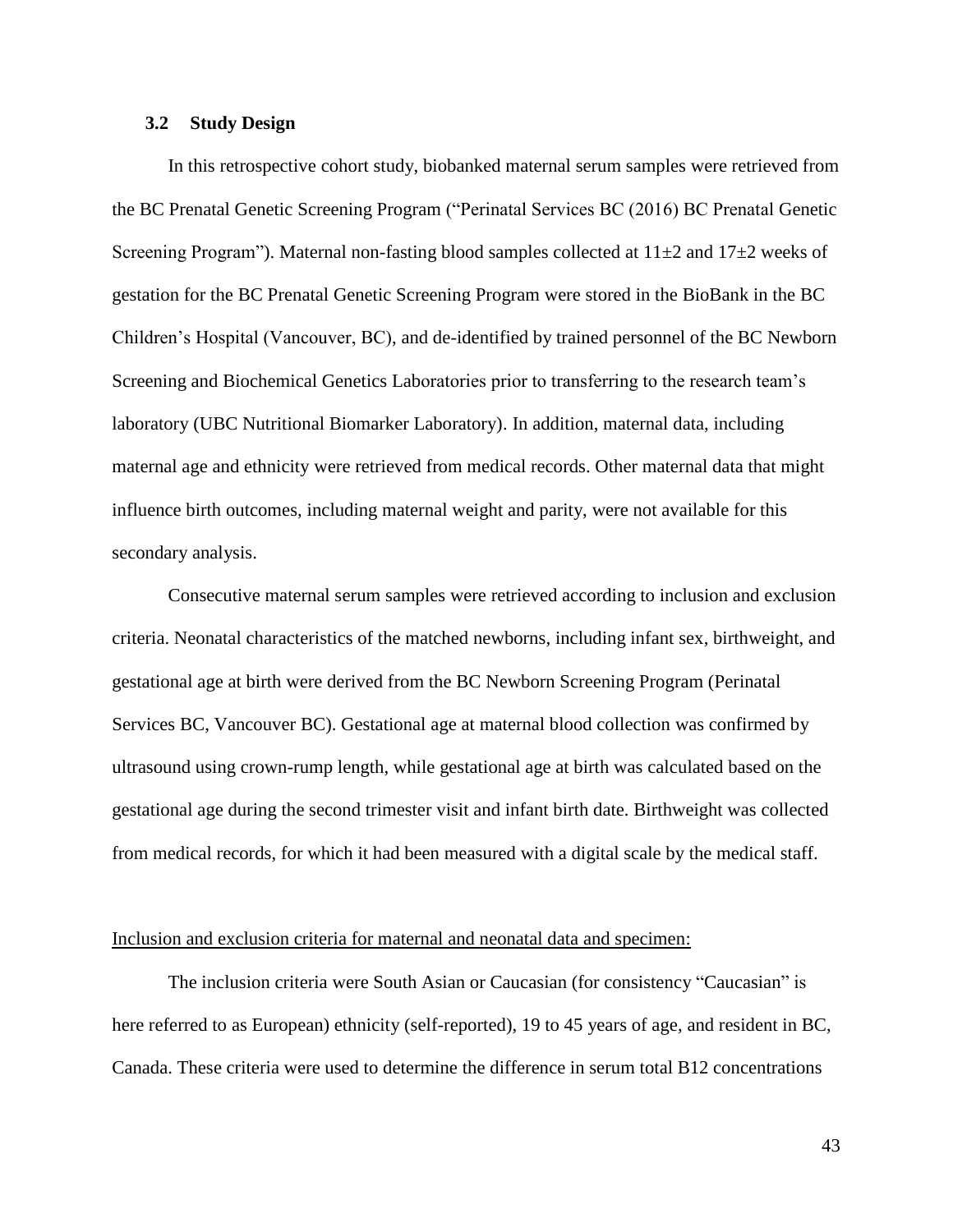### 3.2 Study Design

In this retrospective cohort study, biobanked maternal serum samples were retrieved from the BC Prenatal Genetic Screening Program ("Perinatal Services BC (2016) BC Prenatal Genetic Screening Program"). Maternal non-fasting blood samples collected at 11±2 and 17±2 weeks of gestation for the BC Prenatal Genetic Screening Program were stored in the BioBank in the BC Children's Hospital (Vancouver, BC), and de-identified by trained personnel of the BC Newborn Screening and Biochemical Genetics Laboratories prior to transferring to the research team's laboratory (UBC Nutritional Biomarker Laboratory). In addition, maternal data, including maternal age and ethnicity were retrieved from medical records. Other maternal data that might influence birth outcomes, including maternal weight and parity, were not available for this secondary analysis.

Consecutive maternal serum samples were retrieved according to inclusion and exclusion criteria. Neonatal characteristics of the matched newborns, including infant sex, birthweight, and gestational age at birth were derived from the BC Newborn Screening Program (Perinatal Services BC, Vancouver BC). Gestational age at maternal blood collection was confirmed by ultrasound using crown-rump length, while gestational age at birth was calculated based on the gestational age during the second trimester visit and infant birth date. Birthweight was collected from medical records, for which it had been measured with a digital scale by the medical staff.

<u>Inclusion and exclusion criteria for maternal and neonatal data and specimen:</u>

The inclusion criteria were South Asian or Caucasian (for consistency "Caucasian" is here referred to as European) ethnicity (self-reported), 19 to 45 years of age, and resident in BC, Canada. These criteria were used to determine the difference in serum total B12 concentrations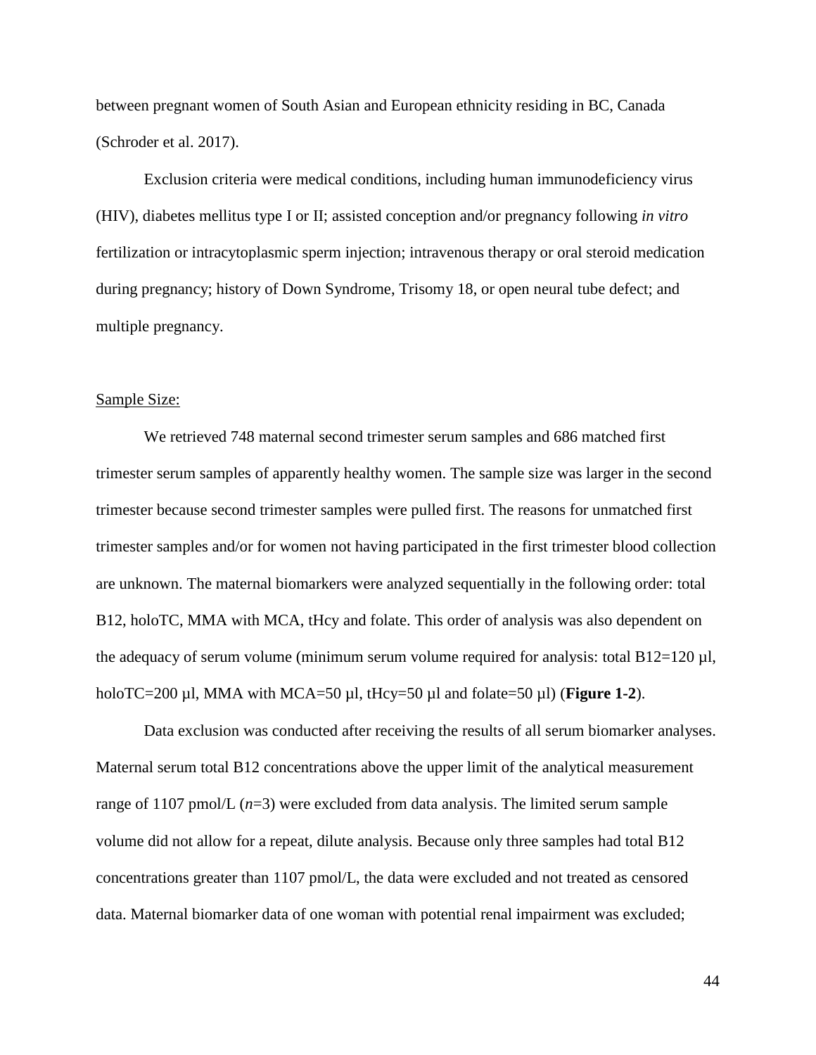between pregnant women of South Asian and European ethnicity residing in BC, Canada (Schroder et al. 2017).

Exclusion criteria were medical conditions, including human immunodeficiency virus (HIV), diabetes mellitus type I or II; assisted conception and/or pregnancy following *in vitro* fertilization or intracytoplasmic sperm injection; intravenous therapy or oral steroid medication during pregnancy; history of Down Syndrome, Trisomy 18, or open neural tube defect; and multiple pregnancy.

<u>Sample Size:</u>

We retrieved 748 maternal second trimester serum samples and 686 matched first trimester serum samples of apparently healthy women. The sample size was larger in the second trimester because second trimester samples were pulled first. The reasons for unmatched first trimester samples and/or for women not having participated in the first trimester blood collection are unknown. The maternal biomarkers were analyzed sequentially in the following order: total B12, holoTC, MMA with MCA, tHcy and folate. This order of analysis was also dependent on the adequacy of serum volume (minimum serum volume required for analysis: total B12=120 µl, holoTC=200 µl, MMA with MCA=50 µl, tHcy=50 µl and folate=50 µl) (**Figure 1-2**).

Data exclusion was conducted after receiving the results of all serum biomarker analyses. Maternal serum total B12 concentrations above the upper limit of the analytical measurement range of 1107 pmol/L (*n*=3) were excluded from data analysis. The limited serum sample volume did not allow for a repeat, dilute analysis. Because only three samples had total B12 concentrations greater than 1107 pmol/L, the data were excluded and not treated as censored data. Maternal biomarker data of one woman with potential renal impairment was excluded;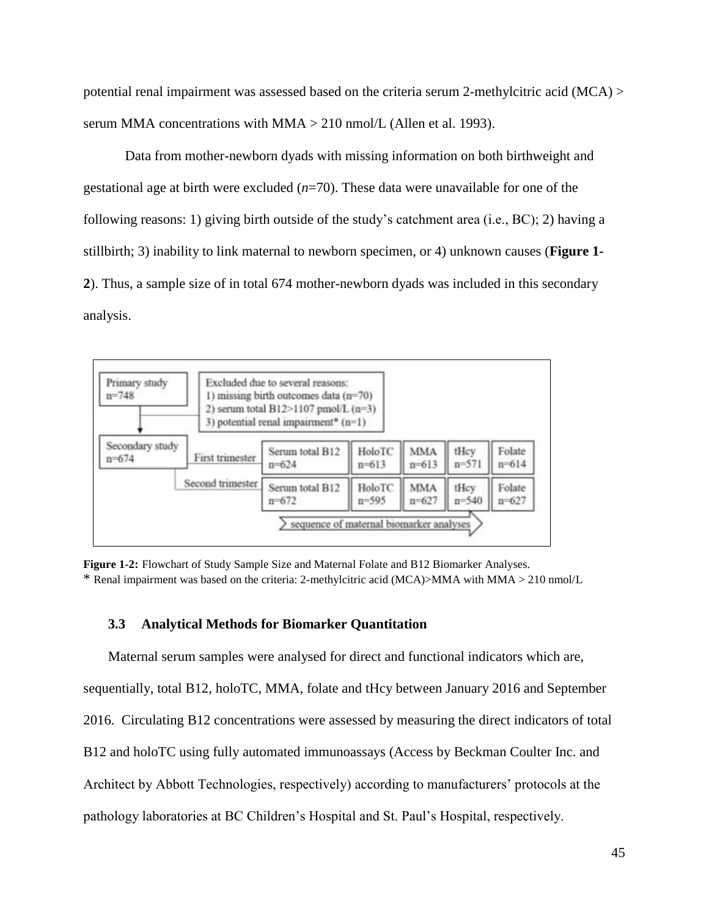potential renal impairment was assessed based on the criteria serum 2-methylcitric acid (MCA) > serum MMA concentrations with MMA > 210 nmol/L (Allen et al. 1993).

Data from mother-newborn dyads with missing information on both birthweight and gestational age at birth were excluded (*n*=70). These data were unavailable for one of the following reasons: 1) giving birth outside of the study's catchment area (i.e., BC); 2) having a stillbirth; 3) inability to link maternal to newborn specimen, or 4) unknown causes (**Figure 1-2**). Thus, a sample size of in total 674 mother-newborn dyads was included in this secondary analysis.

| Primary study n=748 | Excluded due to several reasons: 1) missing birth outcomes data (n=70) 2) serum total B12>1107 pmol/L (n=3) 3) potential renal impairment* (n=1) | | | | | |
|---|---|---|---|---|---|---|
| Secondary study n=674 | First trimester | Serum total B12 n=624 | HoloTC n=613 | MMA n=613 | tHcy n=571 | Folate n=614 |
| | Second trimester | Serum total B12 n=672 | HoloTC n=595 | MMA n=627 | tHcy n=540 | Folate n=627 |
| | | sequence of maternal biomarker analyses | | | | |

**Figure 1-2:** Flowchart of Study Sample Size and Maternal Folate and B12 Biomarker Analyses.
* Renal impairment was based on the criteria: 2-methylcitric acid (MCA)>MMA with MMA > 210 nmol/L

### 3.3 Analytical Methods for Biomarker Quantitation

Maternal serum samples were analysed for direct and functional indicators which are, sequentially, total B12, holoTC, MMA, folate and tHcy between January 2016 and September 2016. Circulating B12 concentrations were assessed by measuring the direct indicators of total B12 and holoTC using fully automated immunoassays (Access by Beckman Coulter Inc. and Architect by Abbott Technologies, respectively) according to manufacturers' protocols at the pathology laboratories at BC Children's Hospital and St. Paul's Hospital, respectively.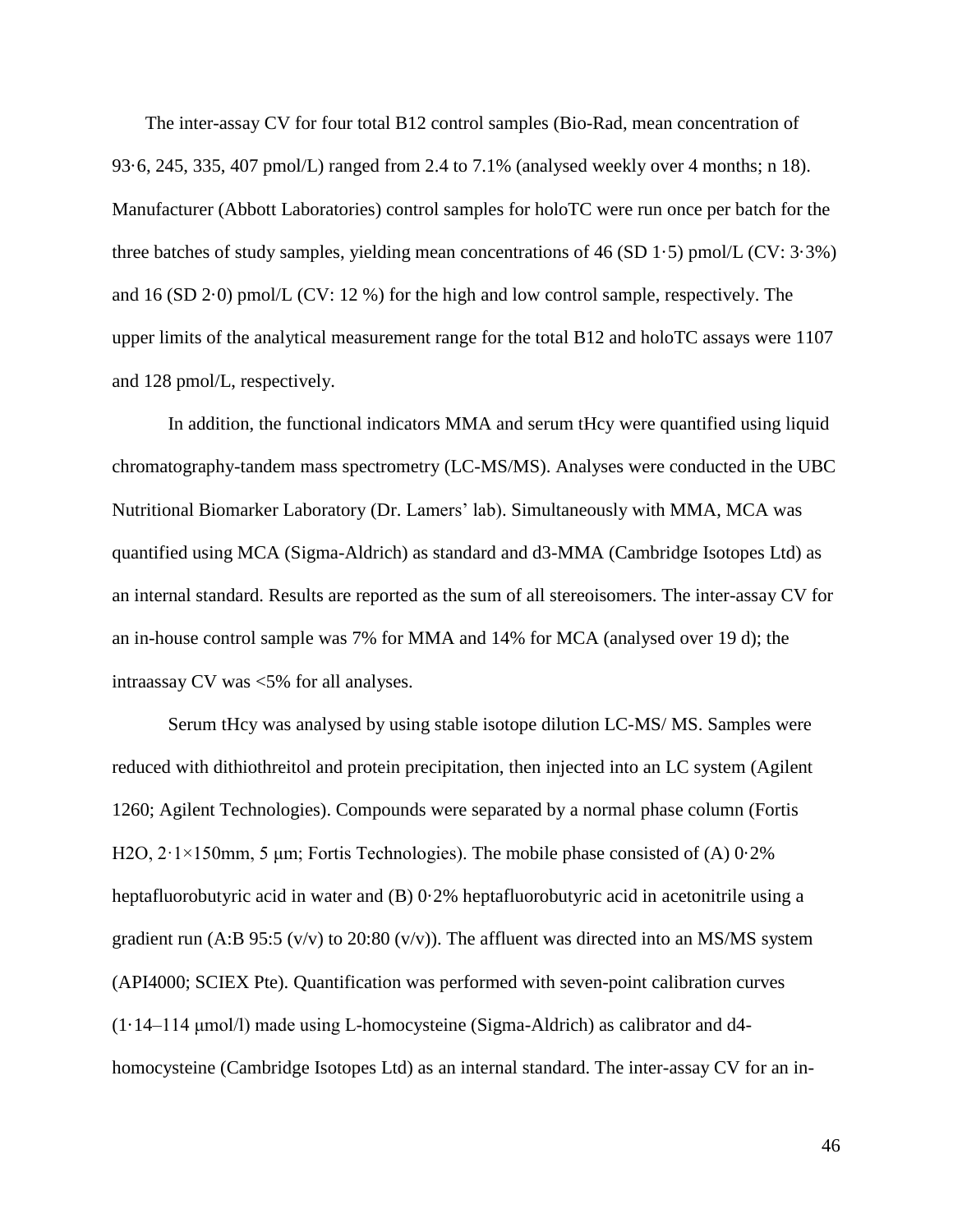The inter-assay CV for four total B12 control samples (Bio-Rad, mean concentration of 93·6, 245, 335, 407 pmol/L) ranged from 2.4 to 7.1% (analysed weekly over 4 months; n 18). Manufacturer (Abbott Laboratories) control samples for holoTC were run once per batch for the three batches of study samples, yielding mean concentrations of 46 (SD 1·5) pmol/L (CV: 3·3%) and 16 (SD 2·0) pmol/L (CV: 12 %) for the high and low control sample, respectively. The upper limits of the analytical measurement range for the total B12 and holoTC assays were 1107 and 128 pmol/L, respectively.

In addition, the functional indicators MMA and serum tHcy were quantified using liquid chromatography-tandem mass spectrometry (LC-MS/MS). Analyses were conducted in the UBC Nutritional Biomarker Laboratory (Dr. Lamers' lab). Simultaneously with MMA, MCA was quantified using MCA (Sigma-Aldrich) as standard and d3-MMA (Cambridge Isotopes Ltd) as an internal standard. Results are reported as the sum of all stereoisomers. The inter-assay CV for an in-house control sample was 7% for MMA and 14% for MCA (analysed over 19 d); the intraassay CV was <5% for all analyses.

Serum tHcy was analysed by using stable isotope dilution LC-MS/ MS. Samples were reduced with dithiothreitol and protein precipitation, then injected into an LC system (Agilent 1260; Agilent Technologies). Compounds were separated by a normal phase column (Fortis H2O, 2·1×150mm, 5 μm; Fortis Technologies). The mobile phase consisted of (A) 0·2% heptafluorobutyric acid in water and (B) 0·2% heptafluorobutyric acid in acetonitrile using a gradient run (A:B 95:5 (v/v) to 20:80 (v/v)). The affluent was directed into an MS/MS system (API4000; SCIEX Pte). Quantification was performed with seven-point calibration curves (1·14–114 μmol/l) made using L-homocysteine (Sigma-Aldrich) as calibrator and d4-homocysteine (Cambridge Isotopes Ltd) as an internal standard. The inter-assay CV for an in-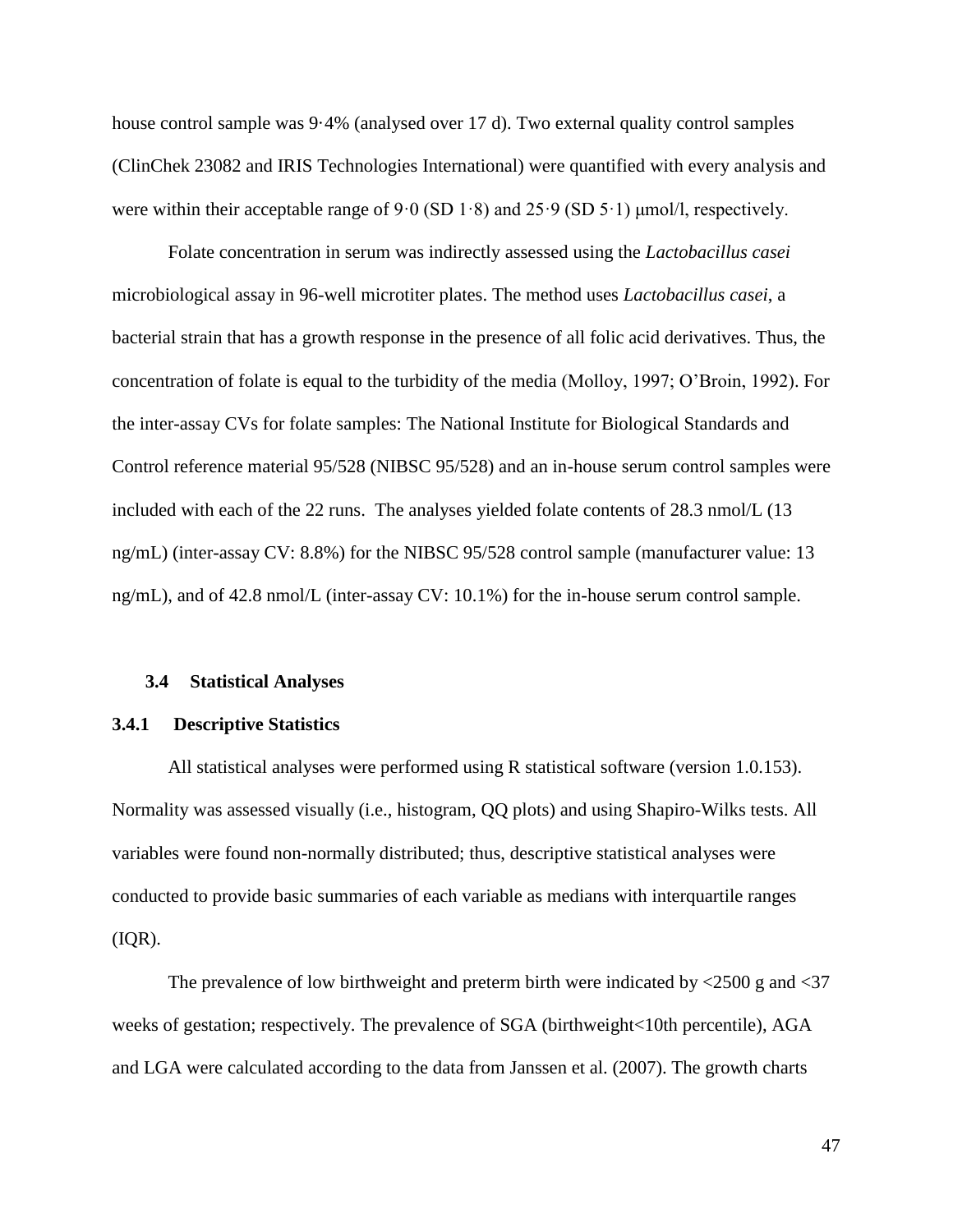house control sample was 9·4% (analysed over 17 d). Two external quality control samples (ClinChek 23082 and IRIS Technologies International) were quantified with every analysis and were within their acceptable range of 9·0 (SD 1·8) and 25·9 (SD 5·1) μmol/l, respectively.

Folate concentration in serum was indirectly assessed using the *Lactobacillus casei* microbiological assay in 96-well microtiter plates. The method uses *Lactobacillus casei*, a bacterial strain that has a growth response in the presence of all folic acid derivatives. Thus, the concentration of folate is equal to the turbidity of the media (Molloy, 1997; O'Broin, 1992). For the inter-assay CVs for folate samples: The National Institute for Biological Standards and Control reference material 95/528 (NIBSC 95/528) and an in-house serum control samples were included with each of the 22 runs. The analyses yielded folate contents of 28.3 nmol/L (13 ng/mL) (inter-assay CV: 8.8%) for the NIBSC 95/528 control sample (manufacturer value: 13 ng/mL), and of 42.8 nmol/L (inter-assay CV: 10.1%) for the in-house serum control sample.

## 3.4 Statistical Analyses

### 3.4.1 Descriptive Statistics

All statistical analyses were performed using R statistical software (version 1.0.153). Normality was assessed visually (i.e., histogram, QQ plots) and using Shapiro-Wilks tests. All variables were found non-normally distributed; thus, descriptive statistical analyses were conducted to provide basic summaries of each variable as medians with interquartile ranges (IQR).

The prevalence of low birthweight and preterm birth were indicated by <2500 g and <37 weeks of gestation; respectively. The prevalence of SGA (birthweight<10th percentile), AGA and LGA were calculated according to the data from Janssen et al. (2007). The growth charts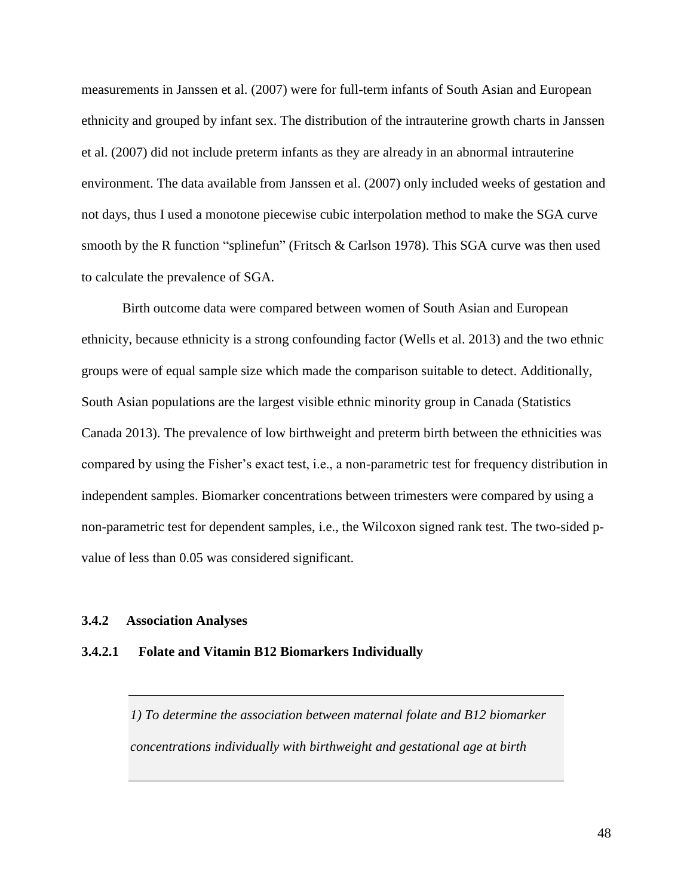measurements in Janssen et al. (2007) were for full-term infants of South Asian and European ethnicity and grouped by infant sex. The distribution of the intrauterine growth charts in Janssen et al. (2007) did not include preterm infants as they are already in an abnormal intrauterine environment. The data available from Janssen et al. (2007) only included weeks of gestation and not days, thus I used a monotone piecewise cubic interpolation method to make the SGA curve smooth by the R function "splinefun" (Fritsch & Carlson 1978). This SGA curve was then used to calculate the prevalence of SGA.

Birth outcome data were compared between women of South Asian and European ethnicity, because ethnicity is a strong confounding factor (Wells et al. 2013) and the two ethnic groups were of equal sample size which made the comparison suitable to detect. Additionally, South Asian populations are the largest visible ethnic minority group in Canada (Statistics Canada 2013). The prevalence of low birthweight and preterm birth between the ethnicities was compared by using the Fisher's exact test, i.e., a non-parametric test for frequency distribution in independent samples. Biomarker concentrations between trimesters were compared by using a non-parametric test for dependent samples, i.e., the Wilcoxon signed rank test. The two-sided p-value of less than 0.05 was considered significant.

### 3.4.2 Association Analyses

#### 3.4.2.1 Folate and Vitamin B12 Biomarkers Individually

*1) To determine the association between maternal folate and B12 biomarker concentrations individually with birthweight and gestational age at birth*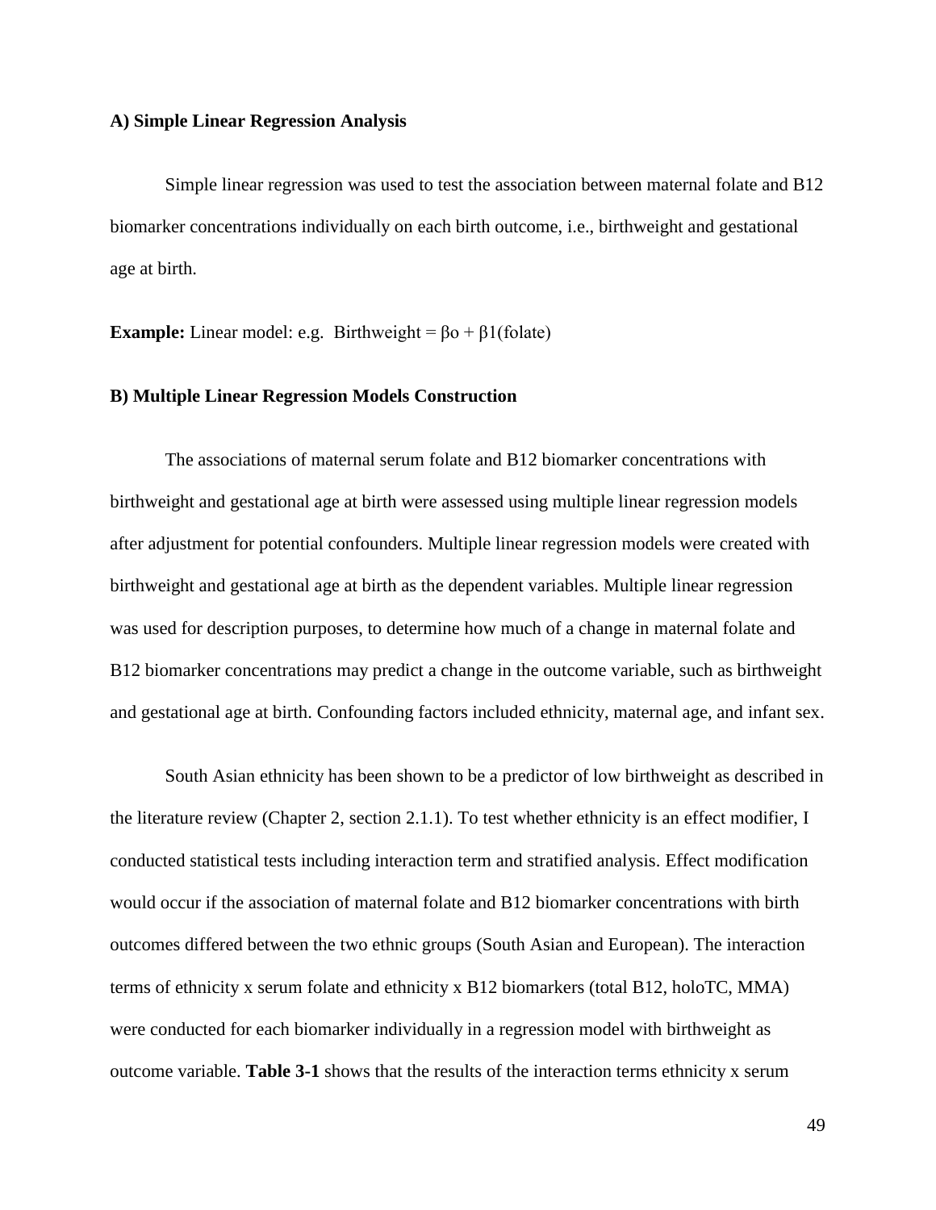### A) Simple Linear Regression Analysis

Simple linear regression was used to test the association between maternal folate and B12 biomarker concentrations individually on each birth outcome, i.e., birthweight and gestational age at birth.

**Example:** Linear model: e.g. Birthweight = $\beta o + \beta 1(\text{folate})$

### B) Multiple Linear Regression Models Construction

The associations of maternal serum folate and B12 biomarker concentrations with birthweight and gestational age at birth were assessed using multiple linear regression models after adjustment for potential confounders. Multiple linear regression models were created with birthweight and gestational age at birth as the dependent variables. Multiple linear regression was used for description purposes, to determine how much of a change in maternal folate and B12 biomarker concentrations may predict a change in the outcome variable, such as birthweight and gestational age at birth. Confounding factors included ethnicity, maternal age, and infant sex.

South Asian ethnicity has been shown to be a predictor of low birthweight as described in the literature review (Chapter 2, section 2.1.1). To test whether ethnicity is an effect modifier, I conducted statistical tests including interaction term and stratified analysis. Effect modification would occur if the association of maternal folate and B12 biomarker concentrations with birth outcomes differed between the two ethnic groups (South Asian and European). The interaction terms of ethnicity x serum folate and ethnicity x B12 biomarkers (total B12, holoTC, MMA) were conducted for each biomarker individually in a regression model with birthweight as outcome variable. **Table 3-1** shows that the results of the interaction terms ethnicity x serum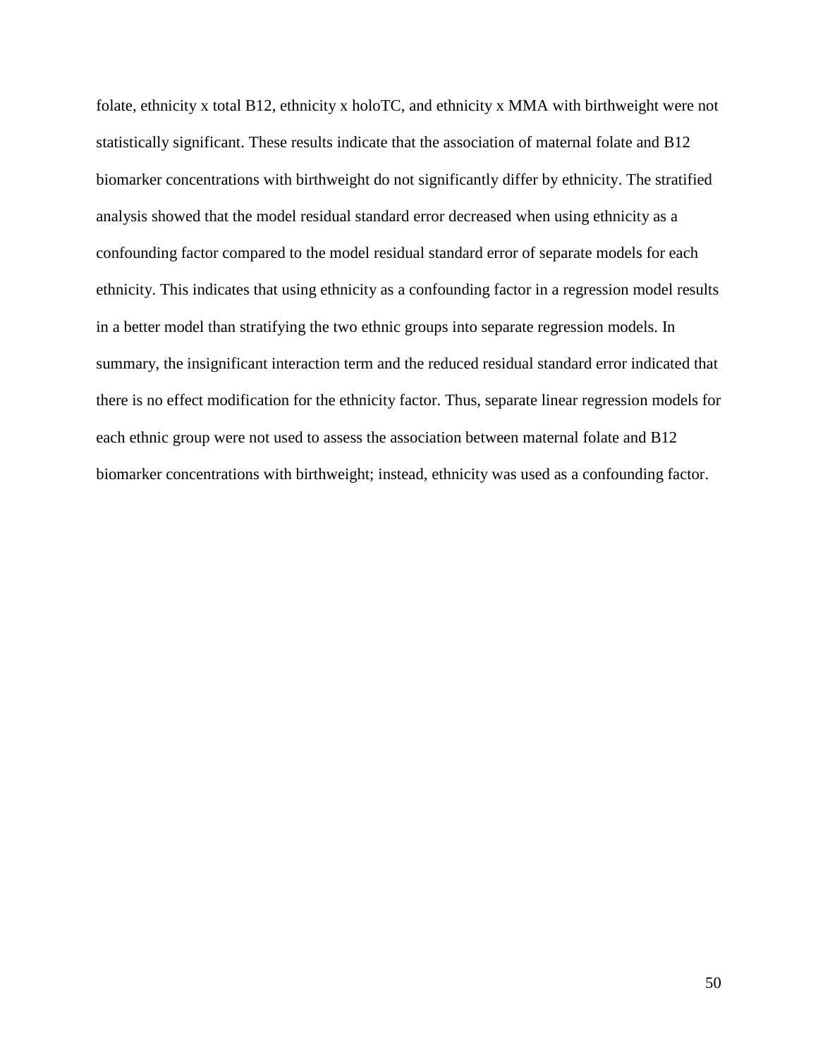folate, ethnicity x total B12, ethnicity x holoTC, and ethnicity x MMA with birthweight were not statistically significant. These results indicate that the association of maternal folate and B12 biomarker concentrations with birthweight do not significantly differ by ethnicity. The stratified analysis showed that the model residual standard error decreased when using ethnicity as a confounding factor compared to the model residual standard error of separate models for each ethnicity. This indicates that using ethnicity as a confounding factor in a regression model results in a better model than stratifying the two ethnic groups into separate regression models. In summary, the insignificant interaction term and the reduced residual standard error indicated that there is no effect modification for the ethnicity factor. Thus, separate linear regression models for each ethnic group were not used to assess the association between maternal folate and B12 biomarker concentrations with birthweight; instead, ethnicity was used as a confounding factor.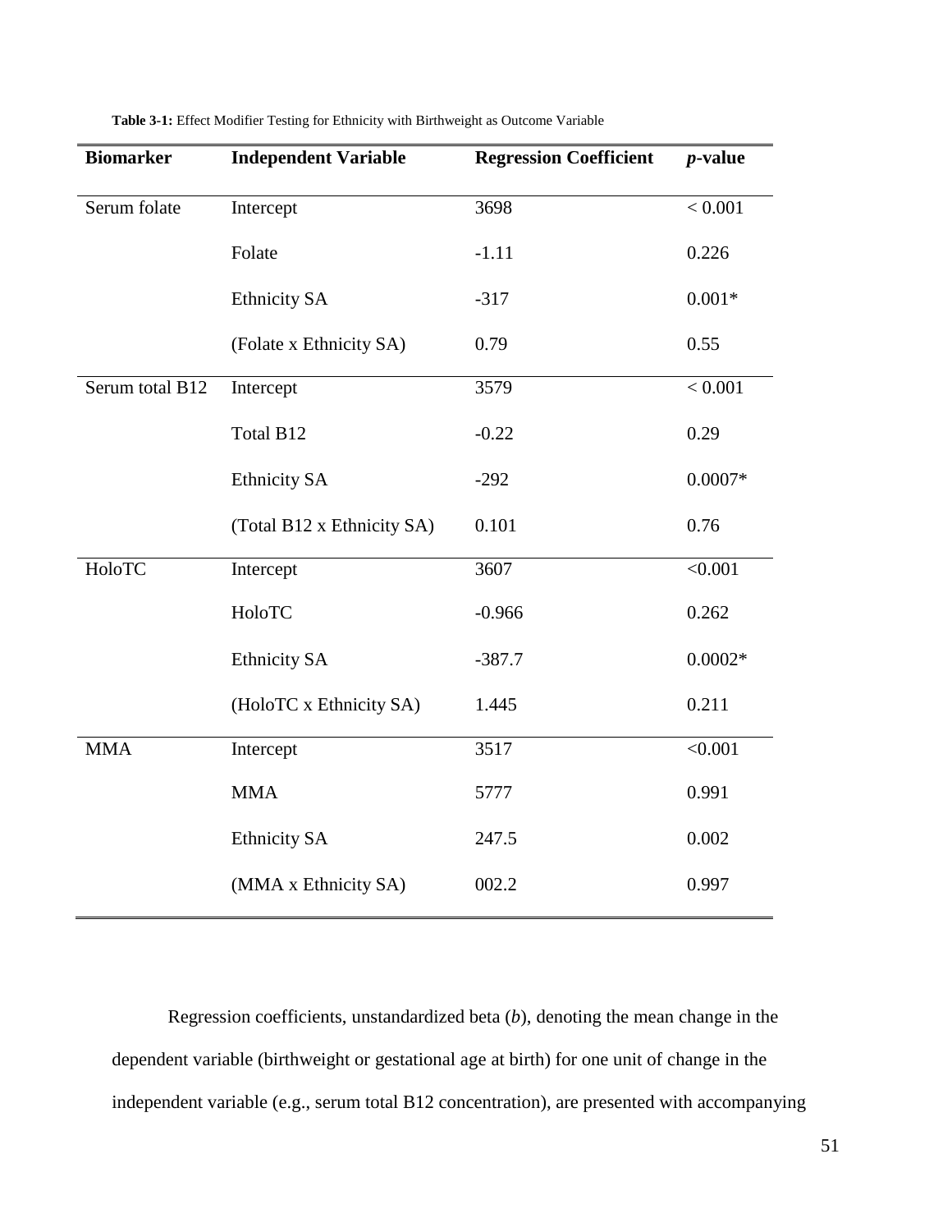**Table 3-1:** Effect Modifier Testing for Ethnicity with Birthweight as Outcome Variable

| Biomarker | Independent Variable | Regression Coefficient | *p*-value |
|---|---|---|---|
| Serum folate | Intercept | 3698 | < 0.001 |
| | Folate | -1.11 | 0.226 |
| | Ethnicity SA | -317 | 0.001* |
| | (Folate x Ethnicity SA) | 0.79 | 0.55 |
| Serum total B12 | Intercept | 3579 | < 0.001 |
| | Total B12 | -0.22 | 0.29 |
| | Ethnicity SA | -292 | 0.0007* |
| | (Total B12 x Ethnicity SA) | 0.101 | 0.76 |
| HoloTC | Intercept | 3607 | <0.001 |
| | HoloTC | -0.966 | 0.262 |
| | Ethnicity SA | -387.7 | 0.0002* |
| | (HoloTC x Ethnicity SA) | 1.445 | 0.211 |
| MMA | Intercept | 3517 | <0.001 |
| | MMA | 5777 | 0.991 |
| | Ethnicity SA | 247.5 | 0.002 |
| | (MMA x Ethnicity SA) | 002.2 | 0.997 |

Regression coefficients, unstandardized beta (*b*), denoting the mean change in the dependent variable (birthweight or gestational age at birth) for one unit of change in the independent variable (e.g., serum total B12 concentration), are presented with accompanying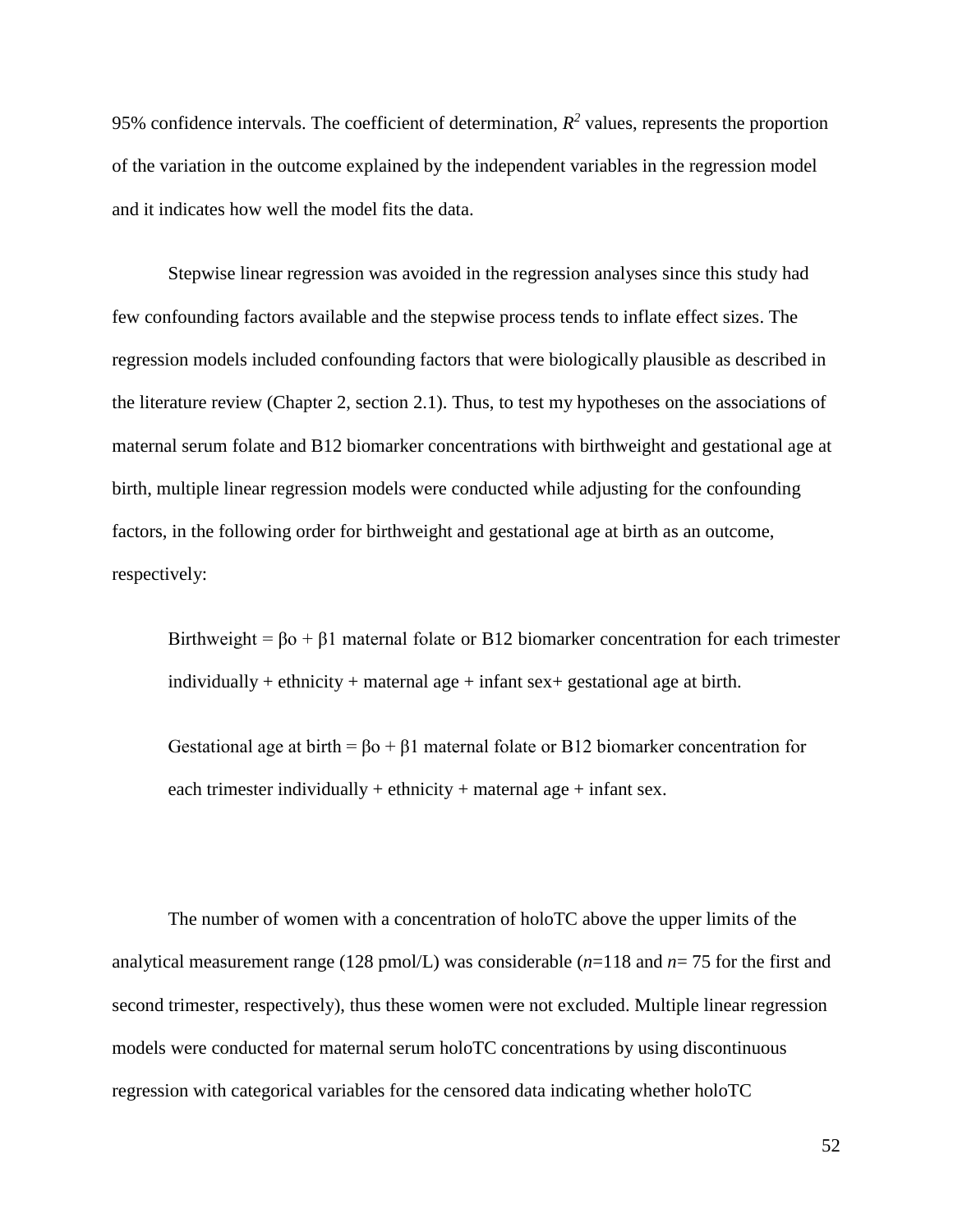95% confidence intervals. The coefficient of determination, $R^2$ values, represents the proportion of the variation in the outcome explained by the independent variables in the regression model and it indicates how well the model fits the data.

Stepwise linear regression was avoided in the regression analyses since this study had few confounding factors available and the stepwise process tends to inflate effect sizes. The regression models included confounding factors that were biologically plausible as described in the literature review (Chapter 2, section 2.1). Thus, to test my hypotheses on the associations of maternal serum folate and B12 biomarker concentrations with birthweight and gestational age at birth, multiple linear regression models were conducted while adjusting for the confounding factors, in the following order for birthweight and gestational age at birth as an outcome, respectively:

> Birthweight = $\beta o$ + $\beta 1$ maternal folate or B12 biomarker concentration for each trimester individually + ethnicity + maternal age + infant sex+ gestational age at birth.
>
> Gestational age at birth = $\beta o$ + $\beta 1$ maternal folate or B12 biomarker concentration for each trimester individually + ethnicity + maternal age + infant sex.

The number of women with a concentration of holoTC above the upper limits of the analytical measurement range (128 pmol/L) was considerable (*n*=118 and *n*= 75 for the first and second trimester, respectively), thus these women were not excluded. Multiple linear regression models were conducted for maternal serum holoTC concentrations by using discontinuous regression with categorical variables for the censored data indicating whether holoTC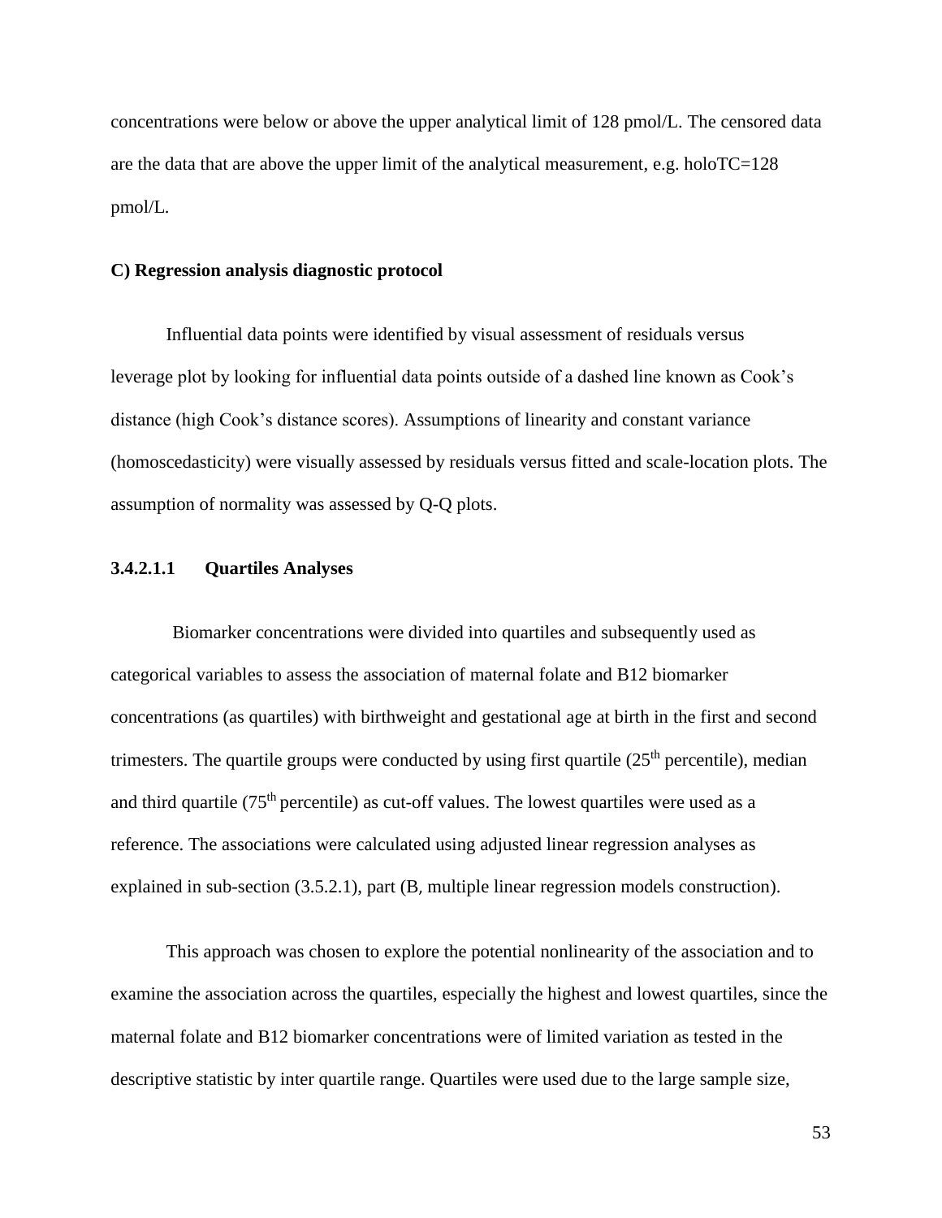concentrations were below or above the upper analytical limit of 128 pmol/L. The censored data are the data that are above the upper limit of the analytical measurement, e.g. holoTC=128 pmol/L.

**C) Regression analysis diagnostic protocol**

Influential data points were identified by visual assessment of residuals versus leverage plot by looking for influential data points outside of a dashed line known as Cook's distance (high Cook's distance scores). Assumptions of linearity and constant variance (homoscedasticity) were visually assessed by residuals versus fitted and scale-location plots. The assumption of normality was assessed by Q-Q plots.

#### 3.4.2.1.1 Quartiles Analyses

Biomarker concentrations were divided into quartiles and subsequently used as categorical variables to assess the association of maternal folate and B12 biomarker concentrations (as quartiles) with birthweight and gestational age at birth in the first and second trimesters. The quartile groups were conducted by using first quartile ($25^{th}$ percentile), median and third quartile ($75^{th}$ percentile) as cut-off values. The lowest quartiles were used as a reference. The associations were calculated using adjusted linear regression analyses as explained in sub-section (3.5.2.1), part (B, multiple linear regression models construction).

This approach was chosen to explore the potential nonlinearity of the association and to examine the association across the quartiles, especially the highest and lowest quartiles, since the maternal folate and B12 biomarker concentrations were of limited variation as tested in the descriptive statistic by inter quartile range. Quartiles were used due to the large sample size,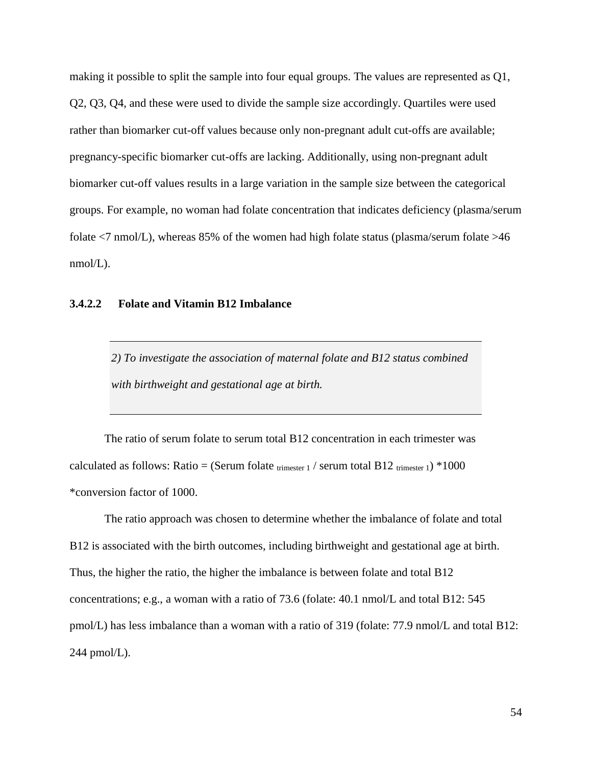making it possible to split the sample into four equal groups. The values are represented as Q1, Q2, Q3, Q4, and these were used to divide the sample size accordingly. Quartiles were used rather than biomarker cut-off values because only non-pregnant adult cut-offs are available; pregnancy-specific biomarker cut-offs are lacking. Additionally, using non-pregnant adult biomarker cut-off values results in a large variation in the sample size between the categorical groups. For example, no woman had folate concentration that indicates deficiency (plasma/serum folate <7 nmol/L), whereas 85% of the women had high folate status (plasma/serum folate >46 nmol/L).

#### 3.4.2.2 Folate and Vitamin B12 Imbalance

> *2) To investigate the association of maternal folate and B12 status combined with birthweight and gestational age at birth.*

The ratio of serum folate to serum total B12 concentration in each trimester was calculated as follows: Ratio = (Serum folate $_{\text{trimester 1}}$ / serum total B12 $_{\text{trimester 1}}$) *1000 *conversion factor of 1000.

The ratio approach was chosen to determine whether the imbalance of folate and total B12 is associated with the birth outcomes, including birthweight and gestational age at birth. Thus, the higher the ratio, the higher the imbalance is between folate and total B12 concentrations; e.g., a woman with a ratio of 73.6 (folate: 40.1 nmol/L and total B12: 545 pmol/L) has less imbalance than a woman with a ratio of 319 (folate: 77.9 nmol/L and total B12: 244 pmol/L).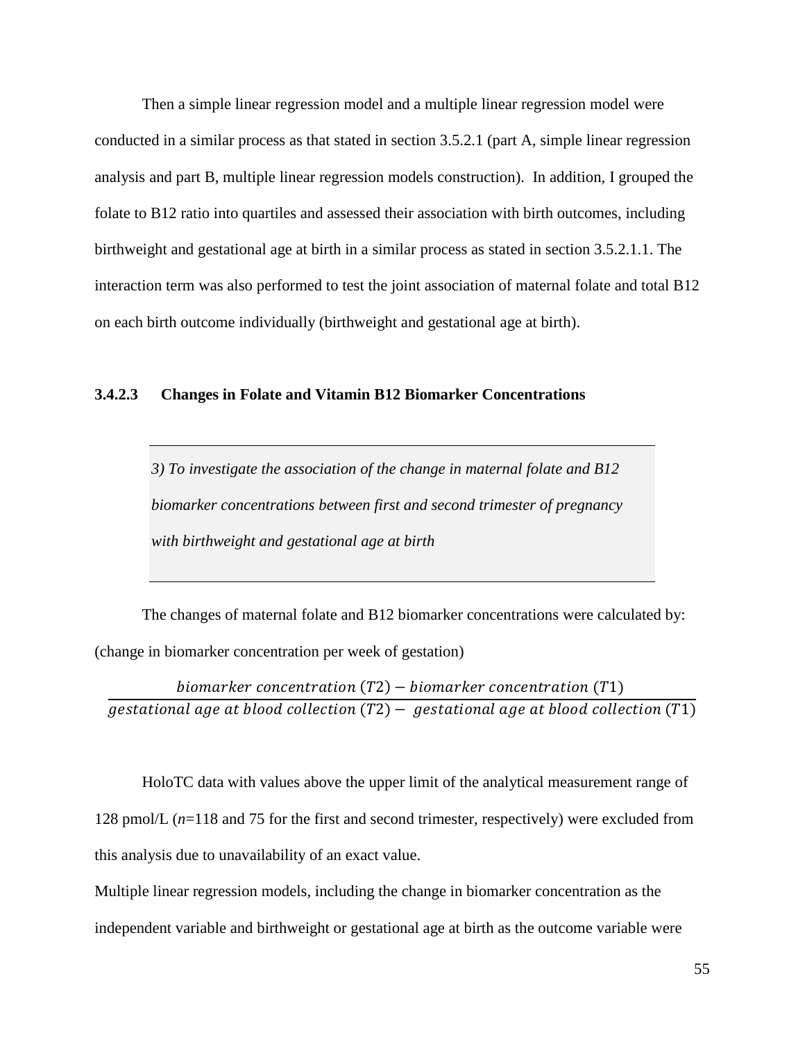Then a simple linear regression model and a multiple linear regression model were conducted in a similar process as that stated in section 3.5.2.1 (part A, simple linear regression analysis and part B, multiple linear regression models construction). In addition, I grouped the folate to B12 ratio into quartiles and assessed their association with birth outcomes, including birthweight and gestational age at birth in a similar process as stated in section 3.5.2.1.1. The interaction term was also performed to test the joint association of maternal folate and total B12 on each birth outcome individually (birthweight and gestational age at birth).

### 3.4.2.3 Changes in Folate and Vitamin B12 Biomarker Concentrations

> *3) To investigate the association of the change in maternal folate and B12 biomarker concentrations between first and second trimester of pregnancy with birthweight and gestational age at birth*

The changes of maternal folate and B12 biomarker concentrations were calculated by: (change in biomarker concentration per week of gestation)

$$\frac{biomarker\ concentration\ (T2) - biomarker\ concentration\ (T1)}{gestational\ age\ at\ blood\ collection\ (T2) - \ gestational\ age\ at\ blood\ collection\ (T1)}$$

HoloTC data with values above the upper limit of the analytical measurement range of 128 pmol/L (*n*=118 and 75 for the first and second trimester, respectively) were excluded from this analysis due to unavailability of an exact value.

Multiple linear regression models, including the change in biomarker concentration as the independent variable and birthweight or gestational age at birth as the outcome variable were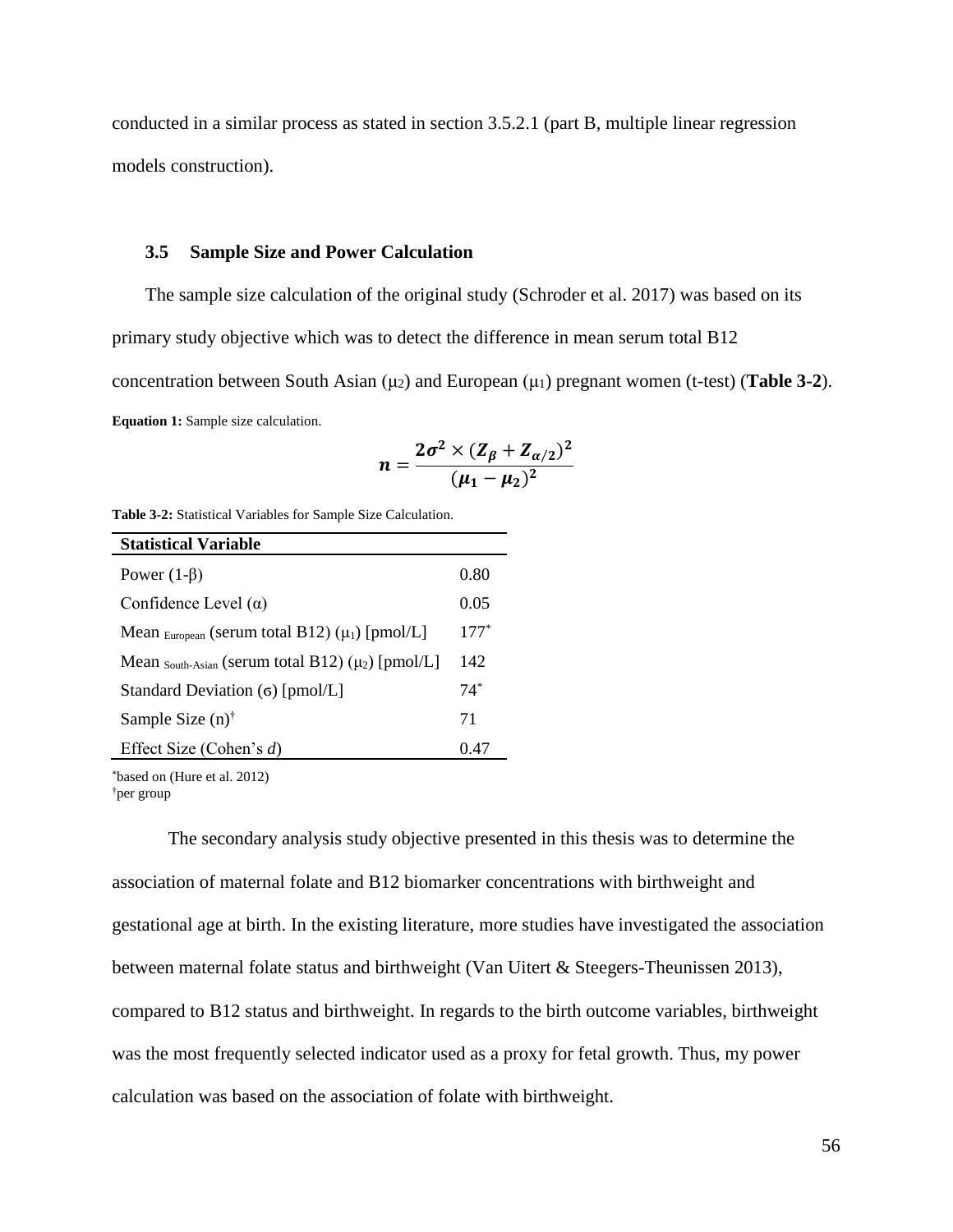conducted in a similar process as stated in section 3.5.2.1 (part B, multiple linear regression models construction).

## 3.5 Sample Size and Power Calculation

The sample size calculation of the original study (Schroder et al. 2017) was based on its primary study objective which was to detect the difference in mean serum total B12 concentration between South Asian ($\mu_2$) and European ($\mu_1$) pregnant women (t-test) (**Table 3-2**).

**Equation 1:** Sample size calculation.

$$n = \frac{2\sigma^2 \times (Z_\beta + Z_{\alpha/2})^2}{(\mu_1 - \mu_2)^2}$$

**Table 3-2:** Statistical Variables for Sample Size Calculation.

| Statistical Variable | |
|---|---|
| Power (1-β) | 0.80 |
| Confidence Level (α) | 0.05 |
| Mean $_{European}$ (serum total B12) ($\mu_1$) [pmol/L] | 177* |
| Mean $_{South\text{-}Asian}$ (serum total B12) ($\mu_2$) [pmol/L] | 142 |
| Standard Deviation (σ) [pmol/L] | 74* |
| Sample Size (n)† | 71 |
| Effect Size (Cohen's *d*) | 0.47 |

*based on (Hure et al. 2012)
†per group

The secondary analysis study objective presented in this thesis was to determine the association of maternal folate and B12 biomarker concentrations with birthweight and gestational age at birth. In the existing literature, more studies have investigated the association between maternal folate status and birthweight (Van Uitert & Steegers-Theunissen 2013), compared to B12 status and birthweight. In regards to the birth outcome variables, birthweight was the most frequently selected indicator used as a proxy for fetal growth. Thus, my power calculation was based on the association of folate with birthweight.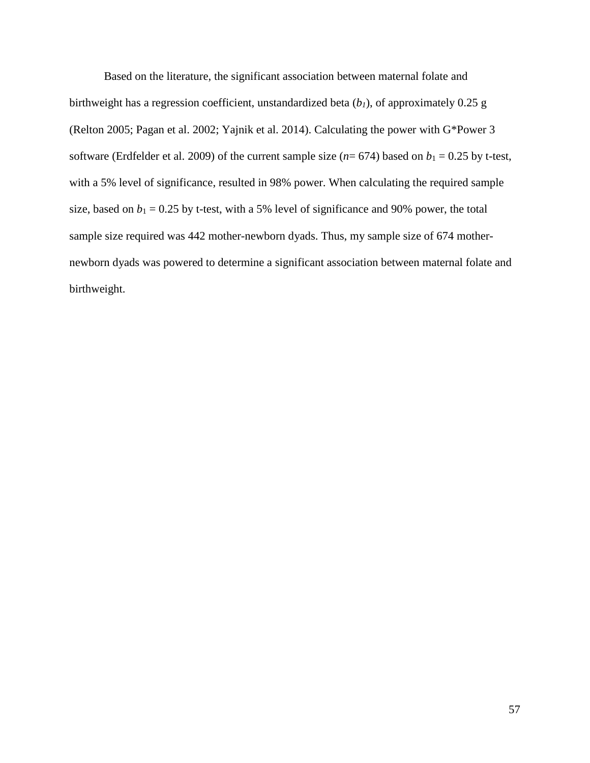Based on the literature, the significant association between maternal folate and birthweight has a regression coefficient, unstandardized beta ($b_1$), of approximately 0.25 g (Relton 2005; Pagan et al. 2002; Yajnik et al. 2014). Calculating the power with G*Power 3 software (Erdfelder et al. 2009) of the current sample size ($n$= 674) based on $b_1$ = 0.25 by t-test, with a 5% level of significance, resulted in 98% power. When calculating the required sample size, based on $b_1$ = 0.25 by t-test, with a 5% level of significance and 90% power, the total sample size required was 442 mother-newborn dyads. Thus, my sample size of 674 mother-newborn dyads was powered to determine a significant association between maternal folate and birthweight.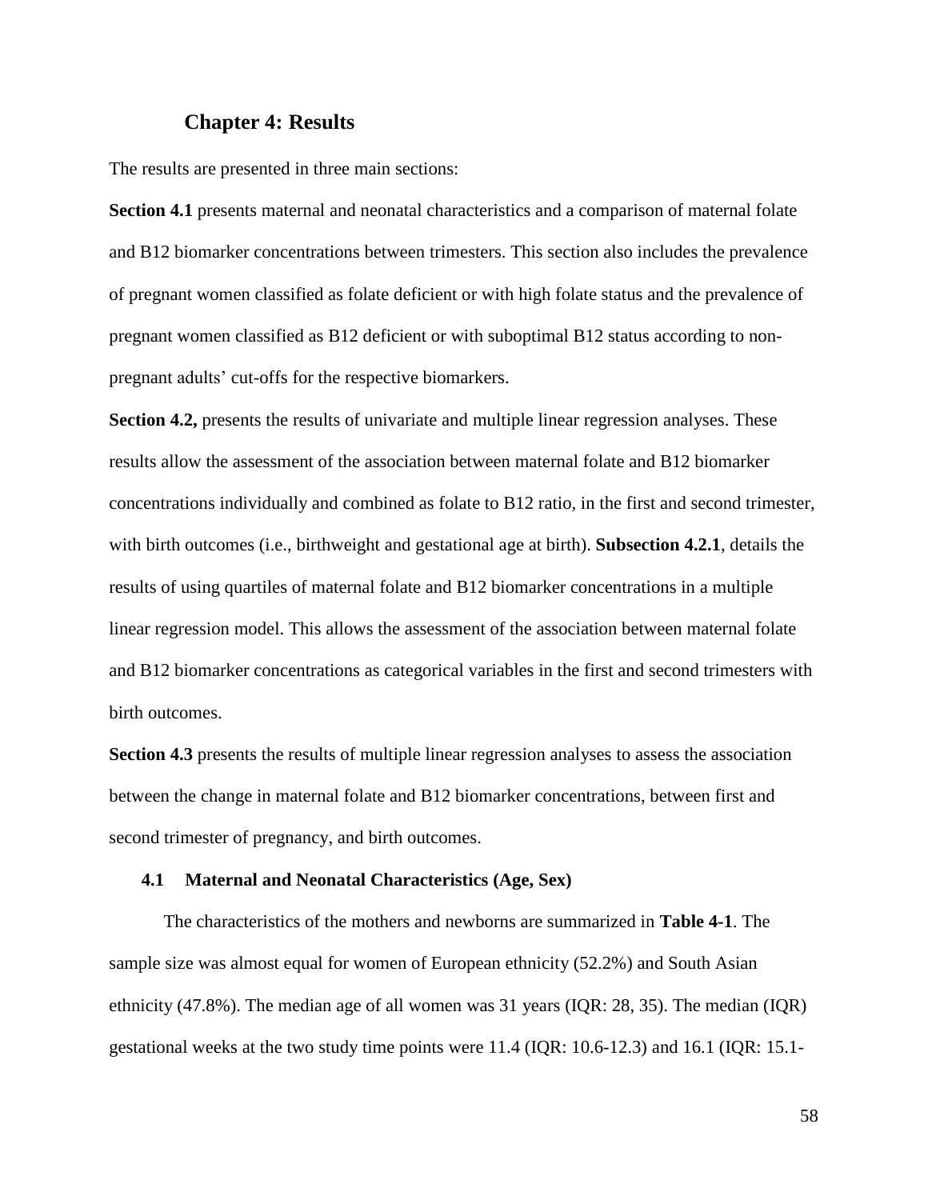# Chapter 4: Results

The results are presented in three main sections:

**Section 4.1** presents maternal and neonatal characteristics and a comparison of maternal folate and B12 biomarker concentrations between trimesters. This section also includes the prevalence of pregnant women classified as folate deficient or with high folate status and the prevalence of pregnant women classified as B12 deficient or with suboptimal B12 status according to non-pregnant adults' cut-offs for the respective biomarkers.

**Section 4.2,** presents the results of univariate and multiple linear regression analyses. These results allow the assessment of the association between maternal folate and B12 biomarker concentrations individually and combined as folate to B12 ratio, in the first and second trimester, with birth outcomes (i.e., birthweight and gestational age at birth). **Subsection 4.2.1**, details the results of using quartiles of maternal folate and B12 biomarker concentrations in a multiple linear regression model. This allows the assessment of the association between maternal folate and B12 biomarker concentrations as categorical variables in the first and second trimesters with birth outcomes.

**Section 4.3** presents the results of multiple linear regression analyses to assess the association between the change in maternal folate and B12 biomarker concentrations, between first and second trimester of pregnancy, and birth outcomes.

## 4.1 Maternal and Neonatal Characteristics (Age, Sex)

The characteristics of the mothers and newborns are summarized in **Table 4-1**. The sample size was almost equal for women of European ethnicity (52.2%) and South Asian ethnicity (47.8%). The median age of all women was 31 years (IQR: 28, 35). The median (IQR) gestational weeks at the two study time points were 11.4 (IQR: 10.6-12.3) and 16.1 (IQR: 15.1-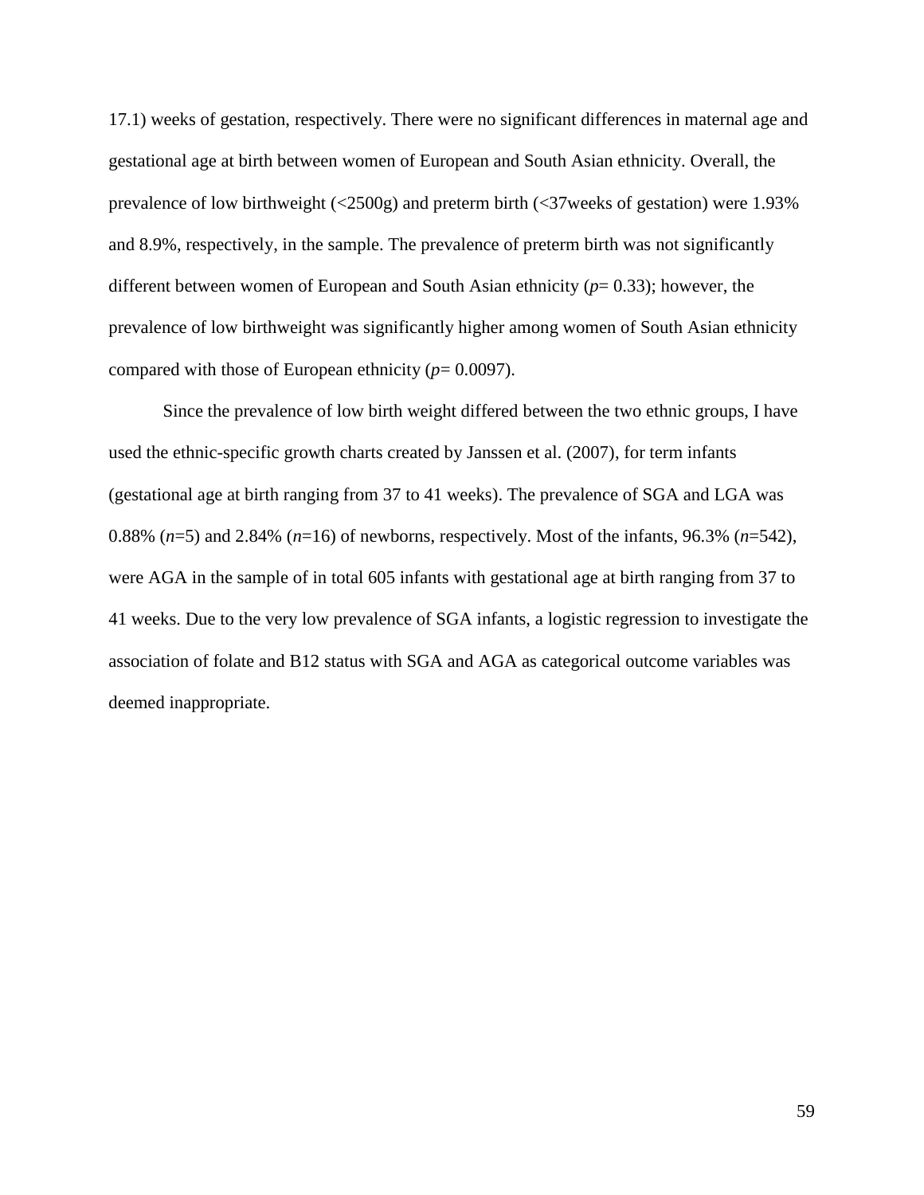17.1) weeks of gestation, respectively. There were no significant differences in maternal age and gestational age at birth between women of European and South Asian ethnicity. Overall, the prevalence of low birthweight (<2500g) and preterm birth (<37weeks of gestation) were 1.93% and 8.9%, respectively, in the sample. The prevalence of preterm birth was not significantly different between women of European and South Asian ethnicity ($p$= 0.33); however, the prevalence of low birthweight was significantly higher among women of South Asian ethnicity compared with those of European ethnicity ($p$= 0.0097).

Since the prevalence of low birth weight differed between the two ethnic groups, I have used the ethnic-specific growth charts created by Janssen et al. (2007), for term infants (gestational age at birth ranging from 37 to 41 weeks). The prevalence of SGA and LGA was 0.88% ($n$=5) and 2.84% ($n$=16) of newborns, respectively. Most of the infants, 96.3% ($n$=542), were AGA in the sample of in total 605 infants with gestational age at birth ranging from 37 to 41 weeks. Due to the very low prevalence of SGA infants, a logistic regression to investigate the association of folate and B12 status with SGA and AGA as categorical outcome variables was deemed inappropriate.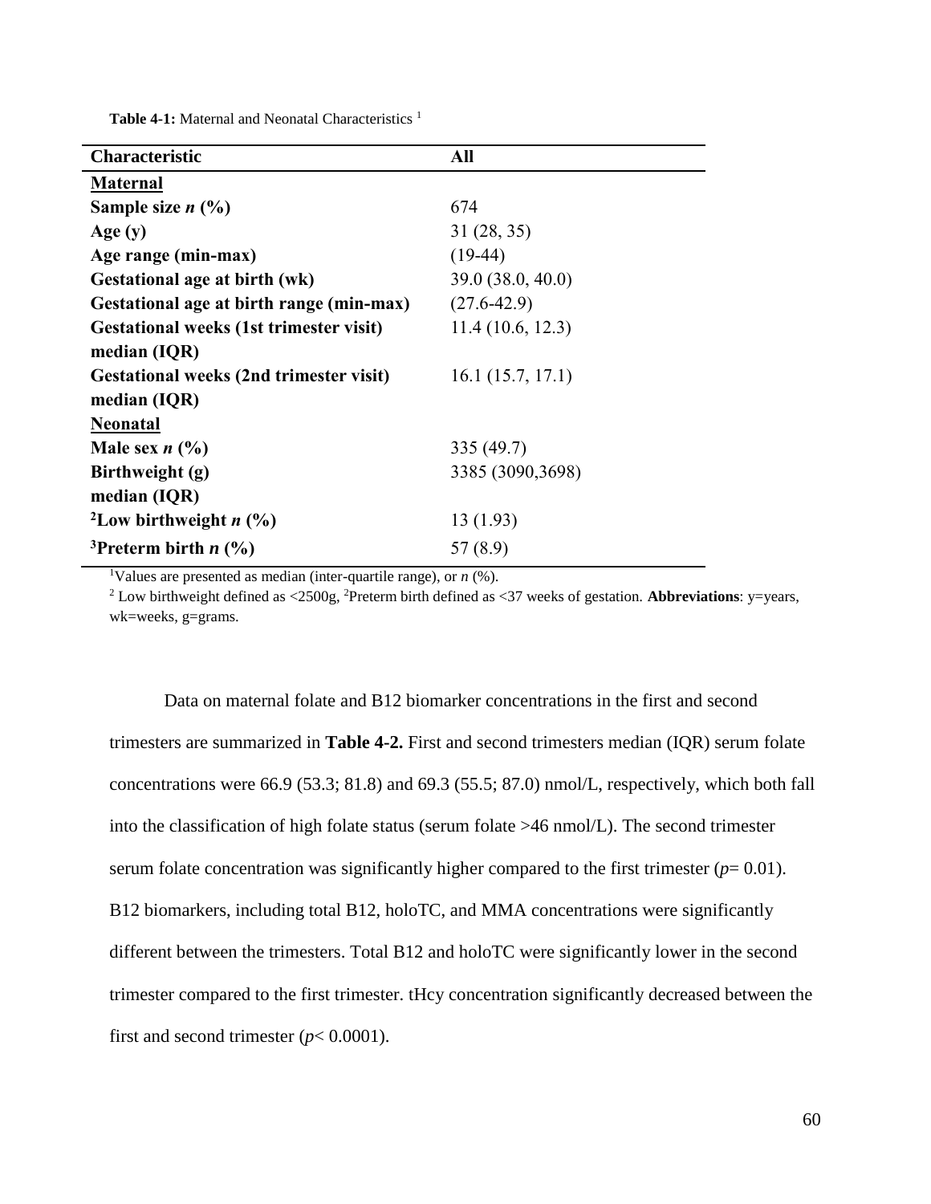**Table 4-1:** Maternal and Neonatal Characteristics [1]

| Characteristic | All |
|---|---|
| <u>**Maternal**</u> | |
| **Sample size *n* (%)** | 674 |
| **Age (y)** | 31 (28, 35) |
| **Age range (min-max)** | (19-44) |
| **Gestational age at birth (wk)** | 39.0 (38.0, 40.0) |
| **Gestational age at birth range (min-max)** | (27.6-42.9) |
| **Gestational weeks (1st trimester visit) median (IQR)** | 11.4 (10.6, 12.3) |
| **Gestational weeks (2nd trimester visit) median (IQR)** | 16.1 (15.7, 17.1) |
| <u>**Neonatal**</u> | |
| **Male sex *n* (%)** | 335 (49.7) |
| **Birthweight (g) median (IQR)** | 3385 (3090,3698) |
| **[2]Low birthweight *n* (%)** | 13 (1.93) |
| **[3]Preterm birth *n* (%)** | 57 (8.9) |

[1]Values are presented as median (inter-quartile range), or *n* (%).
[2] Low birthweight defined as <2500g, [2]Preterm birth defined as <37 weeks of gestation. **Abbreviations**: y=years, wk=weeks, g=grams.

Data on maternal folate and B12 biomarker concentrations in the first and second trimesters are summarized in **Table 4-2.** First and second trimesters median (IQR) serum folate concentrations were 66.9 (53.3; 81.8) and 69.3 (55.5; 87.0) nmol/L, respectively, which both fall into the classification of high folate status (serum folate >46 nmol/L). The second trimester serum folate concentration was significantly higher compared to the first trimester ($p = 0.01$). B12 biomarkers, including total B12, holoTC, and MMA concentrations were significantly different between the trimesters. Total B12 and holoTC were significantly lower in the second trimester compared to the first trimester. tHcy concentration significantly decreased between the first and second trimester ($p < 0.0001$).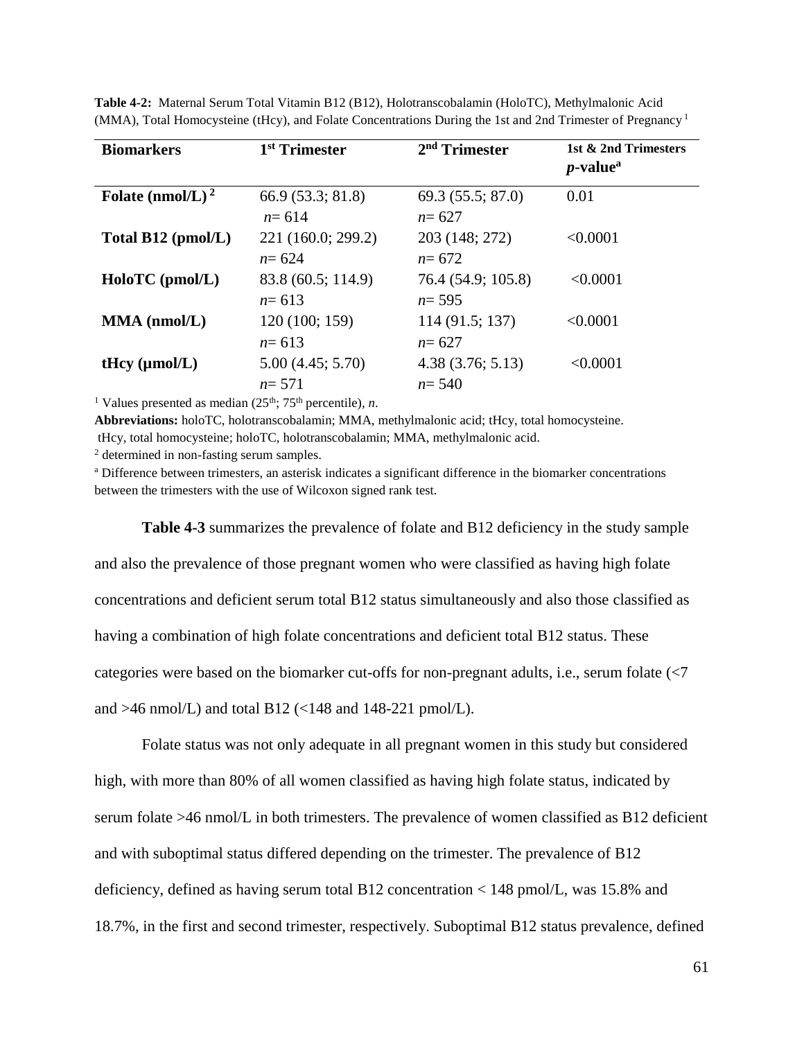**Table 4-2:** Maternal Serum Total Vitamin B12 (B12), Holotranscobalamin (HoloTC), Methylmalonic Acid (MMA), Total Homocysteine (tHcy), and Folate Concentrations During the 1st and 2nd Trimester of Pregnancy [1]

| Biomarkers | 1st Trimester | 2nd Trimester | 1st & 2nd Trimesters *p*-value[a] |
|---|---|---|---|
| **Folate (nmol/L)** [2] | 66.9 (53.3; 81.8) *n*= 614 | 69.3 (55.5; 87.0) *n*= 627 | 0.01 |
| **Total B12 (pmol/L)** | 221 (160.0; 299.2) *n*= 624 | 203 (148; 272) *n*= 672 | <0.0001 |
| **HoloTC (pmol/L)** | 83.8 (60.5; 114.9) *n*= 613 | 76.4 (54.9; 105.8) *n*= 595 | <0.0001 |
| **MMA (nmol/L)** | 120 (100; 159) *n*= 613 | 114 (91.5; 137) *n*= 627 | <0.0001 |
| **tHcy (µmol/L)** | 5.00 (4.45; 5.70) *n*= 571 | 4.38 (3.76; 5.13) *n*= 540 | <0.0001 |

[1] Values presented as median (25th; 75th percentile), *n*.

**Abbreviations:** holoTC, holotranscobalamin; MMA, methylmalonic acid; tHcy, total homocysteine.

tHcy, total homocysteine; holoTC, holotranscobalamin; MMA, methylmalonic acid.

[2] determined in non-fasting serum samples.

[a] Difference between trimesters, an asterisk indicates a significant difference in the biomarker concentrations between the trimesters with the use of Wilcoxon signed rank test.

**Table 4-3** summarizes the prevalence of folate and B12 deficiency in the study sample and also the prevalence of those pregnant women who were classified as having high folate concentrations and deficient serum total B12 status simultaneously and also those classified as having a combination of high folate concentrations and deficient total B12 status. These categories were based on the biomarker cut-offs for non-pregnant adults, i.e., serum folate (<7 and >46 nmol/L) and total B12 (<148 and 148-221 pmol/L).

Folate status was not only adequate in all pregnant women in this study but considered high, with more than 80% of all women classified as having high folate status, indicated by serum folate >46 nmol/L in both trimesters. The prevalence of women classified as B12 deficient and with suboptimal status differed depending on the trimester. The prevalence of B12 deficiency, defined as having serum total B12 concentration < 148 pmol/L, was 15.8% and 18.7%, in the first and second trimester, respectively. Suboptimal B12 status prevalence, defined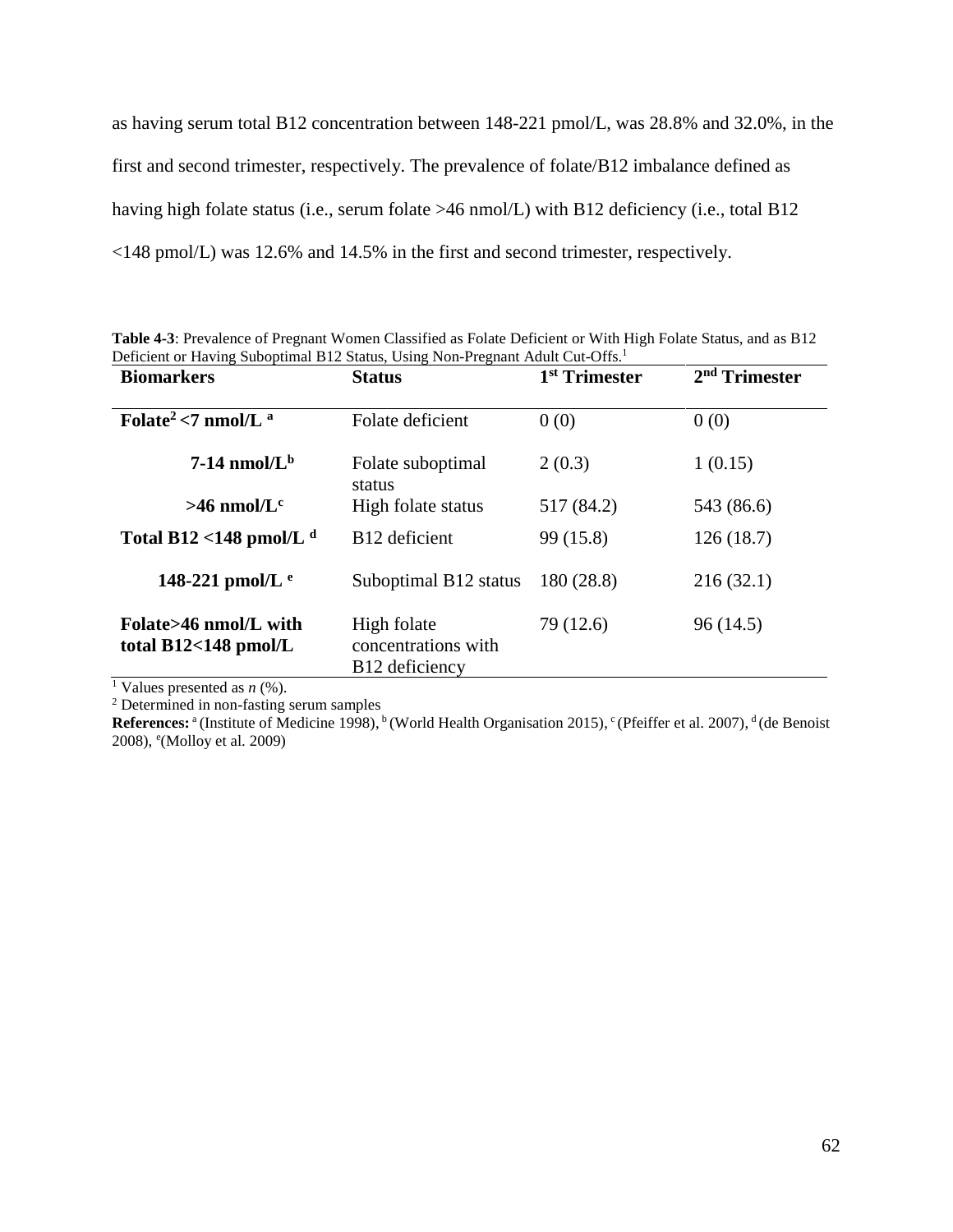as having serum total B12 concentration between 148-221 pmol/L, was 28.8% and 32.0%, in the first and second trimester, respectively. The prevalence of folate/B12 imbalance defined as having high folate status (i.e., serum folate >46 nmol/L) with B12 deficiency (i.e., total B12 <148 pmol/L) was 12.6% and 14.5% in the first and second trimester, respectively.

**Table 4-3**: Prevalence of Pregnant Women Classified as Folate Deficient or With High Folate Status, and as B12 Deficient or Having Suboptimal B12 Status, Using Non-Pregnant Adult Cut-Offs.[1]

| Biomarkers | Status | 1st Trimester | 2nd Trimester |
|---|---|---|---|
| **Folate[2] <7 nmol/L [a]** | Folate deficient | 0 (0) | 0 (0) |
| **7-14 nmol/L[b]** | Folate suboptimal status | 2 (0.3) | 1 (0.15) |
| **>46 nmol/L[c]** | High folate status | 517 (84.2) | 543 (86.6) |
| **Total B12 <148 pmol/L [d]** | B12 deficient | 99 (15.8) | 126 (18.7) |
| **148-221 pmol/L [e]** | Suboptimal B12 status | 180 (28.8) | 216 (32.1) |
| **Folate>46 nmol/L with total B12<148 pmol/L** | High folate concentrations with B12 deficiency | 79 (12.6) | 96 (14.5) |

[1] Values presented as *n* (%).
[2] Determined in non-fasting serum samples
**References:** [a] (Institute of Medicine 1998), [b] (World Health Organisation 2015), [c] (Pfeiffer et al. 2007), [d] (de Benoist 2008), [e] (Molloy et al. 2009)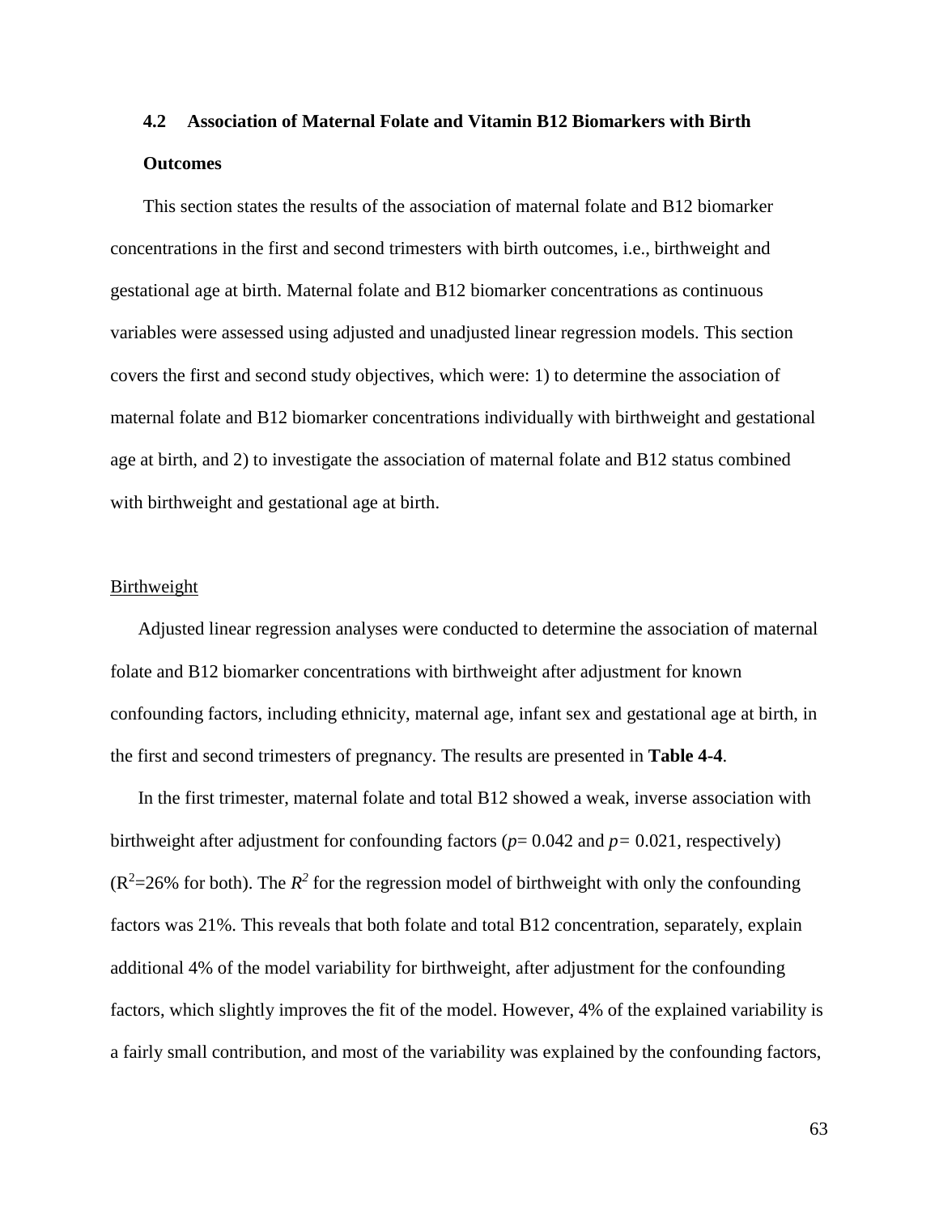## 4.2 Association of Maternal Folate and Vitamin B12 Biomarkers with Birth Outcomes

This section states the results of the association of maternal folate and B12 biomarker concentrations in the first and second trimesters with birth outcomes, i.e., birthweight and gestational age at birth. Maternal folate and B12 biomarker concentrations as continuous variables were assessed using adjusted and unadjusted linear regression models. This section covers the first and second study objectives, which were: 1) to determine the association of maternal folate and B12 biomarker concentrations individually with birthweight and gestational age at birth, and 2) to investigate the association of maternal folate and B12 status combined with birthweight and gestational age at birth.

Birthweight

Adjusted linear regression analyses were conducted to determine the association of maternal folate and B12 biomarker concentrations with birthweight after adjustment for known confounding factors, including ethnicity, maternal age, infant sex and gestational age at birth, in the first and second trimesters of pregnancy. The results are presented in **Table 4-4**.

In the first trimester, maternal folate and total B12 showed a weak, inverse association with birthweight after adjustment for confounding factors ($p$= 0.042 and $p$= 0.021, respectively) ($R^2$=26% for both). The $R^2$ for the regression model of birthweight with only the confounding factors was 21%. This reveals that both folate and total B12 concentration, separately, explain additional 4% of the model variability for birthweight, after adjustment for the confounding factors, which slightly improves the fit of the model. However, 4% of the explained variability is a fairly small contribution, and most of the variability was explained by the confounding factors,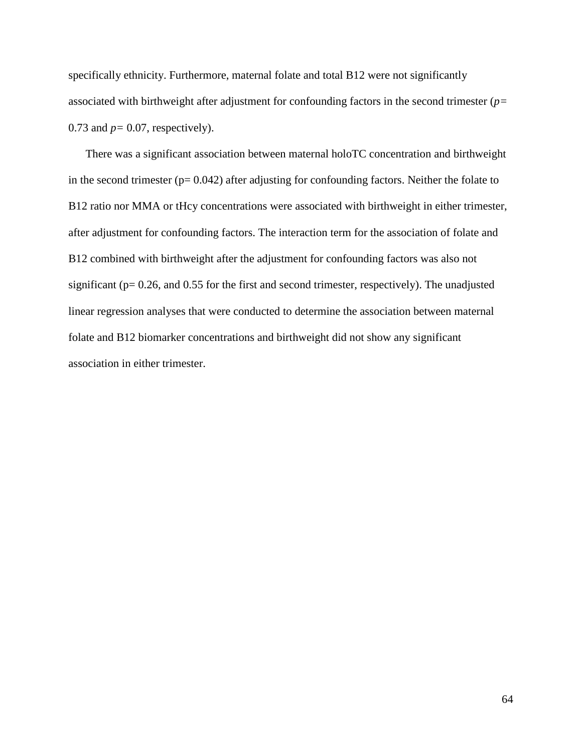specifically ethnicity. Furthermore, maternal folate and total B12 were not significantly associated with birthweight after adjustment for confounding factors in the second trimester ($p$= 0.73 and $p$= 0.07, respectively).

There was a significant association between maternal holoTC concentration and birthweight in the second trimester (p= 0.042) after adjusting for confounding factors. Neither the folate to B12 ratio nor MMA or tHcy concentrations were associated with birthweight in either trimester, after adjustment for confounding factors. The interaction term for the association of folate and B12 combined with birthweight after the adjustment for confounding factors was also not significant (p= 0.26, and 0.55 for the first and second trimester, respectively). The unadjusted linear regression analyses that were conducted to determine the association between maternal folate and B12 biomarker concentrations and birthweight did not show any significant association in either trimester.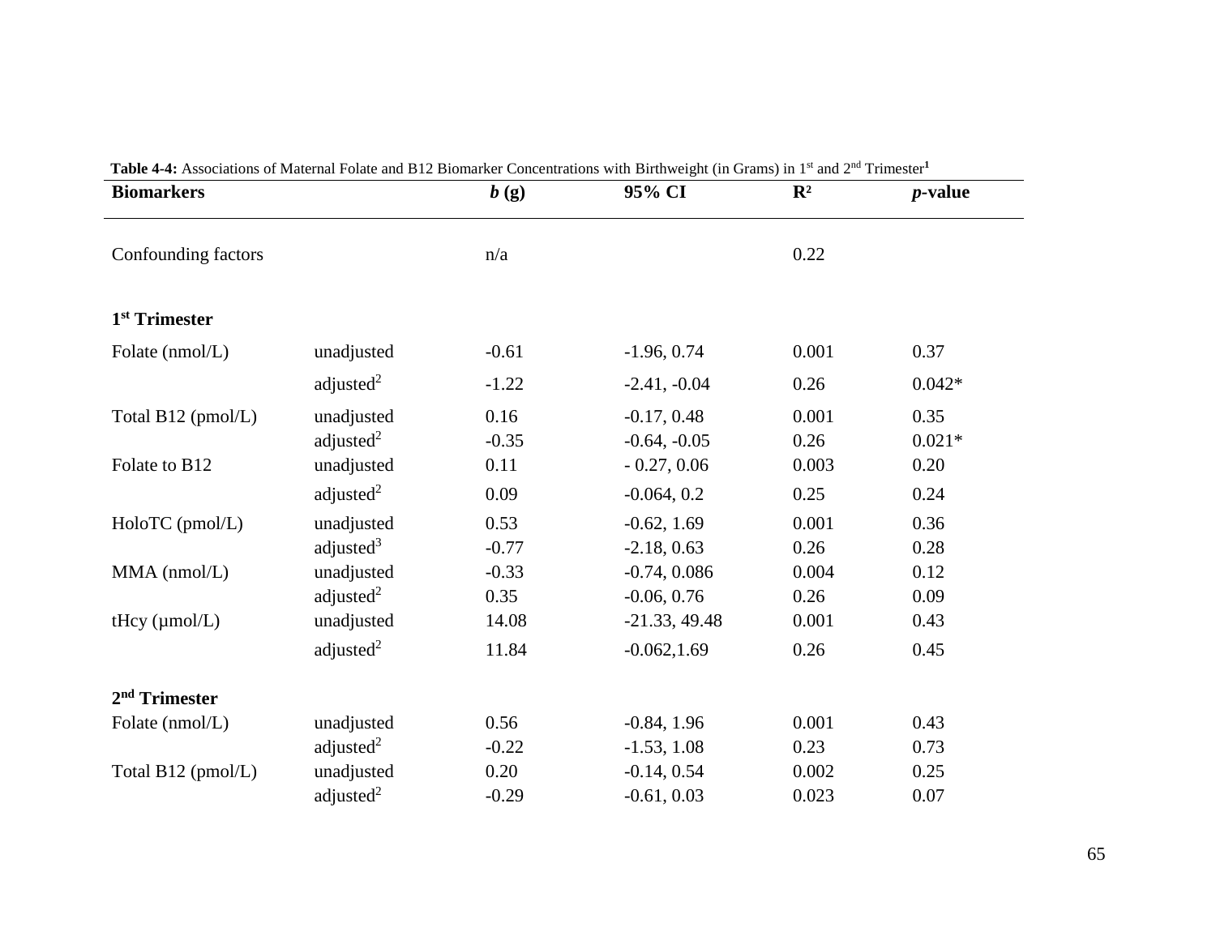**Table 4-4:** Associations of Maternal Folate and B12 Biomarker Concentrations with Birthweight (in Grams) in 1st and 2nd Trimester[1]

| Biomarkers | | *b* (g) | 95% CI | $R^2$ | *p*-value |
|---|---|---|---|---|---|
| Confounding factors | | n/a | | 0.22 | |
| **1st Trimester** | | | | | |
| Folate (nmol/L) | unadjusted | -0.61 | -1.96, 0.74 | 0.001 | 0.37 |
| | adjusted[2] | -1.22 | -2.41, -0.04 | 0.26 | 0.042* |
| Total B12 (pmol/L) | unadjusted | 0.16 | -0.17, 0.48 | 0.001 | 0.35 |
| | adjusted[2] | -0.35 | -0.64, -0.05 | 0.26 | 0.021* |
| Folate to B12 | unadjusted | 0.11 | - 0.27, 0.06 | 0.003 | 0.20 |
| | adjusted[2] | 0.09 | -0.064, 0.2 | 0.25 | 0.24 |
| HoloTC (pmol/L) | unadjusted | 0.53 | -0.62, 1.69 | 0.001 | 0.36 |
| | adjusted[3] | -0.77 | -2.18, 0.63 | 0.26 | 0.28 |
| MMA (nmol/L) | unadjusted | -0.33 | -0.74, 0.086 | 0.004 | 0.12 |
| | adjusted[2] | 0.35 | -0.06, 0.76 | 0.26 | 0.09 |
| tHcy (µmol/L) | unadjusted | 14.08 | -21.33, 49.48 | 0.001 | 0.43 |
| | adjusted[2] | 11.84 | -0.062,1.69 | 0.26 | 0.45 |
| **2nd Trimester** | | | | | |
| Folate (nmol/L) | unadjusted | 0.56 | -0.84, 1.96 | 0.001 | 0.43 |
| | adjusted[2] | -0.22 | -1.53, 1.08 | 0.23 | 0.73 |
| Total B12 (pmol/L) | unadjusted | 0.20 | -0.14, 0.54 | 0.002 | 0.25 |
| | adjusted[2] | -0.29 | -0.61, 0.03 | 0.023 | 0.07 |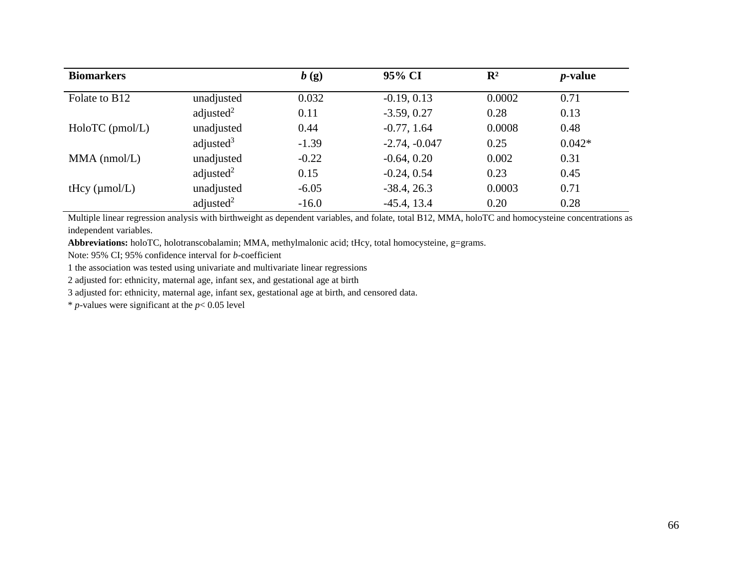| **Biomarkers** | | ***b* (g)** | **95% CI** | **$R^2$** | ***p*-value** |
|---|---|---|---|---|---|
| Folate to B12 | unadjusted | 0.032 | -0.19, 0.13 | 0.0002 | 0.71 |
| | adjusted[2] | 0.11 | -3.59, 0.27 | 0.28 | 0.13 |
| HoloTC (pmol/L) | unadjusted | 0.44 | -0.77, 1.64 | 0.0008 | 0.48 |
| | adjusted[3] | -1.39 | -2.74, -0.047 | 0.25 | 0.042* |
| MMA (nmol/L) | unadjusted | -0.22 | -0.64, 0.20 | 0.002 | 0.31 |
| | adjusted[2] | 0.15 | -0.24, 0.54 | 0.23 | 0.45 |
| tHcy (µmol/L) | unadjusted | -6.05 | -38.4, 26.3 | 0.0003 | 0.71 |
| | adjusted[2] | -16.0 | -45.4, 13.4 | 0.20 | 0.28 |

Multiple linear regression analysis with birthweight as dependent variables, and folate, total B12, MMA, holoTC and homocysteine concentrations as independent variables.

**Abbreviations:** holoTC, holotranscobalamin; MMA, methylmalonic acid; tHcy, total homocysteine, g=grams.

Note: 95% CI; 95% confidence interval for *b*-coefficient

1 the association was tested using univariate and multivariate linear regressions

2 adjusted for: ethnicity, maternal age, infant sex, and gestational age at birth

3 adjusted for: ethnicity, maternal age, infant sex, gestational age at birth, and censored data.

* *p*-values were significant at the $p < 0.05$ level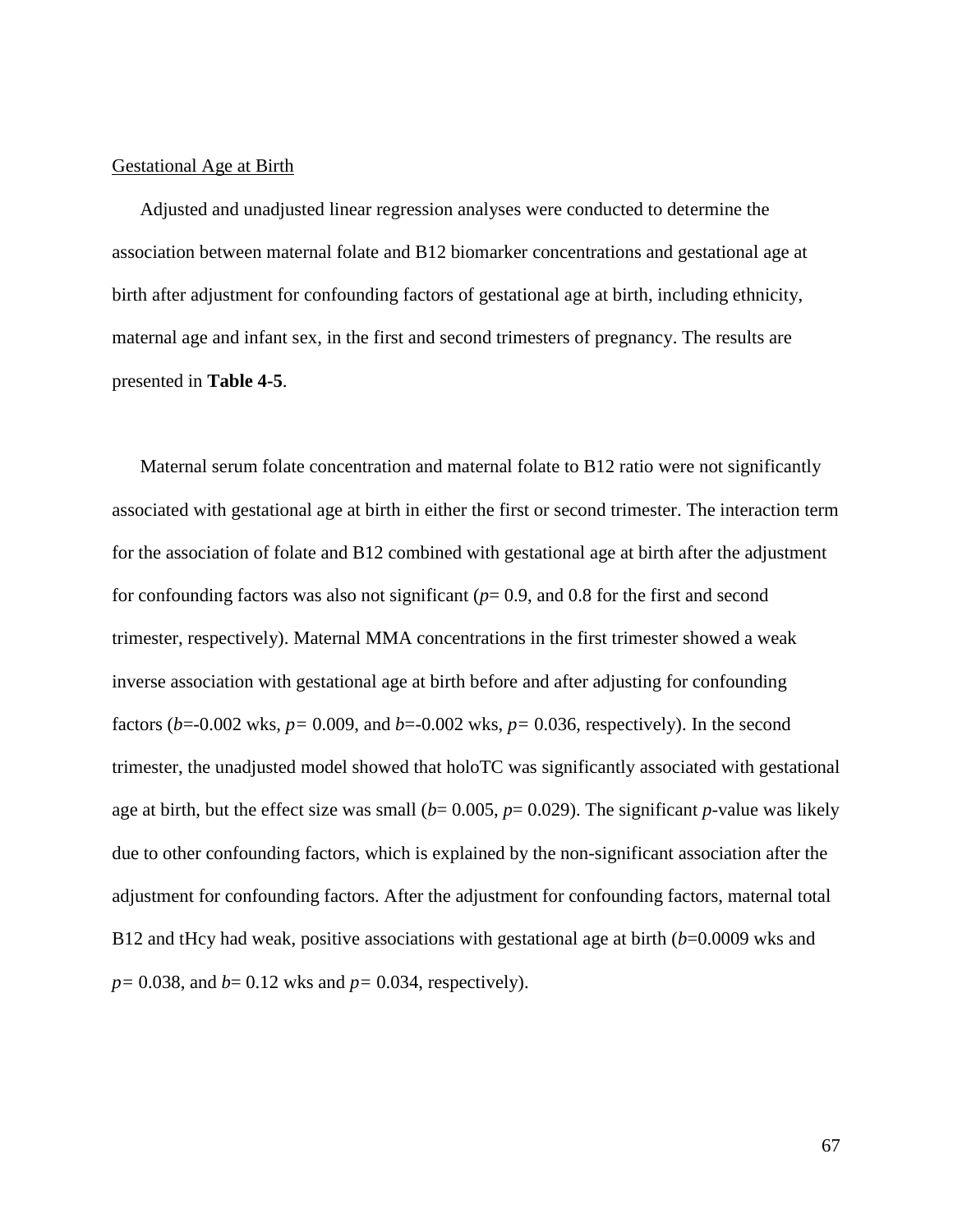Gestational Age at Birth

Adjusted and unadjusted linear regression analyses were conducted to determine the association between maternal folate and B12 biomarker concentrations and gestational age at birth after adjustment for confounding factors of gestational age at birth, including ethnicity, maternal age and infant sex, in the first and second trimesters of pregnancy. The results are presented in **Table 4-5**.

Maternal serum folate concentration and maternal folate to B12 ratio were not significantly associated with gestational age at birth in either the first or second trimester. The interaction term for the association of folate and B12 combined with gestational age at birth after the adjustment for confounding factors was also not significant ($p$= 0.9, and 0.8 for the first and second trimester, respectively). Maternal MMA concentrations in the first trimester showed a weak inverse association with gestational age at birth before and after adjusting for confounding factors ($b$=-0.002 wks, $p$= 0.009, and $b$=-0.002 wks, $p$= 0.036, respectively). In the second trimester, the unadjusted model showed that holoTC was significantly associated with gestational age at birth, but the effect size was small ($b$= 0.005, $p$= 0.029). The significant $p$-value was likely due to other confounding factors, which is explained by the non-significant association after the adjustment for confounding factors. After the adjustment for confounding factors, maternal total B12 and tHcy had weak, positive associations with gestational age at birth ($b$=0.0009 wks and $p$= 0.038, and $b$= 0.12 wks and $p$= 0.034, respectively).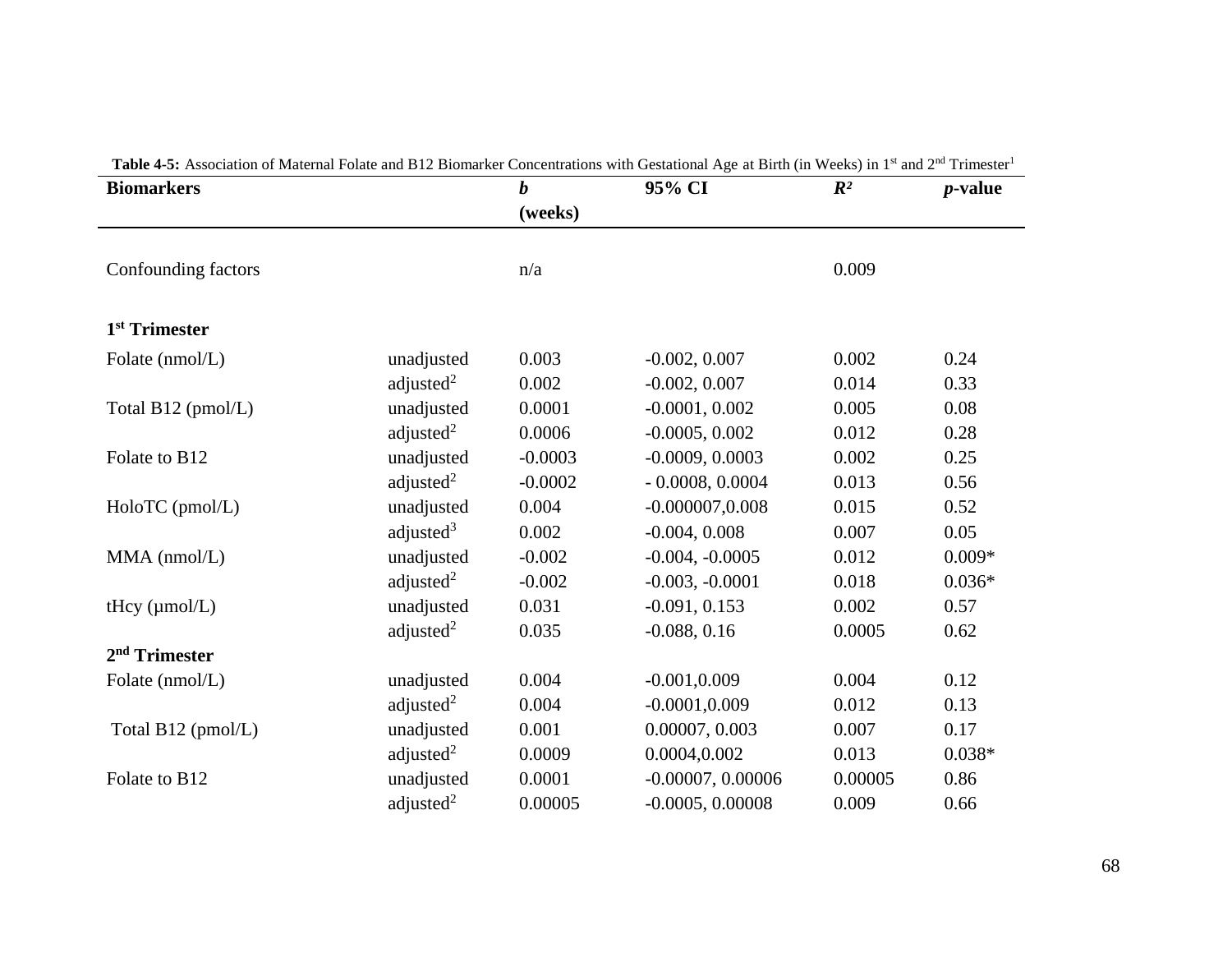**Table 4-5:** Association of Maternal Folate and B12 Biomarker Concentrations with Gestational Age at Birth (in Weeks) in 1st and 2nd Trimester[1]

| Biomarkers | | *b* (weeks) | 95% CI | $R^2$ | *p*-value |
|---|---|---|---|---|---|
| Confounding factors | | n/a | | 0.009 | |
| **1st Trimester** | | | | | |
| Folate (nmol/L) | unadjusted | 0.003 | -0.002, 0.007 | 0.002 | 0.24 |
| | adjusted[2] | 0.002 | -0.002, 0.007 | 0.014 | 0.33 |
| Total B12 (pmol/L) | unadjusted | 0.0001 | -0.0001, 0.002 | 0.005 | 0.08 |
| | adjusted[2] | 0.0006 | -0.0005, 0.002 | 0.012 | 0.28 |
| Folate to B12 | unadjusted | -0.0003 | -0.0009, 0.0003 | 0.002 | 0.25 |
| | adjusted[2] | -0.0002 | - 0.0008, 0.0004 | 0.013 | 0.56 |
| HoloTC (pmol/L) | unadjusted | 0.004 | -0.000007,0.008 | 0.015 | 0.52 |
| | adjusted[3] | 0.002 | -0.004, 0.008 | 0.007 | 0.05 |
| MMA (nmol/L) | unadjusted | -0.002 | -0.004, -0.0005 | 0.012 | 0.009* |
| | adjusted[2] | -0.002 | -0.003, -0.0001 | 0.018 | 0.036* |
| tHcy (µmol/L) | unadjusted | 0.031 | -0.091, 0.153 | 0.002 | 0.57 |
| | adjusted[2] | 0.035 | -0.088, 0.16 | 0.0005 | 0.62 |
| **2nd Trimester** | | | | | |
| Folate (nmol/L) | unadjusted | 0.004 | -0.001,0.009 | 0.004 | 0.12 |
| | adjusted[2] | 0.004 | -0.0001,0.009 | 0.012 | 0.13 |
| Total B12 (pmol/L) | unadjusted | 0.001 | 0.00007, 0.003 | 0.007 | 0.17 |
| | adjusted[2] | 0.0009 | 0.0004,0.002 | 0.013 | 0.038* |
| Folate to B12 | unadjusted | 0.0001 | -0.00007, 0.00006 | 0.00005 | 0.86 |
| | adjusted[2] | 0.00005 | -0.0005, 0.00008 | 0.009 | 0.66 |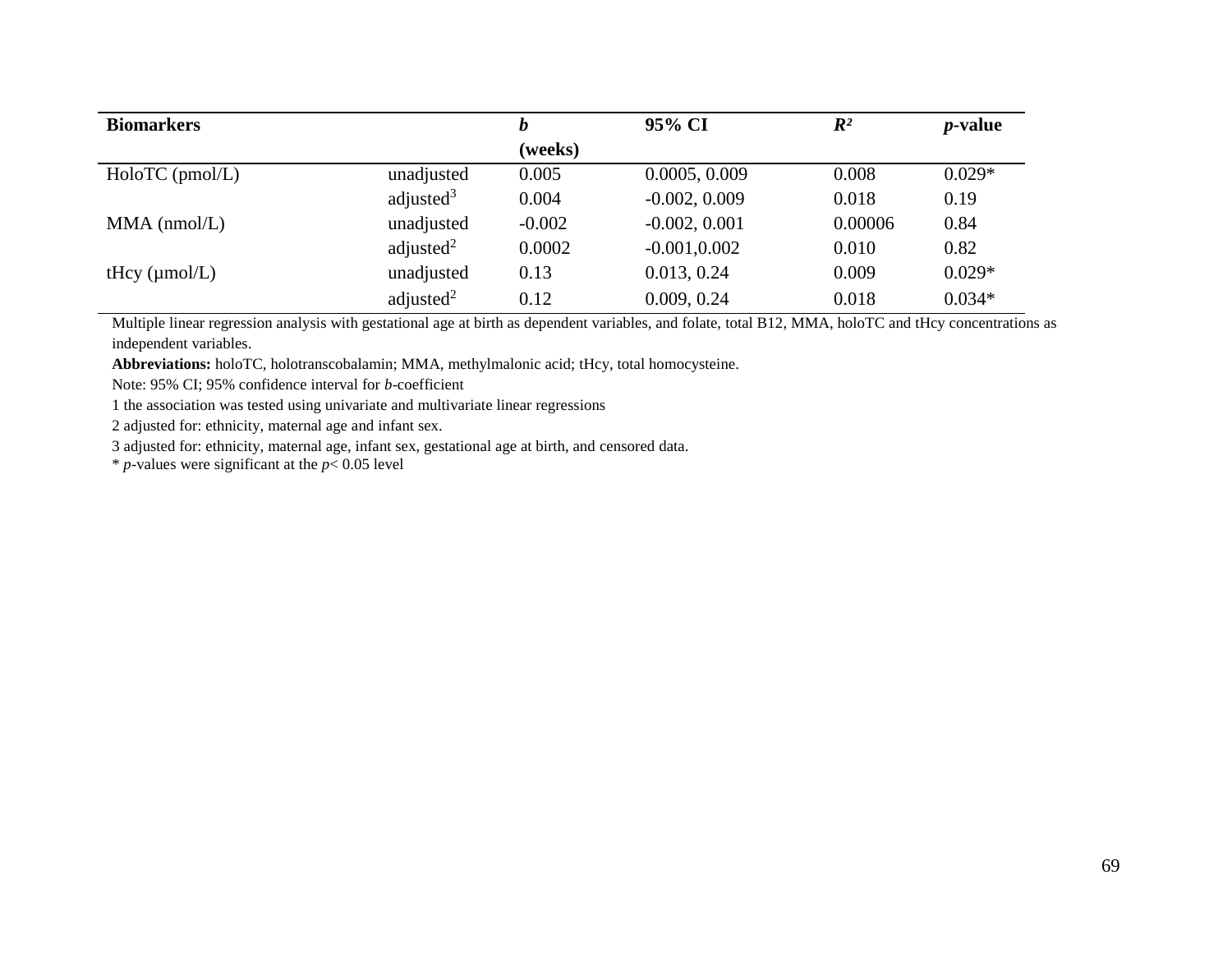| **Biomarkers** | | ***b* (weeks)** | **95% CI** | ***R²*** | ***p*-value** |
|---|---|---|---|---|---|
| HoloTC (pmol/L) | unadjusted | 0.005 | 0.0005, 0.009 | 0.008 | 0.029* |
| | adjusted[3] | 0.004 | -0.002, 0.009 | 0.018 | 0.19 |
| MMA (nmol/L) | unadjusted | -0.002 | -0.002, 0.001 | 0.00006 | 0.84 |
| | adjusted[2] | 0.0002 | -0.001,0.002 | 0.010 | 0.82 |
| tHcy (µmol/L) | unadjusted | 0.13 | 0.013, 0.24 | 0.009 | 0.029* |
| | adjusted[2] | 0.12 | 0.009, 0.24 | 0.018 | 0.034* |

Multiple linear regression analysis with gestational age at birth as dependent variables, and folate, total B12, MMA, holoTC and tHcy concentrations as independent variables.

**Abbreviations:** holoTC, holotranscobalamin; MMA, methylmalonic acid; tHcy, total homocysteine.

Note: 95% CI; 95% confidence interval for *b*-coefficient

1 the association was tested using univariate and multivariate linear regressions

2 adjusted for: ethnicity, maternal age and infant sex.

3 adjusted for: ethnicity, maternal age, infant sex, gestational age at birth, and censored data.

* *p*-values were significant at the $p < 0.05$ level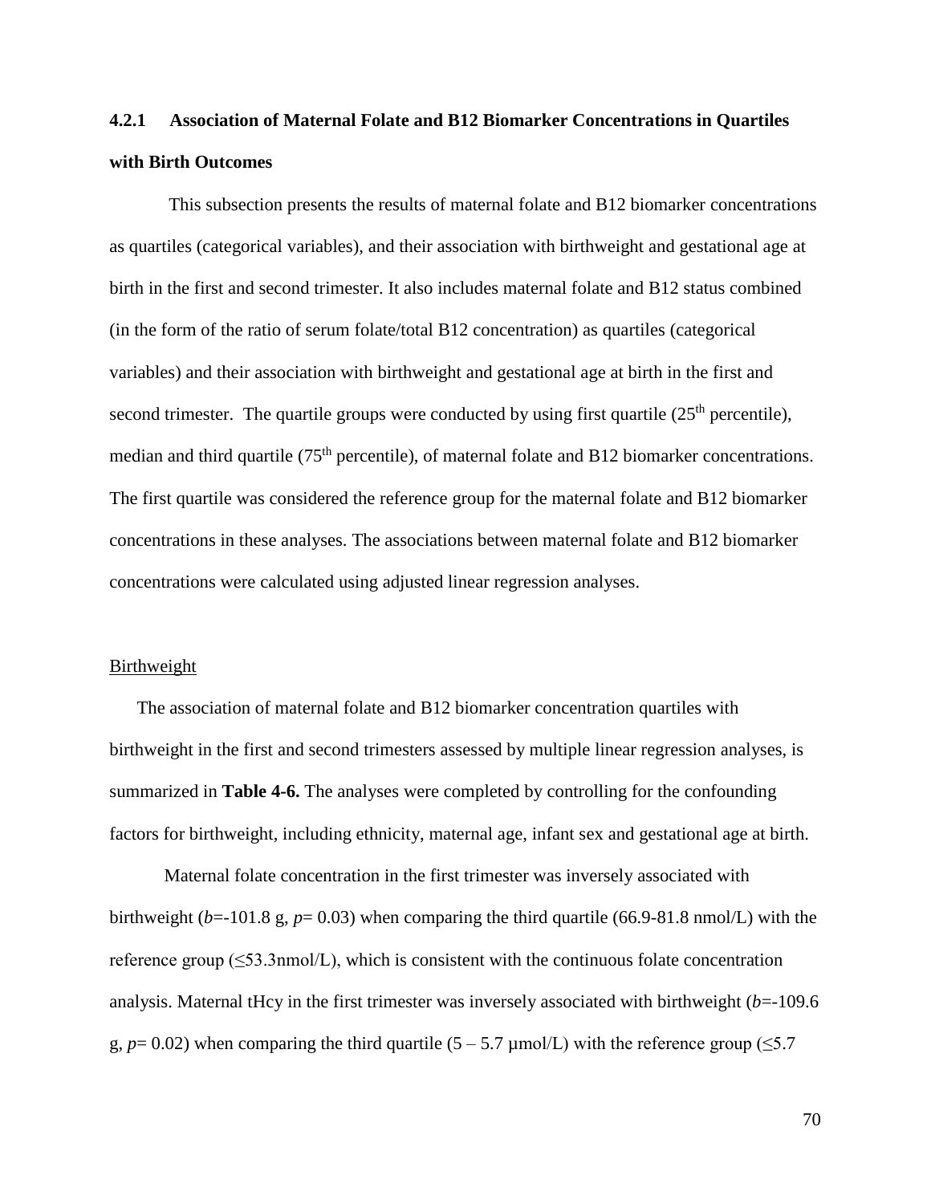### 4.2.1 Association of Maternal Folate and B12 Biomarker Concentrations in Quartiles with Birth Outcomes

This subsection presents the results of maternal folate and B12 biomarker concentrations as quartiles (categorical variables), and their association with birthweight and gestational age at birth in the first and second trimester. It also includes maternal folate and B12 status combined (in the form of the ratio of serum folate/total B12 concentration) as quartiles (categorical variables) and their association with birthweight and gestational age at birth in the first and second trimester. The quartile groups were conducted by using first quartile ($25^{th}$ percentile), median and third quartile ($75^{th}$ percentile), of maternal folate and B12 biomarker concentrations. The first quartile was considered the reference group for the maternal folate and B12 biomarker concentrations in these analyses. The associations between maternal folate and B12 biomarker concentrations were calculated using adjusted linear regression analyses.

Birthweight

The association of maternal folate and B12 biomarker concentration quartiles with birthweight in the first and second trimesters assessed by multiple linear regression analyses, is summarized in **Table 4-6.** The analyses were completed by controlling for the confounding factors for birthweight, including ethnicity, maternal age, infant sex and gestational age at birth.

Maternal folate concentration in the first trimester was inversely associated with birthweight ($b$=-101.8 g, $p$= 0.03) when comparing the third quartile (66.9-81.8 nmol/L) with the reference group (≤53.3nmol/L), which is consistent with the continuous folate concentration analysis. Maternal tHcy in the first trimester was inversely associated with birthweight ($b$=-109.6 g, $p$= 0.02) when comparing the third quartile (5 – 5.7 µmol/L) with the reference group (≤5.7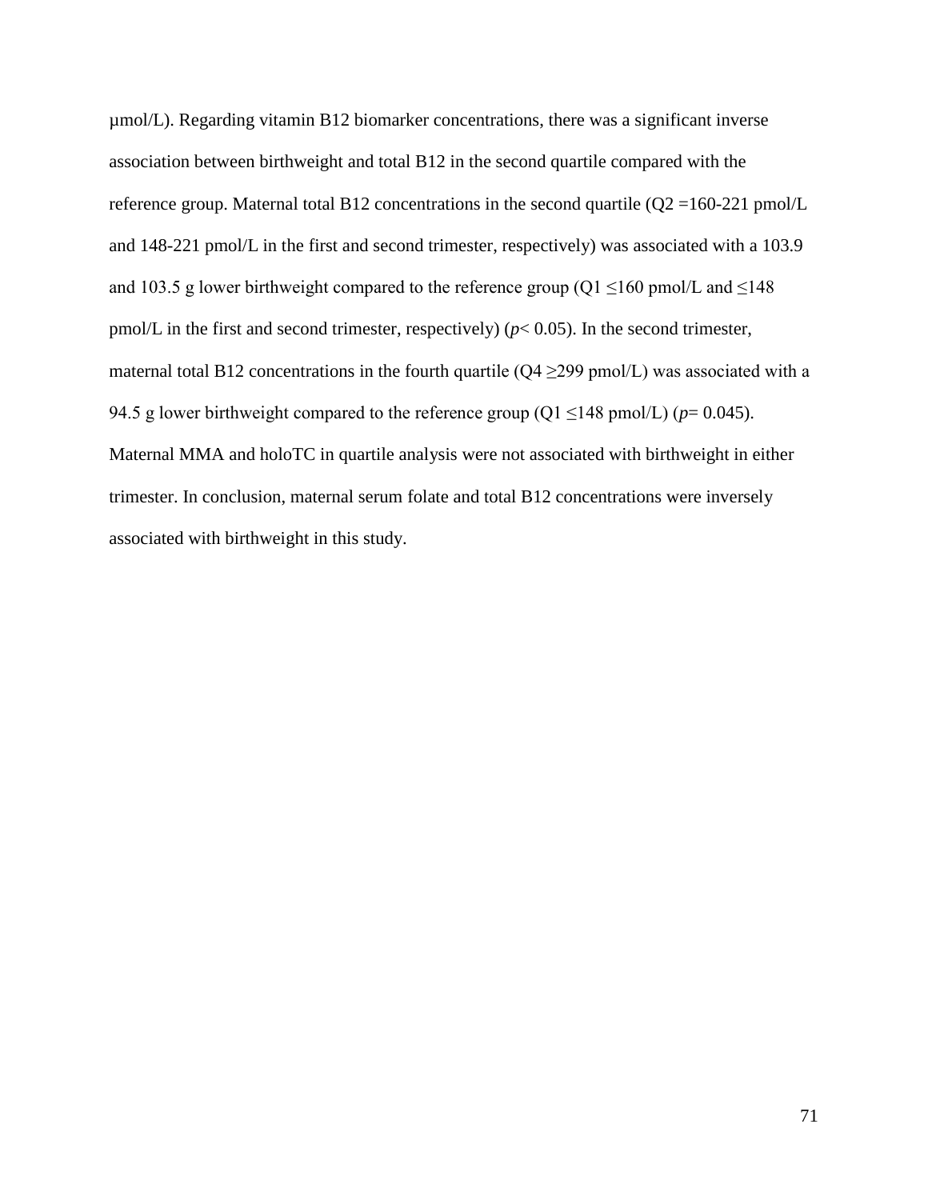μmol/L). Regarding vitamin B12 biomarker concentrations, there was a significant inverse association between birthweight and total B12 in the second quartile compared with the reference group. Maternal total B12 concentrations in the second quartile (Q2 =160-221 pmol/L and 148-221 pmol/L in the first and second trimester, respectively) was associated with a 103.9 and 103.5 g lower birthweight compared to the reference group (Q1 ≤160 pmol/L and ≤148 pmol/L in the first and second trimester, respectively) ($p < 0.05$). In the second trimester, maternal total B12 concentrations in the fourth quartile (Q4 ≥299 pmol/L) was associated with a 94.5 g lower birthweight compared to the reference group (Q1 ≤148 pmol/L) ($p = 0.045$). Maternal MMA and holoTC in quartile analysis were not associated with birthweight in either trimester. In conclusion, maternal serum folate and total B12 concentrations were inversely associated with birthweight in this study.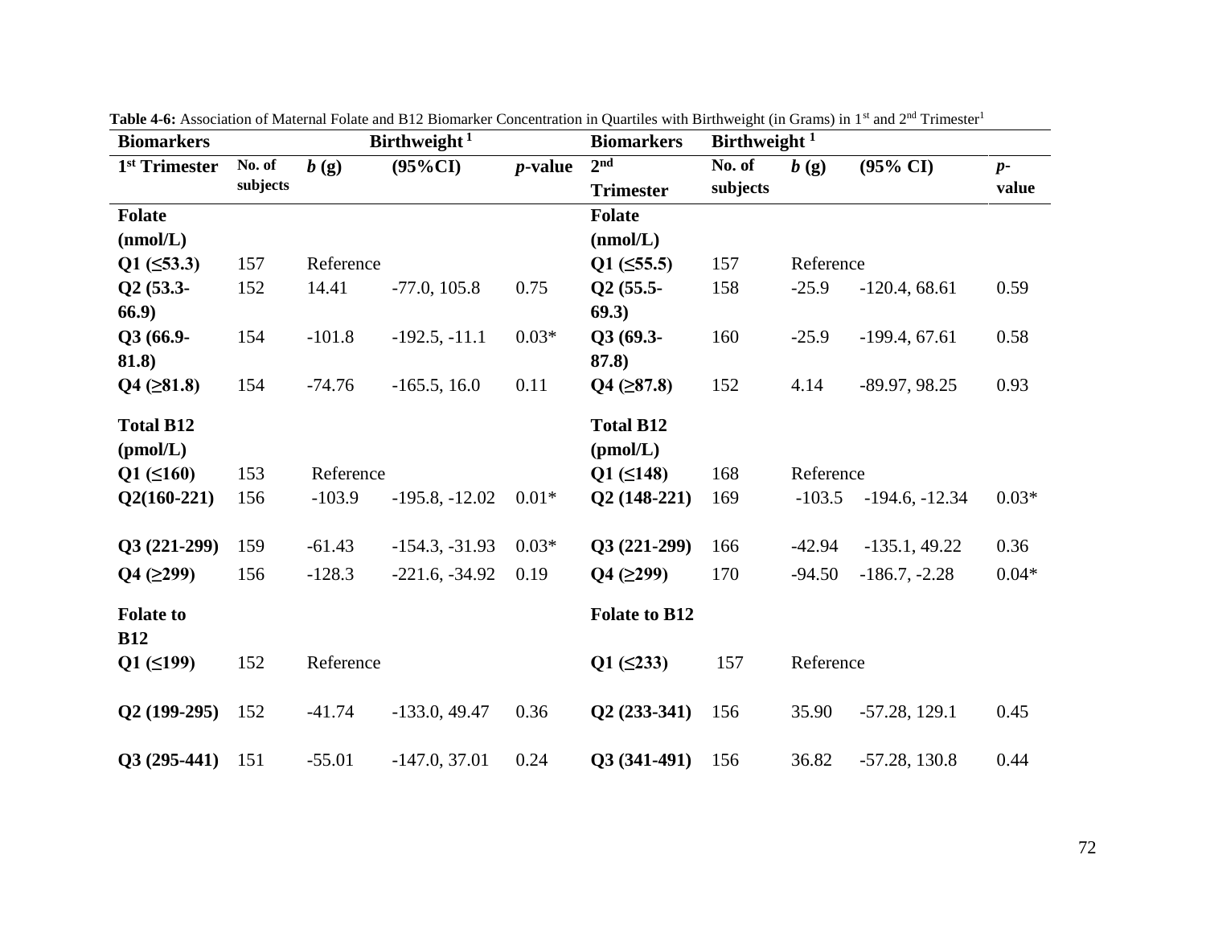**Table 4-6:** Association of Maternal Folate and B12 Biomarker Concentration in Quartiles with Birthweight (in Grams) in 1st and 2nd Trimester[1]

| **Biomarkers** | Birthweight [1] | | | | **Biomarkers** | Birthweight [1] | | | |
|---|---|---|---|---|---|---|---|---|---|
| **1st Trimester** | **No. of subjects** | ***b* (g)** | **(95%CI)** | ***p*-value** | **2nd Trimester** | **No. of subjects** | ***b* (g)** | **(95% CI)** | ***p*-value** |
| **Folate (nmol/L)** | | | | | **Folate (nmol/L)** | | | | |
| **Q1 (≤53.3)** | 157 | Reference | | | **Q1 (≤55.5)** | 157 | Reference | | |
| **Q2 (53.3-66.9)** | 152 | 14.41 | -77.0, 105.8 | 0.75 | **Q2 (55.5-69.3)** | 158 | -25.9 | -120.4, 68.61 | 0.59 |
| **Q3 (66.9-81.8)** | 154 | -101.8 | -192.5, -11.1 | 0.03* | **Q3 (69.3-87.8)** | 160 | -25.9 | -199.4, 67.61 | 0.58 |
| **Q4 (≥81.8)** | 154 | -74.76 | -165.5, 16.0 | 0.11 | **Q4 (≥87.8)** | 152 | 4.14 | -89.97, 98.25 | 0.93 |
| **Total B12 (pmol/L)** | | | | | **Total B12 (pmol/L)** | | | | |
| **Q1 (≤160)** | 153 | Reference | | | **Q1 (≤148)** | 168 | Reference | | |
| **Q2(160-221)** | 156 | -103.9 | -195.8, -12.02 | 0.01* | **Q2 (148-221)** | 169 | -103.5 | -194.6, -12.34 | 0.03* |
| **Q3 (221-299)** | 159 | -61.43 | -154.3, -31.93 | 0.03* | **Q3 (221-299)** | 166 | -42.94 | -135.1, 49.22 | 0.36 |
| **Q4 (≥299)** | 156 | -128.3 | -221.6, -34.92 | 0.19 | **Q4 (≥299)** | 170 | -94.50 | -186.7, -2.28 | 0.04* |
| **Folate to B12** | | | | | **Folate to B12** | | | | |
| **Q1 (≤199)** | 152 | Reference | | | **Q1 (≤233)** | 157 | Reference | | |
| **Q2 (199-295)** | 152 | -41.74 | -133.0, 49.47 | 0.36 | **Q2 (233-341)** | 156 | 35.90 | -57.28, 129.1 | 0.45 |
| **Q3 (295-441)** | 151 | -55.01 | -147.0, 37.01 | 0.24 | **Q3 (341-491)** | 156 | 36.82 | -57.28, 130.8 | 0.44 |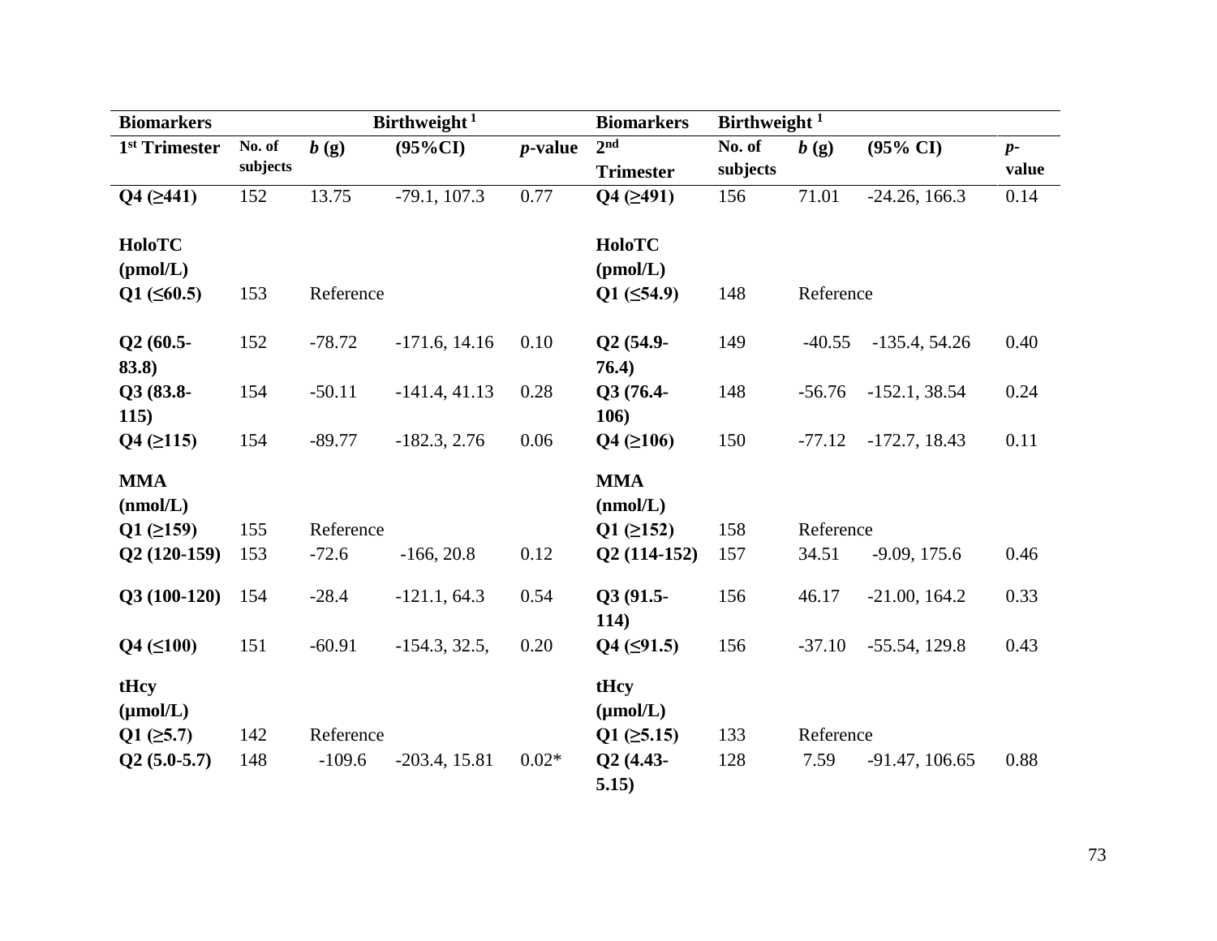| Biomarkers | Birthweight [1] | | | | Biomarkers | Birthweight [1] | | | |
|---|---|---|---|---|---|---|---|---|---|
| 1st Trimester | No. of subjects | *b* (g) | (95%CI) | *p*-value | 2nd Trimester | No. of subjects | *b* (g) | (95% CI) | *p*-value |
| **Q4 (≥441)** | 152 | 13.75 | -79.1, 107.3 | 0.77 | **Q4 (≥491)** | 156 | 71.01 | -24.26, 166.3 | 0.14 |
| **HoloTC (pmol/L)** | | | | | **HoloTC (pmol/L)** | | | | |
| **Q1 (≤60.5)** | 153 | Reference | | | **Q1 (≤54.9)** | 148 | Reference | | |
| **Q2 (60.5-83.8)** | 152 | -78.72 | -171.6, 14.16 | 0.10 | **Q2 (54.9-76.4)** | 149 | -40.55 | -135.4, 54.26 | 0.40 |
| **Q3 (83.8-115)** | 154 | -50.11 | -141.4, 41.13 | 0.28 | **Q3 (76.4-106)** | 148 | -56.76 | -152.1, 38.54 | 0.24 |
| **Q4 (≥115)** | 154 | -89.77 | -182.3, 2.76 | 0.06 | **Q4 (≥106)** | 150 | -77.12 | -172.7, 18.43 | 0.11 |
| **MMA (nmol/L)** | | | | | **MMA (nmol/L)** | | | | |
| **Q1 (≥159)** | 155 | Reference | | | **Q1 (≥152)** | 158 | Reference | | |
| **Q2 (120-159)** | 153 | -72.6 | -166, 20.8 | 0.12 | **Q2 (114-152)** | 157 | 34.51 | -9.09, 175.6 | 0.46 |
| **Q3 (100-120)** | 154 | -28.4 | -121.1, 64.3 | 0.54 | **Q3 (91.5-114)** | 156 | 46.17 | -21.00, 164.2 | 0.33 |
| **Q4 (≤100)** | 151 | -60.91 | -154.3, 32.5, | 0.20 | **Q4 (≤91.5)** | 156 | -37.10 | -55.54, 129.8 | 0.43 |
| **tHcy (µmol/L)** | | | | | **tHcy (µmol/L)** | | | | |
| **Q1 (≥5.7)** | 142 | Reference | | | **Q1 (≥5.15)** | 133 | Reference | | |
| **Q2 (5.0-5.7)** | 148 | -109.6 | -203.4, 15.81 | 0.02* | **Q2 (4.43-5.15)** | 128 | 7.59 | -91.47, 106.65 | 0.88 |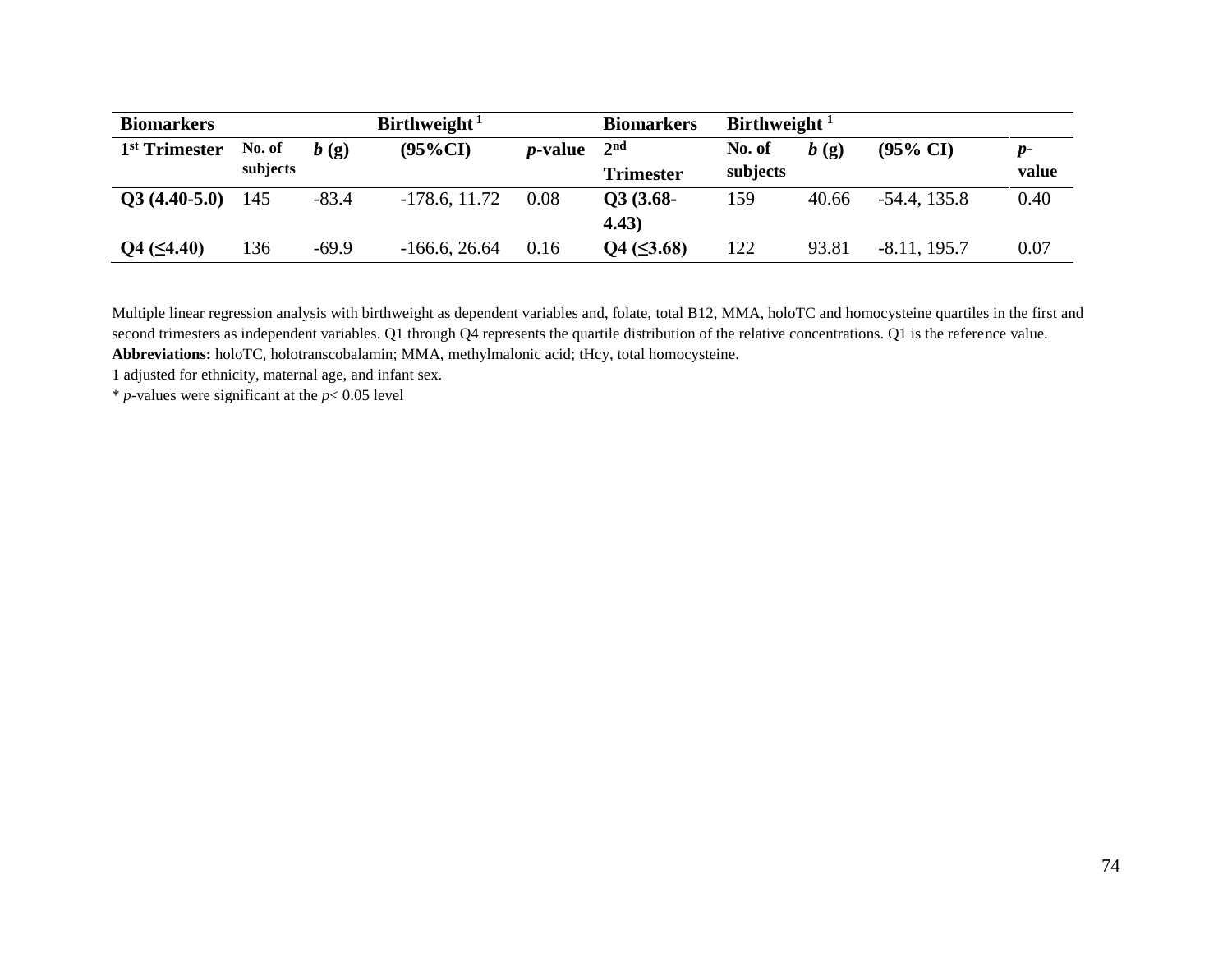| **Biomarkers** | | | **Birthweight [1]** | | **Biomarkers** | **Birthweight [1]** | | | |
|---|---|---|---|---|---|---|---|---|---|
| **1st Trimester** | **No. of subjects** | ***b* (g)** | **(95%CI)** | ***p*-value** | **2nd Trimester** | **No. of subjects** | ***b* (g)** | **(95% CI)** | ***p*-value** |
| **Q3 (4.40-5.0)** | 145 | -83.4 | -178.6, 11.72 | 0.08 | **Q3 (3.68-4.43)** | 159 | 40.66 | -54.4, 135.8 | 0.40 |
| **Q4 (≤4.40)** | 136 | -69.9 | -166.6, 26.64 | 0.16 | **Q4 (≤3.68)** | 122 | 93.81 | -8.11, 195.7 | 0.07 |

Multiple linear regression analysis with birthweight as dependent variables and, folate, total B12, MMA, holoTC and homocysteine quartiles in the first and second trimesters as independent variables. Q1 through Q4 represents the quartile distribution of the relative concentrations. Q1 is the reference value.
**Abbreviations:** holoTC, holotranscobalamin; MMA, methylmalonic acid; tHcy, total homocysteine.
1 adjusted for ethnicity, maternal age, and infant sex.
* *p*-values were significant at the $p < 0.05$ level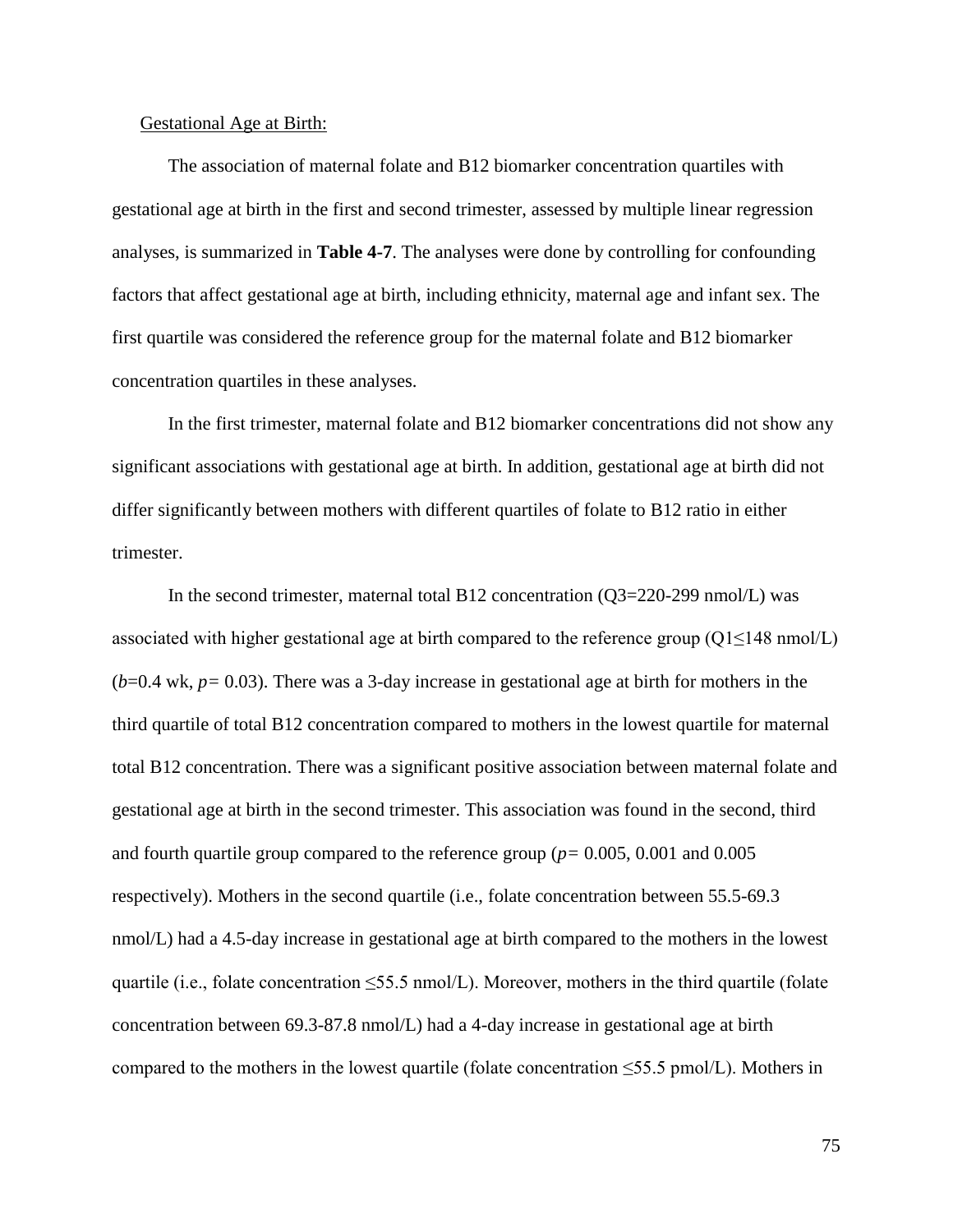Gestational Age at Birth:

The association of maternal folate and B12 biomarker concentration quartiles with gestational age at birth in the first and second trimester, assessed by multiple linear regression analyses, is summarized in **Table 4-7**. The analyses were done by controlling for confounding factors that affect gestational age at birth, including ethnicity, maternal age and infant sex. The first quartile was considered the reference group for the maternal folate and B12 biomarker concentration quartiles in these analyses.

In the first trimester, maternal folate and B12 biomarker concentrations did not show any significant associations with gestational age at birth. In addition, gestational age at birth did not differ significantly between mothers with different quartiles of folate to B12 ratio in either trimester.

In the second trimester, maternal total B12 concentration (Q3=220-299 nmol/L) was associated with higher gestational age at birth compared to the reference group (Q1≤148 nmol/L) ($b$=0.4 wk, $p$= 0.03). There was a 3-day increase in gestational age at birth for mothers in the third quartile of total B12 concentration compared to mothers in the lowest quartile for maternal total B12 concentration. There was a significant positive association between maternal folate and gestational age at birth in the second trimester. This association was found in the second, third and fourth quartile group compared to the reference group ($p$= 0.005, 0.001 and 0.005 respectively). Mothers in the second quartile (i.e., folate concentration between 55.5-69.3 nmol/L) had a 4.5-day increase in gestational age at birth compared to the mothers in the lowest quartile (i.e., folate concentration ≤55.5 nmol/L). Moreover, mothers in the third quartile (folate concentration between 69.3-87.8 nmol/L) had a 4-day increase in gestational age at birth compared to the mothers in the lowest quartile (folate concentration ≤55.5 pmol/L). Mothers in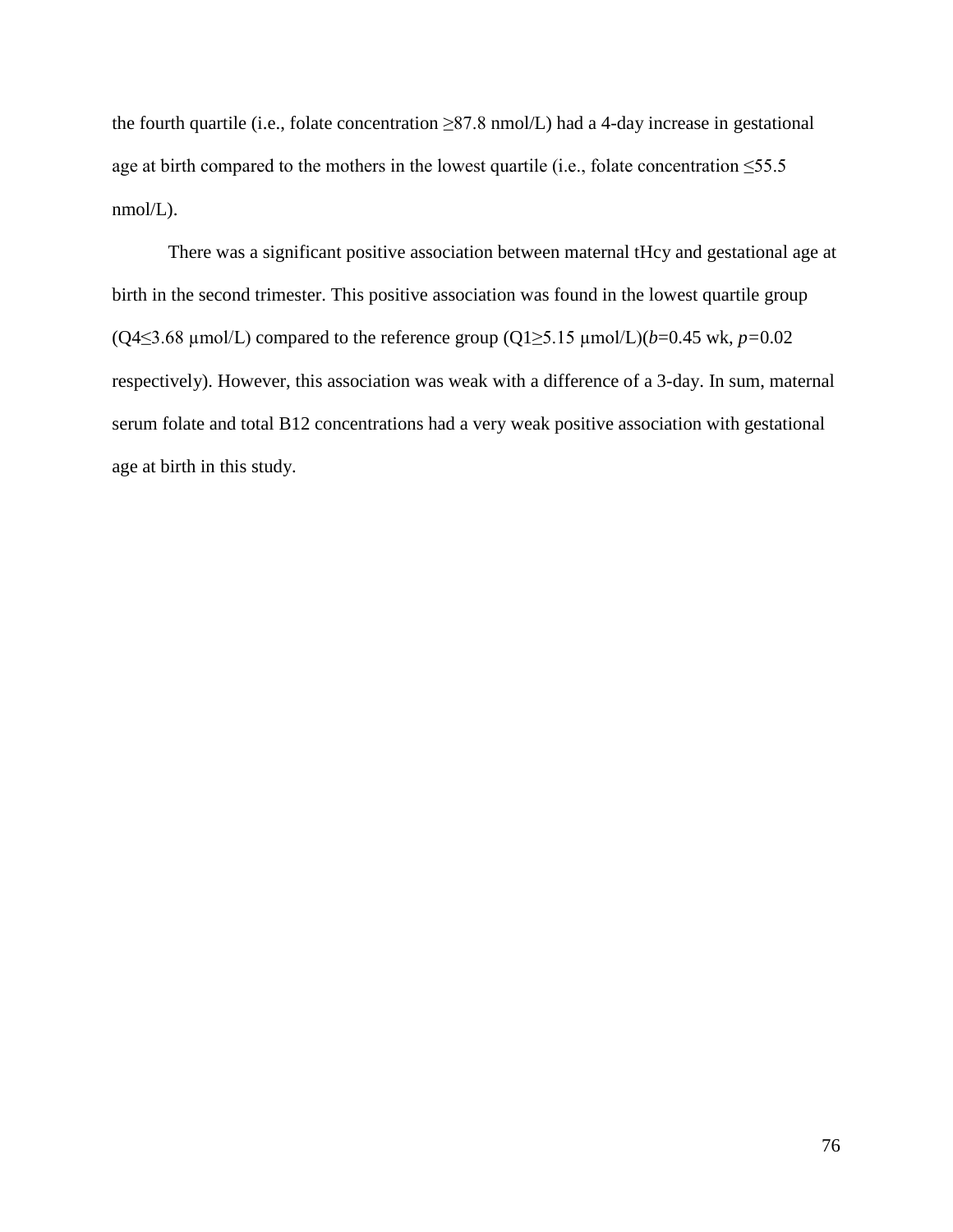the fourth quartile (i.e., folate concentration ≥87.8 nmol/L) had a 4-day increase in gestational age at birth compared to the mothers in the lowest quartile (i.e., folate concentration ≤55.5 nmol/L).

There was a significant positive association between maternal tHcy and gestational age at birth in the second trimester. This positive association was found in the lowest quartile group (Q4≤3.68 μmol/L) compared to the reference group (Q1≥5.15 μmol/L)($b$=0.45 wk, $p$=0.02 respectively). However, this association was weak with a difference of a 3-day. In sum, maternal serum folate and total B12 concentrations had a very weak positive association with gestational age at birth in this study.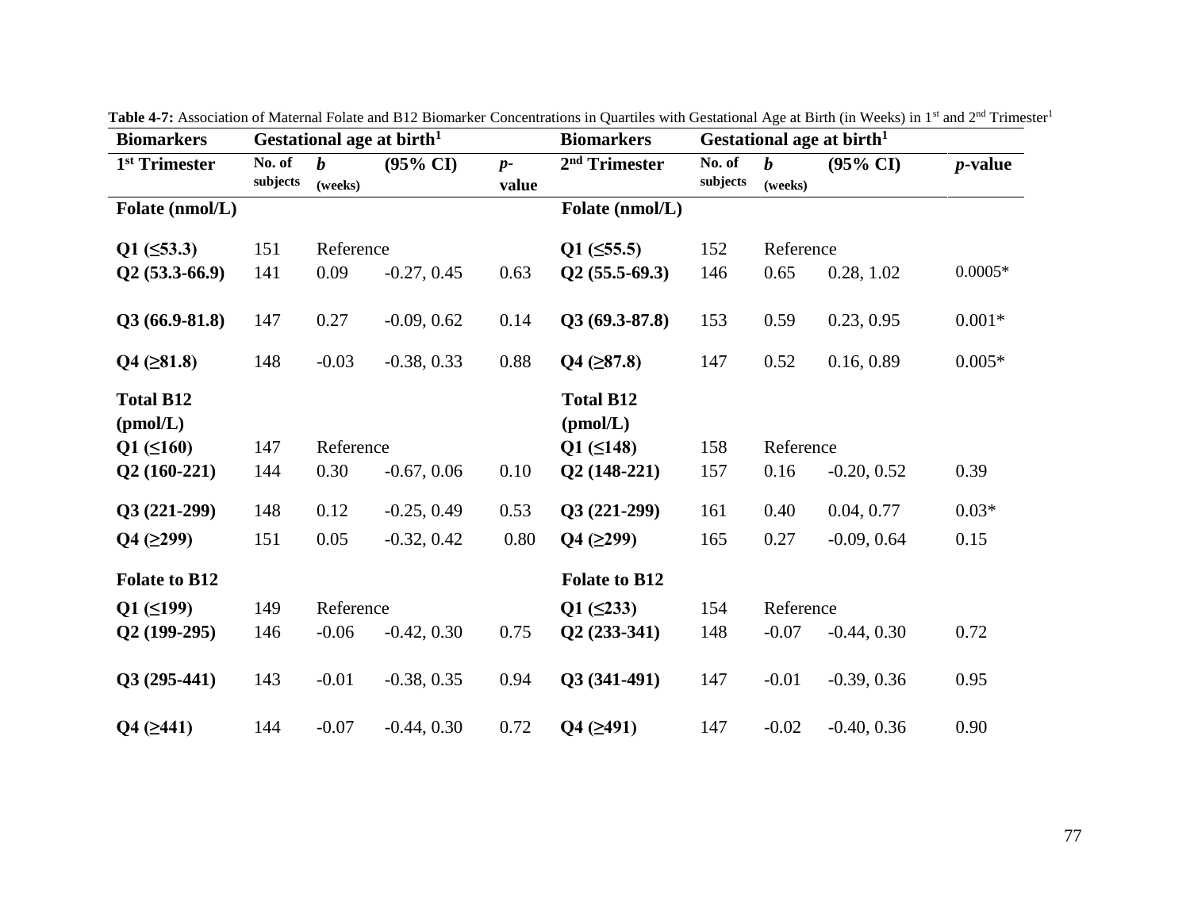**Table 4-7:** Association of Maternal Folate and B12 Biomarker Concentrations in Quartiles with Gestational Age at Birth (in Weeks) in 1st and 2nd Trimester[1]

| **Biomarkers** | **Gestational age at birth[1]** | | | | **Biomarkers** | **Gestational age at birth[1]** | | | |
|---|---|---|---|---|---|---|---|---|---|
| **1st Trimester** | **No. of subjects** | ***b* (weeks)** | **(95% CI)** | ***p*-value** | **2nd Trimester** | **No. of subjects** | ***b* (weeks)** | **(95% CI)** | ***p*-value** |
| **Folate (nmol/L)** | | | | | **Folate (nmol/L)** | | | | |
| **Q1 (≤53.3)** | 151 | Reference | | | **Q1 (≤55.5)** | 152 | Reference | | |
| **Q2 (53.3-66.9)** | 141 | 0.09 | -0.27, 0.45 | 0.63 | **Q2 (55.5-69.3)** | 146 | 0.65 | 0.28, 1.02 | 0.0005* |
| **Q3 (66.9-81.8)** | 147 | 0.27 | -0.09, 0.62 | 0.14 | **Q3 (69.3-87.8)** | 153 | 0.59 | 0.23, 0.95 | 0.001* |
| **Q4 (≥81.8)** | 148 | -0.03 | -0.38, 0.33 | 0.88 | **Q4 (≥87.8)** | 147 | 0.52 | 0.16, 0.89 | 0.005* |
| **Total B12 (pmol/L)** | | | | | **Total B12 (pmol/L)** | | | | |
| **Q1 (≤160)** | 147 | Reference | | | **Q1 (≤148)** | 158 | Reference | | |
| **Q2 (160-221)** | 144 | 0.30 | -0.67, 0.06 | 0.10 | **Q2 (148-221)** | 157 | 0.16 | -0.20, 0.52 | 0.39 |
| **Q3 (221-299)** | 148 | 0.12 | -0.25, 0.49 | 0.53 | **Q3 (221-299)** | 161 | 0.40 | 0.04, 0.77 | 0.03* |
| **Q4 (≥299)** | 151 | 0.05 | -0.32, 0.42 | 0.80 | **Q4 (≥299)** | 165 | 0.27 | -0.09, 0.64 | 0.15 |
| **Folate to B12** | | | | | **Folate to B12** | | | | |
| **Q1 (≤199)** | 149 | Reference | | | **Q1 (≤233)** | 154 | Reference | | |
| **Q2 (199-295)** | 146 | -0.06 | -0.42, 0.30 | 0.75 | **Q2 (233-341)** | 148 | -0.07 | -0.44, 0.30 | 0.72 |
| **Q3 (295-441)** | 143 | -0.01 | -0.38, 0.35 | 0.94 | **Q3 (341-491)** | 147 | -0.01 | -0.39, 0.36 | 0.95 |
| **Q4 (≥441)** | 144 | -0.07 | -0.44, 0.30 | 0.72 | **Q4 (≥491)** | 147 | -0.02 | -0.40, 0.36 | 0.90 |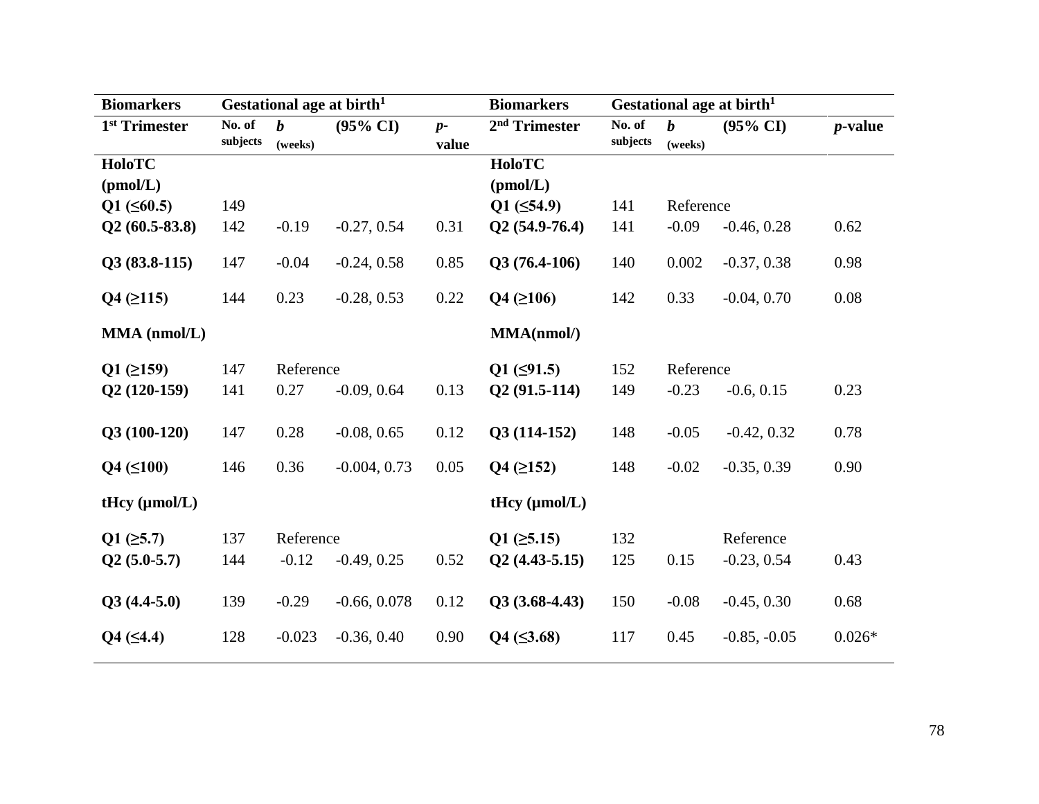| Biomarkers | Gestational age at birth[1] | | | | Biomarkers | Gestational age at birth[1] | | | |
|---|---|---|---|---|---|---|---|---|---|
| 1st Trimester | No. of subjects | *b* (weeks) | (95% CI) | *p*-value | 2nd Trimester | No. of subjects | *b* (weeks) | (95% CI) | *p*-value |
| **HoloTC (pmol/L)** | | | | | **HoloTC (pmol/L)** | | | | |
| **Q1 (≤60.5)** | 149 | | | | **Q1 (≤54.9)** | 141 | Reference | | |
| **Q2 (60.5-83.8)** | 142 | -0.19 | -0.27, 0.54 | 0.31 | **Q2 (54.9-76.4)** | 141 | -0.09 | -0.46, 0.28 | 0.62 |
| **Q3 (83.8-115)** | 147 | -0.04 | -0.24, 0.58 | 0.85 | **Q3 (76.4-106)** | 140 | 0.002 | -0.37, 0.38 | 0.98 |
| **Q4 (≥115)** | 144 | 0.23 | -0.28, 0.53 | 0.22 | **Q4 (≥106)** | 142 | 0.33 | -0.04, 0.70 | 0.08 |
| **MMA (nmol/L)** | | | | | **MMA(nmol/)** | | | | |
| **Q1 (≥159)** | 147 | Reference | | | **Q1 (≤91.5)** | 152 | Reference | | |
| **Q2 (120-159)** | 141 | 0.27 | -0.09, 0.64 | 0.13 | **Q2 (91.5-114)** | 149 | -0.23 | -0.6, 0.15 | 0.23 |
| **Q3 (100-120)** | 147 | 0.28 | -0.08, 0.65 | 0.12 | **Q3 (114-152)** | 148 | -0.05 | -0.42, 0.32 | 0.78 |
| **Q4 (≤100)** | 146 | 0.36 | -0.004, 0.73 | 0.05 | **Q4 (≥152)** | 148 | -0.02 | -0.35, 0.39 | 0.90 |
| **tHcy (µmol/L)** | | | | | **tHcy (µmol/L)** | | | | |
| **Q1 (≥5.7)** | 137 | Reference | | | **Q1 (≥5.15)** | 132 | | Reference | |
| **Q2 (5.0-5.7)** | 144 | -0.12 | -0.49, 0.25 | 0.52 | **Q2 (4.43-5.15)** | 125 | 0.15 | -0.23, 0.54 | 0.43 |
| **Q3 (4.4-5.0)** | 139 | -0.29 | -0.66, 0.078 | 0.12 | **Q3 (3.68-4.43)** | 150 | -0.08 | -0.45, 0.30 | 0.68 |
| **Q4 (≤4.4)** | 128 | -0.023 | -0.36, 0.40 | 0.90 | **Q4 (≤3.68)** | 117 | 0.45 | -0.85, -0.05 | 0.026* |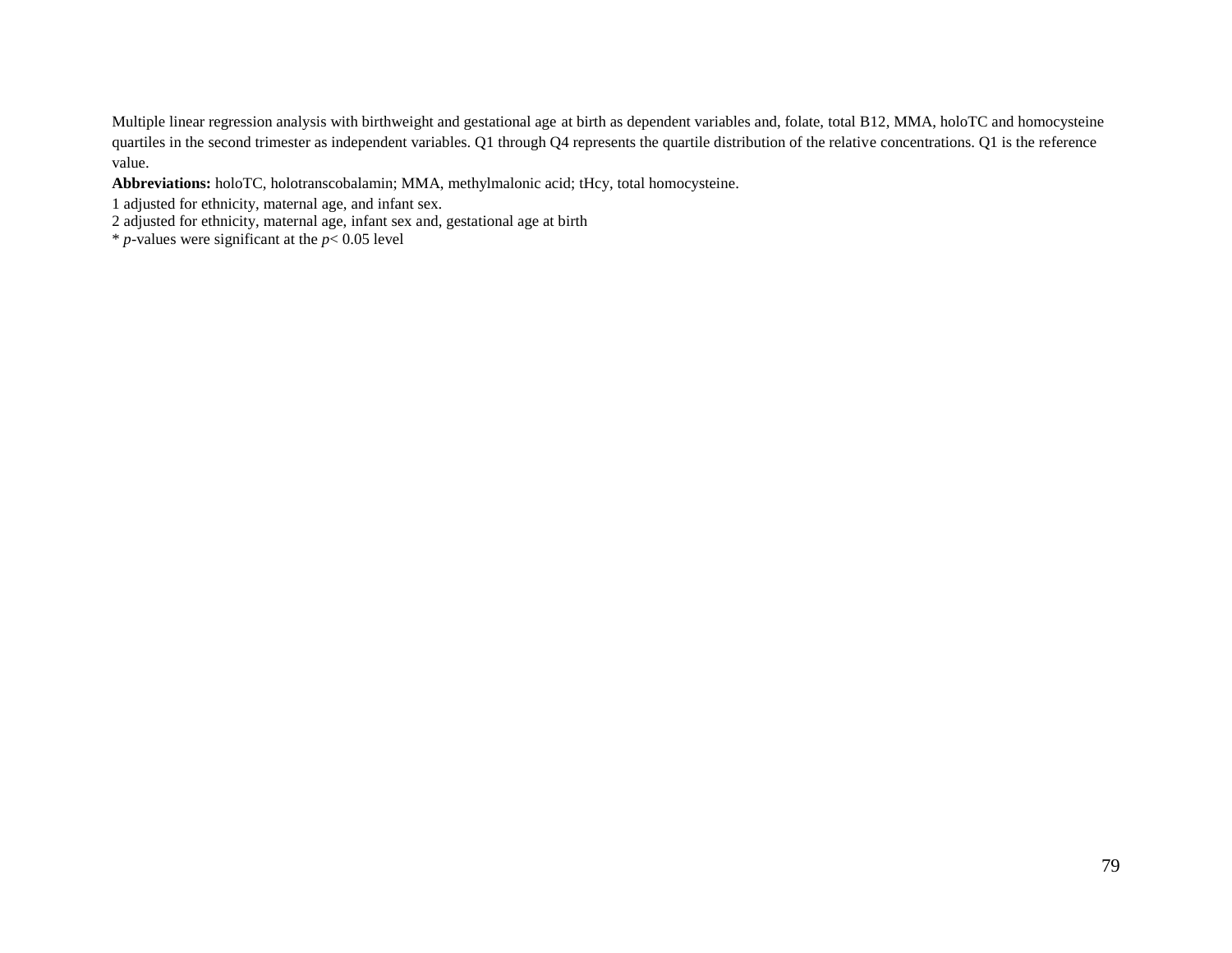Multiple linear regression analysis with birthweight and gestational age at birth as dependent variables and, folate, total B12, MMA, holoTC and homocysteine quartiles in the second trimester as independent variables. Q1 through Q4 represents the quartile distribution of the relative concentrations. Q1 is the reference value.

**Abbreviations:** holoTC, holotranscobalamin; MMA, methylmalonic acid; tHcy, total homocysteine.

1 adjusted for ethnicity, maternal age, and infant sex.
2 adjusted for ethnicity, maternal age, infant sex and, gestational age at birth
* *p*-values were significant at the $p < 0.05$ level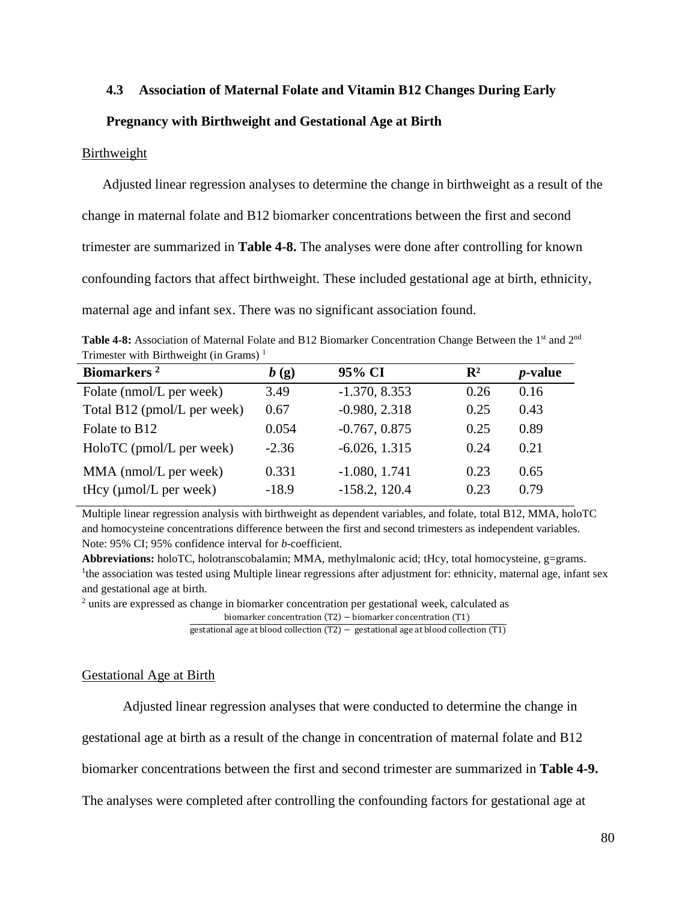### 4.3 Association of Maternal Folate and Vitamin B12 Changes During Early Pregnancy with Birthweight and Gestational Age at Birth

Birthweight

Adjusted linear regression analyses to determine the change in birthweight as a result of the change in maternal folate and B12 biomarker concentrations between the first and second trimester are summarized in **Table 4-8.** The analyses were done after controlling for known confounding factors that affect birthweight. These included gestational age at birth, ethnicity, maternal age and infant sex. There was no significant association found.

**Table 4-8:** Association of Maternal Folate and B12 Biomarker Concentration Change Between the 1st and 2nd Trimester with Birthweight (in Grams) [1]

| Biomarkers [2] | *b* (g) | 95% CI | $R^2$ | *p*-value |
|---|---|---|---|---|
| Folate (nmol/L per week) | 3.49 | -1.370, 8.353 | 0.26 | 0.16 |
| Total B12 (pmol/L per week) | 0.67 | -0.980, 2.318 | 0.25 | 0.43 |
| Folate to B12 | 0.054 | -0.767, 0.875 | 0.25 | 0.89 |
| HoloTC (pmol/L per week) | -2.36 | -6.026, 1.315 | 0.24 | 0.21 |
| MMA (nmol/L per week) | 0.331 | -1.080, 1.741 | 0.23 | 0.65 |
| tHcy (µmol/L per week) | -18.9 | -158.2, 120.4 | 0.23 | 0.79 |

Multiple linear regression analysis with birthweight as dependent variables, and folate, total B12, MMA, holoTC and homocysteine concentrations difference between the first and second trimesters as independent variables. Note: 95% CI; 95% confidence interval for *b*-coefficient.

**Abbreviations:** holoTC, holotranscobalamin; MMA, methylmalonic acid; tHcy, total homocysteine, g=grams.
[1]the association was tested using Multiple linear regressions after adjustment for: ethnicity, maternal age, infant sex and gestational age at birth.
[2] units are expressed as change in biomarker concentration per gestational week, calculated as

$$\frac{\text{biomarker concentration (T2)} - \text{biomarker concentration (T1)}}{\text{gestational age at blood collection (T2)} - \text{gestational age at blood collection (T1)}}$$

Gestational Age at Birth

Adjusted linear regression analyses that were conducted to determine the change in gestational age at birth as a result of the change in concentration of maternal folate and B12 biomarker concentrations between the first and second trimester are summarized in **Table 4-9.** The analyses were completed after controlling the confounding factors for gestational age at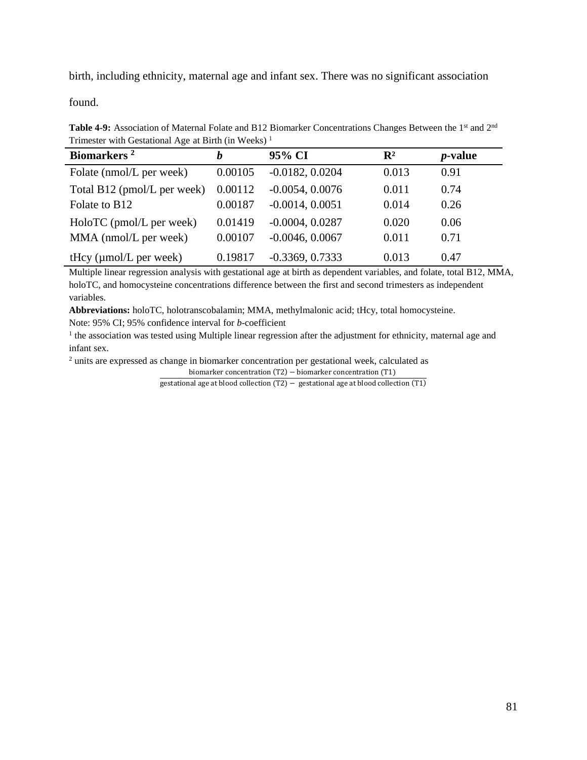birth, including ethnicity, maternal age and infant sex. There was no significant association found.

**Table 4-9:** Association of Maternal Folate and B12 Biomarker Concentrations Changes Between the 1st and 2nd Trimester with Gestational Age at Birth (in Weeks) [1]

| Biomarkers [2] | *b* | 95% CI | $R^2$ | *p*-value |
|---|---|---|---|---|
| Folate (nmol/L per week) | 0.00105 | -0.0182, 0.0204 | 0.013 | 0.91 |
| Total B12 (pmol/L per week) | 0.00112 | -0.0054, 0.0076 | 0.011 | 0.74 |
| Folate to B12 | 0.00187 | -0.0014, 0.0051 | 0.014 | 0.26 |
| HoloTC (pmol/L per week) | 0.01419 | -0.0004, 0.0287 | 0.020 | 0.06 |
| MMA (nmol/L per week) | 0.00107 | -0.0046, 0.0067 | 0.011 | 0.71 |
| tHcy (µmol/L per week) | 0.19817 | -0.3369, 0.7333 | 0.013 | 0.47 |

Multiple linear regression analysis with gestational age at birth as dependent variables, and folate, total B12, MMA, holoTC, and homocysteine concentrations difference between the first and second trimesters as independent variables.

**Abbreviations:** holoTC, holotranscobalamin; MMA, methylmalonic acid; tHcy, total homocysteine.

Note: 95% CI; 95% confidence interval for *b*-coefficient

[1] the association was tested using Multiple linear regression after the adjustment for ethnicity, maternal age and infant sex.

[2] units are expressed as change in biomarker concentration per gestational week, calculated as

$$\frac{\text{biomarker concentration (T2)} - \text{biomarker concentration (T1)}}{\text{gestational age at blood collection (T2)} - \text{gestational age at blood collection (T1)}}$$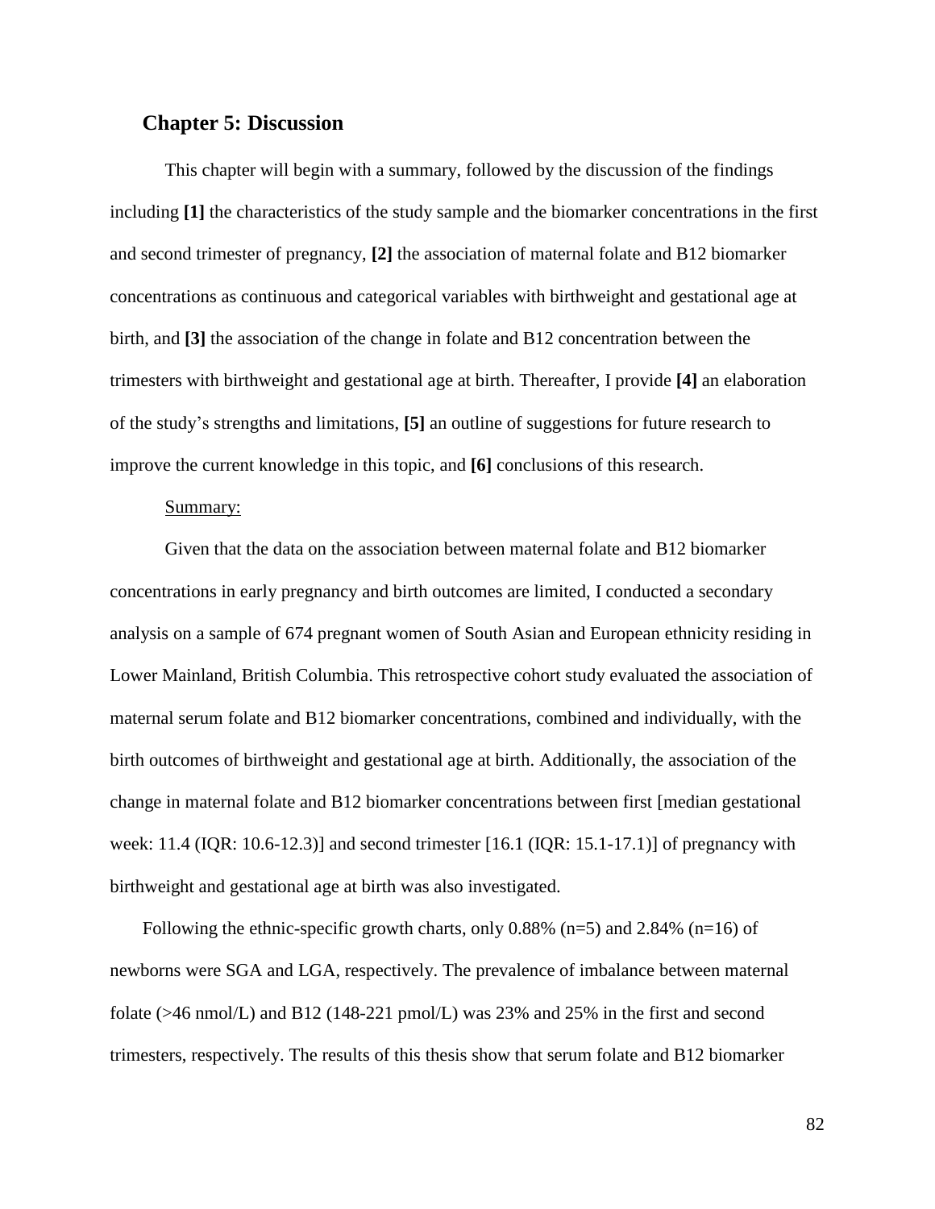## Chapter 5: Discussion

This chapter will begin with a summary, followed by the discussion of the findings including **[1]** the characteristics of the study sample and the biomarker concentrations in the first and second trimester of pregnancy, **[2]** the association of maternal folate and B12 biomarker concentrations as continuous and categorical variables with birthweight and gestational age at birth, and **[3]** the association of the change in folate and B12 concentration between the trimesters with birthweight and gestational age at birth. Thereafter, I provide **[4]** an elaboration of the study's strengths and limitations, **[5]** an outline of suggestions for future research to improve the current knowledge in this topic, and **[6]** conclusions of this research.

Summary:

Given that the data on the association between maternal folate and B12 biomarker concentrations in early pregnancy and birth outcomes are limited, I conducted a secondary analysis on a sample of 674 pregnant women of South Asian and European ethnicity residing in Lower Mainland, British Columbia. This retrospective cohort study evaluated the association of maternal serum folate and B12 biomarker concentrations, combined and individually, with the birth outcomes of birthweight and gestational age at birth. Additionally, the association of the change in maternal folate and B12 biomarker concentrations between first [median gestational week: 11.4 (IQR: 10.6-12.3)] and second trimester [16.1 (IQR: 15.1-17.1)] of pregnancy with birthweight and gestational age at birth was also investigated.

Following the ethnic-specific growth charts, only 0.88% (n=5) and 2.84% (n=16) of newborns were SGA and LGA, respectively. The prevalence of imbalance between maternal folate (>46 nmol/L) and B12 (148-221 pmol/L) was 23% and 25% in the first and second trimesters, respectively. The results of this thesis show that serum folate and B12 biomarker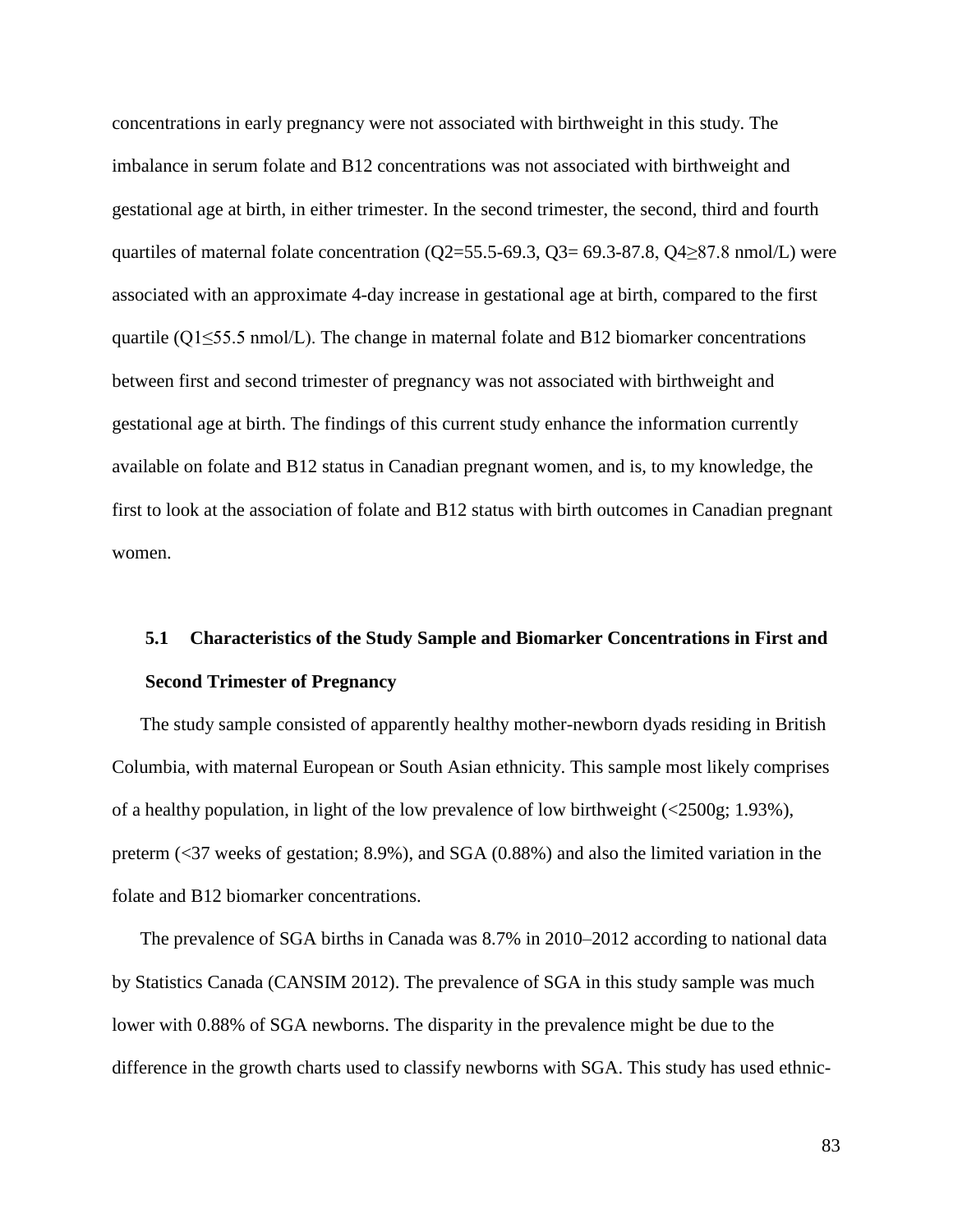concentrations in early pregnancy were not associated with birthweight in this study. The imbalance in serum folate and B12 concentrations was not associated with birthweight and gestational age at birth, in either trimester. In the second trimester, the second, third and fourth quartiles of maternal folate concentration (Q2=55.5-69.3, Q3= 69.3-87.8, Q4≥87.8 nmol/L) were associated with an approximate 4-day increase in gestational age at birth, compared to the first quartile (Q1≤55.5 nmol/L). The change in maternal folate and B12 biomarker concentrations between first and second trimester of pregnancy was not associated with birthweight and gestational age at birth. The findings of this current study enhance the information currently available on folate and B12 status in Canadian pregnant women, and is, to my knowledge, the first to look at the association of folate and B12 status with birth outcomes in Canadian pregnant women.

## 5.1 Characteristics of the Study Sample and Biomarker Concentrations in First and Second Trimester of Pregnancy

The study sample consisted of apparently healthy mother-newborn dyads residing in British Columbia, with maternal European or South Asian ethnicity. This sample most likely comprises of a healthy population, in light of the low prevalence of low birthweight (<2500g; 1.93%), preterm (<37 weeks of gestation; 8.9%), and SGA (0.88%) and also the limited variation in the folate and B12 biomarker concentrations.

The prevalence of SGA births in Canada was 8.7% in 2010–2012 according to national data by Statistics Canada (CANSIM 2012). The prevalence of SGA in this study sample was much lower with 0.88% of SGA newborns. The disparity in the prevalence might be due to the difference in the growth charts used to classify newborns with SGA. This study has used ethnic-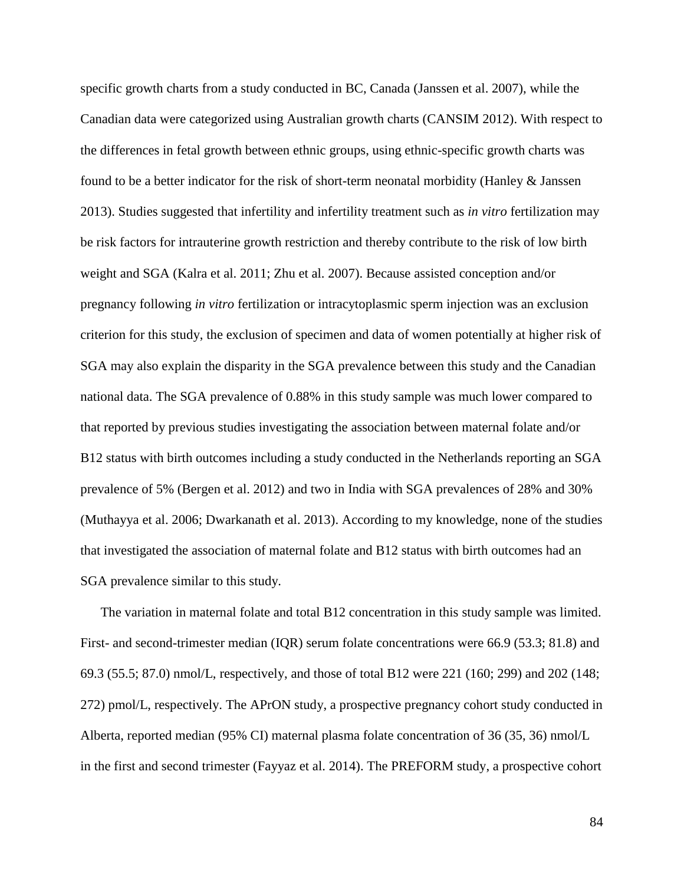specific growth charts from a study conducted in BC, Canada (Janssen et al. 2007), while the Canadian data were categorized using Australian growth charts (CANSIM 2012). With respect to the differences in fetal growth between ethnic groups, using ethnic-specific growth charts was found to be a better indicator for the risk of short-term neonatal morbidity (Hanley & Janssen 2013). Studies suggested that infertility and infertility treatment such as *in vitro* fertilization may be risk factors for intrauterine growth restriction and thereby contribute to the risk of low birth weight and SGA (Kalra et al. 2011; Zhu et al. 2007). Because assisted conception and/or pregnancy following *in vitro* fertilization or intracytoplasmic sperm injection was an exclusion criterion for this study, the exclusion of specimen and data of women potentially at higher risk of SGA may also explain the disparity in the SGA prevalence between this study and the Canadian national data. The SGA prevalence of 0.88% in this study sample was much lower compared to that reported by previous studies investigating the association between maternal folate and/or B12 status with birth outcomes including a study conducted in the Netherlands reporting an SGA prevalence of 5% (Bergen et al. 2012) and two in India with SGA prevalences of 28% and 30% (Muthayya et al. 2006; Dwarkanath et al. 2013). According to my knowledge, none of the studies that investigated the association of maternal folate and B12 status with birth outcomes had an SGA prevalence similar to this study.

The variation in maternal folate and total B12 concentration in this study sample was limited. First- and second-trimester median (IQR) serum folate concentrations were 66.9 (53.3; 81.8) and 69.3 (55.5; 87.0) nmol/L, respectively, and those of total B12 were 221 (160; 299) and 202 (148; 272) pmol/L, respectively. The APrON study, a prospective pregnancy cohort study conducted in Alberta, reported median (95% CI) maternal plasma folate concentration of 36 (35, 36) nmol/L in the first and second trimester (Fayyaz et al. 2014). The PREFORM study, a prospective cohort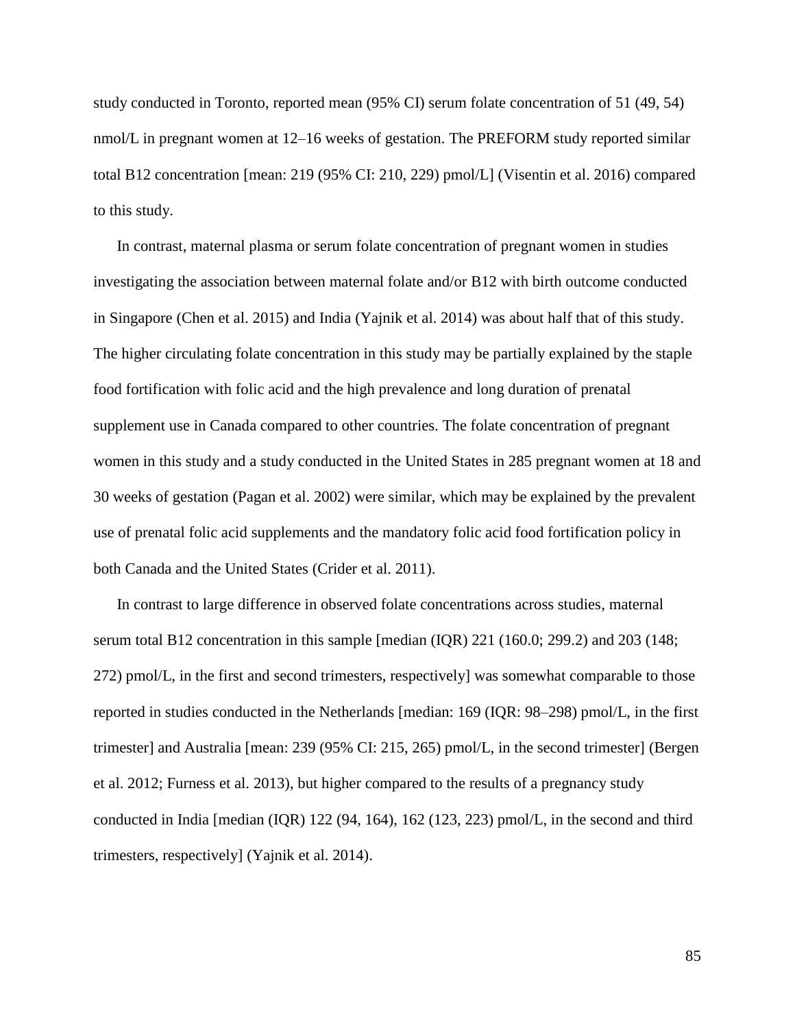study conducted in Toronto, reported mean (95% CI) serum folate concentration of 51 (49, 54) nmol/L in pregnant women at 12–16 weeks of gestation. The PREFORM study reported similar total B12 concentration [mean: 219 (95% CI: 210, 229) pmol/L] (Visentin et al. 2016) compared to this study.

In contrast, maternal plasma or serum folate concentration of pregnant women in studies investigating the association between maternal folate and/or B12 with birth outcome conducted in Singapore (Chen et al. 2015) and India (Yajnik et al. 2014) was about half that of this study. The higher circulating folate concentration in this study may be partially explained by the staple food fortification with folic acid and the high prevalence and long duration of prenatal supplement use in Canada compared to other countries. The folate concentration of pregnant women in this study and a study conducted in the United States in 285 pregnant women at 18 and 30 weeks of gestation (Pagan et al. 2002) were similar, which may be explained by the prevalent use of prenatal folic acid supplements and the mandatory folic acid food fortification policy in both Canada and the United States (Crider et al. 2011).

In contrast to large difference in observed folate concentrations across studies, maternal serum total B12 concentration in this sample [median (IQR) 221 (160.0; 299.2) and 203 (148; 272) pmol/L, in the first and second trimesters, respectively] was somewhat comparable to those reported in studies conducted in the Netherlands [median: 169 (IQR: 98–298) pmol/L, in the first trimester] and Australia [mean: 239 (95% CI: 215, 265) pmol/L, in the second trimester] (Bergen et al. 2012; Furness et al. 2013), but higher compared to the results of a pregnancy study conducted in India [median (IQR) 122 (94, 164), 162 (123, 223) pmol/L, in the second and third trimesters, respectively] (Yajnik et al. 2014).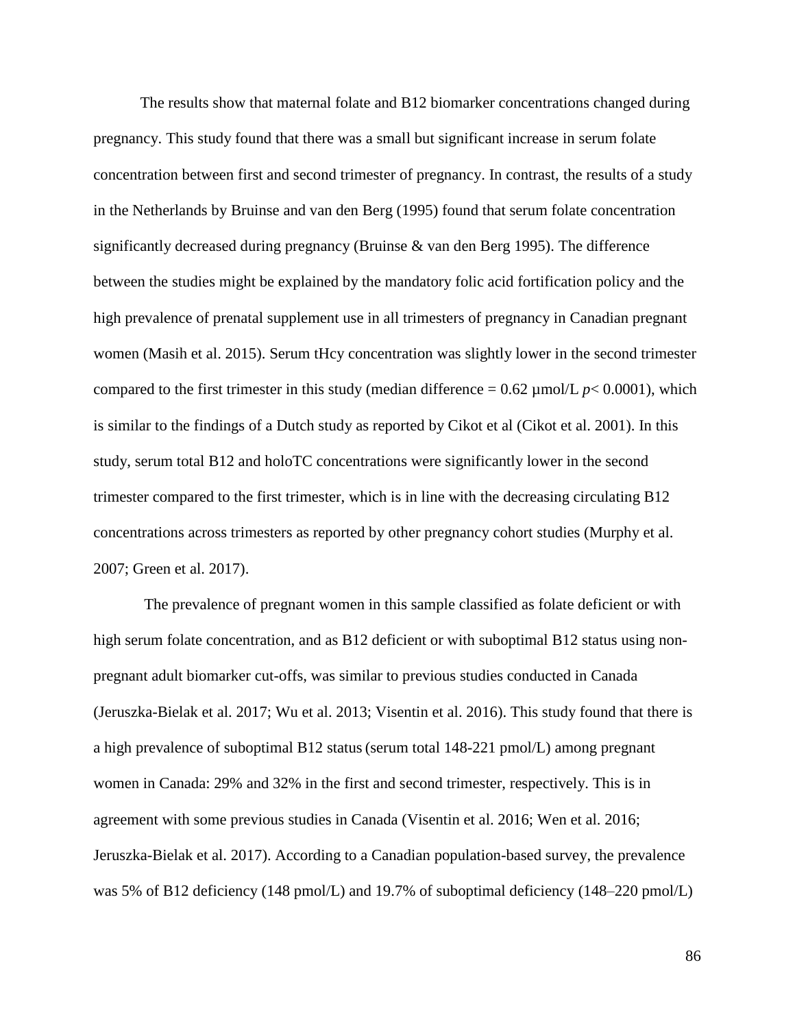The results show that maternal folate and B12 biomarker concentrations changed during pregnancy. This study found that there was a small but significant increase in serum folate concentration between first and second trimester of pregnancy. In contrast, the results of a study in the Netherlands by Bruinse and van den Berg (1995) found that serum folate concentration significantly decreased during pregnancy (Bruinse & van den Berg 1995). The difference between the studies might be explained by the mandatory folic acid fortification policy and the high prevalence of prenatal supplement use in all trimesters of pregnancy in Canadian pregnant women (Masih et al. 2015). Serum tHcy concentration was slightly lower in the second trimester compared to the first trimester in this study (median difference = 0.62 µmol/L $p < 0.0001$), which is similar to the findings of a Dutch study as reported by Cikot et al (Cikot et al. 2001). In this study, serum total B12 and holoTC concentrations were significantly lower in the second trimester compared to the first trimester, which is in line with the decreasing circulating B12 concentrations across trimesters as reported by other pregnancy cohort studies (Murphy et al. 2007; Green et al. 2017).

The prevalence of pregnant women in this sample classified as folate deficient or with high serum folate concentration, and as B12 deficient or with suboptimal B12 status using non-pregnant adult biomarker cut-offs, was similar to previous studies conducted in Canada (Jeruszka-Bielak et al. 2017; Wu et al. 2013; Visentin et al. 2016). This study found that there is a high prevalence of suboptimal B12 status (serum total 148-221 pmol/L) among pregnant women in Canada: 29% and 32% in the first and second trimester, respectively. This is in agreement with some previous studies in Canada (Visentin et al. 2016; Wen et al. 2016; Jeruszka-Bielak et al. 2017). According to a Canadian population-based survey, the prevalence was 5% of B12 deficiency (148 pmol/L) and 19.7% of suboptimal deficiency (148–220 pmol/L)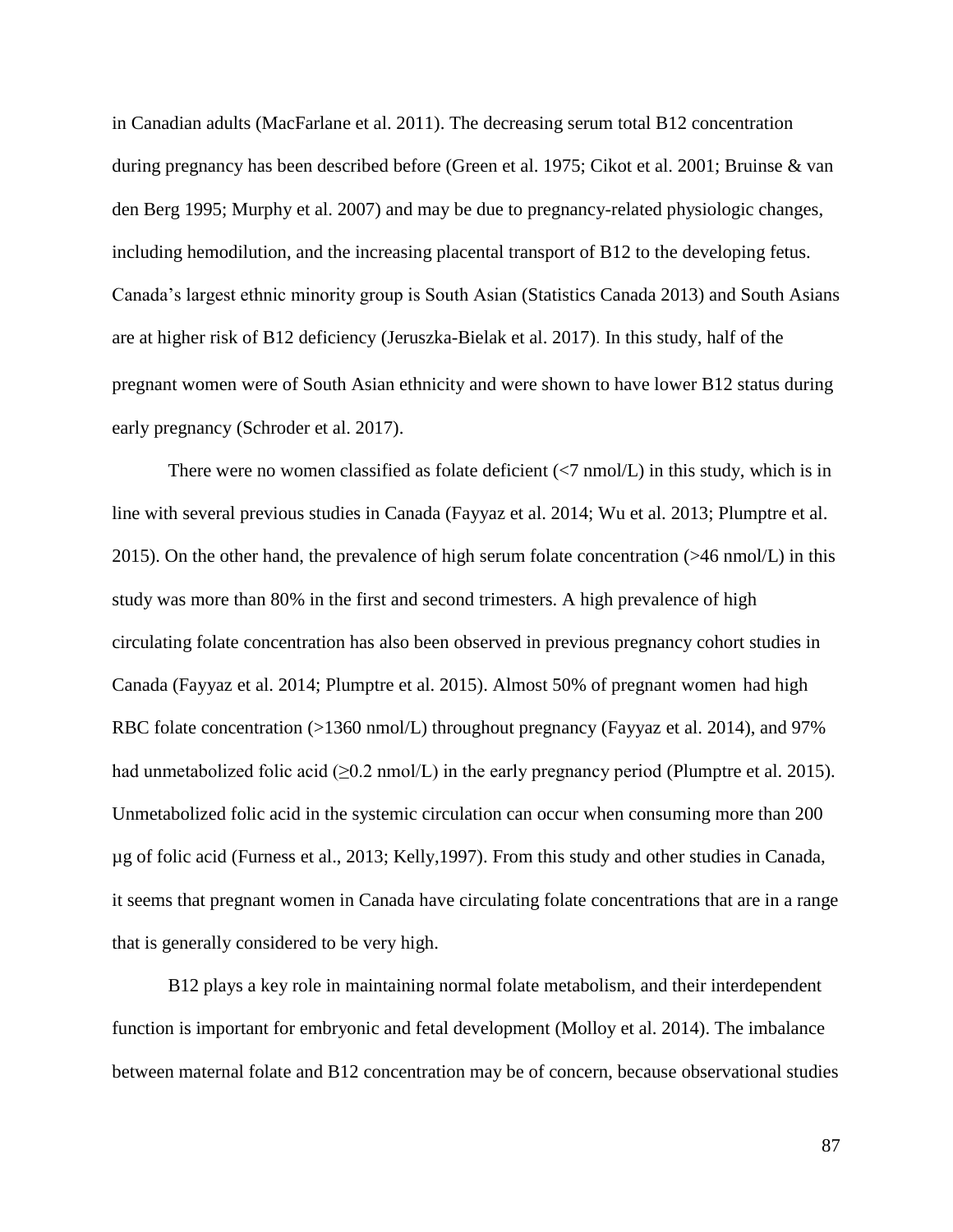in Canadian adults (MacFarlane et al. 2011). The decreasing serum total B12 concentration during pregnancy has been described before (Green et al. 1975; Cikot et al. 2001; Bruinse & van den Berg 1995; Murphy et al. 2007) and may be due to pregnancy-related physiologic changes, including hemodilution, and the increasing placental transport of B12 to the developing fetus. Canada's largest ethnic minority group is South Asian (Statistics Canada 2013) and South Asians are at higher risk of B12 deficiency (Jeruszka-Bielak et al. 2017). In this study, half of the pregnant women were of South Asian ethnicity and were shown to have lower B12 status during early pregnancy (Schroder et al. 2017).

There were no women classified as folate deficient (<7 nmol/L) in this study, which is in line with several previous studies in Canada (Fayyaz et al. 2014; Wu et al. 2013; Plumptre et al. 2015). On the other hand, the prevalence of high serum folate concentration (>46 nmol/L) in this study was more than 80% in the first and second trimesters. A high prevalence of high circulating folate concentration has also been observed in previous pregnancy cohort studies in Canada (Fayyaz et al. 2014; Plumptre et al. 2015). Almost 50% of pregnant women had high RBC folate concentration (>1360 nmol/L) throughout pregnancy (Fayyaz et al. 2014), and 97% had unmetabolized folic acid (≥0.2 nmol/L) in the early pregnancy period (Plumptre et al. 2015). Unmetabolized folic acid in the systemic circulation can occur when consuming more than 200 µg of folic acid (Furness et al., 2013; Kelly,1997). From this study and other studies in Canada, it seems that pregnant women in Canada have circulating folate concentrations that are in a range that is generally considered to be very high.

B12 plays a key role in maintaining normal folate metabolism, and their interdependent function is important for embryonic and fetal development (Molloy et al. 2014). The imbalance between maternal folate and B12 concentration may be of concern, because observational studies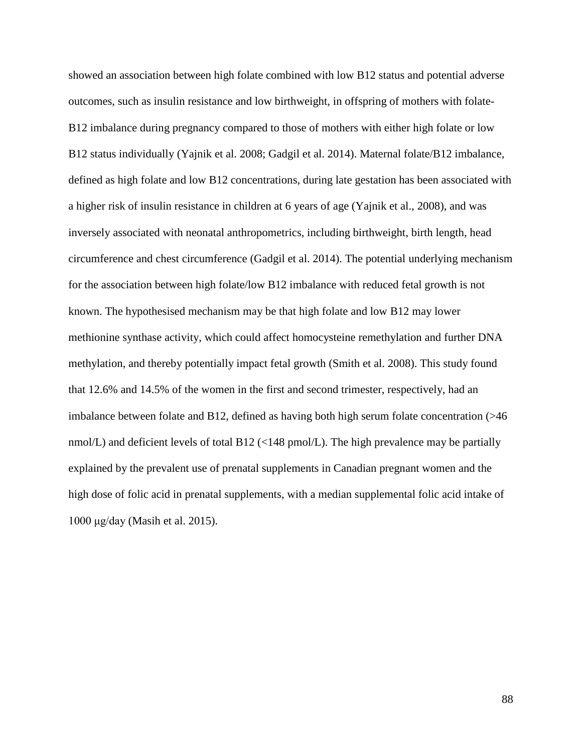showed an association between high folate combined with low B12 status and potential adverse outcomes, such as insulin resistance and low birthweight, in offspring of mothers with folate-B12 imbalance during pregnancy compared to those of mothers with either high folate or low B12 status individually (Yajnik et al. 2008; Gadgil et al. 2014). Maternal folate/B12 imbalance, defined as high folate and low B12 concentrations, during late gestation has been associated with a higher risk of insulin resistance in children at 6 years of age (Yajnik et al., 2008), and was inversely associated with neonatal anthropometrics, including birthweight, birth length, head circumference and chest circumference (Gadgil et al. 2014). The potential underlying mechanism for the association between high folate/low B12 imbalance with reduced fetal growth is not known. The hypothesised mechanism may be that high folate and low B12 may lower methionine synthase activity, which could affect homocysteine remethylation and further DNA methylation, and thereby potentially impact fetal growth (Smith et al. 2008). This study found that 12.6% and 14.5% of the women in the first and second trimester, respectively, had an imbalance between folate and B12, defined as having both high serum folate concentration (>46 nmol/L) and deficient levels of total B12 (<148 pmol/L). The high prevalence may be partially explained by the prevalent use of prenatal supplements in Canadian pregnant women and the high dose of folic acid in prenatal supplements, with a median supplemental folic acid intake of 1000 μg/day (Masih et al. 2015).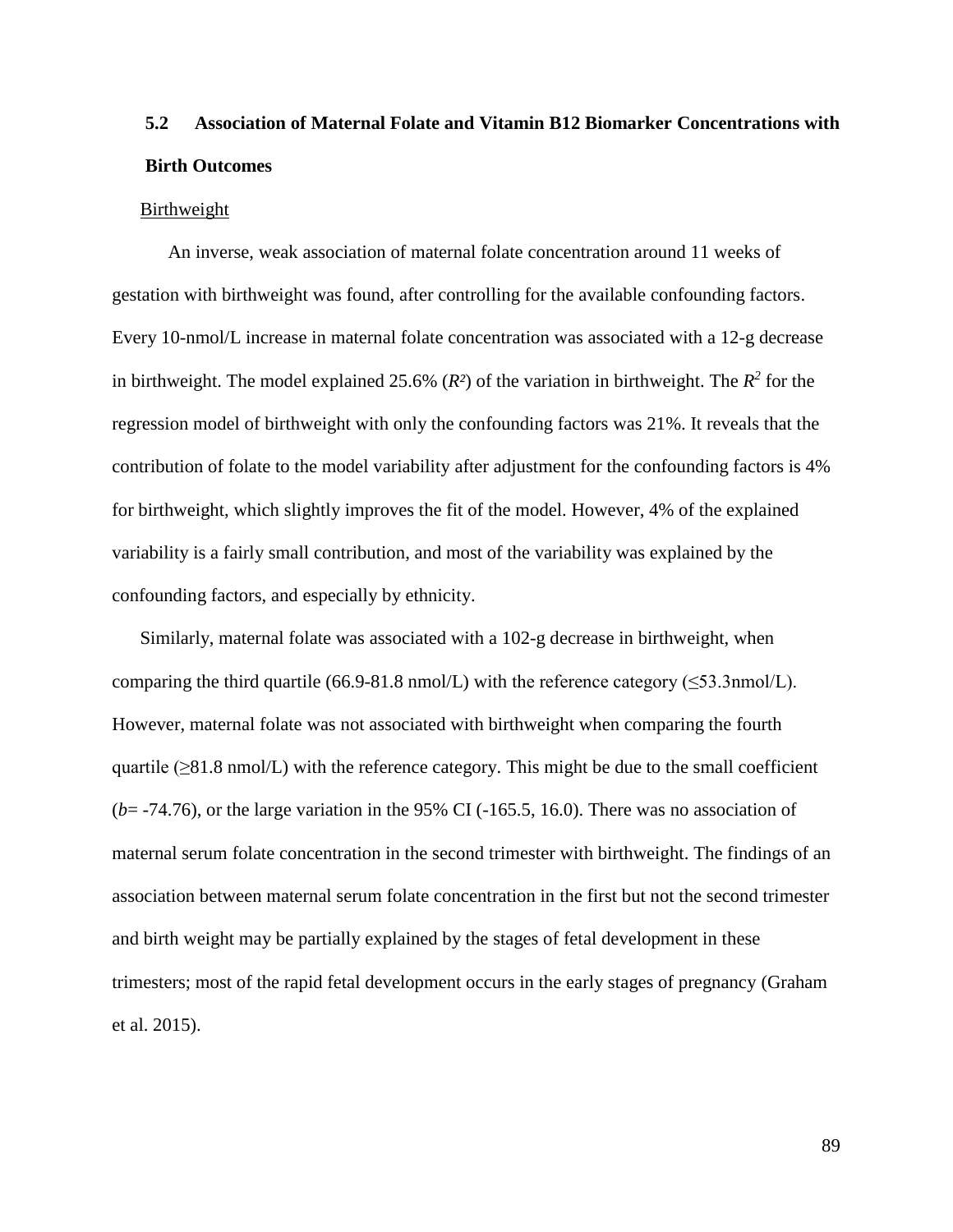## 5.2 Association of Maternal Folate and Vitamin B12 Biomarker Concentrations with Birth Outcomes

Birthweight

An inverse, weak association of maternal folate concentration around 11 weeks of gestation with birthweight was found, after controlling for the available confounding factors. Every 10-nmol/L increase in maternal folate concentration was associated with a 12-g decrease in birthweight. The model explained 25.6% ($R^2$) of the variation in birthweight. The $R^2$ for the regression model of birthweight with only the confounding factors was 21%. It reveals that the contribution of folate to the model variability after adjustment for the confounding factors is 4% for birthweight, which slightly improves the fit of the model. However, 4% of the explained variability is a fairly small contribution, and most of the variability was explained by the confounding factors, and especially by ethnicity.

Similarly, maternal folate was associated with a 102-g decrease in birthweight, when comparing the third quartile (66.9-81.8 nmol/L) with the reference category (≤53.3nmol/L). However, maternal folate was not associated with birthweight when comparing the fourth quartile (≥81.8 nmol/L) with the reference category. This might be due to the small coefficient ($b$= -74.76), or the large variation in the 95% CI (-165.5, 16.0). There was no association of maternal serum folate concentration in the second trimester with birthweight. The findings of an association between maternal serum folate concentration in the first but not the second trimester and birth weight may be partially explained by the stages of fetal development in these trimesters; most of the rapid fetal development occurs in the early stages of pregnancy (Graham et al. 2015).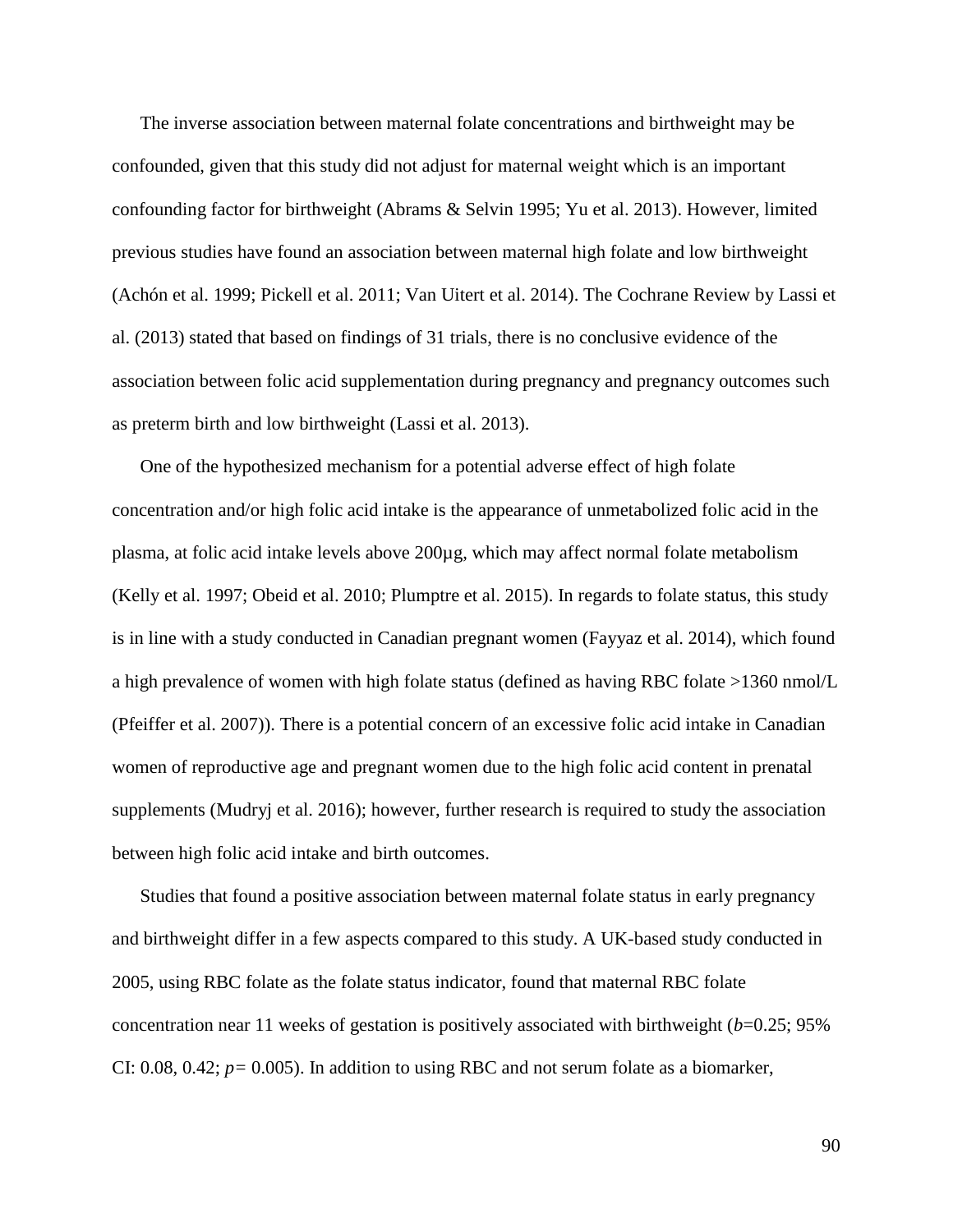The inverse association between maternal folate concentrations and birthweight may be confounded, given that this study did not adjust for maternal weight which is an important confounding factor for birthweight (Abrams & Selvin 1995; Yu et al. 2013). However, limited previous studies have found an association between maternal high folate and low birthweight (Achón et al. 1999; Pickell et al. 2011; Van Uitert et al. 2014). The Cochrane Review by Lassi et al. (2013) stated that based on findings of 31 trials, there is no conclusive evidence of the association between folic acid supplementation during pregnancy and pregnancy outcomes such as preterm birth and low birthweight (Lassi et al. 2013).

One of the hypothesized mechanism for a potential adverse effect of high folate concentration and/or high folic acid intake is the appearance of unmetabolized folic acid in the plasma, at folic acid intake levels above 200µg, which may affect normal folate metabolism (Kelly et al. 1997; Obeid et al. 2010; Plumptre et al. 2015). In regards to folate status, this study is in line with a study conducted in Canadian pregnant women (Fayyaz et al. 2014), which found a high prevalence of women with high folate status (defined as having RBC folate >1360 nmol/L (Pfeiffer et al. 2007)). There is a potential concern of an excessive folic acid intake in Canadian women of reproductive age and pregnant women due to the high folic acid content in prenatal supplements (Mudryj et al. 2016); however, further research is required to study the association between high folic acid intake and birth outcomes.

Studies that found a positive association between maternal folate status in early pregnancy and birthweight differ in a few aspects compared to this study. A UK-based study conducted in 2005, using RBC folate as the folate status indicator, found that maternal RBC folate concentration near 11 weeks of gestation is positively associated with birthweight ($b$=0.25; 95% CI: 0.08, 0.42; $p$= 0.005). In addition to using RBC and not serum folate as a biomarker,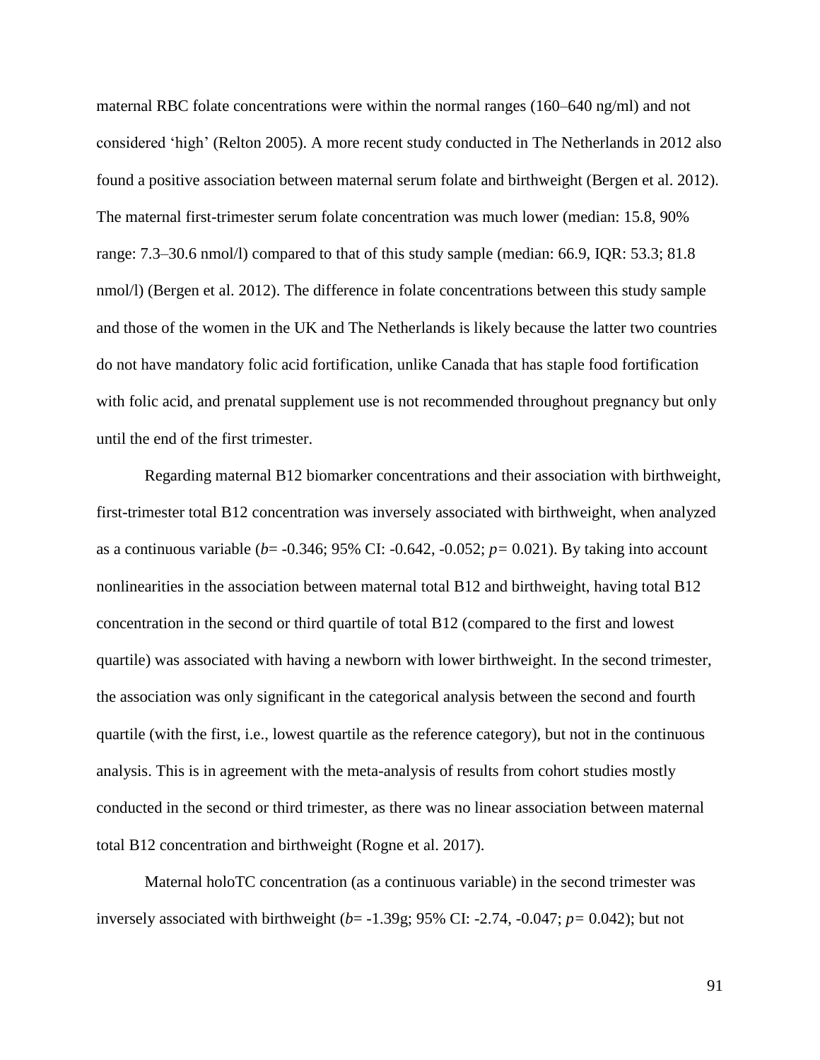maternal RBC folate concentrations were within the normal ranges (160–640 ng/ml) and not considered 'high' (Relton 2005). A more recent study conducted in The Netherlands in 2012 also found a positive association between maternal serum folate and birthweight (Bergen et al. 2012). The maternal first-trimester serum folate concentration was much lower (median: 15.8, 90% range: 7.3–30.6 nmol/l) compared to that of this study sample (median: 66.9, IQR: 53.3; 81.8 nmol/l) (Bergen et al. 2012). The difference in folate concentrations between this study sample and those of the women in the UK and The Netherlands is likely because the latter two countries do not have mandatory folic acid fortification, unlike Canada that has staple food fortification with folic acid, and prenatal supplement use is not recommended throughout pregnancy but only until the end of the first trimester.

Regarding maternal B12 biomarker concentrations and their association with birthweight, first-trimester total B12 concentration was inversely associated with birthweight, when analyzed as a continuous variable ($b = -0.346$; 95% CI: -0.642, -0.052; $p = 0.021$). By taking into account nonlinearities in the association between maternal total B12 and birthweight, having total B12 concentration in the second or third quartile of total B12 (compared to the first and lowest quartile) was associated with having a newborn with lower birthweight. In the second trimester, the association was only significant in the categorical analysis between the second and fourth quartile (with the first, i.e., lowest quartile as the reference category), but not in the continuous analysis. This is in agreement with the meta-analysis of results from cohort studies mostly conducted in the second or third trimester, as there was no linear association between maternal total B12 concentration and birthweight (Rogne et al. 2017).

Maternal holoTC concentration (as a continuous variable) in the second trimester was inversely associated with birthweight ($b = -1.39$g; 95% CI: -2.74, -0.047; $p = 0.042$); but not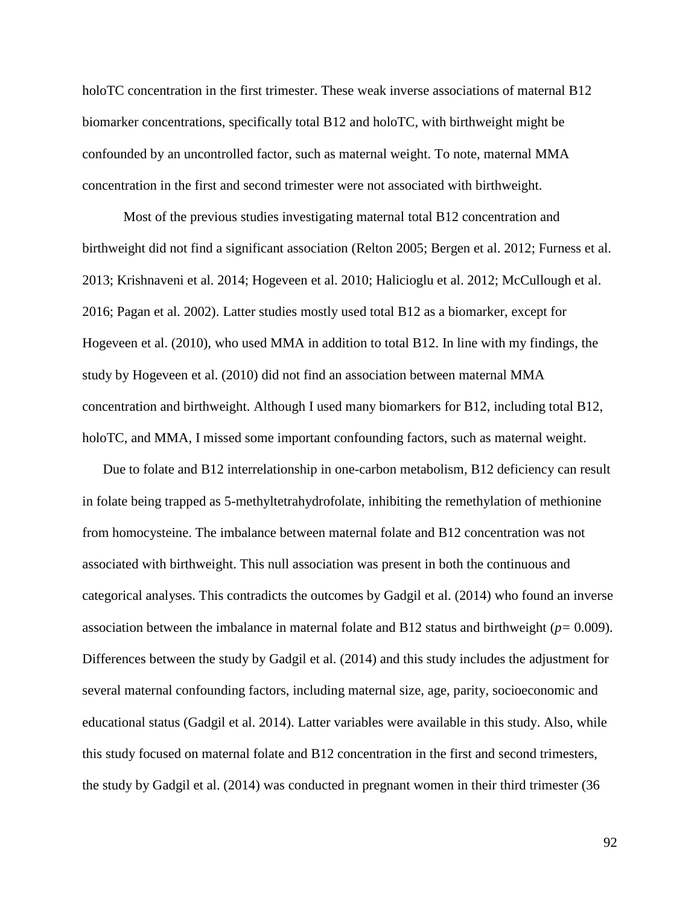holoTC concentration in the first trimester. These weak inverse associations of maternal B12 biomarker concentrations, specifically total B12 and holoTC, with birthweight might be confounded by an uncontrolled factor, such as maternal weight. To note, maternal MMA concentration in the first and second trimester were not associated with birthweight.

Most of the previous studies investigating maternal total B12 concentration and birthweight did not find a significant association (Relton 2005; Bergen et al. 2012; Furness et al. 2013; Krishnaveni et al. 2014; Hogeveen et al. 2010; Halicioglu et al. 2012; McCullough et al. 2016; Pagan et al. 2002). Latter studies mostly used total B12 as a biomarker, except for Hogeveen et al. (2010), who used MMA in addition to total B12. In line with my findings, the study by Hogeveen et al. (2010) did not find an association between maternal MMA concentration and birthweight. Although I used many biomarkers for B12, including total B12, holoTC, and MMA, I missed some important confounding factors, such as maternal weight.

Due to folate and B12 interrelationship in one-carbon metabolism, B12 deficiency can result in folate being trapped as 5-methyltetrahydrofolate, inhibiting the remethylation of methionine from homocysteine. The imbalance between maternal folate and B12 concentration was not associated with birthweight. This null association was present in both the continuous and categorical analyses. This contradicts the outcomes by Gadgil et al. (2014) who found an inverse association between the imbalance in maternal folate and B12 status and birthweight ($p = 0.009$). Differences between the study by Gadgil et al. (2014) and this study includes the adjustment for several maternal confounding factors, including maternal size, age, parity, socioeconomic and educational status (Gadgil et al. 2014). Latter variables were available in this study. Also, while this study focused on maternal folate and B12 concentration in the first and second trimesters, the study by Gadgil et al. (2014) was conducted in pregnant women in their third trimester (36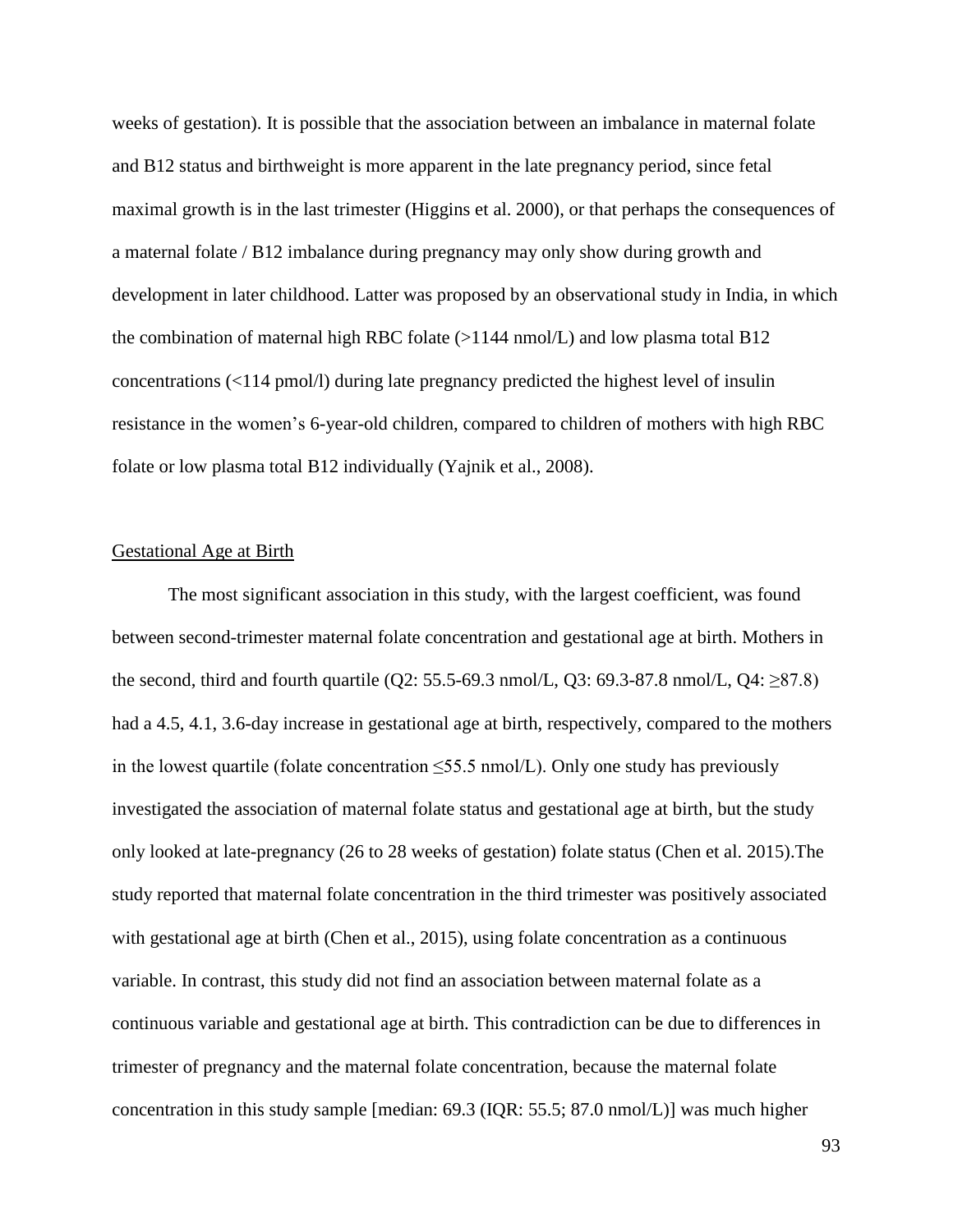weeks of gestation). It is possible that the association between an imbalance in maternal folate and B12 status and birthweight is more apparent in the late pregnancy period, since fetal maximal growth is in the last trimester (Higgins et al. 2000), or that perhaps the consequences of a maternal folate / B12 imbalance during pregnancy may only show during growth and development in later childhood. Latter was proposed by an observational study in India, in which the combination of maternal high RBC folate (>1144 nmol/L) and low plasma total B12 concentrations (<114 pmol/l) during late pregnancy predicted the highest level of insulin resistance in the women's 6-year-old children, compared to children of mothers with high RBC folate or low plasma total B12 individually (Yajnik et al., 2008).

Gestational Age at Birth

The most significant association in this study, with the largest coefficient, was found between second-trimester maternal folate concentration and gestational age at birth. Mothers in the second, third and fourth quartile (Q2: 55.5-69.3 nmol/L, Q3: 69.3-87.8 nmol/L, Q4: ≥87.8) had a 4.5, 4.1, 3.6-day increase in gestational age at birth, respectively, compared to the mothers in the lowest quartile (folate concentration ≤55.5 nmol/L). Only one study has previously investigated the association of maternal folate status and gestational age at birth, but the study only looked at late-pregnancy (26 to 28 weeks of gestation) folate status (Chen et al. 2015).The study reported that maternal folate concentration in the third trimester was positively associated with gestational age at birth (Chen et al., 2015), using folate concentration as a continuous variable. In contrast, this study did not find an association between maternal folate as a continuous variable and gestational age at birth. This contradiction can be due to differences in trimester of pregnancy and the maternal folate concentration, because the maternal folate concentration in this study sample [median: 69.3 (IQR: 55.5; 87.0 nmol/L)] was much higher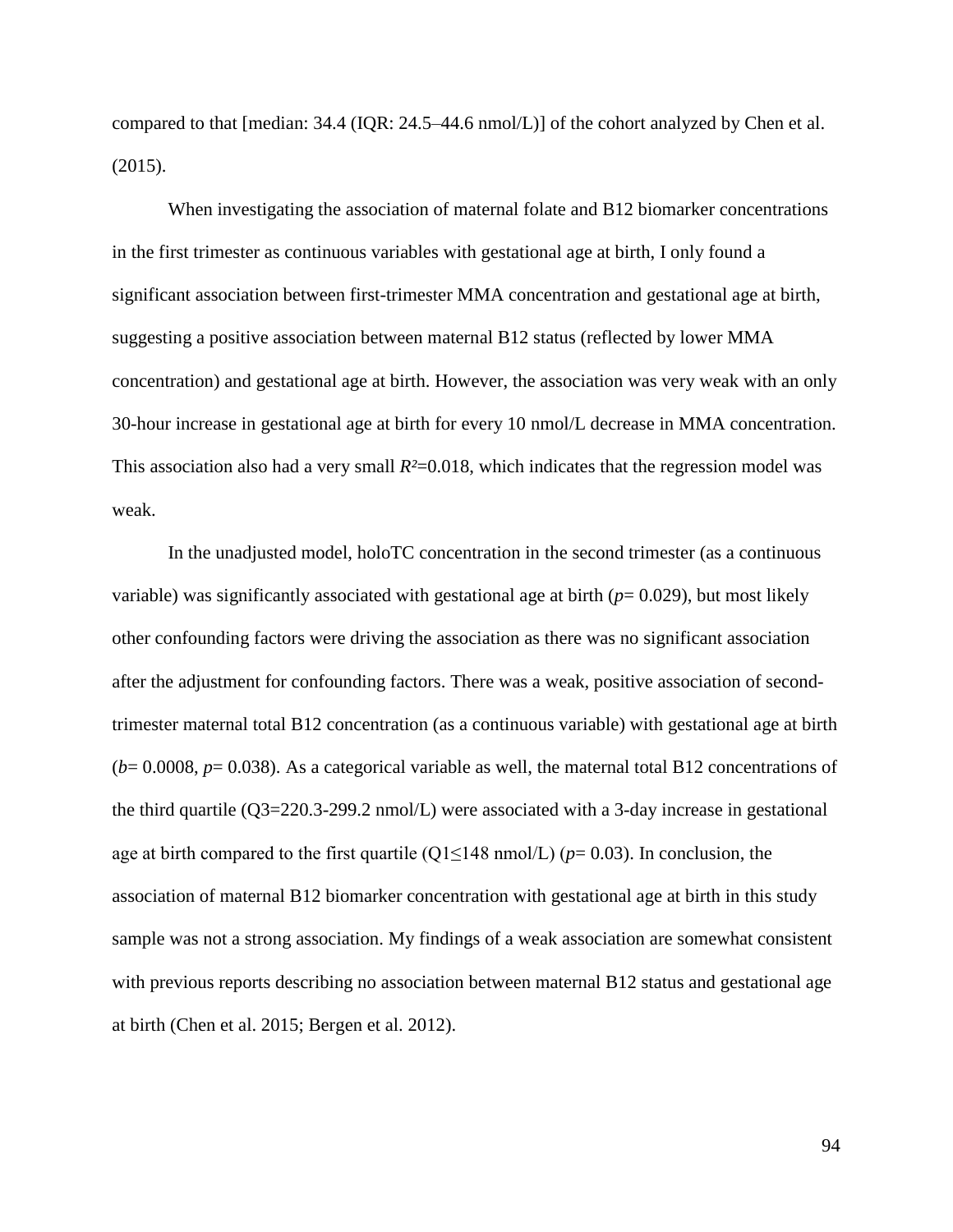compared to that [median: 34.4 (IQR: 24.5–44.6 nmol/L)] of the cohort analyzed by Chen et al. (2015).

When investigating the association of maternal folate and B12 biomarker concentrations in the first trimester as continuous variables with gestational age at birth, I only found a significant association between first-trimester MMA concentration and gestational age at birth, suggesting a positive association between maternal B12 status (reflected by lower MMA concentration) and gestational age at birth. However, the association was very weak with an only 30-hour increase in gestational age at birth for every 10 nmol/L decrease in MMA concentration. This association also had a very small $R^2$=0.018, which indicates that the regression model was weak.

In the unadjusted model, holoTC concentration in the second trimester (as a continuous variable) was significantly associated with gestational age at birth ($p$= 0.029), but most likely other confounding factors were driving the association as there was no significant association after the adjustment for confounding factors. There was a weak, positive association of second-trimester maternal total B12 concentration (as a continuous variable) with gestational age at birth ($b$= 0.0008, $p$= 0.038). As a categorical variable as well, the maternal total B12 concentrations of the third quartile (Q3=220.3-299.2 nmol/L) were associated with a 3-day increase in gestational age at birth compared to the first quartile (Q1≤148 nmol/L) ($p$= 0.03). In conclusion, the association of maternal B12 biomarker concentration with gestational age at birth in this study sample was not a strong association. My findings of a weak association are somewhat consistent with previous reports describing no association between maternal B12 status and gestational age at birth (Chen et al. 2015; Bergen et al. 2012).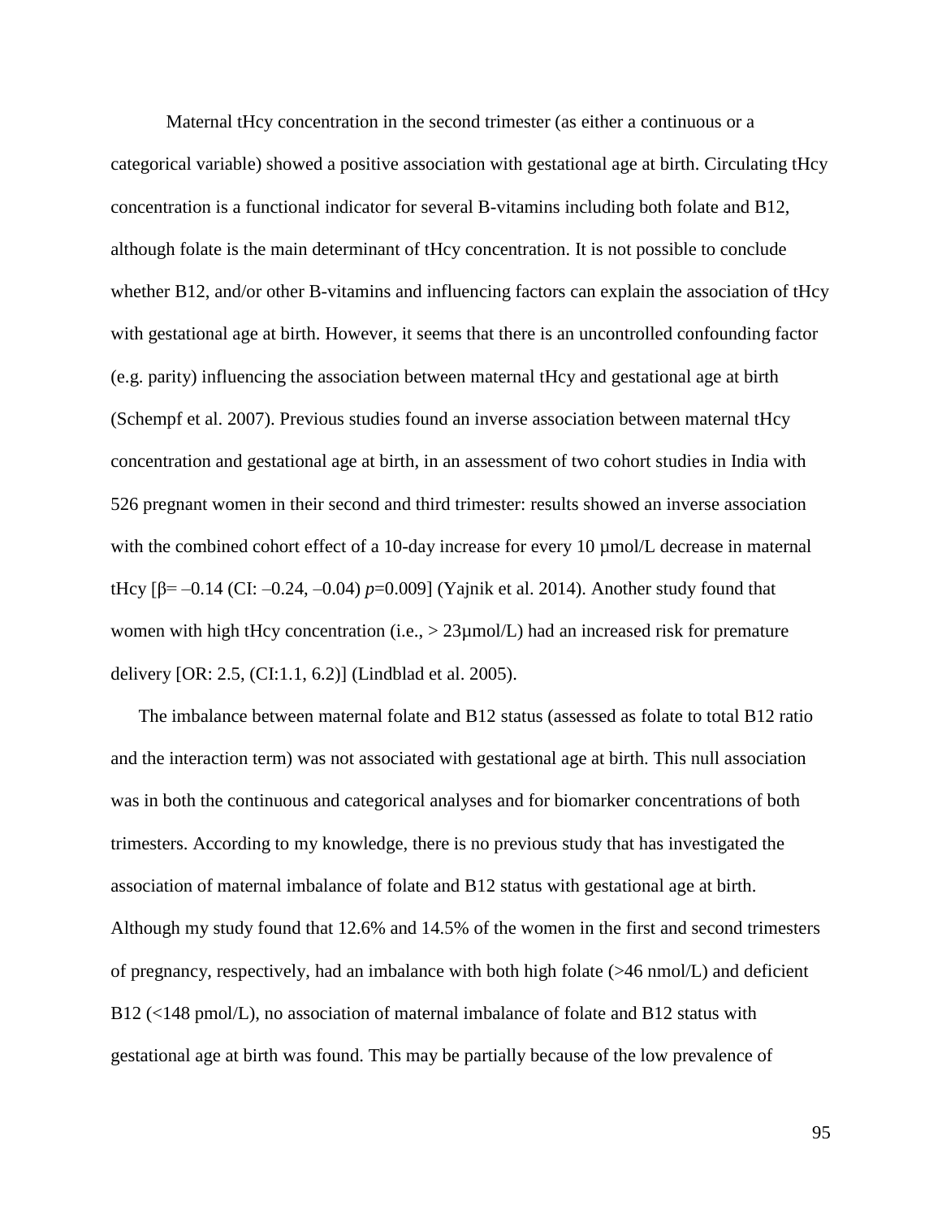Maternal tHcy concentration in the second trimester (as either a continuous or a categorical variable) showed a positive association with gestational age at birth. Circulating tHcy concentration is a functional indicator for several B-vitamins including both folate and B12, although folate is the main determinant of tHcy concentration. It is not possible to conclude whether B12, and/or other B-vitamins and influencing factors can explain the association of tHcy with gestational age at birth. However, it seems that there is an uncontrolled confounding factor (e.g. parity) influencing the association between maternal tHcy and gestational age at birth (Schempf et al. 2007). Previous studies found an inverse association between maternal tHcy concentration and gestational age at birth, in an assessment of two cohort studies in India with 526 pregnant women in their second and third trimester: results showed an inverse association with the combined cohort effect of a 10-day increase for every 10 µmol/L decrease in maternal tHcy [$\beta = -0.14$ (CI: –0.24, –0.04) $p$=0.009] (Yajnik et al. 2014). Another study found that women with high tHcy concentration (i.e., > 23µmol/L) had an increased risk for premature delivery [OR: 2.5, (CI:1.1, 6.2)] (Lindblad et al. 2005).

The imbalance between maternal folate and B12 status (assessed as folate to total B12 ratio and the interaction term) was not associated with gestational age at birth. This null association was in both the continuous and categorical analyses and for biomarker concentrations of both trimesters. According to my knowledge, there is no previous study that has investigated the association of maternal imbalance of folate and B12 status with gestational age at birth. Although my study found that 12.6% and 14.5% of the women in the first and second trimesters of pregnancy, respectively, had an imbalance with both high folate (>46 nmol/L) and deficient B12 (<148 pmol/L), no association of maternal imbalance of folate and B12 status with gestational age at birth was found. This may be partially because of the low prevalence of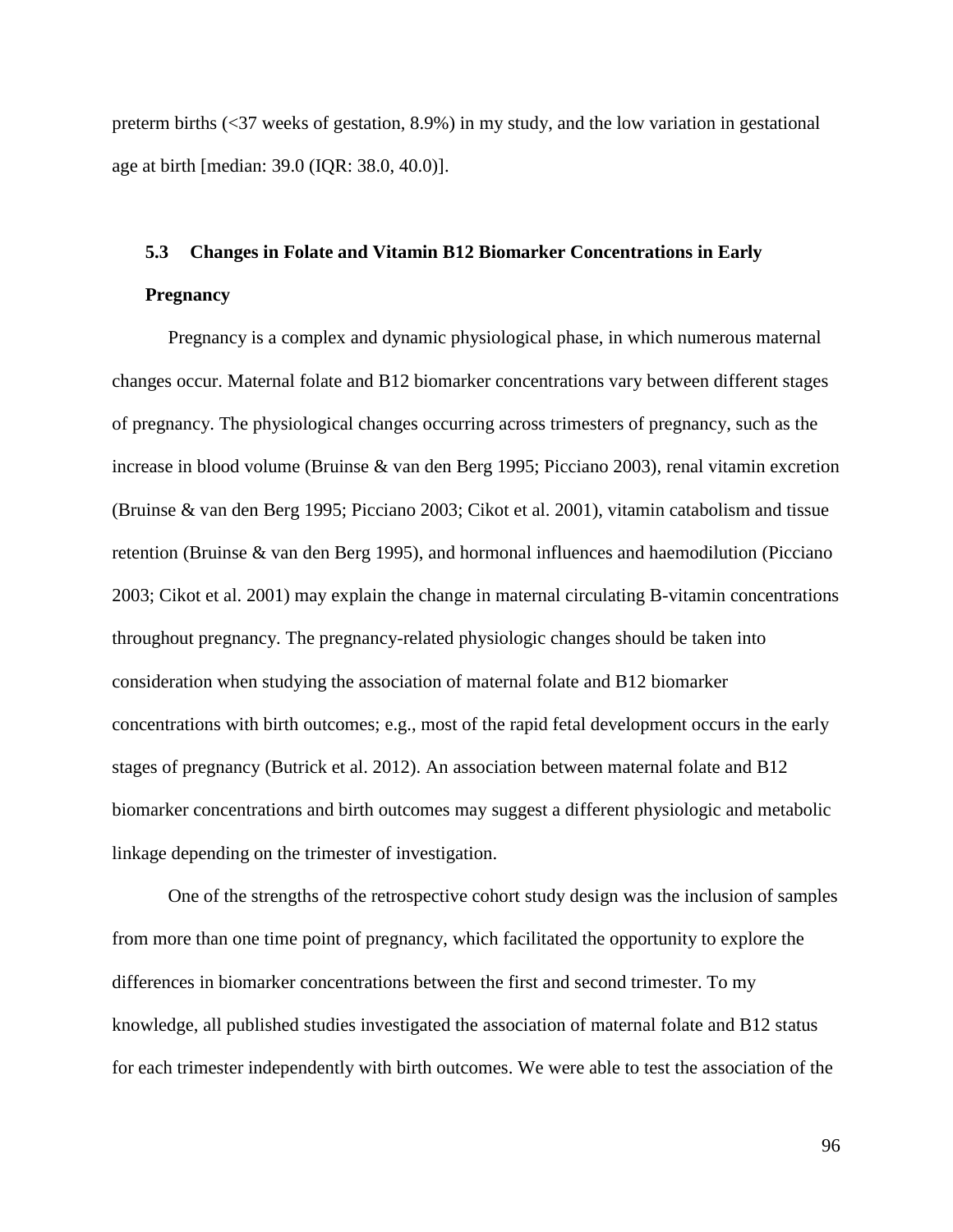preterm births (<37 weeks of gestation, 8.9%) in my study, and the low variation in gestational age at birth [median: 39.0 (IQR: 38.0, 40.0)].

### 5.3 Changes in Folate and Vitamin B12 Biomarker Concentrations in Early Pregnancy

Pregnancy is a complex and dynamic physiological phase, in which numerous maternal changes occur. Maternal folate and B12 biomarker concentrations vary between different stages of pregnancy. The physiological changes occurring across trimesters of pregnancy, such as the increase in blood volume (Bruinse & van den Berg 1995; Picciano 2003), renal vitamin excretion (Bruinse & van den Berg 1995; Picciano 2003; Cikot et al. 2001), vitamin catabolism and tissue retention (Bruinse & van den Berg 1995), and hormonal influences and haemodilution (Picciano 2003; Cikot et al. 2001) may explain the change in maternal circulating B-vitamin concentrations throughout pregnancy. The pregnancy-related physiologic changes should be taken into consideration when studying the association of maternal folate and B12 biomarker concentrations with birth outcomes; e.g., most of the rapid fetal development occurs in the early stages of pregnancy (Butrick et al. 2012). An association between maternal folate and B12 biomarker concentrations and birth outcomes may suggest a different physiologic and metabolic linkage depending on the trimester of investigation.

One of the strengths of the retrospective cohort study design was the inclusion of samples from more than one time point of pregnancy, which facilitated the opportunity to explore the differences in biomarker concentrations between the first and second trimester. To my knowledge, all published studies investigated the association of maternal folate and B12 status for each trimester independently with birth outcomes. We were able to test the association of the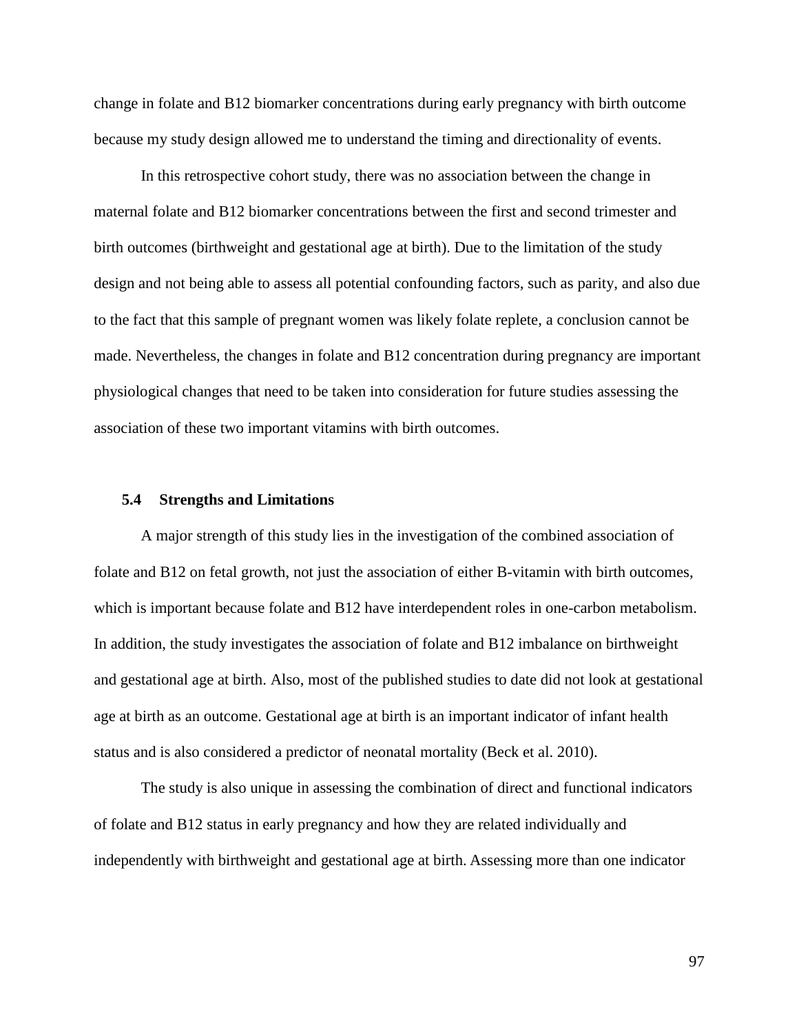change in folate and B12 biomarker concentrations during early pregnancy with birth outcome because my study design allowed me to understand the timing and directionality of events.

In this retrospective cohort study, there was no association between the change in maternal folate and B12 biomarker concentrations between the first and second trimester and birth outcomes (birthweight and gestational age at birth). Due to the limitation of the study design and not being able to assess all potential confounding factors, such as parity, and also due to the fact that this sample of pregnant women was likely folate replete, a conclusion cannot be made. Nevertheless, the changes in folate and B12 concentration during pregnancy are important physiological changes that need to be taken into consideration for future studies assessing the association of these two important vitamins with birth outcomes.

### 5.4 Strengths and Limitations

A major strength of this study lies in the investigation of the combined association of folate and B12 on fetal growth, not just the association of either B-vitamin with birth outcomes, which is important because folate and B12 have interdependent roles in one-carbon metabolism. In addition, the study investigates the association of folate and B12 imbalance on birthweight and gestational age at birth. Also, most of the published studies to date did not look at gestational age at birth as an outcome. Gestational age at birth is an important indicator of infant health status and is also considered a predictor of neonatal mortality (Beck et al. 2010).

The study is also unique in assessing the combination of direct and functional indicators of folate and B12 status in early pregnancy and how they are related individually and independently with birthweight and gestational age at birth. Assessing more than one indicator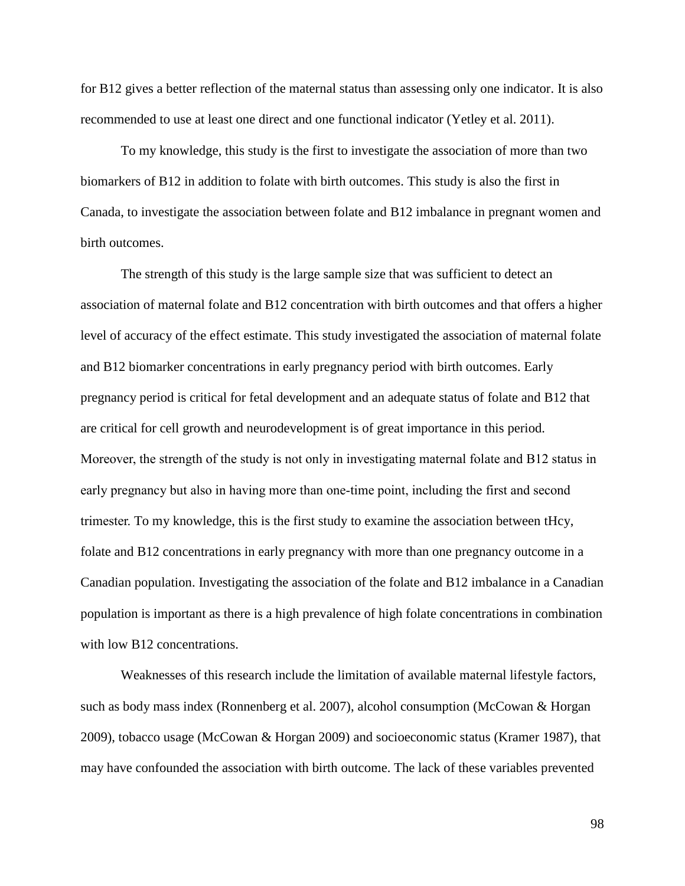for B12 gives a better reflection of the maternal status than assessing only one indicator. It is also recommended to use at least one direct and one functional indicator (Yetley et al. 2011).

To my knowledge, this study is the first to investigate the association of more than two biomarkers of B12 in addition to folate with birth outcomes. This study is also the first in Canada, to investigate the association between folate and B12 imbalance in pregnant women and birth outcomes.

The strength of this study is the large sample size that was sufficient to detect an association of maternal folate and B12 concentration with birth outcomes and that offers a higher level of accuracy of the effect estimate. This study investigated the association of maternal folate and B12 biomarker concentrations in early pregnancy period with birth outcomes. Early pregnancy period is critical for fetal development and an adequate status of folate and B12 that are critical for cell growth and neurodevelopment is of great importance in this period. Moreover, the strength of the study is not only in investigating maternal folate and B12 status in early pregnancy but also in having more than one-time point, including the first and second trimester. To my knowledge, this is the first study to examine the association between tHcy, folate and B12 concentrations in early pregnancy with more than one pregnancy outcome in a Canadian population. Investigating the association of the folate and B12 imbalance in a Canadian population is important as there is a high prevalence of high folate concentrations in combination with low B12 concentrations.

Weaknesses of this research include the limitation of available maternal lifestyle factors, such as body mass index (Ronnenberg et al. 2007), alcohol consumption (McCowan & Horgan 2009), tobacco usage (McCowan & Horgan 2009) and socioeconomic status (Kramer 1987), that may have confounded the association with birth outcome. The lack of these variables prevented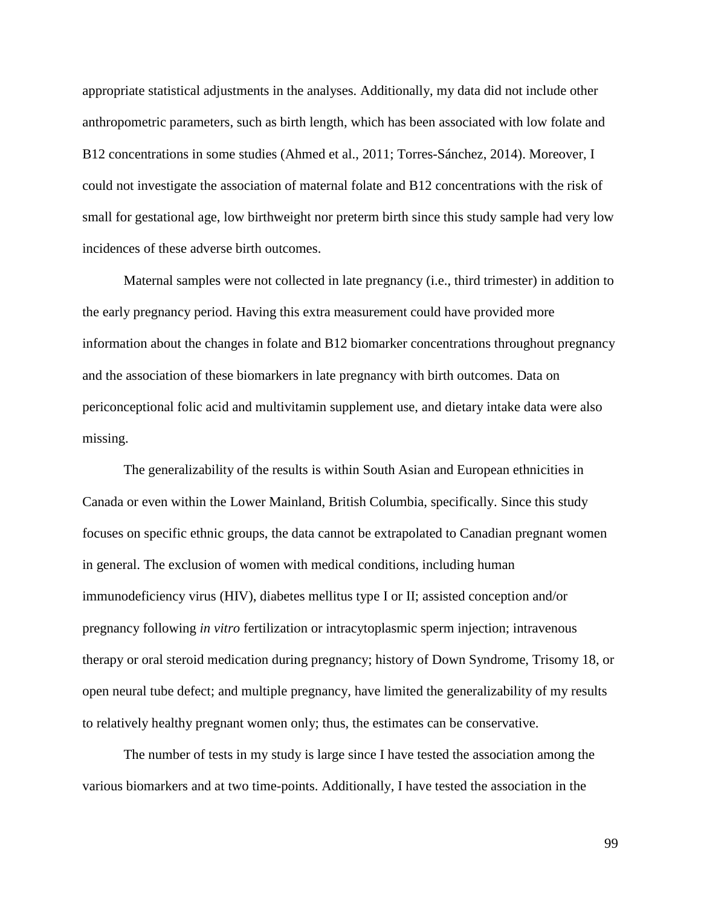appropriate statistical adjustments in the analyses. Additionally, my data did not include other anthropometric parameters, such as birth length, which has been associated with low folate and B12 concentrations in some studies (Ahmed et al., 2011; Torres-Sánchez, 2014). Moreover, I could not investigate the association of maternal folate and B12 concentrations with the risk of small for gestational age, low birthweight nor preterm birth since this study sample had very low incidences of these adverse birth outcomes.

Maternal samples were not collected in late pregnancy (i.e., third trimester) in addition to the early pregnancy period. Having this extra measurement could have provided more information about the changes in folate and B12 biomarker concentrations throughout pregnancy and the association of these biomarkers in late pregnancy with birth outcomes. Data on periconceptional folic acid and multivitamin supplement use, and dietary intake data were also missing.

The generalizability of the results is within South Asian and European ethnicities in Canada or even within the Lower Mainland, British Columbia, specifically. Since this study focuses on specific ethnic groups, the data cannot be extrapolated to Canadian pregnant women in general. The exclusion of women with medical conditions, including human immunodeficiency virus (HIV), diabetes mellitus type I or II; assisted conception and/or pregnancy following *in vitro* fertilization or intracytoplasmic sperm injection; intravenous therapy or oral steroid medication during pregnancy; history of Down Syndrome, Trisomy 18, or open neural tube defect; and multiple pregnancy, have limited the generalizability of my results to relatively healthy pregnant women only; thus, the estimates can be conservative.

The number of tests in my study is large since I have tested the association among the various biomarkers and at two time-points. Additionally, I have tested the association in the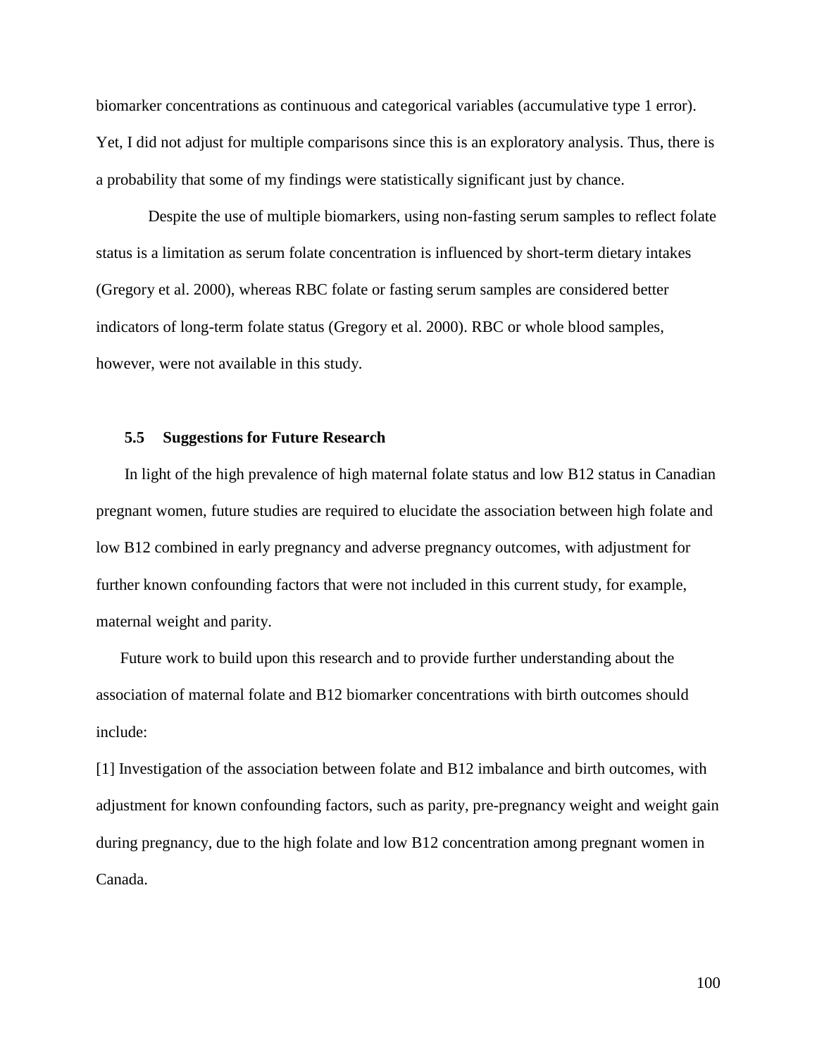biomarker concentrations as continuous and categorical variables (accumulative type 1 error). Yet, I did not adjust for multiple comparisons since this is an exploratory analysis. Thus, there is a probability that some of my findings were statistically significant just by chance.

Despite the use of multiple biomarkers, using non-fasting serum samples to reflect folate status is a limitation as serum folate concentration is influenced by short-term dietary intakes (Gregory et al. 2000), whereas RBC folate or fasting serum samples are considered better indicators of long-term folate status (Gregory et al. 2000). RBC or whole blood samples, however, were not available in this study.

### 5.5 Suggestions for Future Research

In light of the high prevalence of high maternal folate status and low B12 status in Canadian pregnant women, future studies are required to elucidate the association between high folate and low B12 combined in early pregnancy and adverse pregnancy outcomes, with adjustment for further known confounding factors that were not included in this current study, for example, maternal weight and parity.

Future work to build upon this research and to provide further understanding about the association of maternal folate and B12 biomarker concentrations with birth outcomes should include:

[1] Investigation of the association between folate and B12 imbalance and birth outcomes, with adjustment for known confounding factors, such as parity, pre-pregnancy weight and weight gain during pregnancy, due to the high folate and low B12 concentration among pregnant women in Canada.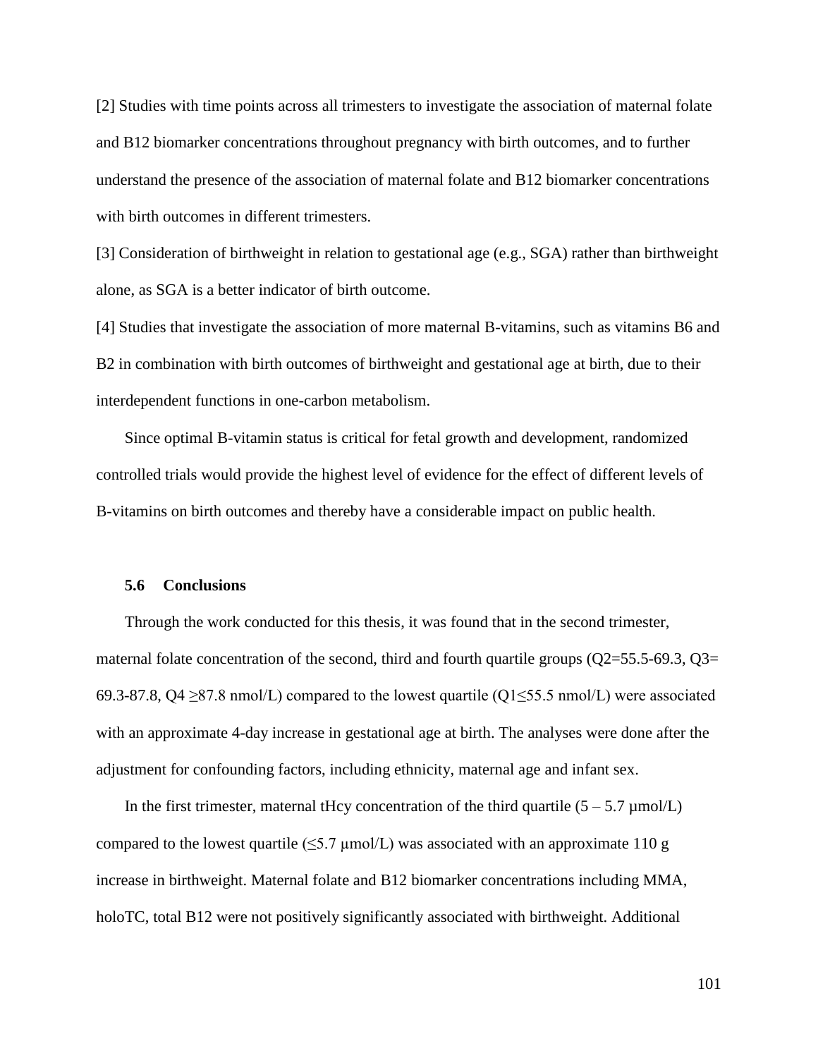[2] Studies with time points across all trimesters to investigate the association of maternal folate and B12 biomarker concentrations throughout pregnancy with birth outcomes, and to further understand the presence of the association of maternal folate and B12 biomarker concentrations with birth outcomes in different trimesters.

[3] Consideration of birthweight in relation to gestational age (e.g., SGA) rather than birthweight alone, as SGA is a better indicator of birth outcome.

[4] Studies that investigate the association of more maternal B-vitamins, such as vitamins B6 and B2 in combination with birth outcomes of birthweight and gestational age at birth, due to their interdependent functions in one-carbon metabolism.

Since optimal B-vitamin status is critical for fetal growth and development, randomized controlled trials would provide the highest level of evidence for the effect of different levels of B-vitamins on birth outcomes and thereby have a considerable impact on public health.

### 5.6 Conclusions

Through the work conducted for this thesis, it was found that in the second trimester, maternal folate concentration of the second, third and fourth quartile groups (Q2=55.5-69.3, Q3= 69.3-87.8, Q4 ≥87.8 nmol/L) compared to the lowest quartile (Q1≤55.5 nmol/L) were associated with an approximate 4-day increase in gestational age at birth. The analyses were done after the adjustment for confounding factors, including ethnicity, maternal age and infant sex.

In the first trimester, maternal tHcy concentration of the third quartile (5 – 5.7 µmol/L) compared to the lowest quartile (≤5.7 µmol/L) was associated with an approximate 110 g increase in birthweight. Maternal folate and B12 biomarker concentrations including MMA, holoTC, total B12 were not positively significantly associated with birthweight. Additional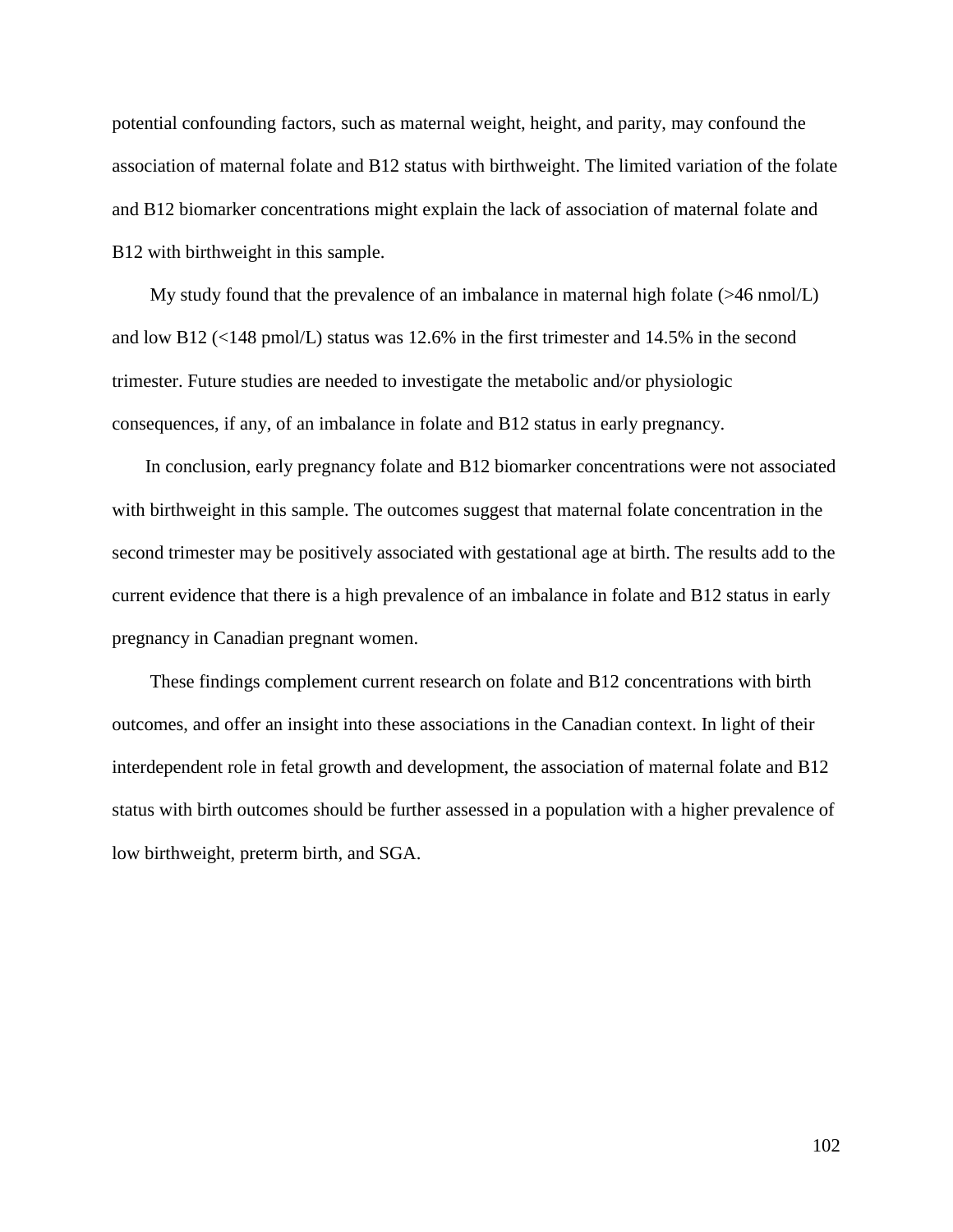potential confounding factors, such as maternal weight, height, and parity, may confound the association of maternal folate and B12 status with birthweight. The limited variation of the folate and B12 biomarker concentrations might explain the lack of association of maternal folate and B12 with birthweight in this sample.

My study found that the prevalence of an imbalance in maternal high folate (>46 nmol/L) and low B12 (<148 pmol/L) status was 12.6% in the first trimester and 14.5% in the second trimester. Future studies are needed to investigate the metabolic and/or physiologic consequences, if any, of an imbalance in folate and B12 status in early pregnancy.

In conclusion, early pregnancy folate and B12 biomarker concentrations were not associated with birthweight in this sample. The outcomes suggest that maternal folate concentration in the second trimester may be positively associated with gestational age at birth. The results add to the current evidence that there is a high prevalence of an imbalance in folate and B12 status in early pregnancy in Canadian pregnant women.

These findings complement current research on folate and B12 concentrations with birth outcomes, and offer an insight into these associations in the Canadian context. In light of their interdependent role in fetal growth and development, the association of maternal folate and B12 status with birth outcomes should be further assessed in a population with a higher prevalence of low birthweight, preterm birth, and SGA.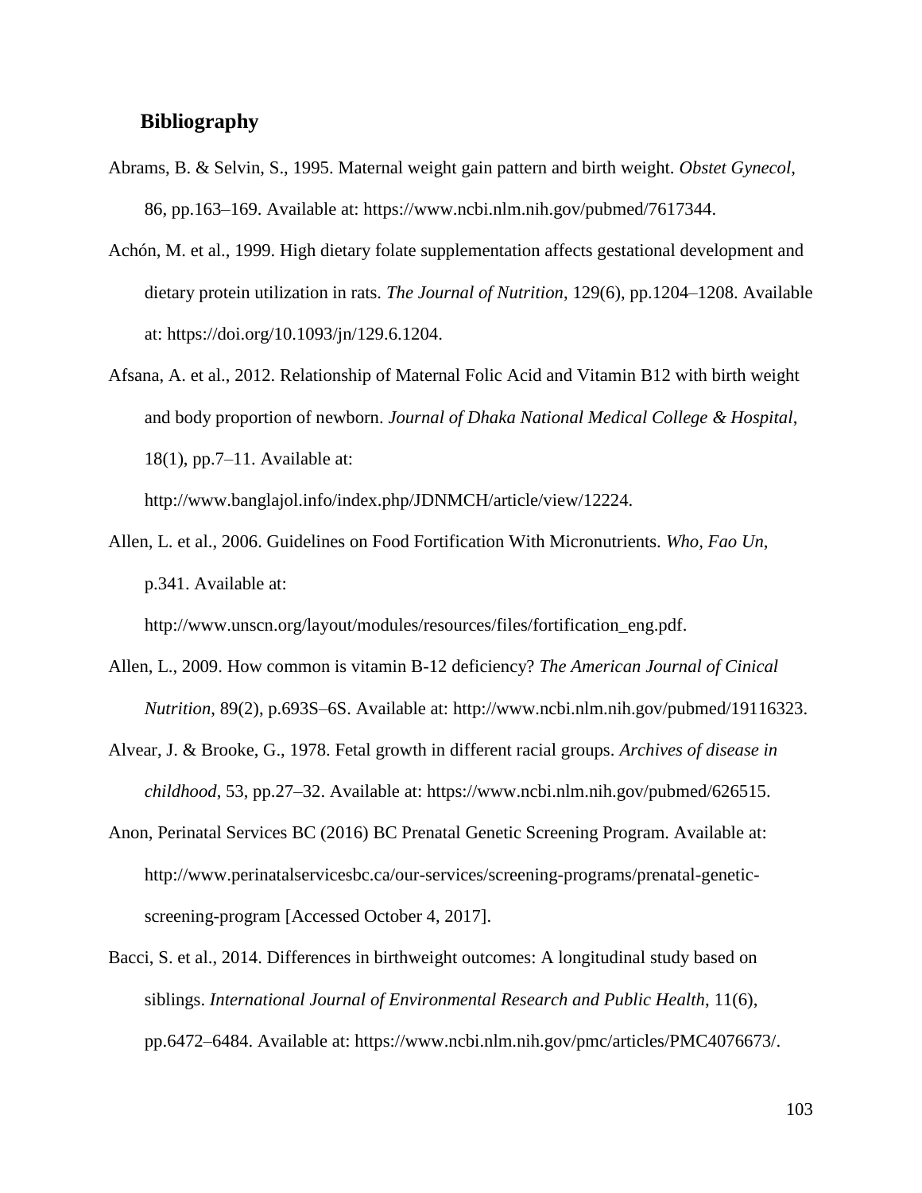## Bibliography

Abrams, B. & Selvin, S., 1995. Maternal weight gain pattern and birth weight. *Obstet Gynecol*, 86, pp.163–169. Available at: https://www.ncbi.nlm.nih.gov/pubmed/7617344.

Achón, M. et al., 1999. High dietary folate supplementation affects gestational development and dietary protein utilization in rats. *The Journal of Nutrition*, 129(6), pp.1204–1208. Available at: https://doi.org/10.1093/jn/129.6.1204.

Afsana, A. et al., 2012. Relationship of Maternal Folic Acid and Vitamin B12 with birth weight and body proportion of newborn. *Journal of Dhaka National Medical College & Hospital*, 18(1), pp.7–11. Available at: http://www.banglajol.info/index.php/JDNMCH/article/view/12224.

Allen, L. et al., 2006. Guidelines on Food Fortification With Micronutrients. *Who, Fao Un*, p.341. Available at: http://www.unscn.org/layout/modules/resources/files/fortification_eng.pdf.

Allen, L., 2009. How common is vitamin B-12 deficiency? *The American Journal of Cinical Nutrition*, 89(2), p.693S–6S. Available at: http://www.ncbi.nlm.nih.gov/pubmed/19116323.

Alvear, J. & Brooke, G., 1978. Fetal growth in different racial groups. *Archives of disease in childhood*, 53, pp.27–32. Available at: https://www.ncbi.nlm.nih.gov/pubmed/626515.

Anon, Perinatal Services BC (2016) BC Prenatal Genetic Screening Program. Available at: http://www.perinatalservicesbc.ca/our-services/screening-programs/prenatal-genetic-screening-program [Accessed October 4, 2017].

Bacci, S. et al., 2014. Differences in birthweight outcomes: A longitudinal study based on siblings. *International Journal of Environmental Research and Public Health*, 11(6), pp.6472–6484. Available at: https://www.ncbi.nlm.nih.gov/pmc/articles/PMC4076673/.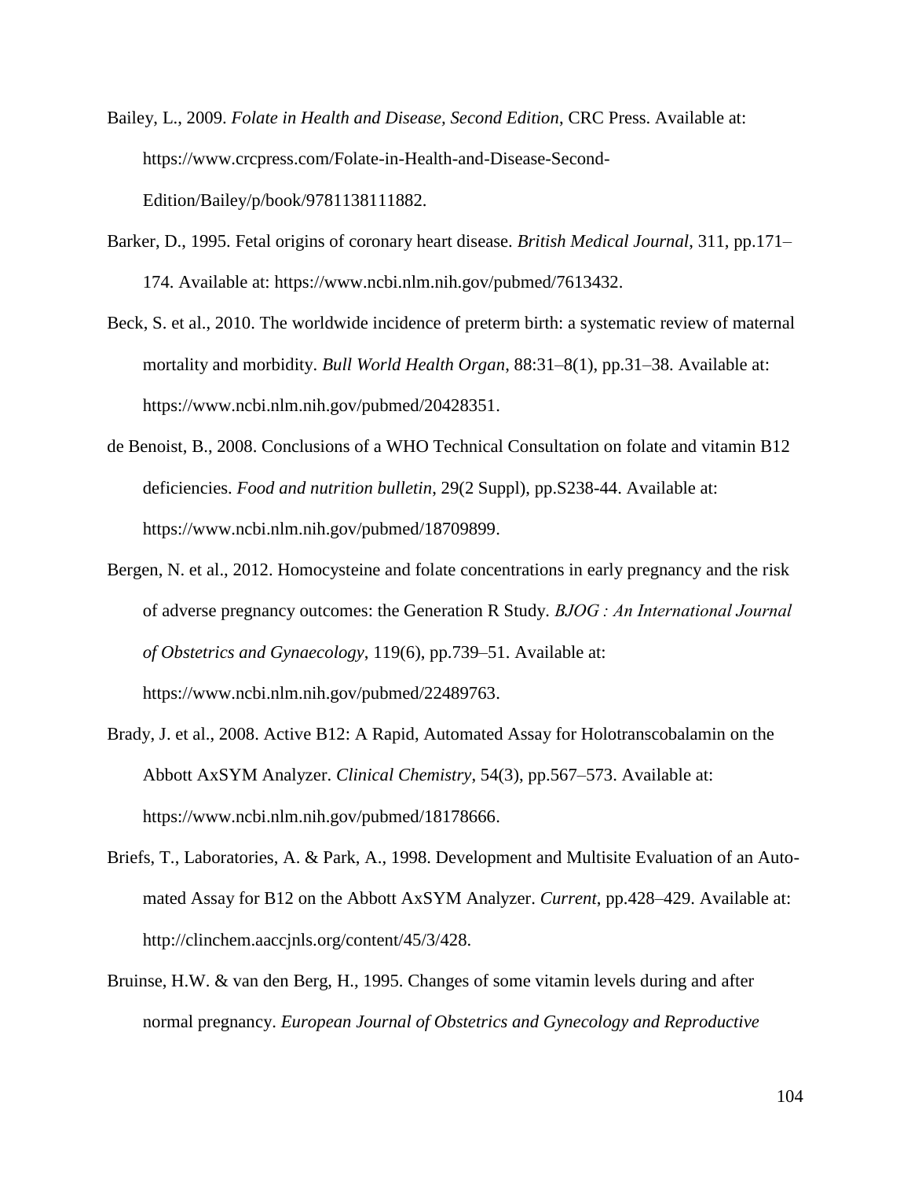Bailey, L., 2009. *Folate in Health and Disease, Second Edition*, CRC Press. Available at: https://www.crcpress.com/Folate-in-Health-and-Disease-Second-Edition/Bailey/p/book/9781138111882.

Barker, D., 1995. Fetal origins of coronary heart disease. *British Medical Journal*, 311, pp.171–174. Available at: https://www.ncbi.nlm.nih.gov/pubmed/7613432.

Beck, S. et al., 2010. The worldwide incidence of preterm birth: a systematic review of maternal mortality and morbidity. *Bull World Health Organ*, 88:31–8(1), pp.31–38. Available at: https://www.ncbi.nlm.nih.gov/pubmed/20428351.

de Benoist, B., 2008. Conclusions of a WHO Technical Consultation on folate and vitamin B12 deficiencies. *Food and nutrition bulletin*, 29(2 Suppl), pp.S238-44. Available at: https://www.ncbi.nlm.nih.gov/pubmed/18709899.

Bergen, N. et al., 2012. Homocysteine and folate concentrations in early pregnancy and the risk of adverse pregnancy outcomes: the Generation R Study. *BJOG : An International Journal of Obstetrics and Gynaecology*, 119(6), pp.739–51. Available at: https://www.ncbi.nlm.nih.gov/pubmed/22489763.

Brady, J. et al., 2008. Active B12: A Rapid, Automated Assay for Holotranscobalamin on the Abbott AxSYM Analyzer. *Clinical Chemistry*, 54(3), pp.567–573. Available at: https://www.ncbi.nlm.nih.gov/pubmed/18178666.

Briefs, T., Laboratories, A. & Park, A., 1998. Development and Multisite Evaluation of an Automated Assay for B12 on the Abbott AxSYM Analyzer. *Current*, pp.428–429. Available at: http://clinchem.aaccjnls.org/content/45/3/428.

Bruinse, H.W. & van den Berg, H., 1995. Changes of some vitamin levels during and after normal pregnancy. *European Journal of Obstetrics and Gynecology and Reproductive*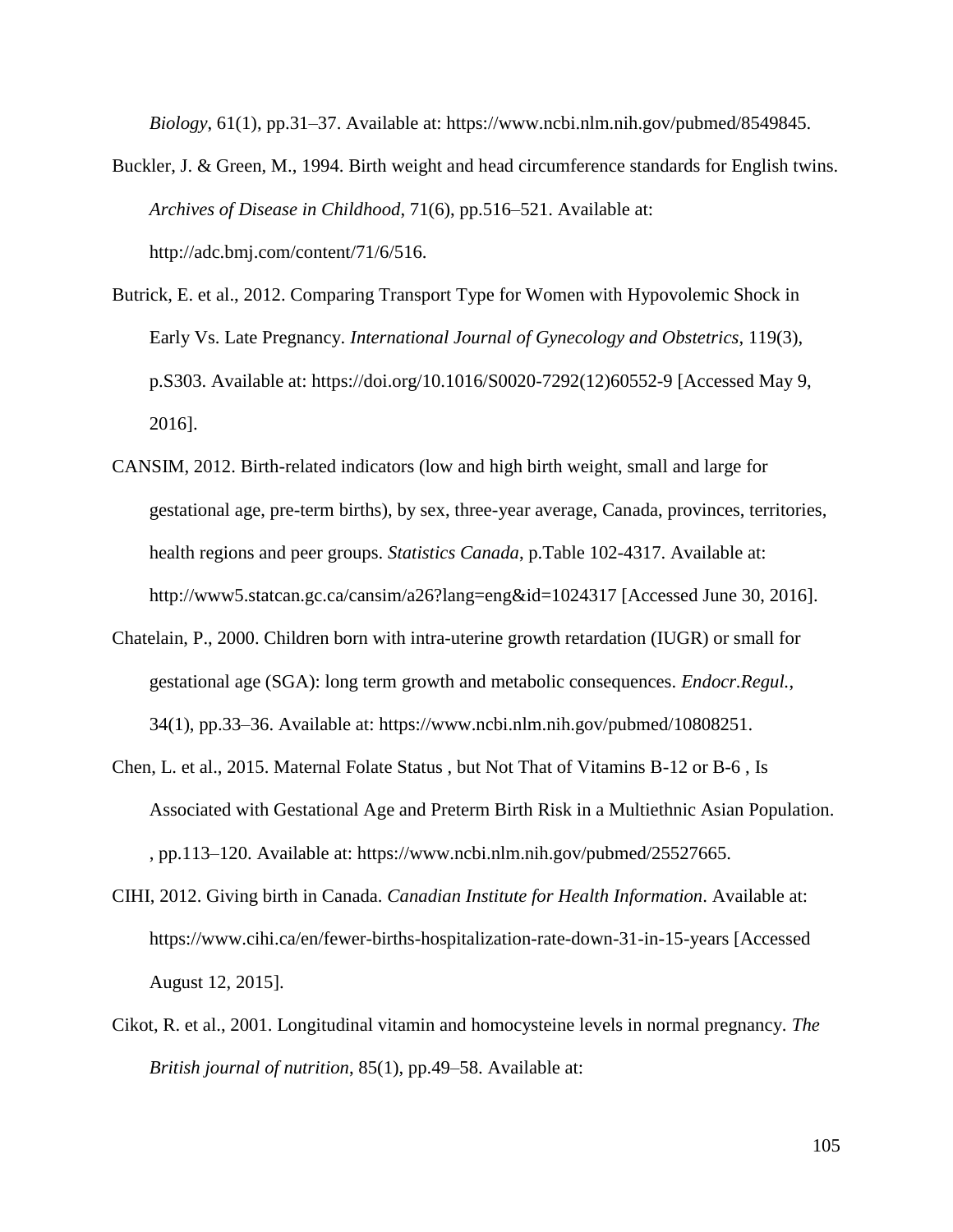*Biology*, 61(1), pp.31–37. Available at: https://www.ncbi.nlm.nih.gov/pubmed/8549845.

Buckler, J. & Green, M., 1994. Birth weight and head circumference standards for English twins. *Archives of Disease in Childhood*, 71(6), pp.516–521. Available at: http://adc.bmj.com/content/71/6/516.

Butrick, E. et al., 2012. Comparing Transport Type for Women with Hypovolemic Shock in Early Vs. Late Pregnancy. *International Journal of Gynecology and Obstetrics*, 119(3), p.S303. Available at: https://doi.org/10.1016/S0020-7292(12)60552-9 [Accessed May 9, 2016].

CANSIM, 2012. Birth-related indicators (low and high birth weight, small and large for gestational age, pre-term births), by sex, three-year average, Canada, provinces, territories, health regions and peer groups. *Statistics Canada*, p.Table 102-4317. Available at: http://www5.statcan.gc.ca/cansim/a26?lang=eng&id=1024317 [Accessed June 30, 2016].

Chatelain, P., 2000. Children born with intra-uterine growth retardation (IUGR) or small for gestational age (SGA): long term growth and metabolic consequences. *Endocr.Regul.*, 34(1), pp.33–36. Available at: https://www.ncbi.nlm.nih.gov/pubmed/10808251.

Chen, L. et al., 2015. Maternal Folate Status , but Not That of Vitamins B-12 or B-6 , Is Associated with Gestational Age and Preterm Birth Risk in a Multiethnic Asian Population. , pp.113–120. Available at: https://www.ncbi.nlm.nih.gov/pubmed/25527665.

CIHI, 2012. Giving birth in Canada. *Canadian Institute for Health Information*. Available at: https://www.cihi.ca/en/fewer-births-hospitalization-rate-down-31-in-15-years [Accessed August 12, 2015].

Cikot, R. et al., 2001. Longitudinal vitamin and homocysteine levels in normal pregnancy. *The British journal of nutrition*, 85(1), pp.49–58. Available at: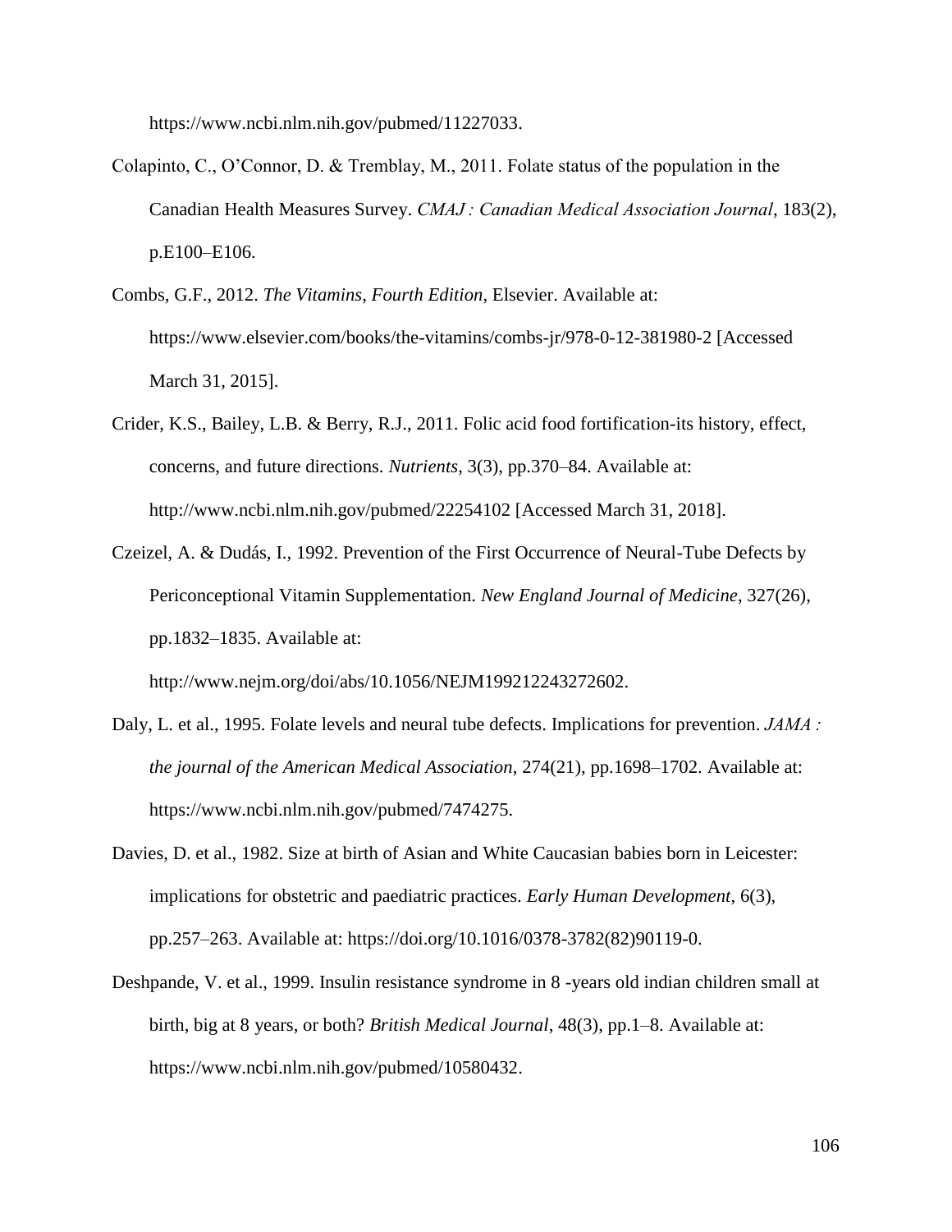https://www.ncbi.nlm.nih.gov/pubmed/11227033.

Colapinto, C., O'Connor, D. & Tremblay, M., 2011. Folate status of the population in the Canadian Health Measures Survey. *CMAJ : Canadian Medical Association Journal*, 183(2), p.E100–E106.

Combs, G.F., 2012. *The Vitamins, Fourth Edition*, Elsevier. Available at: https://www.elsevier.com/books/the-vitamins/combs-jr/978-0-12-381980-2 [Accessed March 31, 2015].

Crider, K.S., Bailey, L.B. & Berry, R.J., 2011. Folic acid food fortification-its history, effect, concerns, and future directions. *Nutrients*, 3(3), pp.370–84. Available at: http://www.ncbi.nlm.nih.gov/pubmed/22254102 [Accessed March 31, 2018].

Czeizel, A. & Dudás, I., 1992. Prevention of the First Occurrence of Neural-Tube Defects by Periconceptional Vitamin Supplementation. *New England Journal of Medicine*, 327(26), pp.1832–1835. Available at: http://www.nejm.org/doi/abs/10.1056/NEJM199212243272602.

Daly, L. et al., 1995. Folate levels and neural tube defects. Implications for prevention. *JAMA : the journal of the American Medical Association*, 274(21), pp.1698–1702. Available at: https://www.ncbi.nlm.nih.gov/pubmed/7474275.

Davies, D. et al., 1982. Size at birth of Asian and White Caucasian babies born in Leicester: implications for obstetric and paediatric practices. *Early Human Development*, 6(3), pp.257–263. Available at: https://doi.org/10.1016/0378-3782(82)90119-0.

Deshpande, V. et al., 1999. Insulin resistance syndrome in 8 -years old indian children small at birth, big at 8 years, or both? *British Medical Journal*, 48(3), pp.1–8. Available at: https://www.ncbi.nlm.nih.gov/pubmed/10580432.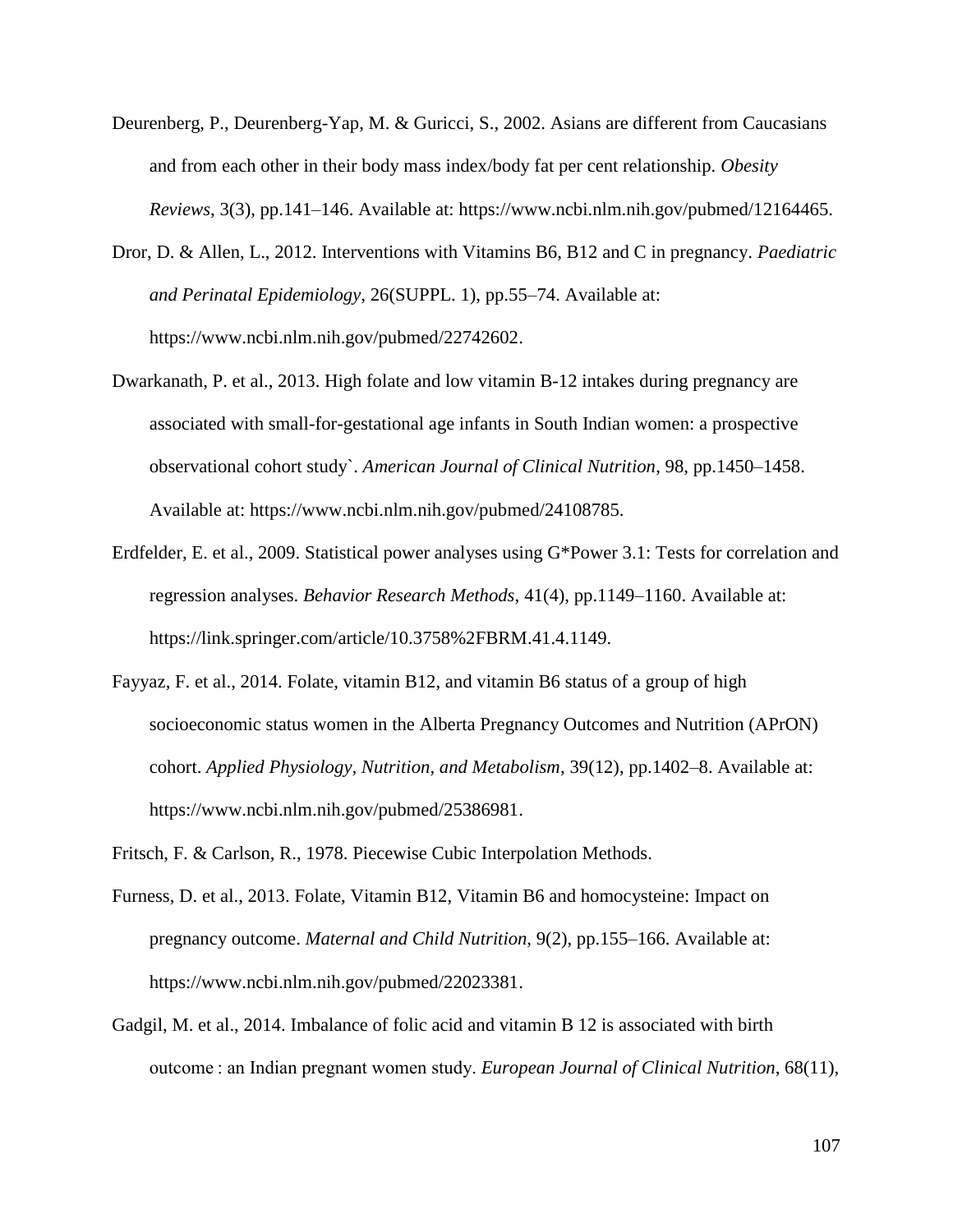Deurenberg, P., Deurenberg-Yap, M. & Guricci, S., 2002. Asians are different from Caucasians and from each other in their body mass index/body fat per cent relationship. *Obesity Reviews*, 3(3), pp.141–146. Available at: https://www.ncbi.nlm.nih.gov/pubmed/12164465.

Dror, D. & Allen, L., 2012. Interventions with Vitamins B6, B12 and C in pregnancy. *Paediatric and Perinatal Epidemiology*, 26(SUPPL. 1), pp.55–74. Available at: https://www.ncbi.nlm.nih.gov/pubmed/22742602.

Dwarkanath, P. et al., 2013. High folate and low vitamin B-12 intakes during pregnancy are associated with small-for-gestational age infants in South Indian women: a prospective observational cohort study`. *American Journal of Clinical Nutrition*, 98, pp.1450–1458. Available at: https://www.ncbi.nlm.nih.gov/pubmed/24108785.

Erdfelder, E. et al., 2009. Statistical power analyses using G*Power 3.1: Tests for correlation and regression analyses. *Behavior Research Methods*, 41(4), pp.1149–1160. Available at: https://link.springer.com/article/10.3758%2FBRM.41.4.1149.

Fayyaz, F. et al., 2014. Folate, vitamin B12, and vitamin B6 status of a group of high socioeconomic status women in the Alberta Pregnancy Outcomes and Nutrition (APrON) cohort. *Applied Physiology, Nutrition, and Metabolism*, 39(12), pp.1402–8. Available at: https://www.ncbi.nlm.nih.gov/pubmed/25386981.

Fritsch, F. & Carlson, R., 1978. Piecewise Cubic Interpolation Methods.

Furness, D. et al., 2013. Folate, Vitamin B12, Vitamin B6 and homocysteine: Impact on pregnancy outcome. *Maternal and Child Nutrition*, 9(2), pp.155–166. Available at: https://www.ncbi.nlm.nih.gov/pubmed/22023381.

Gadgil, M. et al., 2014. Imbalance of folic acid and vitamin B 12 is associated with birth outcome : an Indian pregnant women study. *European Journal of Clinical Nutrition*, 68(11),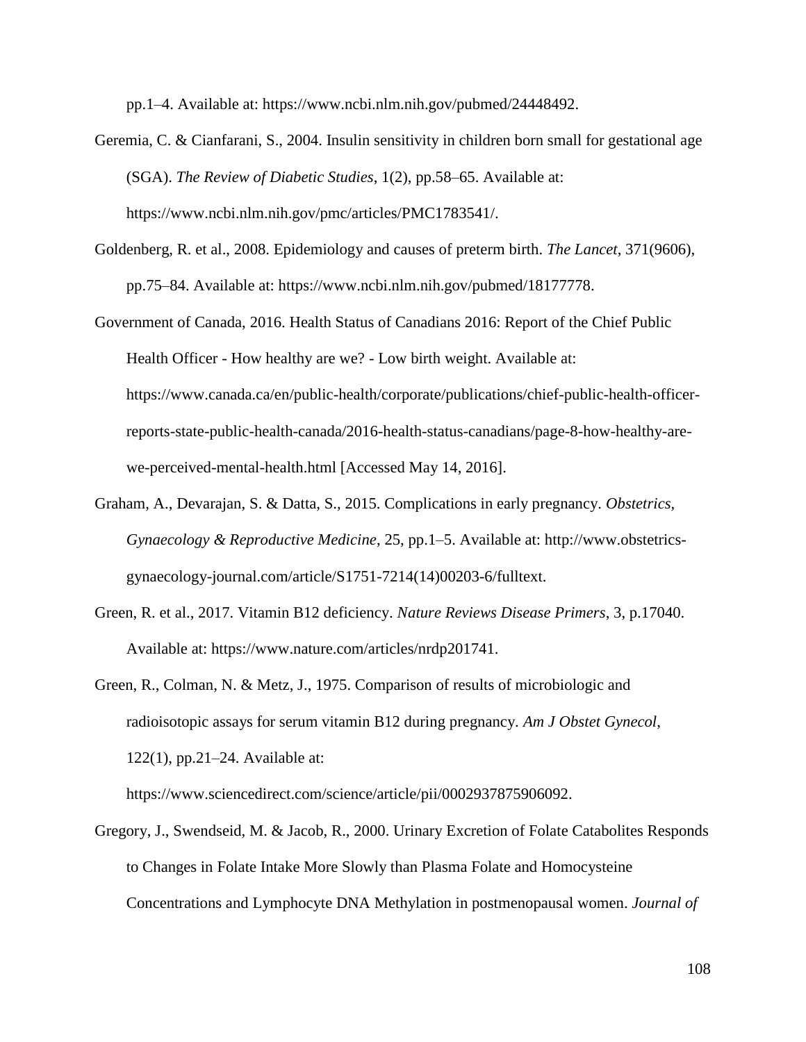pp.1–4. Available at: https://www.ncbi.nlm.nih.gov/pubmed/24448492.

Geremia, C. & Cianfarani, S., 2004. Insulin sensitivity in children born small for gestational age (SGA). *The Review of Diabetic Studies*, 1(2), pp.58–65. Available at: https://www.ncbi.nlm.nih.gov/pmc/articles/PMC1783541/.

Goldenberg, R. et al., 2008. Epidemiology and causes of preterm birth. *The Lancet*, 371(9606), pp.75–84. Available at: https://www.ncbi.nlm.nih.gov/pubmed/18177778.

Government of Canada, 2016. Health Status of Canadians 2016: Report of the Chief Public Health Officer - How healthy are we? - Low birth weight. Available at: https://www.canada.ca/en/public-health/corporate/publications/chief-public-health-officer-reports-state-public-health-canada/2016-health-status-canadians/page-8-how-healthy-are-we-perceived-mental-health.html [Accessed May 14, 2016].

Graham, A., Devarajan, S. & Datta, S., 2015. Complications in early pregnancy. *Obstetrics, Gynaecology & Reproductive Medicine*, 25, pp.1–5. Available at: http://www.obstetrics-gynaecology-journal.com/article/S1751-7214(14)00203-6/fulltext.

Green, R. et al., 2017. Vitamin B12 deficiency. *Nature Reviews Disease Primers*, 3, p.17040. Available at: https://www.nature.com/articles/nrdp201741.

Green, R., Colman, N. & Metz, J., 1975. Comparison of results of microbiologic and radioisotopic assays for serum vitamin B12 during pregnancy. *Am J Obstet Gynecol*, 122(1), pp.21–24. Available at: https://www.sciencedirect.com/science/article/pii/0002937875906092.

Gregory, J., Swendseid, M. & Jacob, R., 2000. Urinary Excretion of Folate Catabolites Responds to Changes in Folate Intake More Slowly than Plasma Folate and Homocysteine Concentrations and Lymphocyte DNA Methylation in postmenopausal women. *Journal of*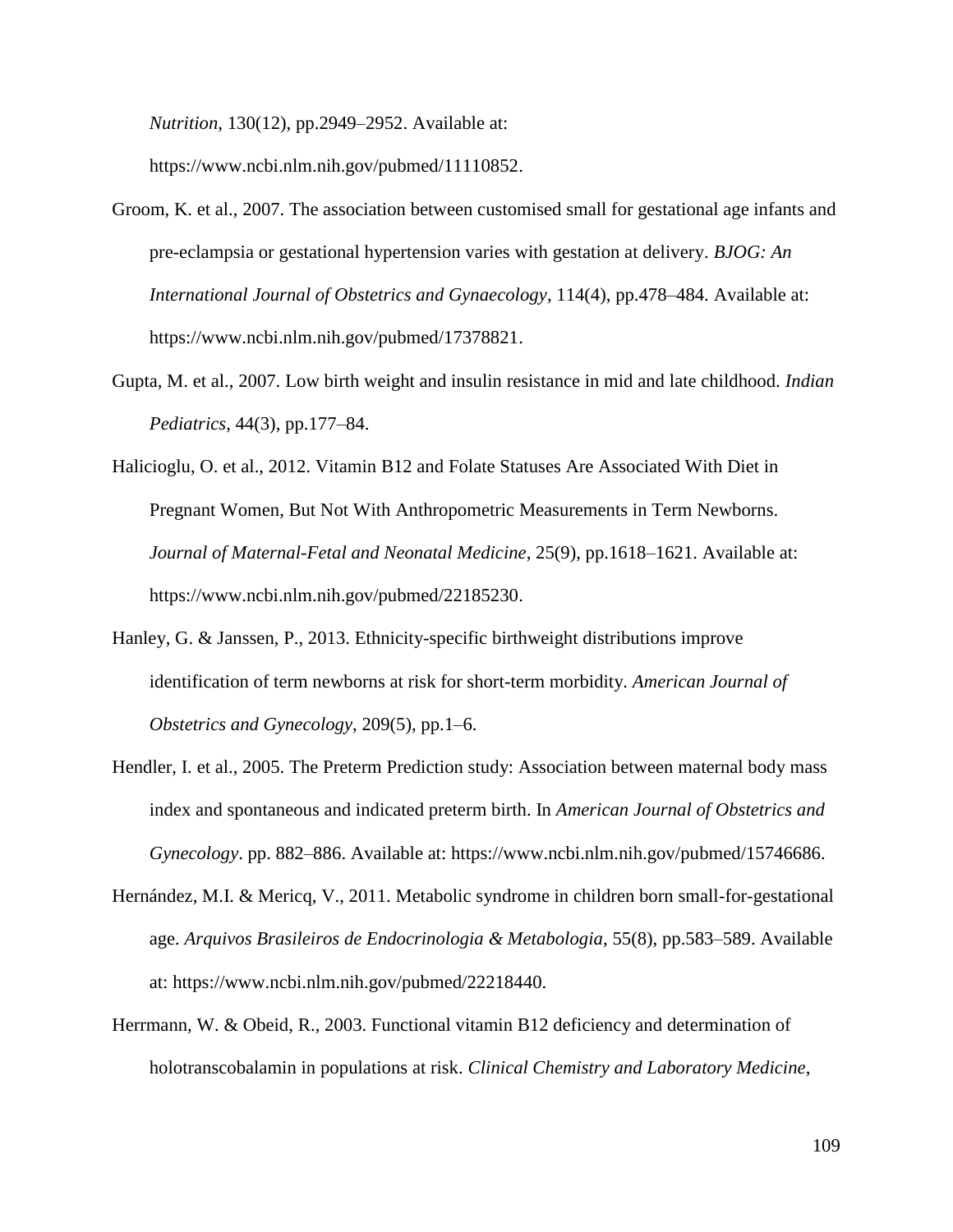*Nutrition*, 130(12), pp.2949–2952. Available at: https://www.ncbi.nlm.nih.gov/pubmed/11110852.

Groom, K. et al., 2007. The association between customised small for gestational age infants and pre-eclampsia or gestational hypertension varies with gestation at delivery. *BJOG: An International Journal of Obstetrics and Gynaecology*, 114(4), pp.478–484. Available at: https://www.ncbi.nlm.nih.gov/pubmed/17378821.

Gupta, M. et al., 2007. Low birth weight and insulin resistance in mid and late childhood. *Indian Pediatrics*, 44(3), pp.177–84.

Halicioglu, O. et al., 2012. Vitamin B12 and Folate Statuses Are Associated With Diet in Pregnant Women, But Not With Anthropometric Measurements in Term Newborns. *Journal of Maternal-Fetal and Neonatal Medicine*, 25(9), pp.1618–1621. Available at: https://www.ncbi.nlm.nih.gov/pubmed/22185230.

Hanley, G. & Janssen, P., 2013. Ethnicity-specific birthweight distributions improve identification of term newborns at risk for short-term morbidity. *American Journal of Obstetrics and Gynecology*, 209(5), pp.1–6.

Hendler, I. et al., 2005. The Preterm Prediction study: Association between maternal body mass index and spontaneous and indicated preterm birth. In *American Journal of Obstetrics and Gynecology*. pp. 882–886. Available at: https://www.ncbi.nlm.nih.gov/pubmed/15746686.

Hernández, M.I. & Mericq, V., 2011. Metabolic syndrome in children born small-for-gestational age. *Arquivos Brasileiros de Endocrinologia & Metabologia*, 55(8), pp.583–589. Available at: https://www.ncbi.nlm.nih.gov/pubmed/22218440.

Herrmann, W. & Obeid, R., 2003. Functional vitamin B12 deficiency and determination of holotranscobalamin in populations at risk. *Clinical Chemistry and Laboratory Medicine*,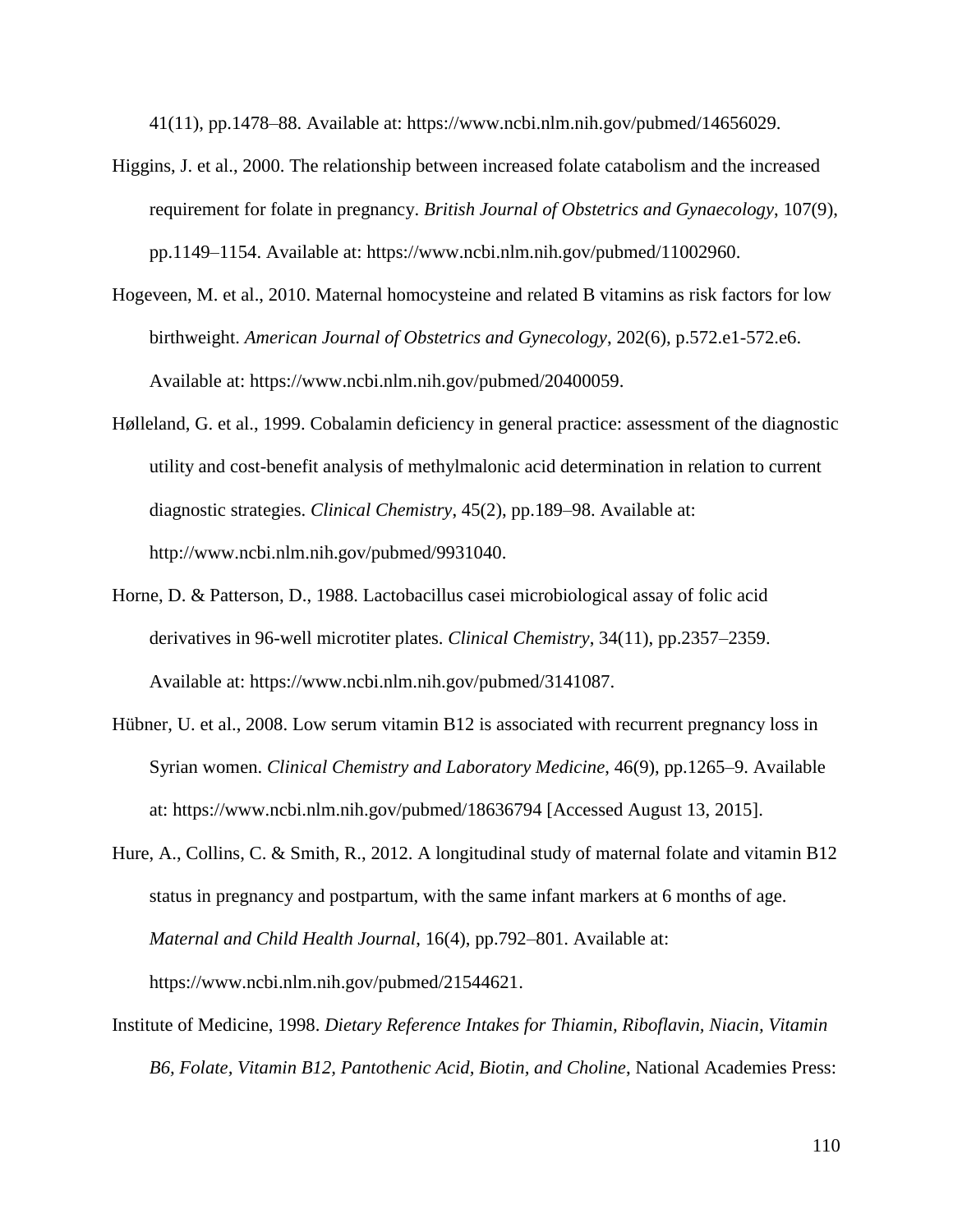41(11), pp.1478–88. Available at: https://www.ncbi.nlm.nih.gov/pubmed/14656029.

Higgins, J. et al., 2000. The relationship between increased folate catabolism and the increased requirement for folate in pregnancy. *British Journal of Obstetrics and Gynaecology*, 107(9), pp.1149–1154. Available at: https://www.ncbi.nlm.nih.gov/pubmed/11002960.

Hogeveen, M. et al., 2010. Maternal homocysteine and related B vitamins as risk factors for low birthweight. *American Journal of Obstetrics and Gynecology*, 202(6), p.572.e1-572.e6. Available at: https://www.ncbi.nlm.nih.gov/pubmed/20400059.

Hølleland, G. et al., 1999. Cobalamin deficiency in general practice: assessment of the diagnostic utility and cost-benefit analysis of methylmalonic acid determination in relation to current diagnostic strategies. *Clinical Chemistry*, 45(2), pp.189–98. Available at: http://www.ncbi.nlm.nih.gov/pubmed/9931040.

Horne, D. & Patterson, D., 1988. Lactobacillus casei microbiological assay of folic acid derivatives in 96-well microtiter plates. *Clinical Chemistry*, 34(11), pp.2357–2359. Available at: https://www.ncbi.nlm.nih.gov/pubmed/3141087.

Hübner, U. et al., 2008. Low serum vitamin B12 is associated with recurrent pregnancy loss in Syrian women. *Clinical Chemistry and Laboratory Medicine*, 46(9), pp.1265–9. Available at: https://www.ncbi.nlm.nih.gov/pubmed/18636794 [Accessed August 13, 2015].

Hure, A., Collins, C. & Smith, R., 2012. A longitudinal study of maternal folate and vitamin B12 status in pregnancy and postpartum, with the same infant markers at 6 months of age. *Maternal and Child Health Journal*, 16(4), pp.792–801. Available at: https://www.ncbi.nlm.nih.gov/pubmed/21544621.

Institute of Medicine, 1998. *Dietary Reference Intakes for Thiamin, Riboflavin, Niacin, Vitamin B6, Folate, Vitamin B12, Pantothenic Acid, Biotin, and Choline*, National Academies Press: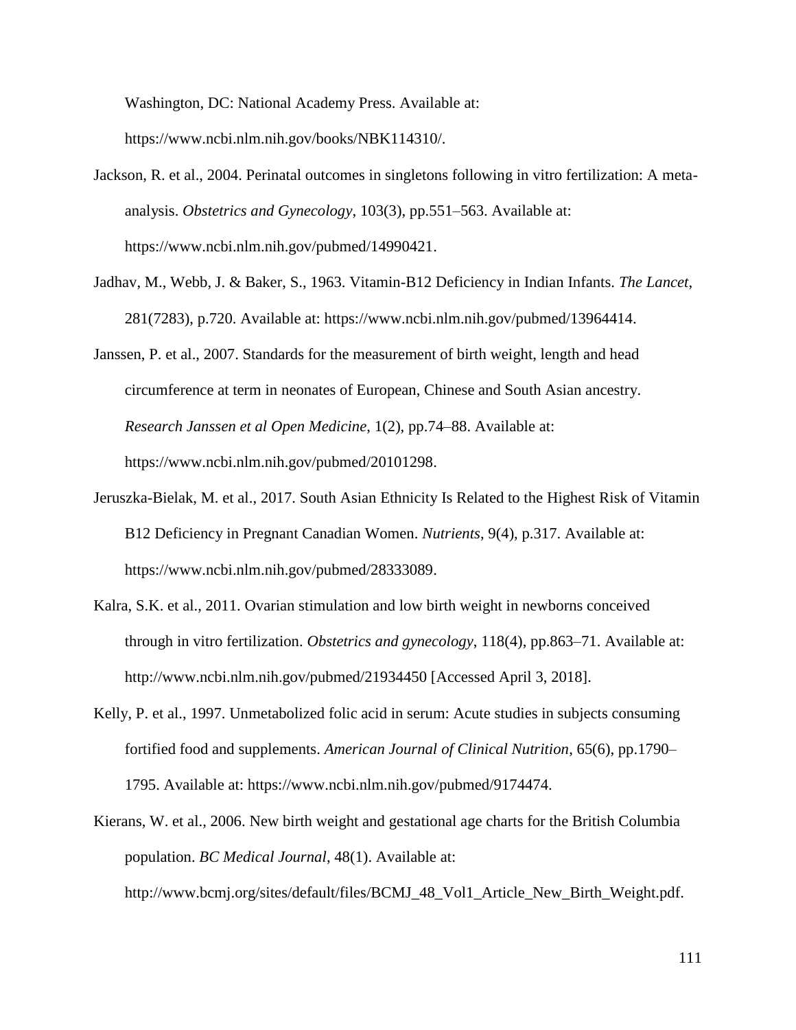Washington, DC: National Academy Press. Available at: https://www.ncbi.nlm.nih.gov/books/NBK114310/.

Jackson, R. et al., 2004. Perinatal outcomes in singletons following in vitro fertilization: A meta-analysis. *Obstetrics and Gynecology*, 103(3), pp.551–563. Available at: https://www.ncbi.nlm.nih.gov/pubmed/14990421.

Jadhav, M., Webb, J. & Baker, S., 1963. Vitamin-B12 Deficiency in Indian Infants. *The Lancet*, 281(7283), p.720. Available at: https://www.ncbi.nlm.nih.gov/pubmed/13964414.

Janssen, P. et al., 2007. Standards for the measurement of birth weight, length and head circumference at term in neonates of European, Chinese and South Asian ancestry. *Research Janssen et al Open Medicine*, 1(2), pp.74–88. Available at: https://www.ncbi.nlm.nih.gov/pubmed/20101298.

Jeruszka-Bielak, M. et al., 2017. South Asian Ethnicity Is Related to the Highest Risk of Vitamin B12 Deficiency in Pregnant Canadian Women. *Nutrients*, 9(4), p.317. Available at: https://www.ncbi.nlm.nih.gov/pubmed/28333089.

Kalra, S.K. et al., 2011. Ovarian stimulation and low birth weight in newborns conceived through in vitro fertilization. *Obstetrics and gynecology*, 118(4), pp.863–71. Available at: http://www.ncbi.nlm.nih.gov/pubmed/21934450 [Accessed April 3, 2018].

Kelly, P. et al., 1997. Unmetabolized folic acid in serum: Acute studies in subjects consuming fortified food and supplements. *American Journal of Clinical Nutrition*, 65(6), pp.1790–1795. Available at: https://www.ncbi.nlm.nih.gov/pubmed/9174474.

Kierans, W. et al., 2006. New birth weight and gestational age charts for the British Columbia population. *BC Medical Journal*, 48(1). Available at: http://www.bcmj.org/sites/default/files/BCMJ_48_Vol1_Article_New_Birth_Weight.pdf.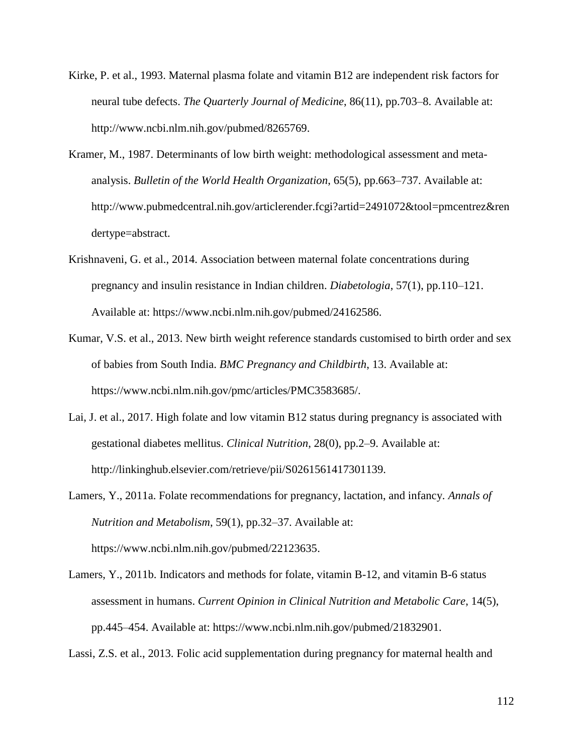Kirke, P. et al., 1993. Maternal plasma folate and vitamin B12 are independent risk factors for neural tube defects. *The Quarterly Journal of Medicine*, 86(11), pp.703–8. Available at: http://www.ncbi.nlm.nih.gov/pubmed/8265769.

Kramer, M., 1987. Determinants of low birth weight: methodological assessment and meta-analysis. *Bulletin of the World Health Organization*, 65(5), pp.663–737. Available at: http://www.pubmedcentral.nih.gov/articlerender.fcgi?artid=2491072&tool=pmcentrez&rendertype=abstract.

Krishnaveni, G. et al., 2014. Association between maternal folate concentrations during pregnancy and insulin resistance in Indian children. *Diabetologia*, 57(1), pp.110–121. Available at: https://www.ncbi.nlm.nih.gov/pubmed/24162586.

Kumar, V.S. et al., 2013. New birth weight reference standards customised to birth order and sex of babies from South India. *BMC Pregnancy and Childbirth*, 13. Available at: https://www.ncbi.nlm.nih.gov/pmc/articles/PMC3583685/.

Lai, J. et al., 2017. High folate and low vitamin B12 status during pregnancy is associated with gestational diabetes mellitus. *Clinical Nutrition*, 28(0), pp.2–9. Available at: http://linkinghub.elsevier.com/retrieve/pii/S0261561417301139.

Lamers, Y., 2011a. Folate recommendations for pregnancy, lactation, and infancy. *Annals of Nutrition and Metabolism*, 59(1), pp.32–37. Available at: https://www.ncbi.nlm.nih.gov/pubmed/22123635.

Lamers, Y., 2011b. Indicators and methods for folate, vitamin B-12, and vitamin B-6 status assessment in humans. *Current Opinion in Clinical Nutrition and Metabolic Care*, 14(5), pp.445–454. Available at: https://www.ncbi.nlm.nih.gov/pubmed/21832901.

Lassi, Z.S. et al., 2013. Folic acid supplementation during pregnancy for maternal health and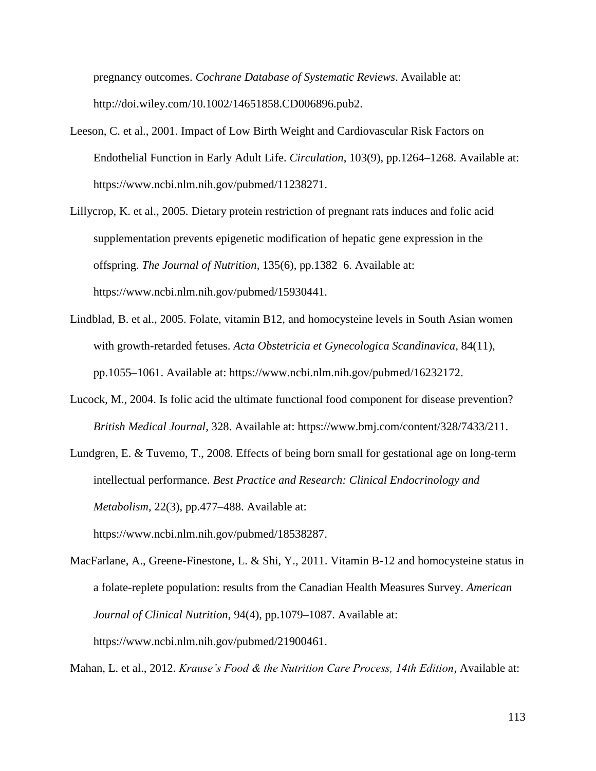pregnancy outcomes. *Cochrane Database of Systematic Reviews*. Available at: http://doi.wiley.com/10.1002/14651858.CD006896.pub2.

Leeson, C. et al., 2001. Impact of Low Birth Weight and Cardiovascular Risk Factors on Endothelial Function in Early Adult Life. *Circulation*, 103(9), pp.1264–1268. Available at: https://www.ncbi.nlm.nih.gov/pubmed/11238271.

Lillycrop, K. et al., 2005. Dietary protein restriction of pregnant rats induces and folic acid supplementation prevents epigenetic modification of hepatic gene expression in the offspring. *The Journal of Nutrition*, 135(6), pp.1382–6. Available at: https://www.ncbi.nlm.nih.gov/pubmed/15930441.

Lindblad, B. et al., 2005. Folate, vitamin B12, and homocysteine levels in South Asian women with growth-retarded fetuses. *Acta Obstetricia et Gynecologica Scandinavica*, 84(11), pp.1055–1061. Available at: https://www.ncbi.nlm.nih.gov/pubmed/16232172.

Lucock, M., 2004. Is folic acid the ultimate functional food component for disease prevention? *British Medical Journal*, 328. Available at: https://www.bmj.com/content/328/7433/211.

Lundgren, E. & Tuvemo, T., 2008. Effects of being born small for gestational age on long-term intellectual performance. *Best Practice and Research: Clinical Endocrinology and Metabolism*, 22(3), pp.477–488. Available at: https://www.ncbi.nlm.nih.gov/pubmed/18538287.

MacFarlane, A., Greene-Finestone, L. & Shi, Y., 2011. Vitamin B-12 and homocysteine status in a folate-replete population: results from the Canadian Health Measures Survey. *American Journal of Clinical Nutrition*, 94(4), pp.1079–1087. Available at: https://www.ncbi.nlm.nih.gov/pubmed/21900461.

Mahan, L. et al., 2012. *Krause's Food & the Nutrition Care Process, 14th Edition*, Available at: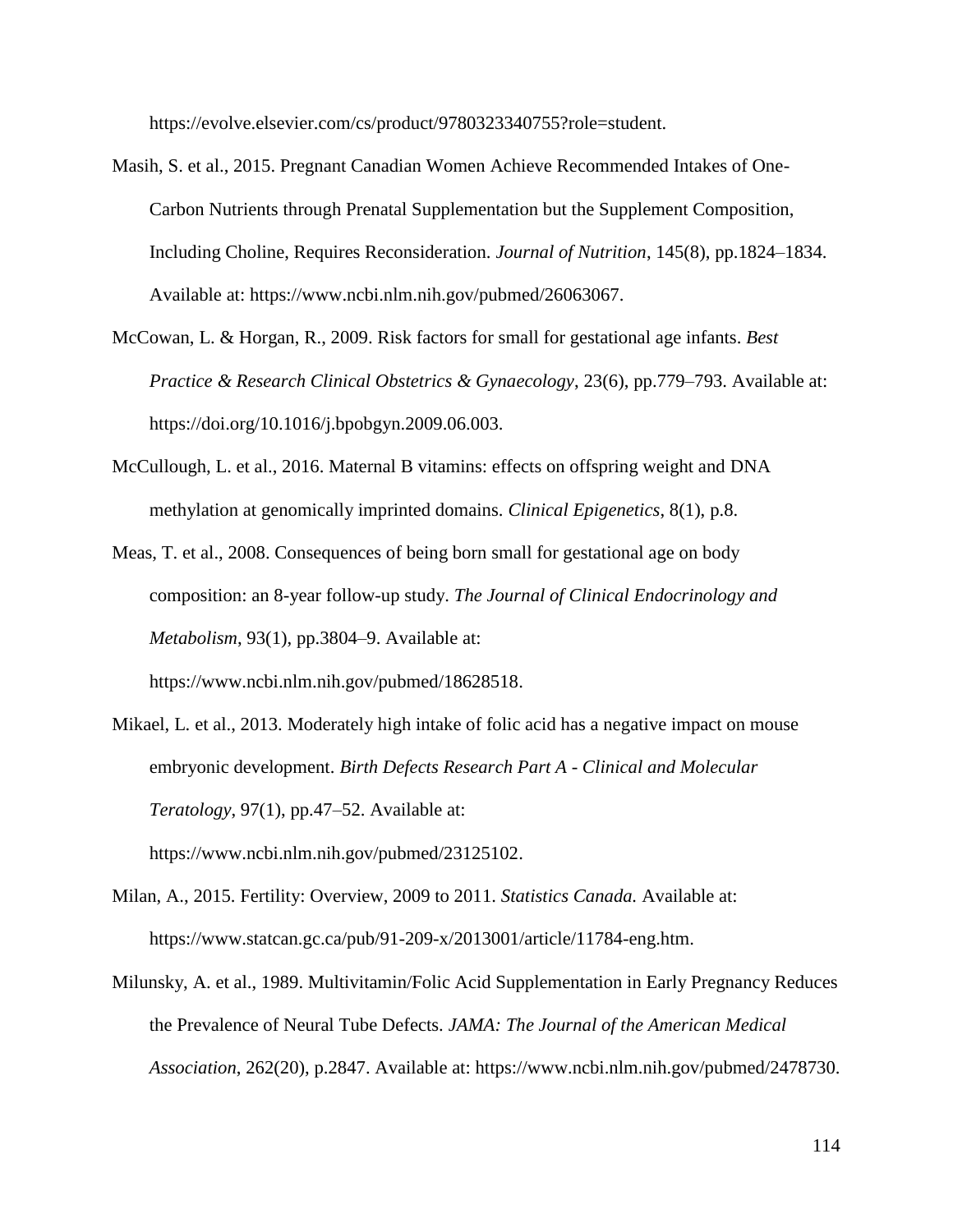https://evolve.elsevier.com/cs/product/9780323340755?role=student.

Masih, S. et al., 2015. Pregnant Canadian Women Achieve Recommended Intakes of One-Carbon Nutrients through Prenatal Supplementation but the Supplement Composition, Including Choline, Requires Reconsideration. *Journal of Nutrition*, 145(8), pp.1824–1834. Available at: https://www.ncbi.nlm.nih.gov/pubmed/26063067.

McCowan, L. & Horgan, R., 2009. Risk factors for small for gestational age infants. *Best Practice & Research Clinical Obstetrics & Gynaecology*, 23(6), pp.779–793. Available at: https://doi.org/10.1016/j.bpobgyn.2009.06.003.

McCullough, L. et al., 2016. Maternal B vitamins: effects on offspring weight and DNA methylation at genomically imprinted domains. *Clinical Epigenetics*, 8(1), p.8.

Meas, T. et al., 2008. Consequences of being born small for gestational age on body composition: an 8-year follow-up study. *The Journal of Clinical Endocrinology and Metabolism*, 93(1), pp.3804–9. Available at: https://www.ncbi.nlm.nih.gov/pubmed/18628518.

Mikael, L. et al., 2013. Moderately high intake of folic acid has a negative impact on mouse embryonic development. *Birth Defects Research Part A - Clinical and Molecular Teratology*, 97(1), pp.47–52. Available at: https://www.ncbi.nlm.nih.gov/pubmed/23125102.

Milan, A., 2015. Fertility: Overview, 2009 to 2011. *Statistics Canada.* Available at: https://www.statcan.gc.ca/pub/91-209-x/2013001/article/11784-eng.htm.

Milunsky, A. et al., 1989. Multivitamin/Folic Acid Supplementation in Early Pregnancy Reduces the Prevalence of Neural Tube Defects. *JAMA: The Journal of the American Medical Association*, 262(20), p.2847. Available at: https://www.ncbi.nlm.nih.gov/pubmed/2478730.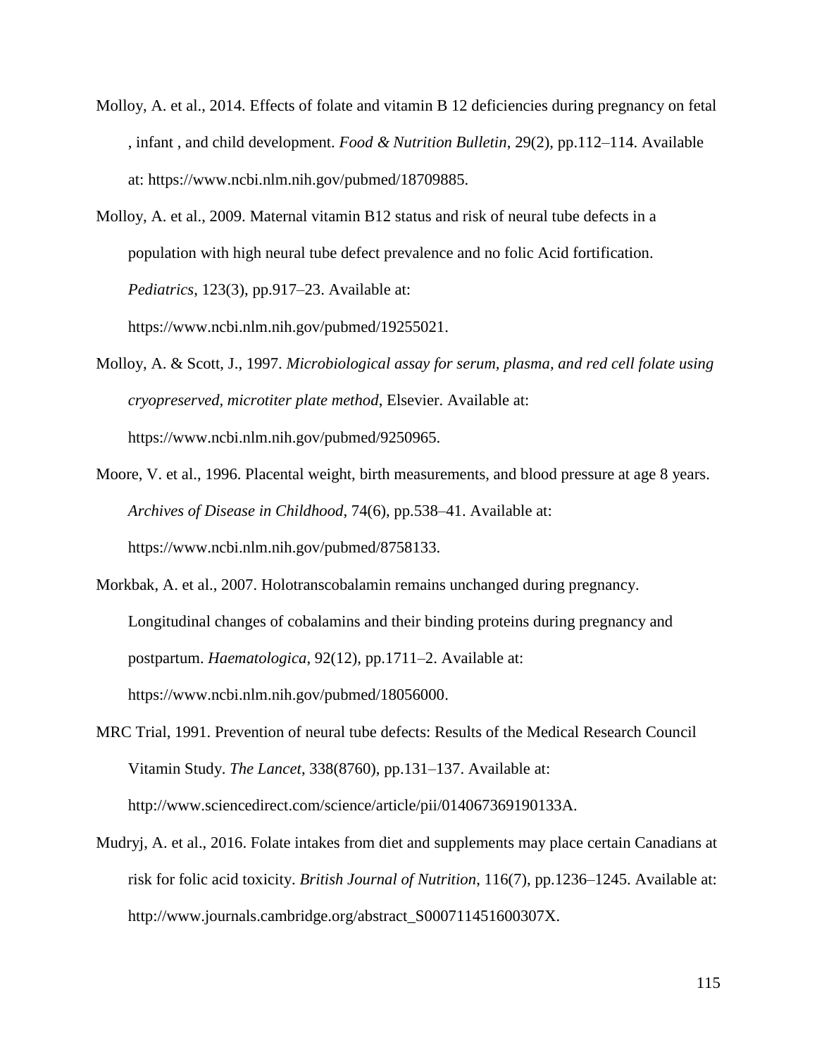Molloy, A. et al., 2014. Effects of folate and vitamin B 12 deficiencies during pregnancy on fetal , infant , and child development. *Food & Nutrition Bulletin*, 29(2), pp.112–114. Available at: https://www.ncbi.nlm.nih.gov/pubmed/18709885.

Molloy, A. et al., 2009. Maternal vitamin B12 status and risk of neural tube defects in a population with high neural tube defect prevalence and no folic Acid fortification. *Pediatrics*, 123(3), pp.917–23. Available at: https://www.ncbi.nlm.nih.gov/pubmed/19255021.

Molloy, A. & Scott, J., 1997. *Microbiological assay for serum, plasma, and red cell folate using cryopreserved, microtiter plate method*, Elsevier. Available at: https://www.ncbi.nlm.nih.gov/pubmed/9250965.

Moore, V. et al., 1996. Placental weight, birth measurements, and blood pressure at age 8 years. *Archives of Disease in Childhood*, 74(6), pp.538–41. Available at: https://www.ncbi.nlm.nih.gov/pubmed/8758133.

Morkbak, A. et al., 2007. Holotranscobalamin remains unchanged during pregnancy. Longitudinal changes of cobalamins and their binding proteins during pregnancy and postpartum. *Haematologica*, 92(12), pp.1711–2. Available at: https://www.ncbi.nlm.nih.gov/pubmed/18056000.

MRC Trial, 1991. Prevention of neural tube defects: Results of the Medical Research Council Vitamin Study. *The Lancet*, 338(8760), pp.131–137. Available at: http://www.sciencedirect.com/science/article/pii/014067369190133A.

Mudryj, A. et al., 2016. Folate intakes from diet and supplements may place certain Canadians at risk for folic acid toxicity. *British Journal of Nutrition*, 116(7), pp.1236–1245. Available at: http://www.journals.cambridge.org/abstract_S000711451600307X.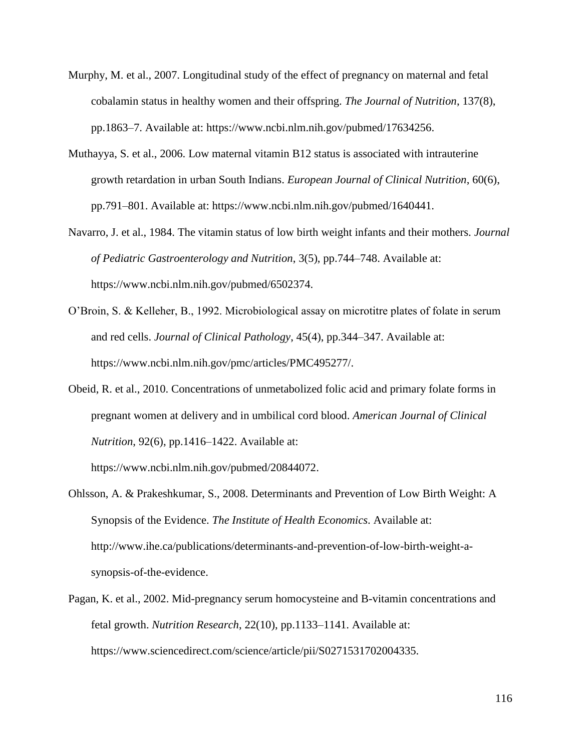Murphy, M. et al., 2007. Longitudinal study of the effect of pregnancy on maternal and fetal cobalamin status in healthy women and their offspring. *The Journal of Nutrition*, 137(8), pp.1863–7. Available at: https://www.ncbi.nlm.nih.gov/pubmed/17634256.

Muthayya, S. et al., 2006. Low maternal vitamin B12 status is associated with intrauterine growth retardation in urban South Indians. *European Journal of Clinical Nutrition*, 60(6), pp.791–801. Available at: https://www.ncbi.nlm.nih.gov/pubmed/1640441.

Navarro, J. et al., 1984. The vitamin status of low birth weight infants and their mothers. *Journal of Pediatric Gastroenterology and Nutrition*, 3(5), pp.744–748. Available at: https://www.ncbi.nlm.nih.gov/pubmed/6502374.

O'Broin, S. & Kelleher, B., 1992. Microbiological assay on microtitre plates of folate in serum and red cells. *Journal of Clinical Pathology*, 45(4), pp.344–347. Available at: https://www.ncbi.nlm.nih.gov/pmc/articles/PMC495277/.

Obeid, R. et al., 2010. Concentrations of unmetabolized folic acid and primary folate forms in pregnant women at delivery and in umbilical cord blood. *American Journal of Clinical Nutrition*, 92(6), pp.1416–1422. Available at: https://www.ncbi.nlm.nih.gov/pubmed/20844072.

Ohlsson, A. & Prakeshkumar, S., 2008. Determinants and Prevention of Low Birth Weight: A Synopsis of the Evidence. *The Institute of Health Economics*. Available at: http://www.ihe.ca/publications/determinants-and-prevention-of-low-birth-weight-a-synopsis-of-the-evidence.

Pagan, K. et al., 2002. Mid-pregnancy serum homocysteine and B-vitamin concentrations and fetal growth. *Nutrition Research*, 22(10), pp.1133–1141. Available at: https://www.sciencedirect.com/science/article/pii/S0271531702004335.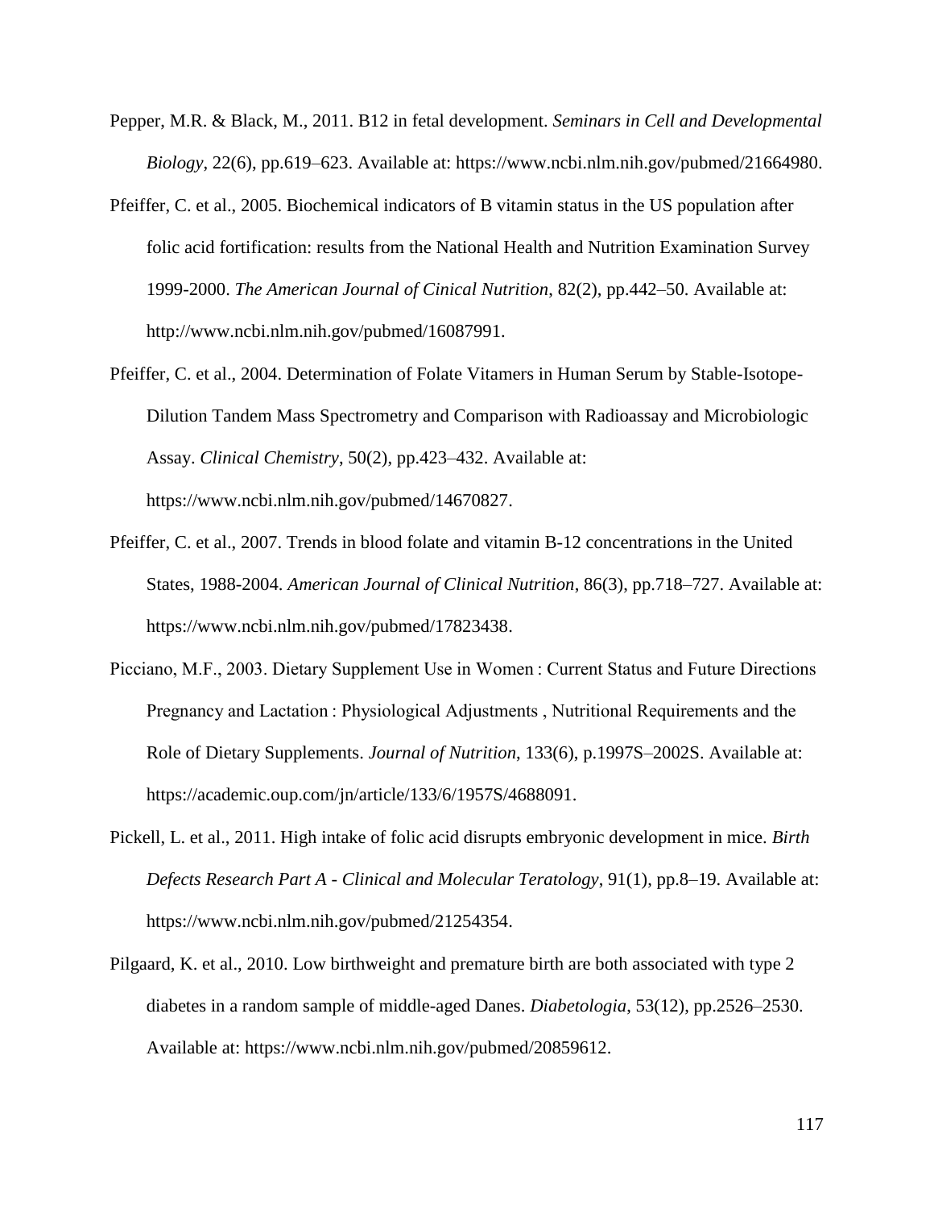Pepper, M.R. & Black, M., 2011. B12 in fetal development. *Seminars in Cell and Developmental Biology*, 22(6), pp.619–623. Available at: https://www.ncbi.nlm.nih.gov/pubmed/21664980.

Pfeiffer, C. et al., 2005. Biochemical indicators of B vitamin status in the US population after folic acid fortification: results from the National Health and Nutrition Examination Survey 1999-2000. *The American Journal of Cinical Nutrition*, 82(2), pp.442–50. Available at: http://www.ncbi.nlm.nih.gov/pubmed/16087991.

Pfeiffer, C. et al., 2004. Determination of Folate Vitamers in Human Serum by Stable-Isotope-Dilution Tandem Mass Spectrometry and Comparison with Radioassay and Microbiologic Assay. *Clinical Chemistry*, 50(2), pp.423–432. Available at: https://www.ncbi.nlm.nih.gov/pubmed/14670827.

Pfeiffer, C. et al., 2007. Trends in blood folate and vitamin B-12 concentrations in the United States, 1988-2004. *American Journal of Clinical Nutrition*, 86(3), pp.718–727. Available at: https://www.ncbi.nlm.nih.gov/pubmed/17823438.

Picciano, M.F., 2003. Dietary Supplement Use in Women : Current Status and Future Directions Pregnancy and Lactation : Physiological Adjustments , Nutritional Requirements and the Role of Dietary Supplements. *Journal of Nutrition*, 133(6), p.1997S–2002S. Available at: https://academic.oup.com/jn/article/133/6/1957S/4688091.

Pickell, L. et al., 2011. High intake of folic acid disrupts embryonic development in mice. *Birth Defects Research Part A - Clinical and Molecular Teratology*, 91(1), pp.8–19. Available at: https://www.ncbi.nlm.nih.gov/pubmed/21254354.

Pilgaard, K. et al., 2010. Low birthweight and premature birth are both associated with type 2 diabetes in a random sample of middle-aged Danes. *Diabetologia*, 53(12), pp.2526–2530. Available at: https://www.ncbi.nlm.nih.gov/pubmed/20859612.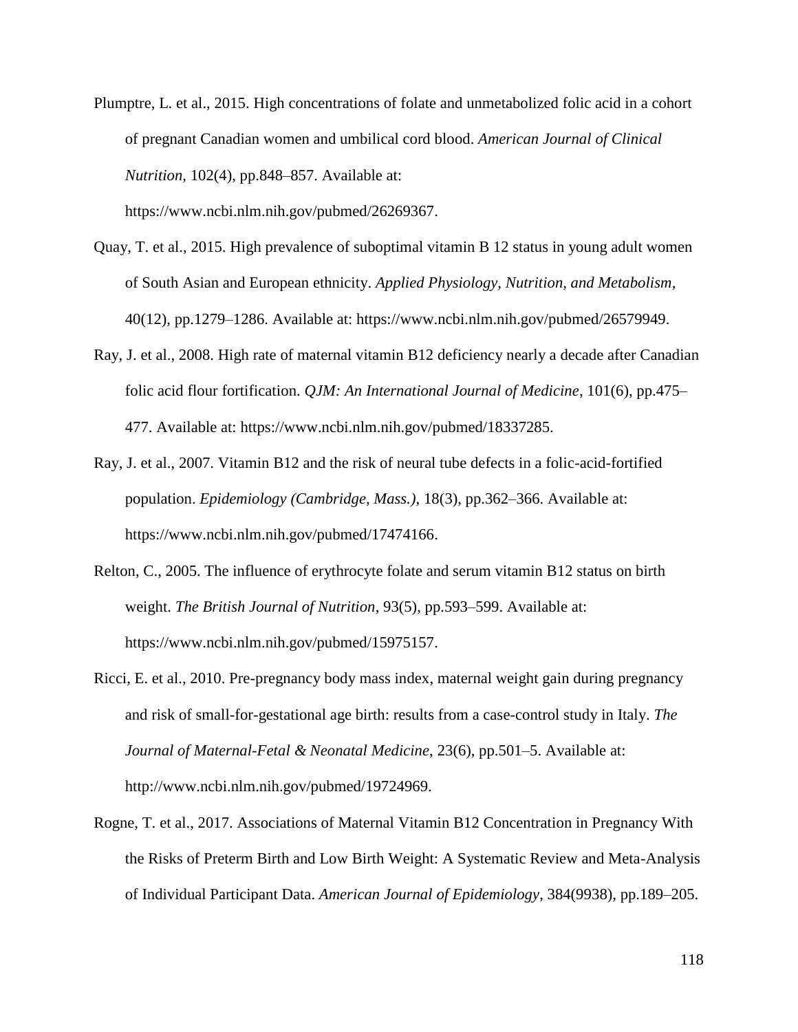Plumptre, L. et al., 2015. High concentrations of folate and unmetabolized folic acid in a cohort of pregnant Canadian women and umbilical cord blood. *American Journal of Clinical Nutrition*, 102(4), pp.848–857. Available at: https://www.ncbi.nlm.nih.gov/pubmed/26269367.

Quay, T. et al., 2015. High prevalence of suboptimal vitamin B 12 status in young adult women of South Asian and European ethnicity. *Applied Physiology, Nutrition, and Metabolism*, 40(12), pp.1279–1286. Available at: https://www.ncbi.nlm.nih.gov/pubmed/26579949.

Ray, J. et al., 2008. High rate of maternal vitamin B12 deficiency nearly a decade after Canadian folic acid flour fortification. *QJM: An International Journal of Medicine*, 101(6), pp.475–477. Available at: https://www.ncbi.nlm.nih.gov/pubmed/18337285.

Ray, J. et al., 2007. Vitamin B12 and the risk of neural tube defects in a folic-acid-fortified population. *Epidemiology (Cambridge, Mass.)*, 18(3), pp.362–366. Available at: https://www.ncbi.nlm.nih.gov/pubmed/17474166.

Relton, C., 2005. The influence of erythrocyte folate and serum vitamin B12 status on birth weight. *The British Journal of Nutrition*, 93(5), pp.593–599. Available at: https://www.ncbi.nlm.nih.gov/pubmed/15975157.

Ricci, E. et al., 2010. Pre-pregnancy body mass index, maternal weight gain during pregnancy and risk of small-for-gestational age birth: results from a case-control study in Italy. *The Journal of Maternal-Fetal & Neonatal Medicine*, 23(6), pp.501–5. Available at: http://www.ncbi.nlm.nih.gov/pubmed/19724969.

Rogne, T. et al., 2017. Associations of Maternal Vitamin B12 Concentration in Pregnancy With the Risks of Preterm Birth and Low Birth Weight: A Systematic Review and Meta-Analysis of Individual Participant Data. *American Journal of Epidemiology*, 384(9938), pp.189–205.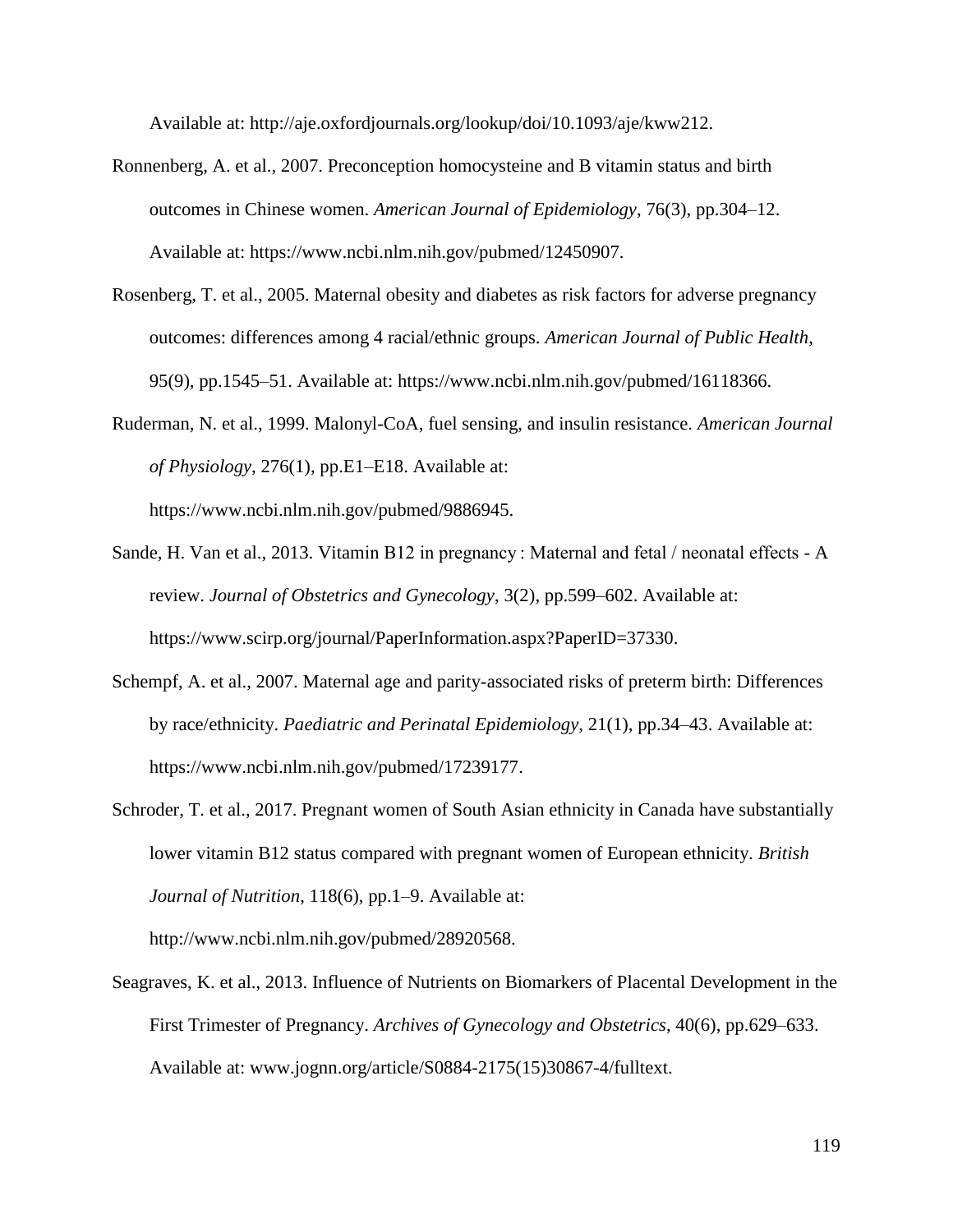Available at: http://aje.oxfordjournals.org/lookup/doi/10.1093/aje/kww212.

Ronnenberg, A. et al., 2007. Preconception homocysteine and B vitamin status and birth outcomes in Chinese women. *American Journal of Epidemiology*, 76(3), pp.304–12. Available at: https://www.ncbi.nlm.nih.gov/pubmed/12450907.

Rosenberg, T. et al., 2005. Maternal obesity and diabetes as risk factors for adverse pregnancy outcomes: differences among 4 racial/ethnic groups. *American Journal of Public Health*, 95(9), pp.1545–51. Available at: https://www.ncbi.nlm.nih.gov/pubmed/16118366.

Ruderman, N. et al., 1999. Malonyl-CoA, fuel sensing, and insulin resistance. *American Journal of Physiology*, 276(1), pp.E1–E18. Available at: https://www.ncbi.nlm.nih.gov/pubmed/9886945.

Sande, H. Van et al., 2013. Vitamin B12 in pregnancy : Maternal and fetal / neonatal effects - A review. *Journal of Obstetrics and Gynecology*, 3(2), pp.599–602. Available at: https://www.scirp.org/journal/PaperInformation.aspx?PaperID=37330.

Schempf, A. et al., 2007. Maternal age and parity-associated risks of preterm birth: Differences by race/ethnicity. *Paediatric and Perinatal Epidemiology*, 21(1), pp.34–43. Available at: https://www.ncbi.nlm.nih.gov/pubmed/17239177.

Schroder, T. et al., 2017. Pregnant women of South Asian ethnicity in Canada have substantially lower vitamin B12 status compared with pregnant women of European ethnicity. *British Journal of Nutrition*, 118(6), pp.1–9. Available at: http://www.ncbi.nlm.nih.gov/pubmed/28920568.

Seagraves, K. et al., 2013. Influence of Nutrients on Biomarkers of Placental Development in the First Trimester of Pregnancy. *Archives of Gynecology and Obstetrics*, 40(6), pp.629–633. Available at: www.jognn.org/article/S0884-2175(15)30867-4/fulltext.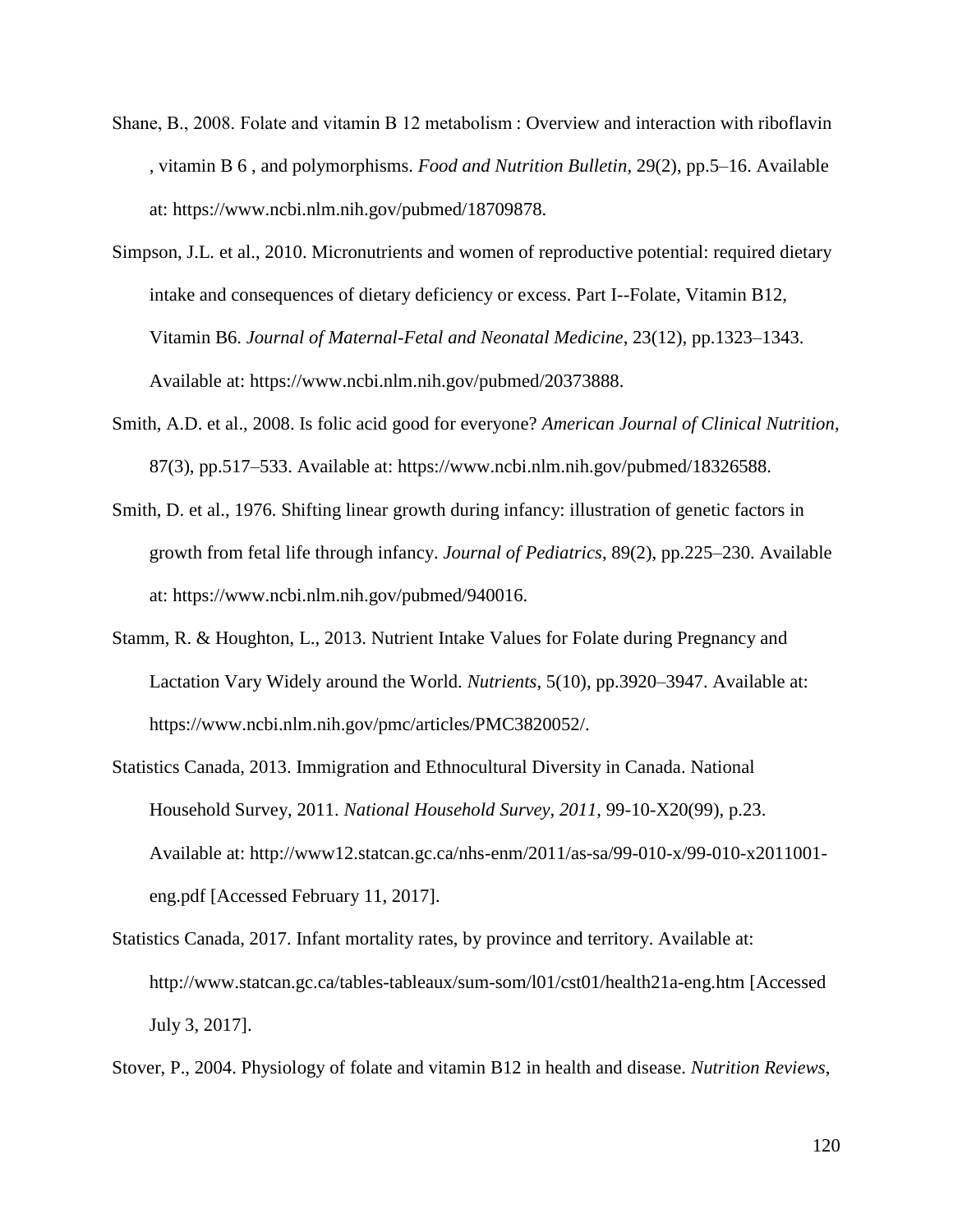Shane, B., 2008. Folate and vitamin B 12 metabolism : Overview and interaction with riboflavin , vitamin B 6 , and polymorphisms. *Food and Nutrition Bulletin*, 29(2), pp.5–16. Available at: https://www.ncbi.nlm.nih.gov/pubmed/18709878.

Simpson, J.L. et al., 2010. Micronutrients and women of reproductive potential: required dietary intake and consequences of dietary deficiency or excess. Part I--Folate, Vitamin B12, Vitamin B6. *Journal of Maternal-Fetal and Neonatal Medicine*, 23(12), pp.1323–1343. Available at: https://www.ncbi.nlm.nih.gov/pubmed/20373888.

Smith, A.D. et al., 2008. Is folic acid good for everyone? *American Journal of Clinical Nutrition*, 87(3), pp.517–533. Available at: https://www.ncbi.nlm.nih.gov/pubmed/18326588.

Smith, D. et al., 1976. Shifting linear growth during infancy: illustration of genetic factors in growth from fetal life through infancy. *Journal of Pediatrics*, 89(2), pp.225–230. Available at: https://www.ncbi.nlm.nih.gov/pubmed/940016.

Stamm, R. & Houghton, L., 2013. Nutrient Intake Values for Folate during Pregnancy and Lactation Vary Widely around the World. *Nutrients*, 5(10), pp.3920–3947. Available at: https://www.ncbi.nlm.nih.gov/pmc/articles/PMC3820052/.

Statistics Canada, 2013. Immigration and Ethnocultural Diversity in Canada. National Household Survey, 2011. *National Household Survey, 2011*, 99-10-X20(99), p.23. Available at: http://www12.statcan.gc.ca/nhs-enm/2011/as-sa/99-010-x/99-010-x2011001-eng.pdf [Accessed February 11, 2017].

Statistics Canada, 2017. Infant mortality rates, by province and territory. Available at: http://www.statcan.gc.ca/tables-tableaux/sum-som/l01/cst01/health21a-eng.htm [Accessed July 3, 2017].

Stover, P., 2004. Physiology of folate and vitamin B12 in health and disease. *Nutrition Reviews*,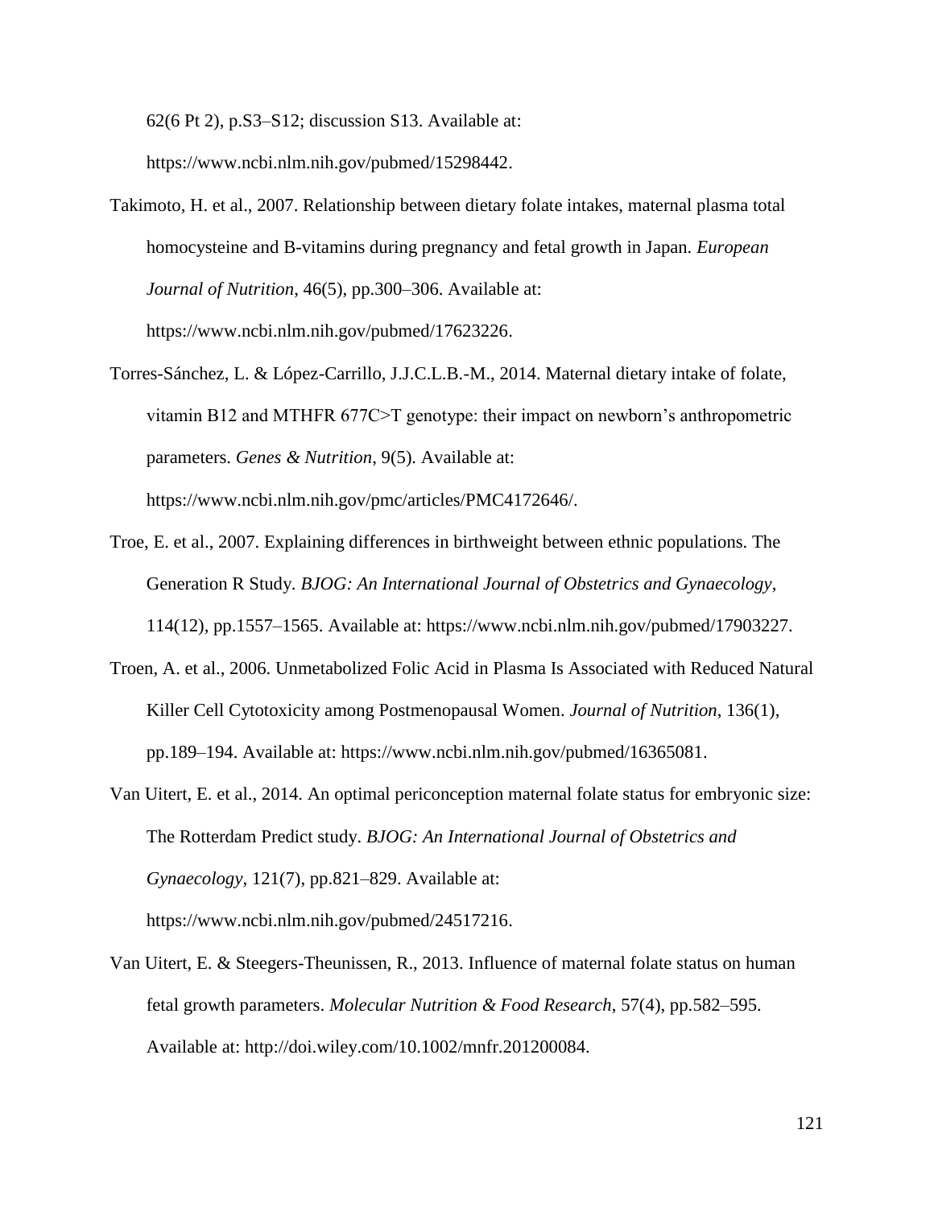62(6 Pt 2), p.S3–S12; discussion S13. Available at: https://www.ncbi.nlm.nih.gov/pubmed/15298442.

Takimoto, H. et al., 2007. Relationship between dietary folate intakes, maternal plasma total homocysteine and B-vitamins during pregnancy and fetal growth in Japan. *European Journal of Nutrition*, 46(5), pp.300–306. Available at: https://www.ncbi.nlm.nih.gov/pubmed/17623226.

Torres-Sánchez, L. & López-Carrillo, J.J.C.L.B.-M., 2014. Maternal dietary intake of folate, vitamin B12 and MTHFR 677C>T genotype: their impact on newborn's anthropometric parameters. *Genes & Nutrition*, 9(5). Available at: https://www.ncbi.nlm.nih.gov/pmc/articles/PMC4172646/.

Troe, E. et al., 2007. Explaining differences in birthweight between ethnic populations. The Generation R Study. *BJOG: An International Journal of Obstetrics and Gynaecology*, 114(12), pp.1557–1565. Available at: https://www.ncbi.nlm.nih.gov/pubmed/17903227.

Troen, A. et al., 2006. Unmetabolized Folic Acid in Plasma Is Associated with Reduced Natural Killer Cell Cytotoxicity among Postmenopausal Women. *Journal of Nutrition*, 136(1), pp.189–194. Available at: https://www.ncbi.nlm.nih.gov/pubmed/16365081.

Van Uitert, E. et al., 2014. An optimal periconception maternal folate status for embryonic size: The Rotterdam Predict study. *BJOG: An International Journal of Obstetrics and Gynaecology*, 121(7), pp.821–829. Available at: https://www.ncbi.nlm.nih.gov/pubmed/24517216.

Van Uitert, E. & Steegers-Theunissen, R., 2013. Influence of maternal folate status on human fetal growth parameters. *Molecular Nutrition & Food Research*, 57(4), pp.582–595. Available at: http://doi.wiley.com/10.1002/mnfr.201200084.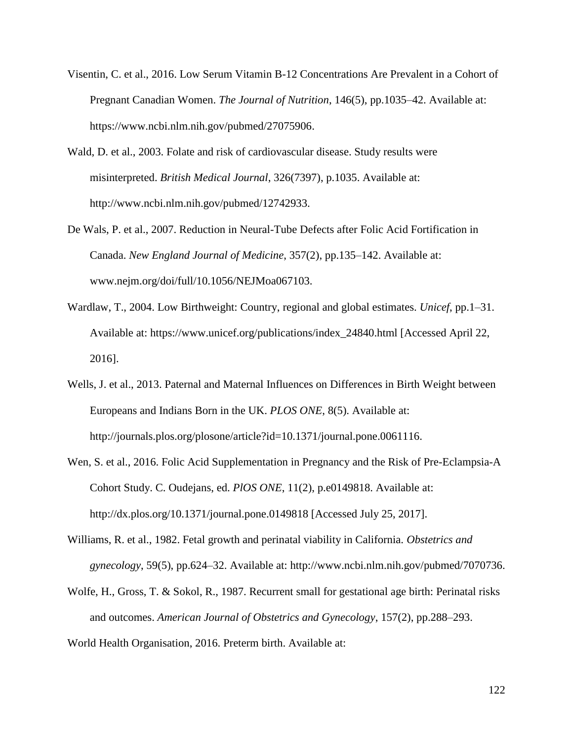Visentin, C. et al., 2016. Low Serum Vitamin B-12 Concentrations Are Prevalent in a Cohort of Pregnant Canadian Women. *The Journal of Nutrition*, 146(5), pp.1035–42. Available at: https://www.ncbi.nlm.nih.gov/pubmed/27075906.

Wald, D. et al., 2003. Folate and risk of cardiovascular disease. Study results were misinterpreted. *British Medical Journal*, 326(7397), p.1035. Available at: http://www.ncbi.nlm.nih.gov/pubmed/12742933.

De Wals, P. et al., 2007. Reduction in Neural-Tube Defects after Folic Acid Fortification in Canada. *New England Journal of Medicine*, 357(2), pp.135–142. Available at: www.nejm.org/doi/full/10.1056/NEJMoa067103.

Wardlaw, T., 2004. Low Birthweight: Country, regional and global estimates. *Unicef*, pp.1–31. Available at: https://www.unicef.org/publications/index_24840.html [Accessed April 22, 2016].

Wells, J. et al., 2013. Paternal and Maternal Influences on Differences in Birth Weight between Europeans and Indians Born in the UK. *PLOS ONE*, 8(5). Available at: http://journals.plos.org/plosone/article?id=10.1371/journal.pone.0061116.

Wen, S. et al., 2016. Folic Acid Supplementation in Pregnancy and the Risk of Pre-Eclampsia-A Cohort Study. C. Oudejans, ed. *PlOS ONE*, 11(2), p.e0149818. Available at: http://dx.plos.org/10.1371/journal.pone.0149818 [Accessed July 25, 2017].

Williams, R. et al., 1982. Fetal growth and perinatal viability in California. *Obstetrics and gynecology*, 59(5), pp.624–32. Available at: http://www.ncbi.nlm.nih.gov/pubmed/7070736.

Wolfe, H., Gross, T. & Sokol, R., 1987. Recurrent small for gestational age birth: Perinatal risks and outcomes. *American Journal of Obstetrics and Gynecology*, 157(2), pp.288–293.

World Health Organisation, 2016. Preterm birth. Available at: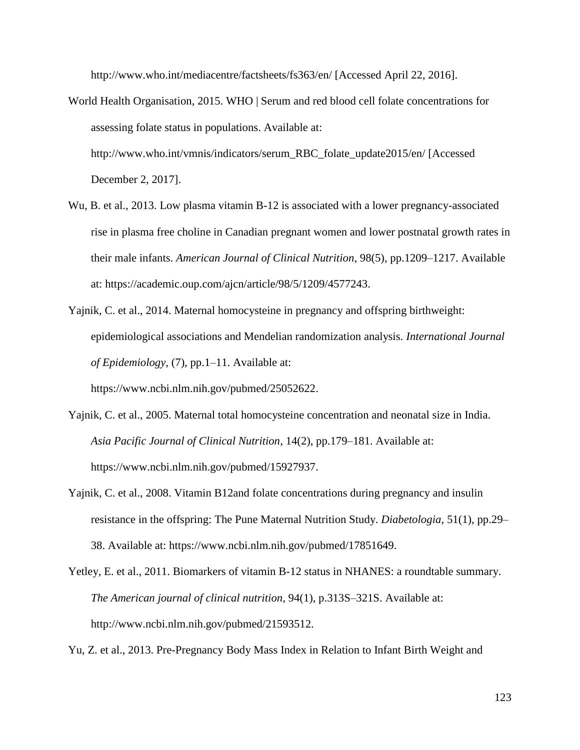http://www.who.int/mediacentre/factsheets/fs363/en/ [Accessed April 22, 2016].

World Health Organisation, 2015. WHO | Serum and red blood cell folate concentrations for assessing folate status in populations. Available at: http://www.who.int/vmnis/indicators/serum_RBC_folate_update2015/en/ [Accessed December 2, 2017].

Wu, B. et al., 2013. Low plasma vitamin B-12 is associated with a lower pregnancy-associated rise in plasma free choline in Canadian pregnant women and lower postnatal growth rates in their male infants. *American Journal of Clinical Nutrition*, 98(5), pp.1209–1217. Available at: https://academic.oup.com/ajcn/article/98/5/1209/4577243.

Yajnik, C. et al., 2014. Maternal homocysteine in pregnancy and offspring birthweight: epidemiological associations and Mendelian randomization analysis. *International Journal of Epidemiology*, (7), pp.1–11. Available at: https://www.ncbi.nlm.nih.gov/pubmed/25052622.

Yajnik, C. et al., 2005. Maternal total homocysteine concentration and neonatal size in India. *Asia Pacific Journal of Clinical Nutrition*, 14(2), pp.179–181. Available at: https://www.ncbi.nlm.nih.gov/pubmed/15927937.

Yajnik, C. et al., 2008. Vitamin B12and folate concentrations during pregnancy and insulin resistance in the offspring: The Pune Maternal Nutrition Study. *Diabetologia*, 51(1), pp.29–38. Available at: https://www.ncbi.nlm.nih.gov/pubmed/17851649.

Yetley, E. et al., 2011. Biomarkers of vitamin B-12 status in NHANES: a roundtable summary. *The American journal of clinical nutrition*, 94(1), p.313S–321S. Available at: http://www.ncbi.nlm.nih.gov/pubmed/21593512.

Yu, Z. et al., 2013. Pre-Pregnancy Body Mass Index in Relation to Infant Birth Weight and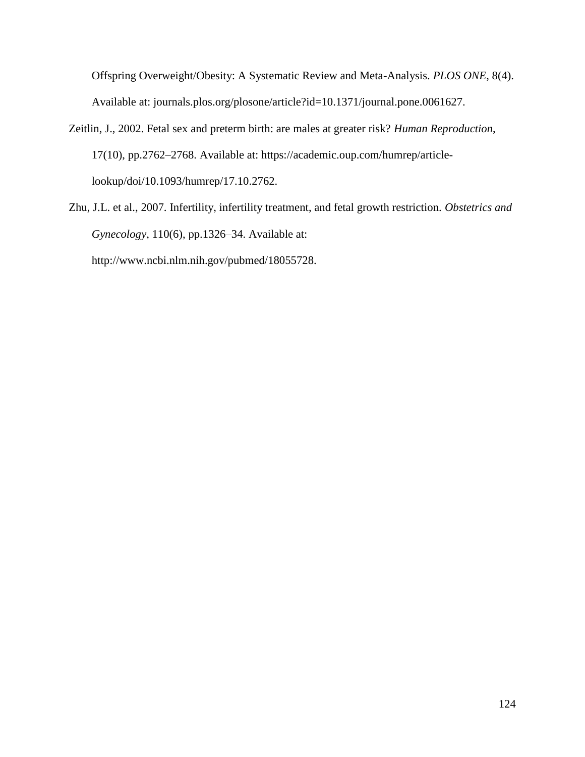Offspring Overweight/Obesity: A Systematic Review and Meta-Analysis. *PLOS ONE*, 8(4). Available at: journals.plos.org/plosone/article?id=10.1371/journal.pone.0061627.

Zeitlin, J., 2002. Fetal sex and preterm birth: are males at greater risk? *Human Reproduction*, 17(10), pp.2762–2768. Available at: https://academic.oup.com/humrep/article-lookup/doi/10.1093/humrep/17.10.2762.

Zhu, J.L. et al., 2007. Infertility, infertility treatment, and fetal growth restriction. *Obstetrics and Gynecology*, 110(6), pp.1326–34. Available at: http://www.ncbi.nlm.nih.gov/pubmed/18055728.